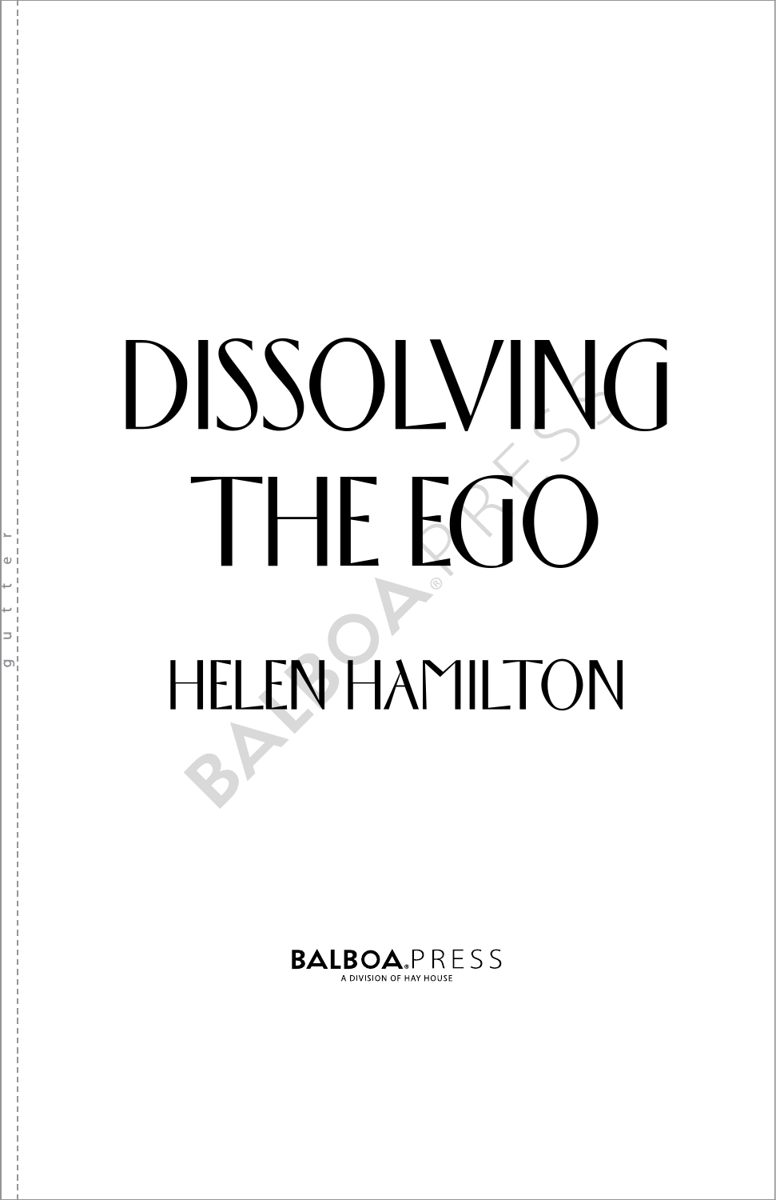# DISSOLVING THE EGO

HELEN HAMILTON

BALBOA PRESS
A DIVISION OF HAY HOUSE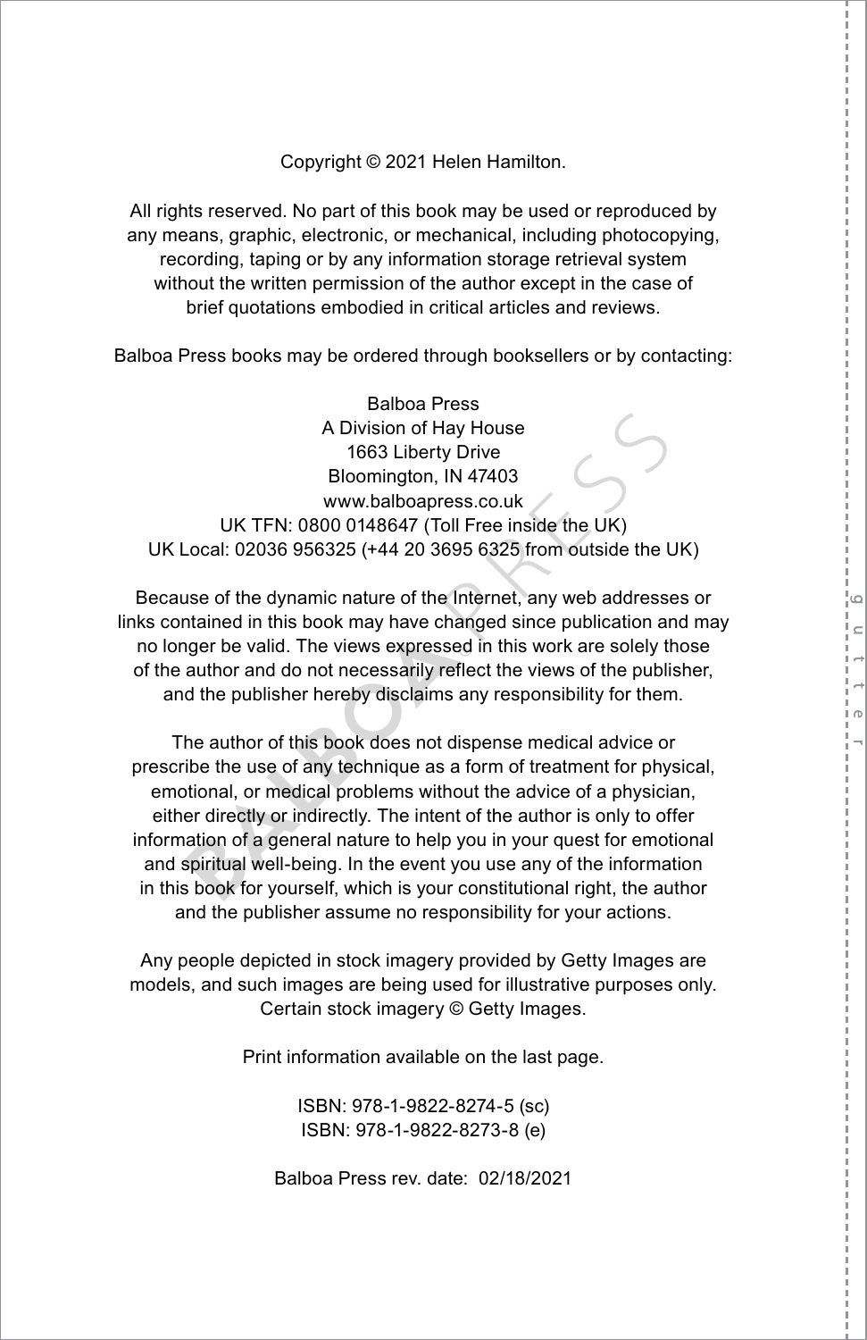Copyright © 2021 Helen Hamilton.

All rights reserved. No part of this book may be used or reproduced by any means, graphic, electronic, or mechanical, including photocopying, recording, taping or by any information storage retrieval system without the written permission of the author except in the case of brief quotations embodied in critical articles and reviews.

Balboa Press books may be ordered through booksellers or by contacting:

Balboa Press  
A Division of Hay House  
1663 Liberty Drive  
Bloomington, IN 47403  
www.balboapress.co.uk  
UK TFN: 0800 0148647 (Toll Free inside the UK)  
UK Local: 02036 956325 (+44 20 3695 6325 from outside the UK)

Because of the dynamic nature of the Internet, any web addresses or links contained in this book may have changed since publication and may no longer be valid. The views expressed in this work are solely those of the author and do not necessarily reflect the views of the publisher, and the publisher hereby disclaims any responsibility for them.

The author of this book does not dispense medical advice or prescribe the use of any technique as a form of treatment for physical, emotional, or medical problems without the advice of a physician, either directly or indirectly. The intent of the author is only to offer information of a general nature to help you in your quest for emotional and spiritual well-being. In the event you use any of the information in this book for yourself, which is your constitutional right, the author and the publisher assume no responsibility for your actions.

Any people depicted in stock imagery provided by Getty Images are models, and such images are being used for illustrative purposes only. Certain stock imagery © Getty Images.

Print information available on the last page.

ISBN: 978-1-9822-8274-5 (sc)  
ISBN: 978-1-9822-8273-8 (e)

Balboa Press rev. date: 02/18/2021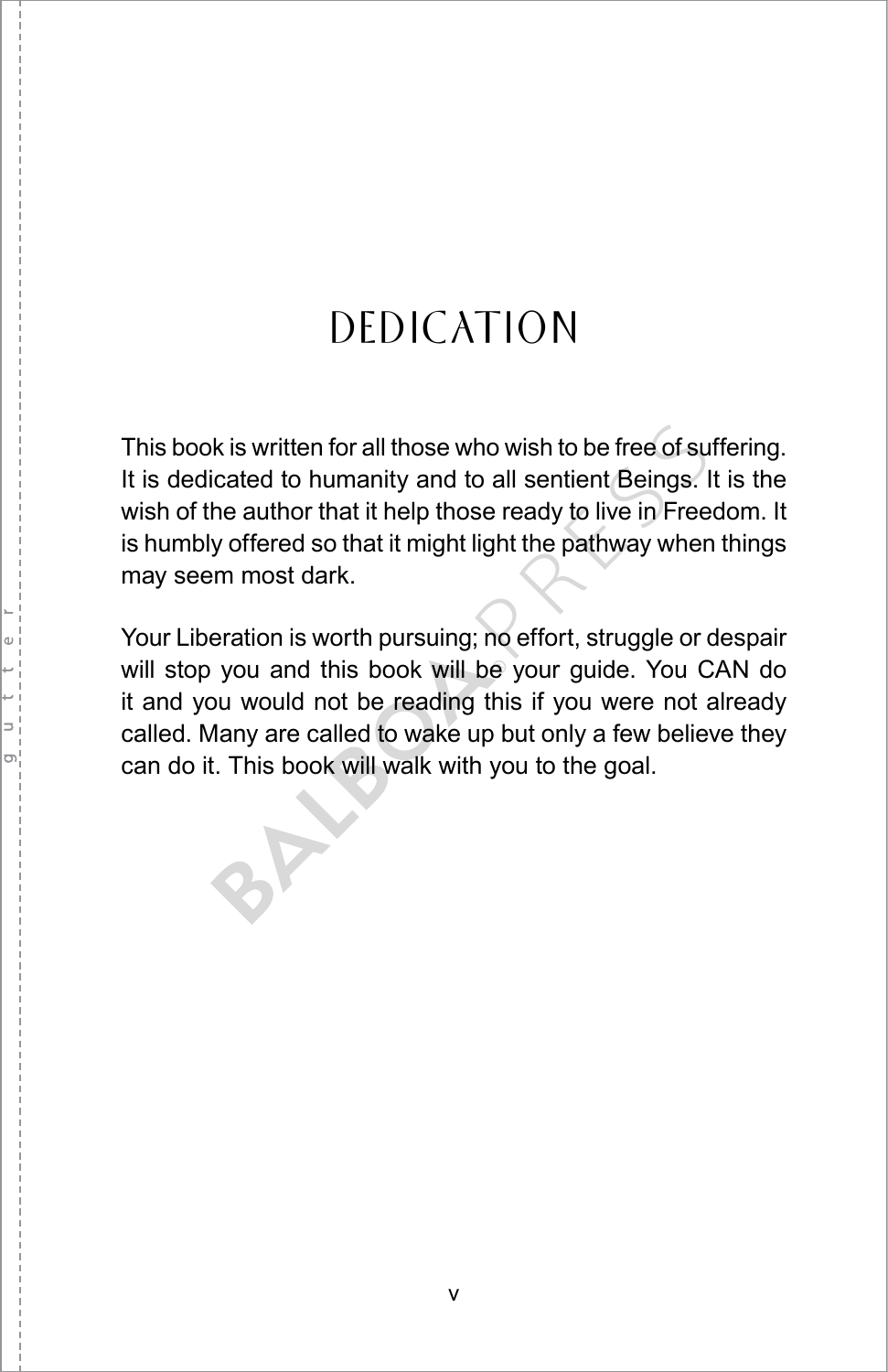# DEDICATION

This book is written for all those who wish to be free of suffering. It is dedicated to humanity and to all sentient Beings. It is the wish of the author that it help those ready to live in Freedom. It is humbly offered so that it might light the pathway when things may seem most dark.

Your Liberation is worth pursuing; no effort, struggle or despair will stop you and this book will be your guide. You CAN do it and you would not be reading this if you were not already called. Many are called to wake up but only a few believe they can do it. This book will walk with you to the goal.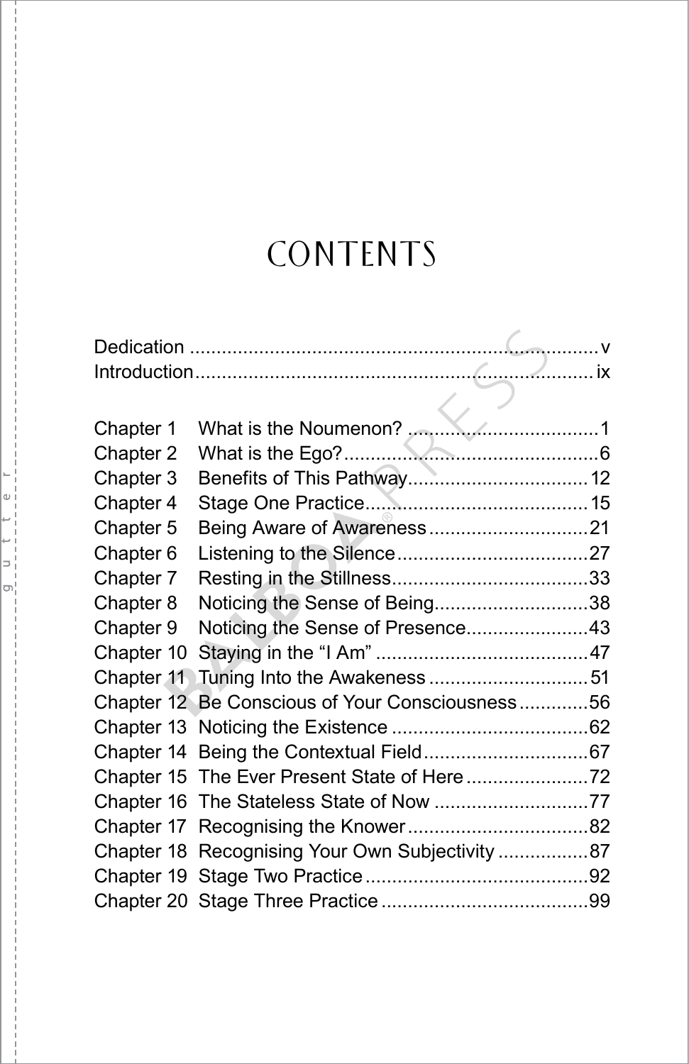# CONTENTS

| | | |
|---|---|---|
| Dedication | | v |
| Introduction | | ix |
| Chapter 1 | What is the Noumenon? | 1 |
| Chapter 2 | What is the Ego? | 6 |
| Chapter 3 | Benefits of This Pathway | 12 |
| Chapter 4 | Stage One Practice | 15 |
| Chapter 5 | Being Aware of Awareness | 21 |
| Chapter 6 | Listening to the Silence | 27 |
| Chapter 7 | Resting in the Stillness | 33 |
| Chapter 8 | Noticing the Sense of Being | 38 |
| Chapter 9 | Noticing the Sense of Presence | 43 |
| Chapter 10 | Staying in the "I Am" | 47 |
| Chapter 11 | Tuning Into the Awakeness | 51 |
| Chapter 12 | Be Conscious of Your Consciousness | 56 |
| Chapter 13 | Noticing the Existence | 62 |
| Chapter 14 | Being the Contextual Field | 67 |
| Chapter 15 | The Ever Present State of Here | 72 |
| Chapter 16 | The Stateless State of Now | 77 |
| Chapter 17 | Recognising the Knower | 82 |
| Chapter 18 | Recognising Your Own Subjectivity | 87 |
| Chapter 19 | Stage Two Practice | 92 |
| Chapter 20 | Stage Three Practice | 99 |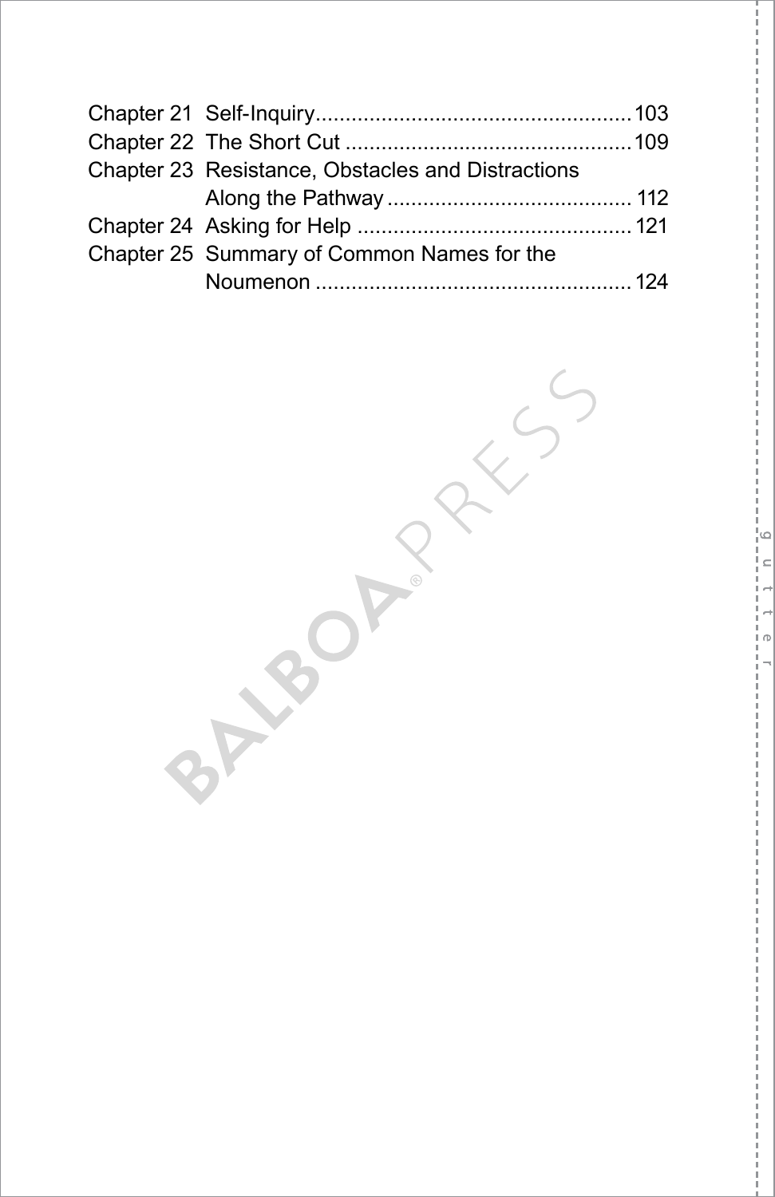| | | |
|---|---|---|
| Chapter 21 | Self-Inquiry | 103 |
| Chapter 22 | The Short Cut | 109 |
| Chapter 23 | Resistance, Obstacles and Distractions Along the Pathway | 112 |
| Chapter 24 | Asking for Help | 121 |
| Chapter 25 | Summary of Common Names for the Noumenon | 124 |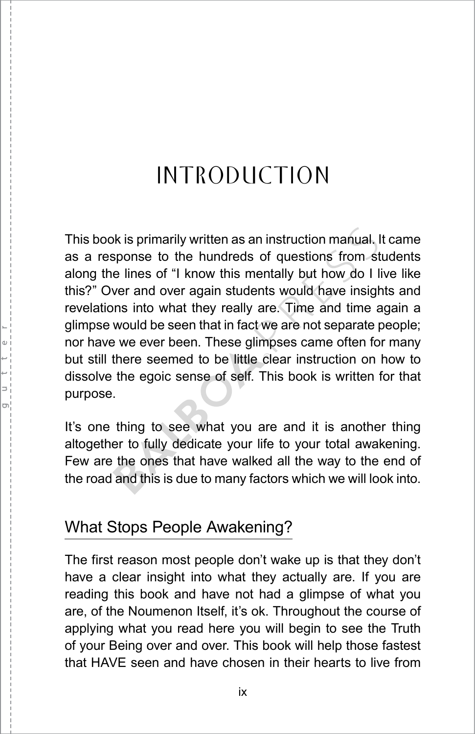# INTRODUCTION

This book is primarily written as an instruction manual. It came as a response to the hundreds of questions from students along the lines of "I know this mentally but how do I live like this?" Over and over again students would have insights and revelations into what they really are. Time and time again a glimpse would be seen that in fact we are not separate people; nor have we ever been. These glimpses came often for many but still there seemed to be little clear instruction on how to dissolve the egoic sense of self. This book is written for that purpose.

It's one thing to see what you are and it is another thing altogether to fully dedicate your life to your total awakening. Few are the ones that have walked all the way to the end of the road and this is due to many factors which we will look into.

## What Stops People Awakening?

The first reason most people don't wake up is that they don't have a clear insight into what they actually are. If you are reading this book and have not had a glimpse of what you are, of the Noumenon Itself, it's ok. Throughout the course of applying what you read here you will begin to see the Truth of your Being over and over. This book will help those fastest that HAVE seen and have chosen in their hearts to live from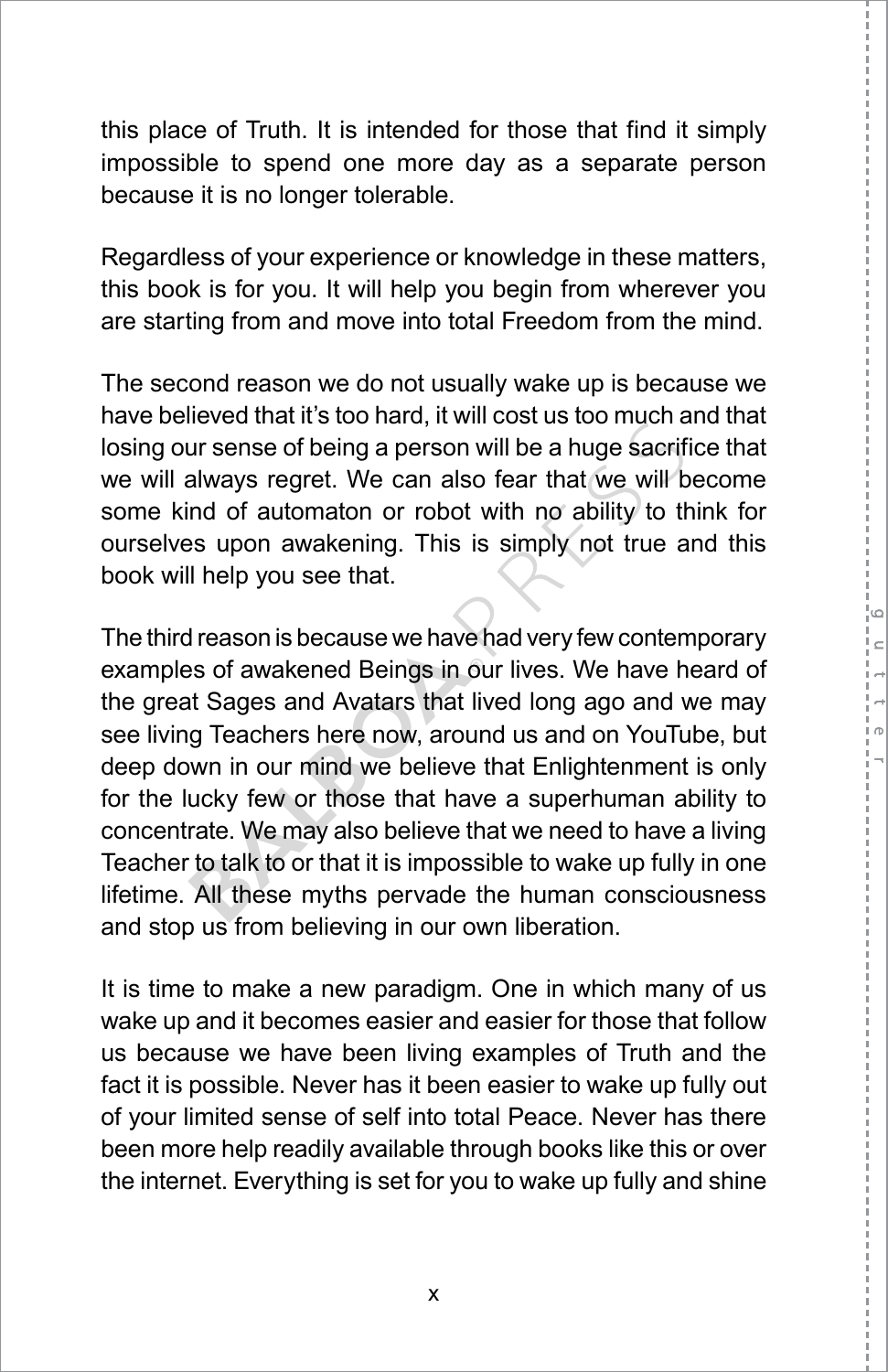this place of Truth. It is intended for those that find it simply impossible to spend one more day as a separate person because it is no longer tolerable.

Regardless of your experience or knowledge in these matters, this book is for you. It will help you begin from wherever you are starting from and move into total Freedom from the mind.

The second reason we do not usually wake up is because we have believed that it's too hard, it will cost us too much and that losing our sense of being a person will be a huge sacrifice that we will always regret. We can also fear that we will become some kind of automaton or robot with no ability to think for ourselves upon awakening. This is simply not true and this book will help you see that.

The third reason is because we have had very few contemporary examples of awakened Beings in our lives. We have heard of the great Sages and Avatars that lived long ago and we may see living Teachers here now, around us and on YouTube, but deep down in our mind we believe that Enlightenment is only for the lucky few or those that have a superhuman ability to concentrate. We may also believe that we need to have a living Teacher to talk to or that it is impossible to wake up fully in one lifetime. All these myths pervade the human consciousness and stop us from believing in our own liberation.

It is time to make a new paradigm. One in which many of us wake up and it becomes easier and easier for those that follow us because we have been living examples of Truth and the fact it is possible. Never has it been easier to wake up fully out of your limited sense of self into total Peace. Never has there been more help readily available through books like this or over the internet. Everything is set for you to wake up fully and shine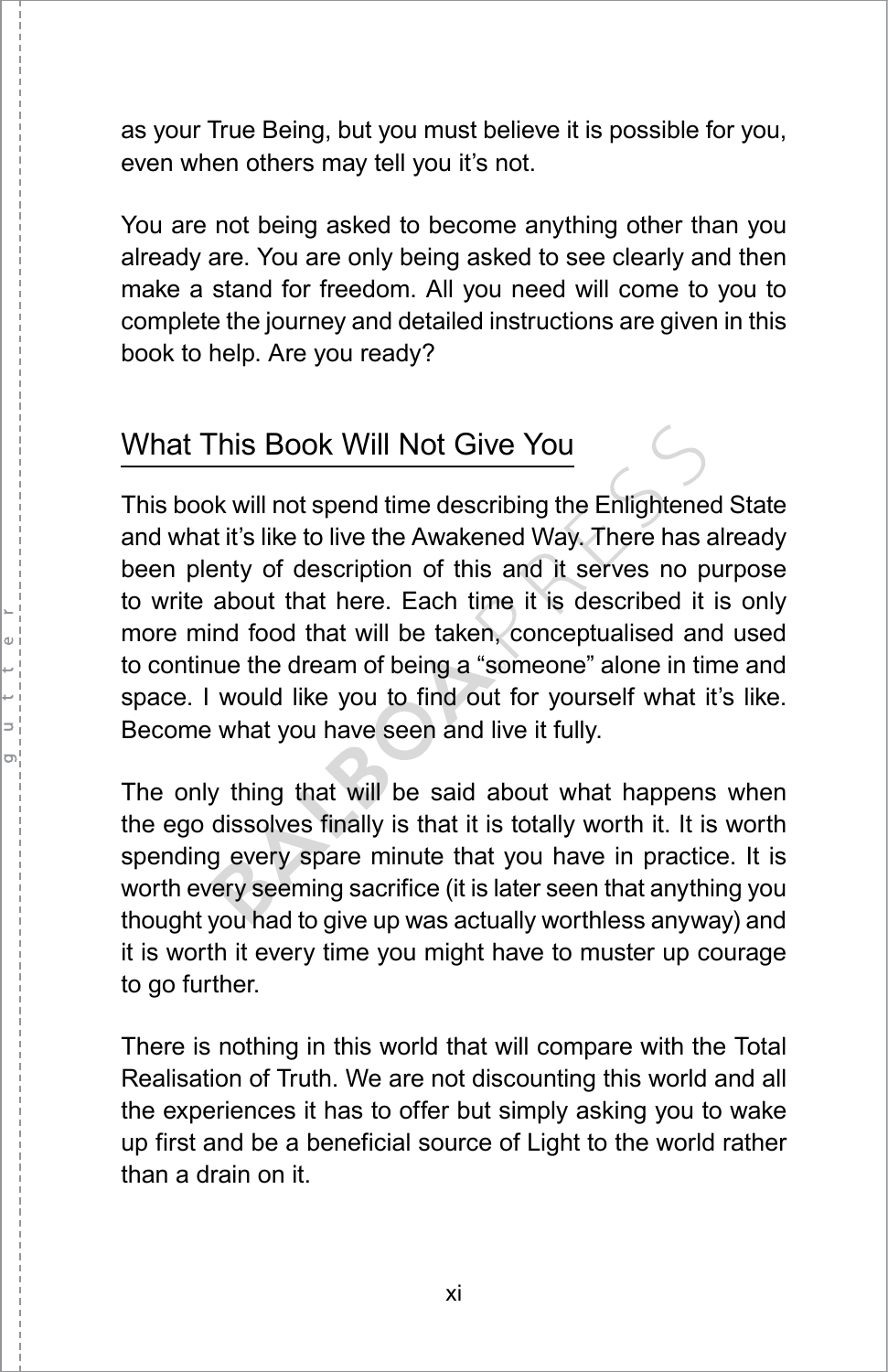as your True Being, but you must believe it is possible for you, even when others may tell you it's not.

You are not being asked to become anything other than you already are. You are only being asked to see clearly and then make a stand for freedom. All you need will come to you to complete the journey and detailed instructions are given in this book to help. Are you ready?

## What This Book Will Not Give You

This book will not spend time describing the Enlightened State and what it's like to live the Awakened Way. There has already been plenty of description of this and it serves no purpose to write about that here. Each time it is described it is only more mind food that will be taken, conceptualised and used to continue the dream of being a "someone" alone in time and space. I would like you to find out for yourself what it's like. Become what you have seen and live it fully.

The only thing that will be said about what happens when the ego dissolves finally is that it is totally worth it. It is worth spending every spare minute that you have in practice. It is worth every seeming sacrifice (it is later seen that anything you thought you had to give up was actually worthless anyway) and it is worth it every time you might have to muster up courage to go further.

There is nothing in this world that will compare with the Total Realisation of Truth. We are not discounting this world and all the experiences it has to offer but simply asking you to wake up first and be a beneficial source of Light to the world rather than a drain on it.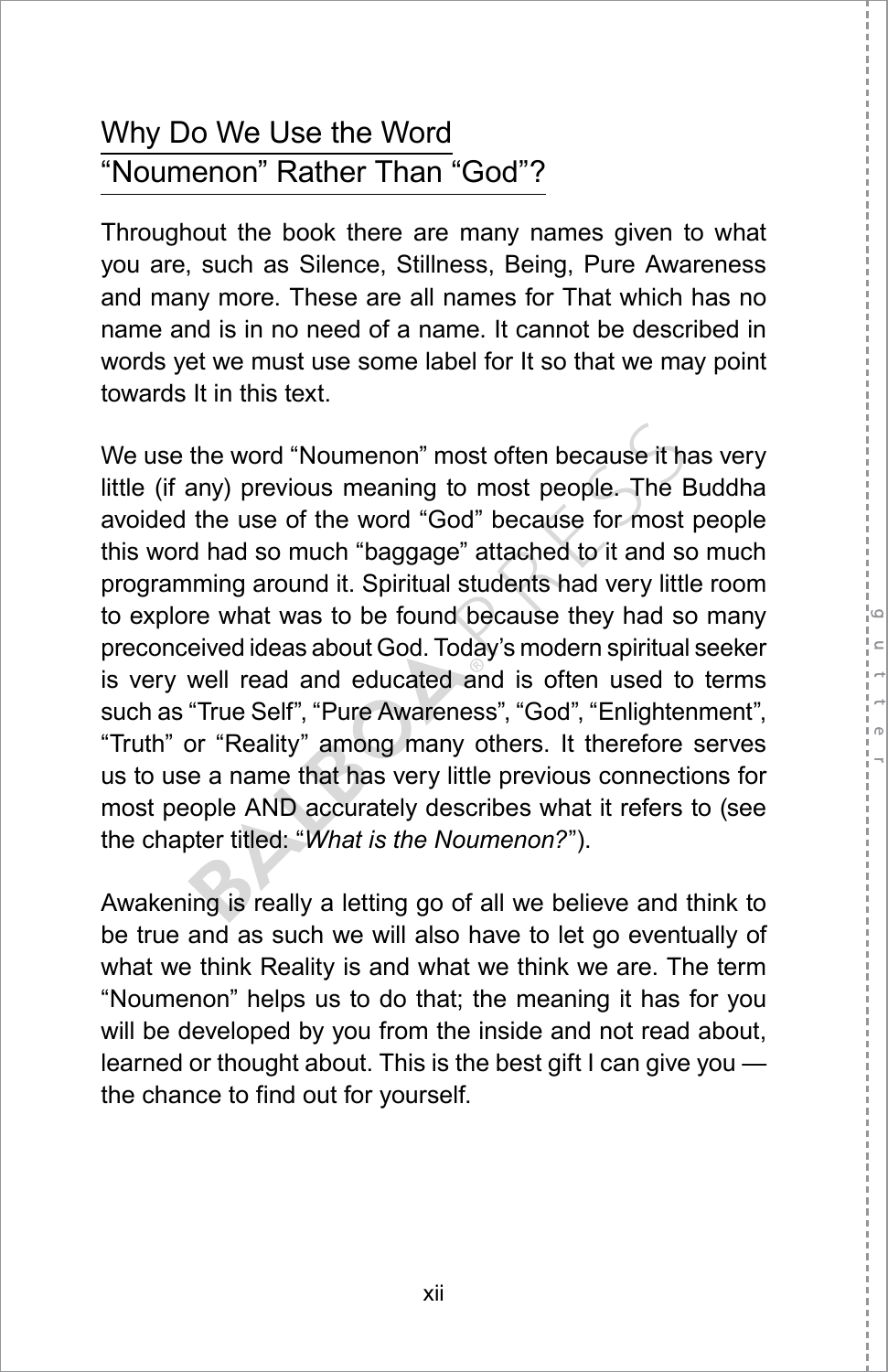## Why Do We Use the Word "Noumenon" Rather Than "God"?

Throughout the book there are many names given to what you are, such as Silence, Stillness, Being, Pure Awareness and many more. These are all names for That which has no name and is in no need of a name. It cannot be described in words yet we must use some label for It so that we may point towards It in this text.

We use the word "Noumenon" most often because it has very little (if any) previous meaning to most people. The Buddha avoided the use of the word "God" because for most people this word had so much "baggage" attached to it and so much programming around it. Spiritual students had very little room to explore what was to be found because they had so many preconceived ideas about God. Today's modern spiritual seeker is very well read and educated and is often used to terms such as "True Self", "Pure Awareness", "God", "Enlightenment", "Truth" or "Reality" among many others. It therefore serves us to use a name that has very little previous connections for most people AND accurately describes what it refers to (see the chapter titled: "*What is the Noumenon?*").

Awakening is really a letting go of all we believe and think to be true and as such we will also have to let go eventually of what we think Reality is and what we think we are. The term "Noumenon" helps us to do that; the meaning it has for you will be developed by you from the inside and not read about, learned or thought about. This is the best gift I can give you — the chance to find out for yourself.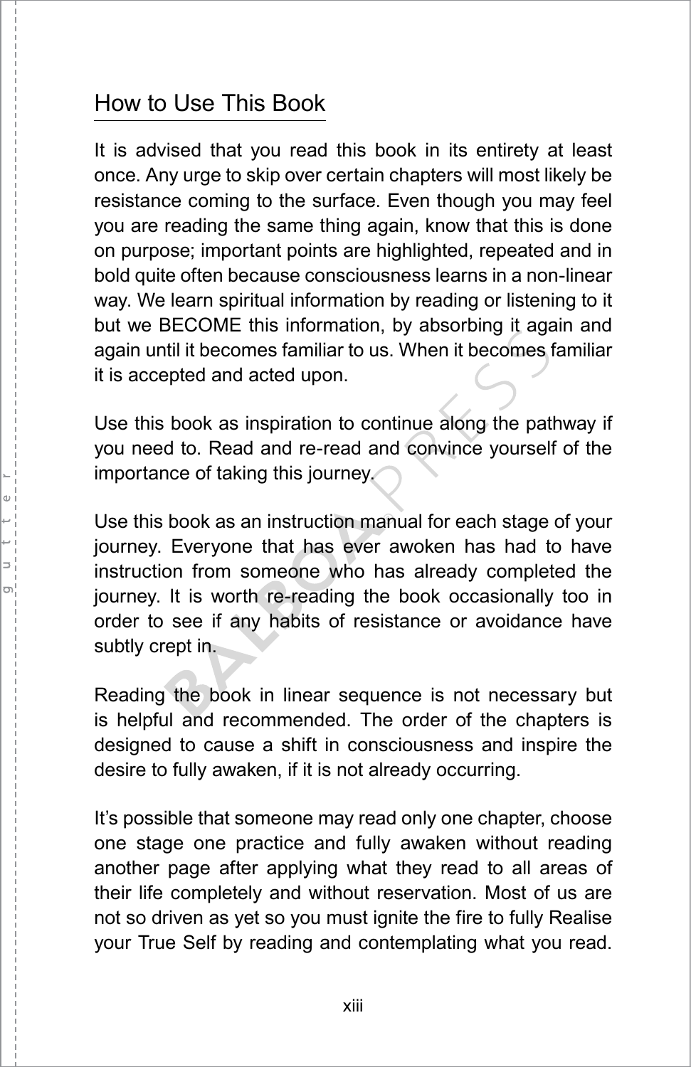## How to Use This Book

It is advised that you read this book in its entirety at least once. Any urge to skip over certain chapters will most likely be resistance coming to the surface. Even though you may feel you are reading the same thing again, know that this is done on purpose; important points are highlighted, repeated and in bold quite often because consciousness learns in a non-linear way. We learn spiritual information by reading or listening to it but we BECOME this information, by absorbing it again and again until it becomes familiar to us. When it becomes familiar it is accepted and acted upon.

Use this book as inspiration to continue along the pathway if you need to. Read and re-read and convince yourself of the importance of taking this journey.

Use this book as an instruction manual for each stage of your journey. Everyone that has ever awoken has had to have instruction from someone who has already completed the journey. It is worth re-reading the book occasionally too in order to see if any habits of resistance or avoidance have subtly crept in.

Reading the book in linear sequence is not necessary but is helpful and recommended. The order of the chapters is designed to cause a shift in consciousness and inspire the desire to fully awaken, if it is not already occurring.

It's possible that someone may read only one chapter, choose one stage one practice and fully awaken without reading another page after applying what they read to all areas of their life completely and without reservation. Most of us are not so driven as yet so you must ignite the fire to fully Realise your True Self by reading and contemplating what you read.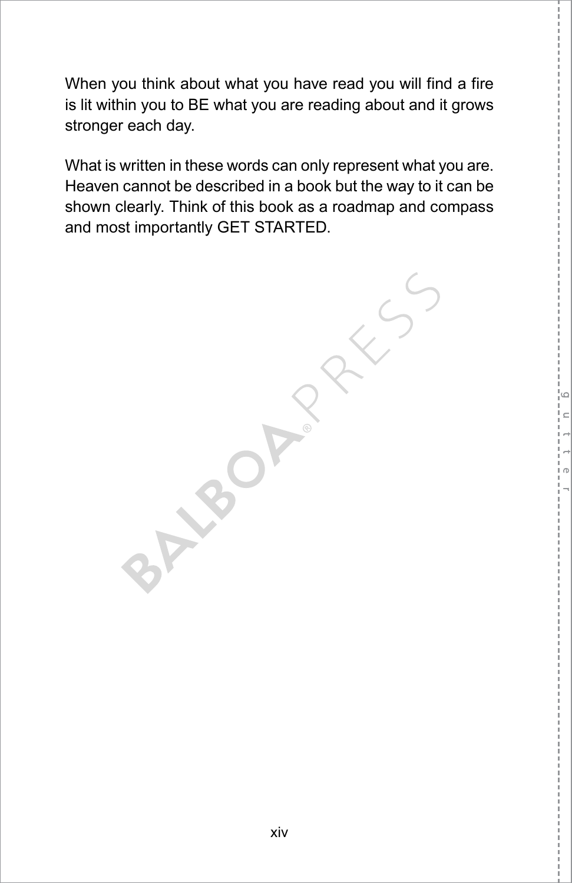When you think about what you have read you will find a fire is lit within you to BE what you are reading about and it grows stronger each day.

What is written in these words can only represent what you are. Heaven cannot be described in a book but the way to it can be shown clearly. Think of this book as a roadmap and compass and most importantly GET STARTED.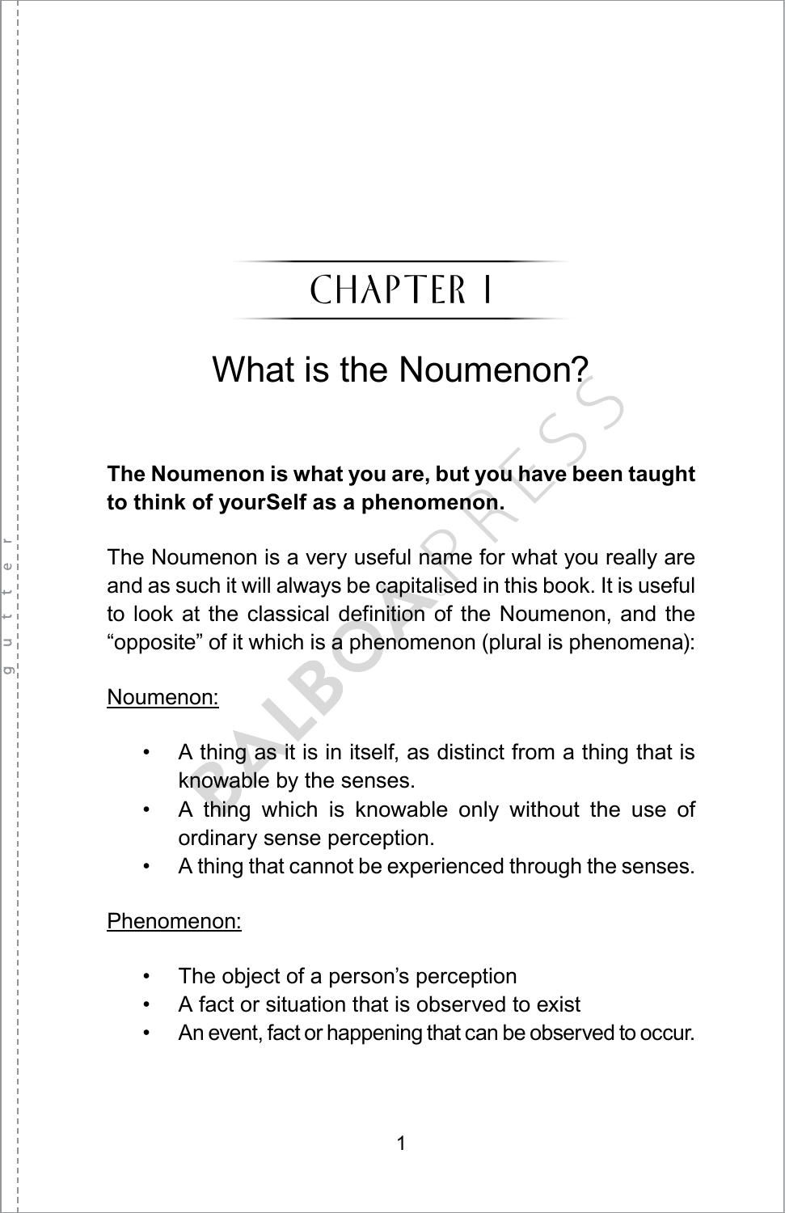# CHAPTER 1

## What is the Noumenon?

**The Noumenon is what you are, but you have been taught to think of yourSelf as a phenomenon.**

The Noumenon is a very useful name for what you really are and as such it will always be capitalised in this book. It is useful to look at the classical definition of the Noumenon, and the "opposite" of it which is a phenomenon (plural is phenomena):

<u>Noumenon:</u>

- A thing as it is in itself, as distinct from a thing that is knowable by the senses.
- A thing which is knowable only without the use of ordinary sense perception.
- A thing that cannot be experienced through the senses.

<u>Phenomenon:</u>

- The object of a person's perception
- A fact or situation that is observed to exist
- An event, fact or happening that can be observed to occur.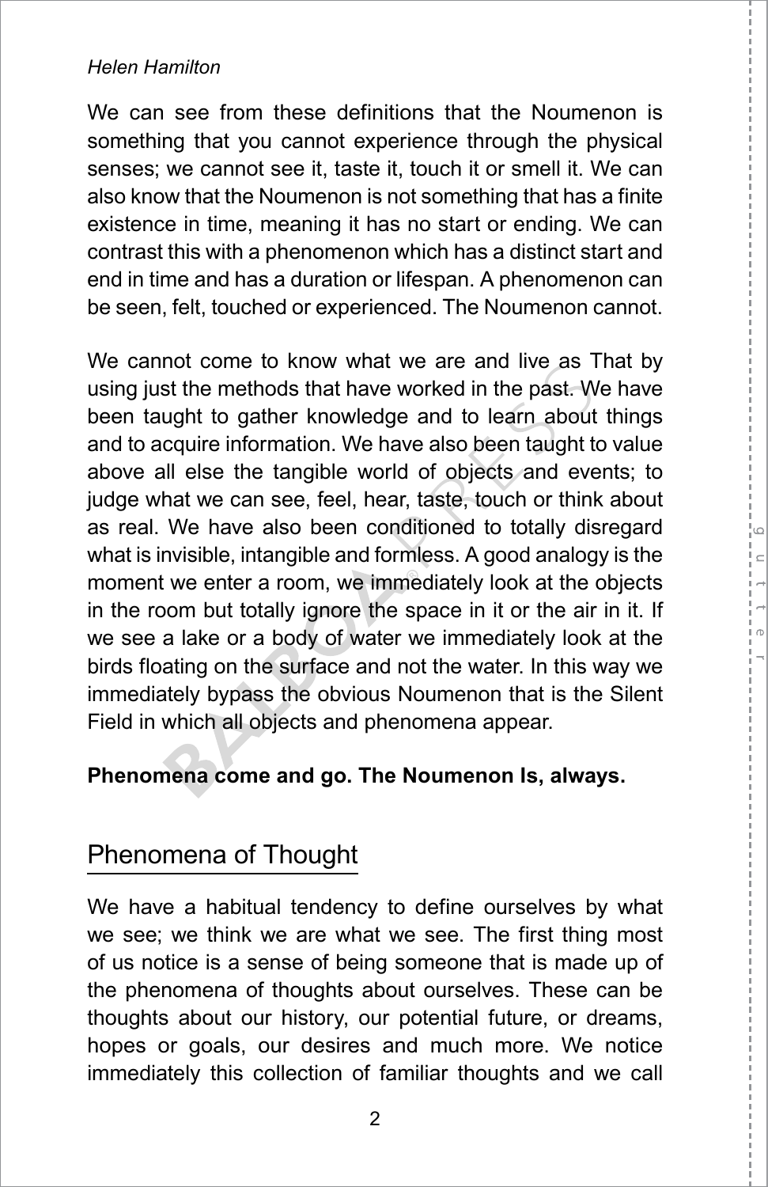We can see from these definitions that the Noumenon is something that you cannot experience through the physical senses; we cannot see it, taste it, touch it or smell it. We can also know that the Noumenon is not something that has a finite existence in time, meaning it has no start or ending. We can contrast this with a phenomenon which has a distinct start and end in time and has a duration or lifespan. A phenomenon can be seen, felt, touched or experienced. The Noumenon cannot.

We cannot come to know what we are and live as That by using just the methods that have worked in the past. We have been taught to gather knowledge and to learn about things and to acquire information. We have also been taught to value above all else the tangible world of objects and events; to judge what we can see, feel, hear, taste, touch or think about as real. We have also been conditioned to totally disregard what is invisible, intangible and formless. A good analogy is the moment we enter a room, we immediately look at the objects in the room but totally ignore the space in it or the air in it. If we see a lake or a body of water we immediately look at the birds floating on the surface and not the water. In this way we immediately bypass the obvious Noumenon that is the Silent Field in which all objects and phenomena appear.

**Phenomena come and go. The Noumenon Is, always.**

## Phenomena of Thought

We have a habitual tendency to define ourselves by what we see; we think we are what we see. The first thing most of us notice is a sense of being someone that is made up of the phenomena of thoughts about ourselves. These can be thoughts about our history, our potential future, or dreams, hopes or goals, our desires and much more. We notice immediately this collection of familiar thoughts and we call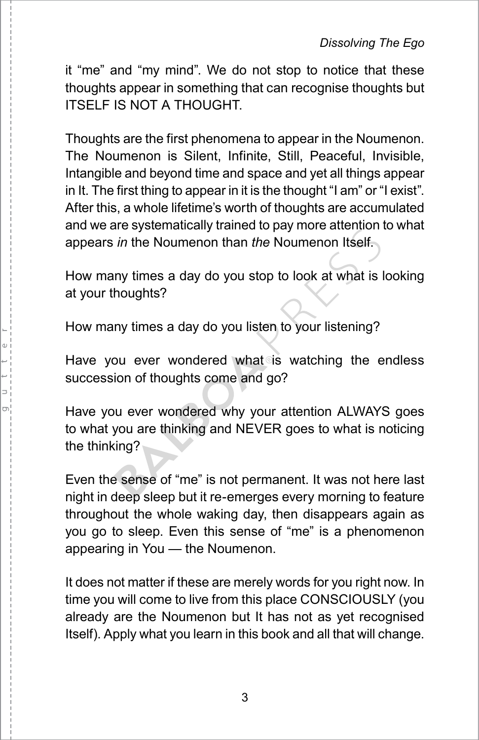it "me" and "my mind". We do not stop to notice that these thoughts appear in something that can recognise thoughts but ITSELF IS NOT A THOUGHT.

Thoughts are the first phenomena to appear in the Noumenon. The Noumenon is Silent, Infinite, Still, Peaceful, Invisible, Intangible and beyond time and space and yet all things appear in It. The first thing to appear in it is the thought "I am" or "I exist". After this, a whole lifetime's worth of thoughts are accumulated and we are systematically trained to pay more attention to what appears *in* the Noumenon than *the* Noumenon Itself.

How many times a day do you stop to look at what is looking at your thoughts?

How many times a day do you listen to your listening?

Have you ever wondered what is watching the endless succession of thoughts come and go?

Have you ever wondered why your attention ALWAYS goes to what you are thinking and NEVER goes to what is noticing the thinking?

Even the sense of "me" is not permanent. It was not here last night in deep sleep but it re-emerges every morning to feature throughout the whole waking day, then disappears again as you go to sleep. Even this sense of "me" is a phenomenon appearing in You — the Noumenon.

It does not matter if these are merely words for you right now. In time you will come to live from this place CONSCIOUSLY (you already are the Noumenon but It has not as yet recognised Itself). Apply what you learn in this book and all that will change.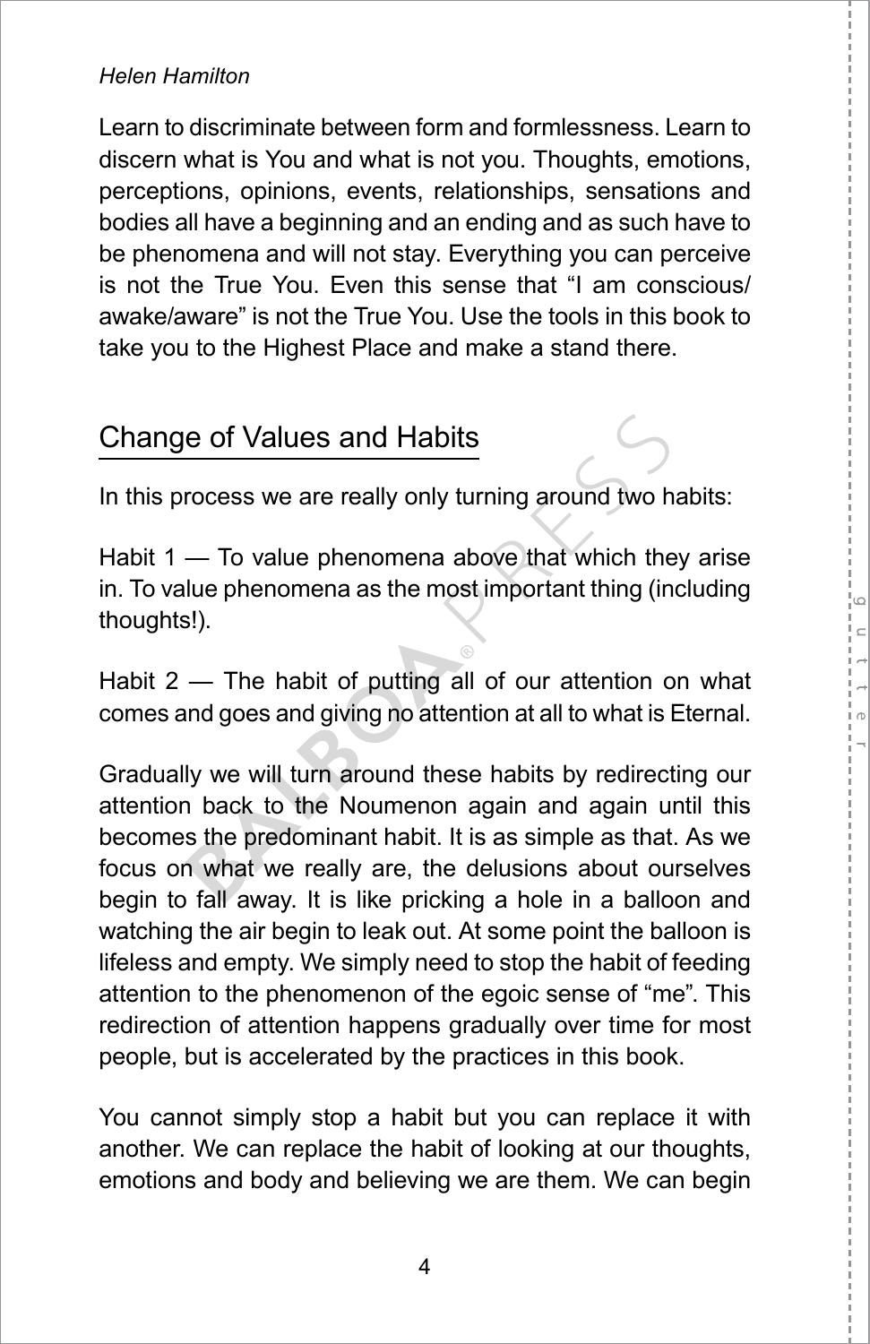Learn to discriminate between form and formlessness. Learn to discern what is You and what is not you. Thoughts, emotions, perceptions, opinions, events, relationships, sensations and bodies all have a beginning and an ending and as such have to be phenomena and will not stay. Everything you can perceive is not the True You. Even this sense that "I am conscious/ awake/aware" is not the True You. Use the tools in this book to take you to the Highest Place and make a stand there.

## Change of Values and Habits

In this process we are really only turning around two habits:

Habit 1 — To value phenomena above that which they arise in. To value phenomena as the most important thing (including thoughts!).

Habit 2 — The habit of putting all of our attention on what comes and goes and giving no attention at all to what is Eternal.

Gradually we will turn around these habits by redirecting our attention back to the Noumenon again and again until this becomes the predominant habit. It is as simple as that. As we focus on what we really are, the delusions about ourselves begin to fall away. It is like pricking a hole in a balloon and watching the air begin to leak out. At some point the balloon is lifeless and empty. We simply need to stop the habit of feeding attention to the phenomenon of the egoic sense of "me". This redirection of attention happens gradually over time for most people, but is accelerated by the practices in this book.

You cannot simply stop a habit but you can replace it with another. We can replace the habit of looking at our thoughts, emotions and body and believing we are them. We can begin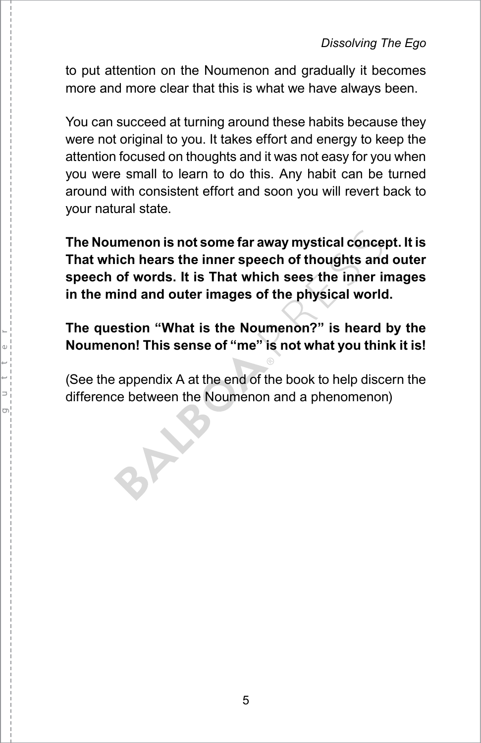to put attention on the Noumenon and gradually it becomes more and more clear that this is what we have always been.

You can succeed at turning around these habits because they were not original to you. It takes effort and energy to keep the attention focused on thoughts and it was not easy for you when you were small to learn to do this. Any habit can be turned around with consistent effort and soon you will revert back to your natural state.

**The Noumenon is not some far away mystical concept. It is That which hears the inner speech of thoughts and outer speech of words. It is That which sees the inner images in the mind and outer images of the physical world.**

**The question "What is the Noumenon?" is heard by the Noumenon! This sense of "me" is not what you think it is!**

(See the appendix A at the end of the book to help discern the difference between the Noumenon and a phenomenon)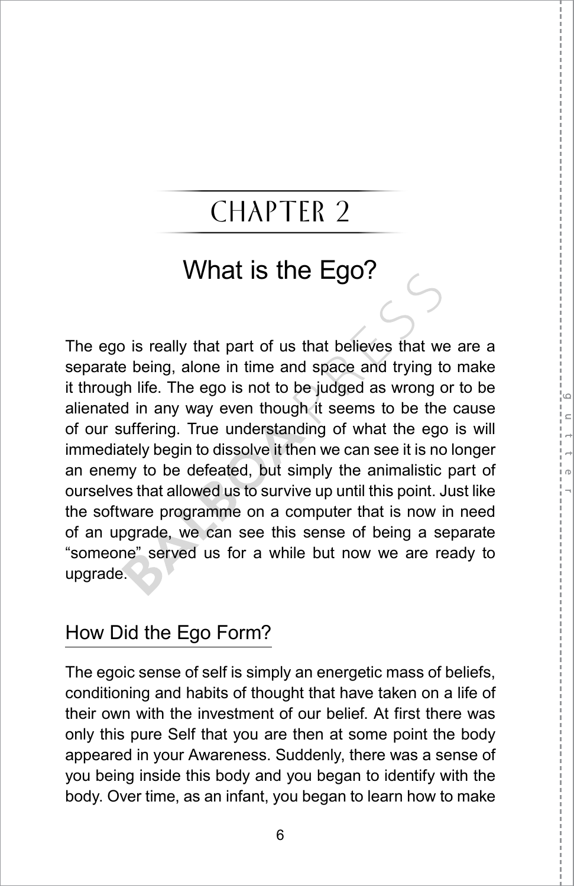# CHAPTER 2

## What is the Ego?

The ego is really that part of us that believes that we are a separate being, alone in time and space and trying to make it through life. The ego is not to be judged as wrong or to be alienated in any way even though it seems to be the cause of our suffering. True understanding of what the ego is will immediately begin to dissolve it then we can see it is no longer an enemy to be defeated, but simply the animalistic part of ourselves that allowed us to survive up until this point. Just like the software programme on a computer that is now in need of an upgrade, we can see this sense of being a separate "someone" served us for a while but now we are ready to upgrade.

### How Did the Ego Form?

The egoic sense of self is simply an energetic mass of beliefs, conditioning and habits of thought that have taken on a life of their own with the investment of our belief. At first there was only this pure Self that you are then at some point the body appeared in your Awareness. Suddenly, there was a sense of you being inside this body and you began to identify with the body. Over time, as an infant, you began to learn how to make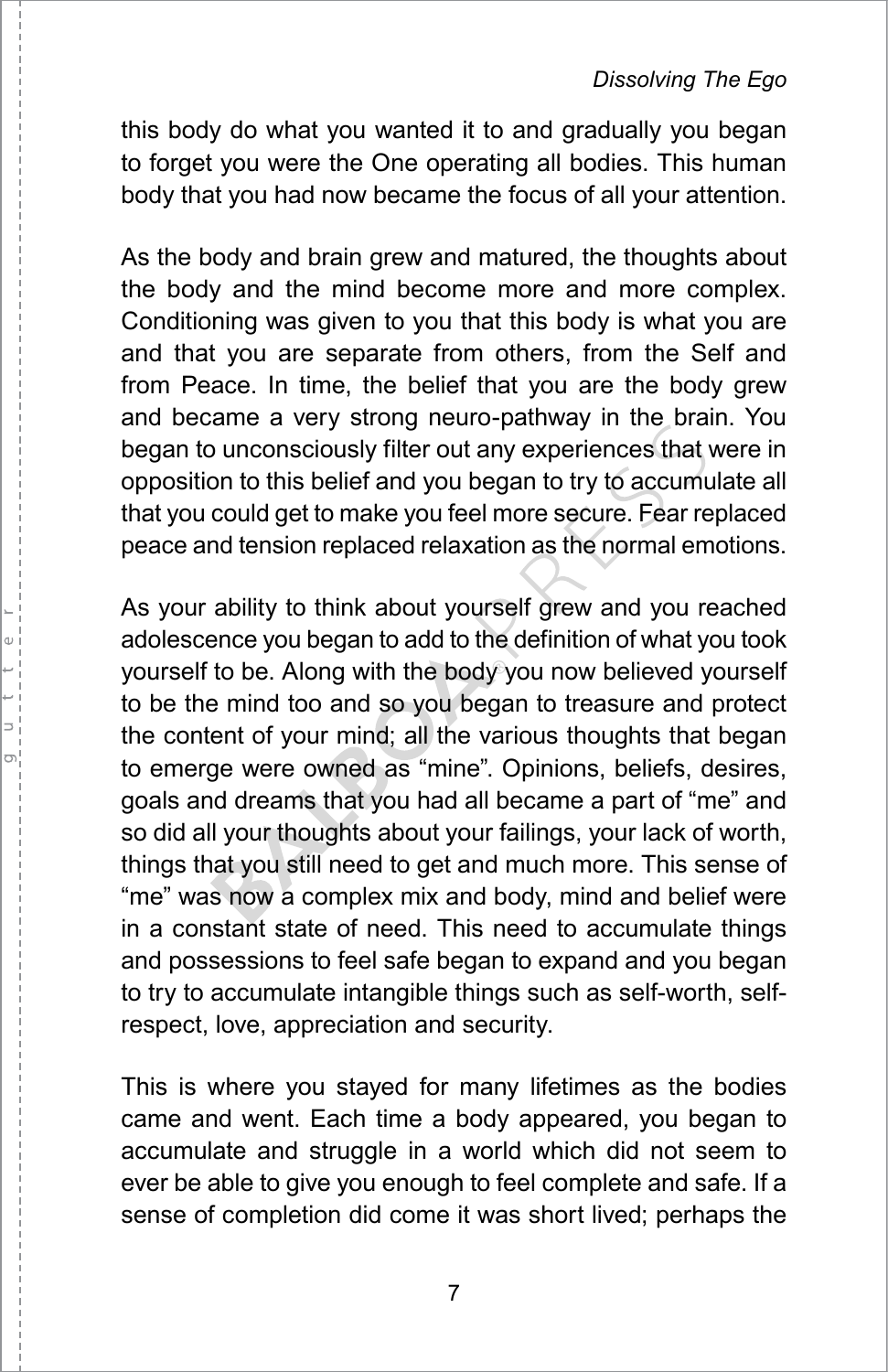this body do what you wanted it to and gradually you began to forget you were the One operating all bodies. This human body that you had now became the focus of all your attention.

As the body and brain grew and matured, the thoughts about the body and the mind become more and more complex. Conditioning was given to you that this body is what you are and that you are separate from others, from the Self and from Peace. In time, the belief that you are the body grew and became a very strong neuro-pathway in the brain. You began to unconsciously filter out any experiences that were in opposition to this belief and you began to try to accumulate all that you could get to make you feel more secure. Fear replaced peace and tension replaced relaxation as the normal emotions.

As your ability to think about yourself grew and you reached adolescence you began to add to the definition of what you took yourself to be. Along with the body you now believed yourself to be the mind too and so you began to treasure and protect the content of your mind; all the various thoughts that began to emerge were owned as "mine". Opinions, beliefs, desires, goals and dreams that you had all became a part of "me" and so did all your thoughts about your failings, your lack of worth, things that you still need to get and much more. This sense of "me" was now a complex mix and body, mind and belief were in a constant state of need. This need to accumulate things and possessions to feel safe began to expand and you began to try to accumulate intangible things such as self-worth, self-respect, love, appreciation and security.

This is where you stayed for many lifetimes as the bodies came and went. Each time a body appeared, you began to accumulate and struggle in a world which did not seem to ever be able to give you enough to feel complete and safe. If a sense of completion did come it was short lived; perhaps the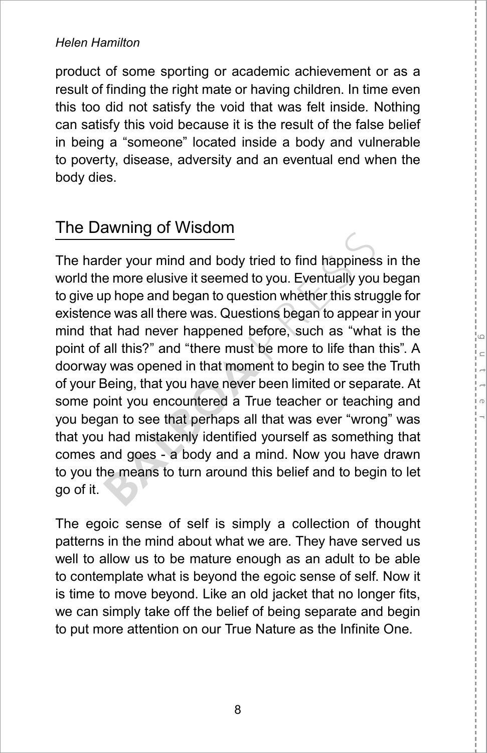product of some sporting or academic achievement or as a result of finding the right mate or having children. In time even this too did not satisfy the void that was felt inside. Nothing can satisfy this void because it is the result of the false belief in being a "someone" located inside a body and vulnerable to poverty, disease, adversity and an eventual end when the body dies.

## The Dawning of Wisdom

The harder your mind and body tried to find happiness in the world the more elusive it seemed to you. Eventually you began to give up hope and began to question whether this struggle for existence was all there was. Questions began to appear in your mind that had never happened before, such as "what is the point of all this?" and "there must be more to life than this". A doorway was opened in that moment to begin to see the Truth of your Being, that you have never been limited or separate. At some point you encountered a True teacher or teaching and you began to see that perhaps all that was ever "wrong" was that you had mistakenly identified yourself as something that comes and goes - a body and a mind. Now you have drawn to you the means to turn around this belief and to begin to let go of it.

The egoic sense of self is simply a collection of thought patterns in the mind about what we are. They have served us well to allow us to be mature enough as an adult to be able to contemplate what is beyond the egoic sense of self. Now it is time to move beyond. Like an old jacket that no longer fits, we can simply take off the belief of being separate and begin to put more attention on our True Nature as the Infinite One.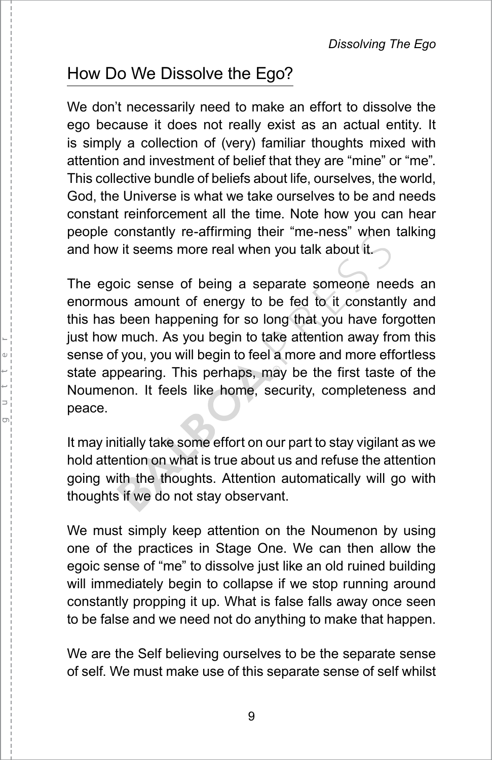## How Do We Dissolve the Ego?

We don't necessarily need to make an effort to dissolve the ego because it does not really exist as an actual entity. It is simply a collection of (very) familiar thoughts mixed with attention and investment of belief that they are "mine" or "me". This collective bundle of beliefs about life, ourselves, the world, God, the Universe is what we take ourselves to be and needs constant reinforcement all the time. Note how you can hear people constantly re-affirming their "me-ness" when talking and how it seems more real when you talk about it.

The egoic sense of being a separate someone needs an enormous amount of energy to be fed to it constantly and this has been happening for so long that you have forgotten just how much. As you begin to take attention away from this sense of you, you will begin to feel a more and more effortless state appearing. This perhaps, may be the first taste of the Noumenon. It feels like home, security, completeness and peace.

It may initially take some effort on our part to stay vigilant as we hold attention on what is true about us and refuse the attention going with the thoughts. Attention automatically will go with thoughts if we do not stay observant.

We must simply keep attention on the Noumenon by using one of the practices in Stage One. We can then allow the egoic sense of "me" to dissolve just like an old ruined building will immediately begin to collapse if we stop running around constantly propping it up. What is false falls away once seen to be false and we need not do anything to make that happen.

We are the Self believing ourselves to be the separate sense of self. We must make use of this separate sense of self whilst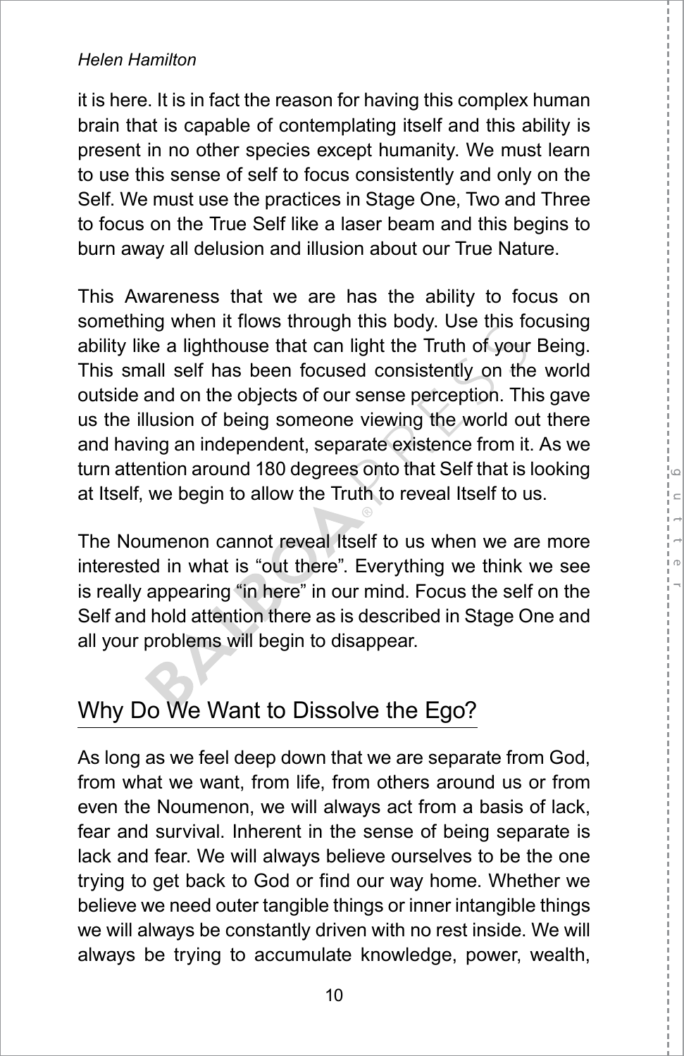it is here. It is in fact the reason for having this complex human brain that is capable of contemplating itself and this ability is present in no other species except humanity. We must learn to use this sense of self to focus consistently and only on the Self. We must use the practices in Stage One, Two and Three to focus on the True Self like a laser beam and this begins to burn away all delusion and illusion about our True Nature.

This Awareness that we are has the ability to focus on something when it flows through this body. Use this focusing ability like a lighthouse that can light the Truth of your Being. This small self has been focused consistently on the world outside and on the objects of our sense perception. This gave us the illusion of being someone viewing the world out there and having an independent, separate existence from it. As we turn attention around 180 degrees onto that Self that is looking at Itself, we begin to allow the Truth to reveal Itself to us.

The Noumenon cannot reveal Itself to us when we are more interested in what is "out there". Everything we think we see is really appearing "in here" in our mind. Focus the self on the Self and hold attention there as is described in Stage One and all your problems will begin to disappear.

## Why Do We Want to Dissolve the Ego?

As long as we feel deep down that we are separate from God, from what we want, from life, from others around us or from even the Noumenon, we will always act from a basis of lack, fear and survival. Inherent in the sense of being separate is lack and fear. We will always believe ourselves to be the one trying to get back to God or find our way home. Whether we believe we need outer tangible things or inner intangible things we will always be constantly driven with no rest inside. We will always be trying to accumulate knowledge, power, wealth,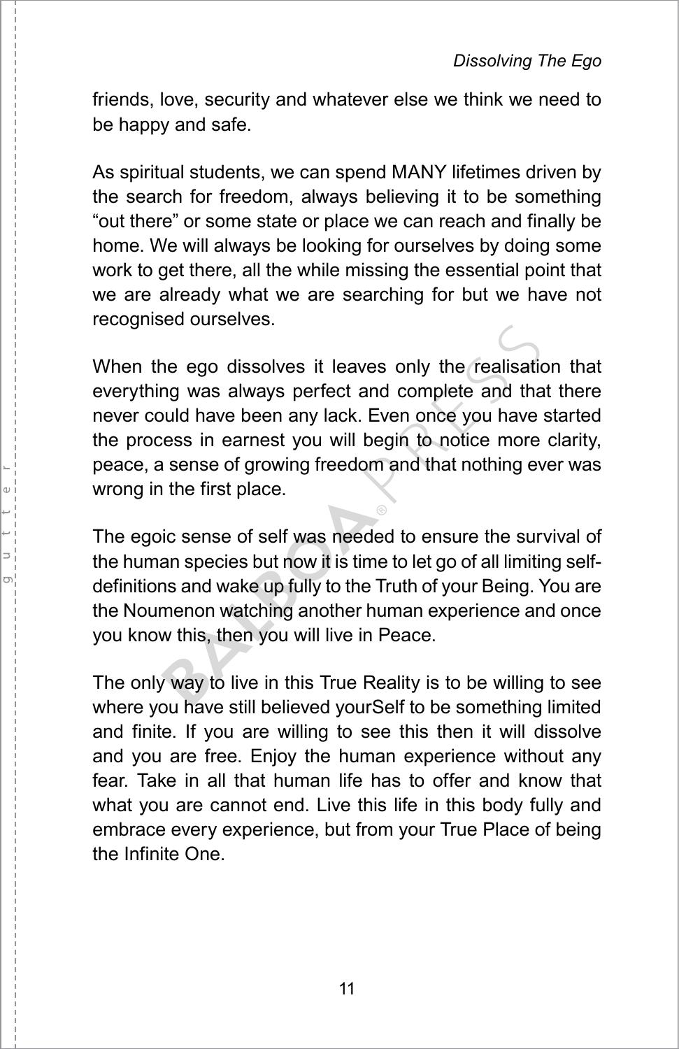friends, love, security and whatever else we think we need to be happy and safe.

As spiritual students, we can spend MANY lifetimes driven by the search for freedom, always believing it to be something “out there” or some state or place we can reach and finally be home. We will always be looking for ourselves by doing some work to get there, all the while missing the essential point that we are already what we are searching for but we have not recognised ourselves.

When the ego dissolves it leaves only the realisation that everything was always perfect and complete and that there never could have been any lack. Even once you have started the process in earnest you will begin to notice more clarity, peace, a sense of growing freedom and that nothing ever was wrong in the first place.

The egoic sense of self was needed to ensure the survival of the human species but now it is time to let go of all limiting self-definitions and wake up fully to the Truth of your Being. You are the Noumenon watching another human experience and once you know this, then you will live in Peace.

The only way to live in this True Reality is to be willing to see where you have still believed yourSelf to be something limited and finite. If you are willing to see this then it will dissolve and you are free. Enjoy the human experience without any fear. Take in all that human life has to offer and know that what you are cannot end. Live this life in this body fully and embrace every experience, but from your True Place of being the Infinite One.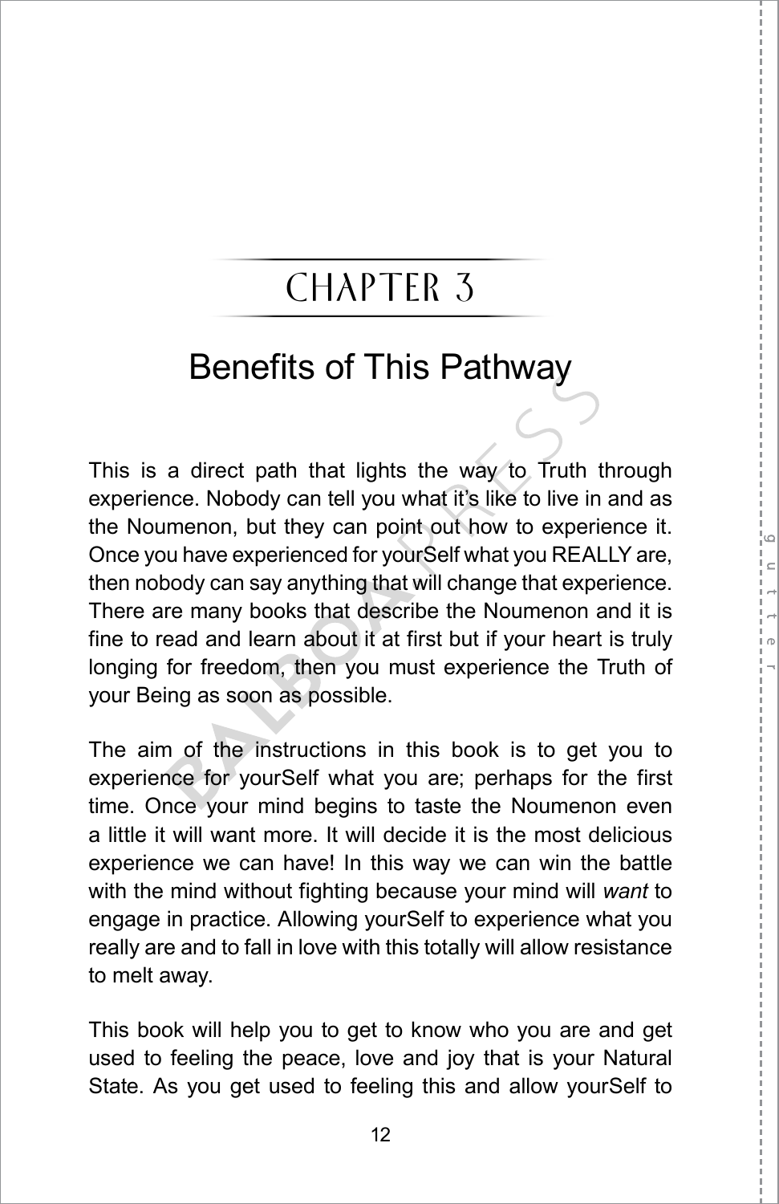# CHAPTER 3

## Benefits of This Pathway

This is a direct path that lights the way to Truth through experience. Nobody can tell you what it's like to live in and as the Noumenon, but they can point out how to experience it. Once you have experienced for yourSelf what you REALLY are, then nobody can say anything that will change that experience. There are many books that describe the Noumenon and it is fine to read and learn about it at first but if your heart is truly longing for freedom, then you must experience the Truth of your Being as soon as possible.

The aim of the instructions in this book is to get you to experience for yourSelf what you are; perhaps for the first time. Once your mind begins to taste the Noumenon even a little it will want more. It will decide it is the most delicious experience we can have! In this way we can win the battle with the mind without fighting because your mind will *want* to engage in practice. Allowing yourSelf to experience what you really are and to fall in love with this totally will allow resistance to melt away.

This book will help you to get to know who you are and get used to feeling the peace, love and joy that is your Natural State. As you get used to feeling this and allow yourSelf to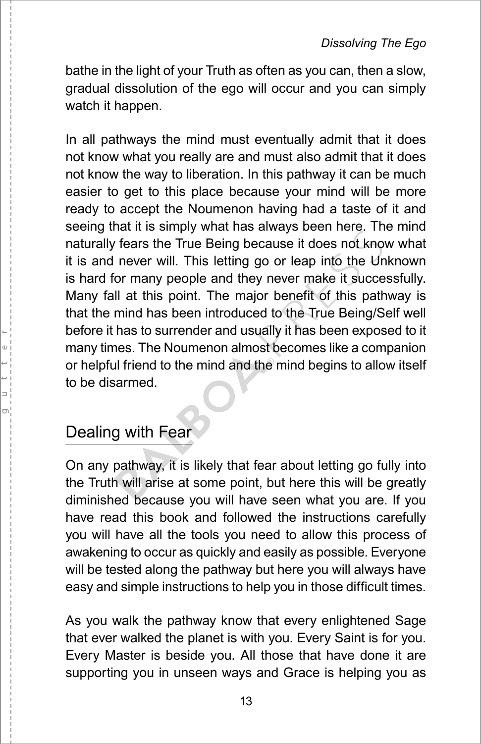bathe in the light of your Truth as often as you can, then a slow, gradual dissolution of the ego will occur and you can simply watch it happen.

In all pathways the mind must eventually admit that it does not know what you really are and must also admit that it does not know the way to liberation. In this pathway it can be much easier to get to this place because your mind will be more ready to accept the Noumenon having had a taste of it and seeing that it is simply what has always been here. The mind naturally fears the True Being because it does not know what it is and never will. This letting go or leap into the Unknown is hard for many people and they never make it successfully. Many fall at this point. The major benefit of this pathway is that the mind has been introduced to the True Being/Self well before it has to surrender and usually it has been exposed to it many times. The Noumenon almost becomes like a companion or helpful friend to the mind and the mind begins to allow itself to be disarmed.

## Dealing with Fear

On any pathway, it is likely that fear about letting go fully into the Truth will arise at some point, but here this will be greatly diminished because you will have seen what you are. If you have read this book and followed the instructions carefully you will have all the tools you need to allow this process of awakening to occur as quickly and easily as possible. Everyone will be tested along the pathway but here you will always have easy and simple instructions to help you in those difficult times.

As you walk the pathway know that every enlightened Sage that ever walked the planet is with you. Every Saint is for you. Every Master is beside you. All those that have done it are supporting you in unseen ways and Grace is helping you as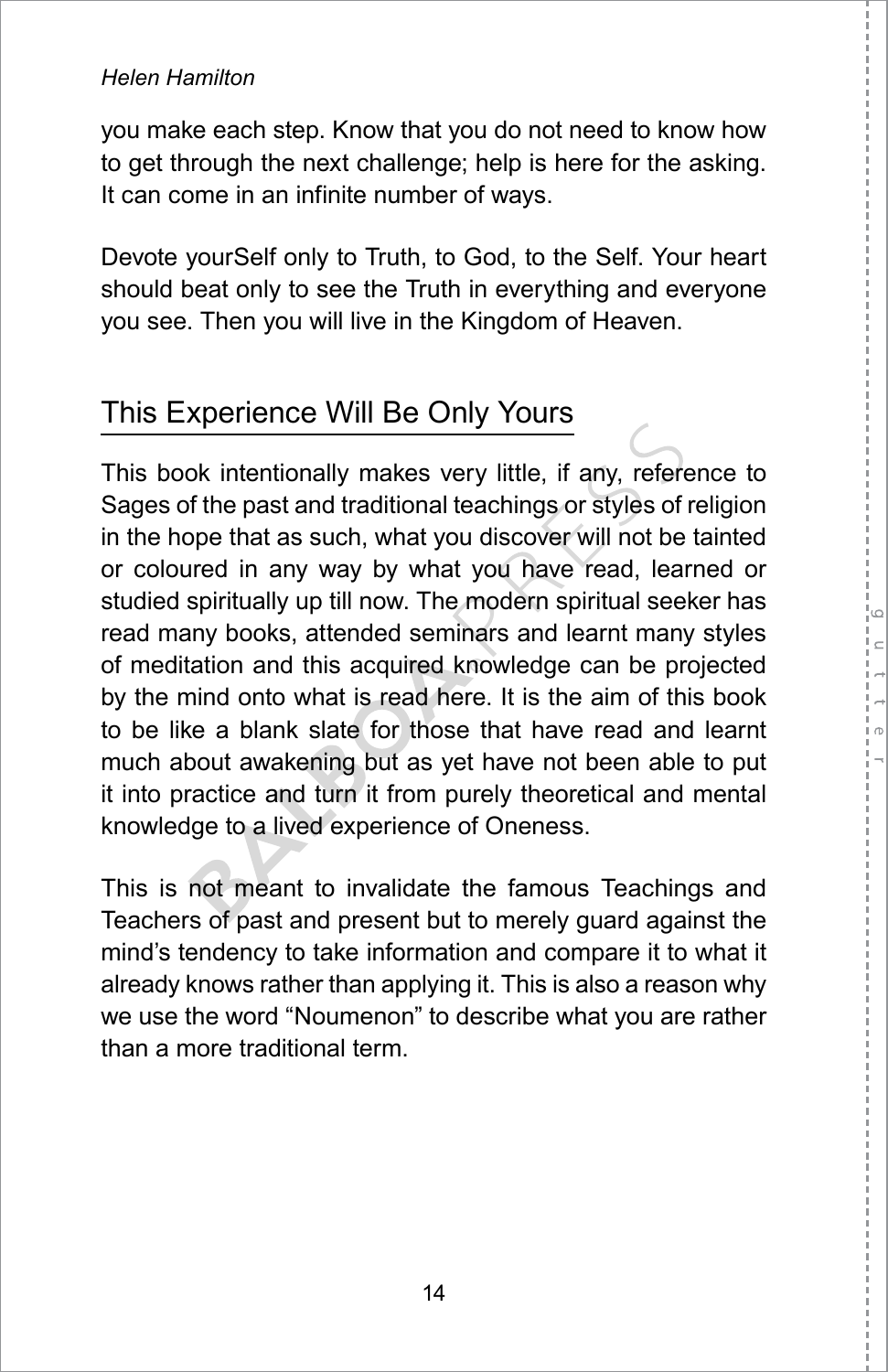you make each step. Know that you do not need to know how to get through the next challenge; help is here for the asking. It can come in an infinite number of ways.

Devote yourSelf only to Truth, to God, to the Self. Your heart should beat only to see the Truth in everything and everyone you see. Then you will live in the Kingdom of Heaven.

## This Experience Will Be Only Yours

This book intentionally makes very little, if any, reference to Sages of the past and traditional teachings or styles of religion in the hope that as such, what you discover will not be tainted or coloured in any way by what you have read, learned or studied spiritually up till now. The modern spiritual seeker has read many books, attended seminars and learnt many styles of meditation and this acquired knowledge can be projected by the mind onto what is read here. It is the aim of this book to be like a blank slate for those that have read and learnt much about awakening but as yet have not been able to put it into practice and turn it from purely theoretical and mental knowledge to a lived experience of Oneness.

This is not meant to invalidate the famous Teachings and Teachers of past and present but to merely guard against the mind's tendency to take information and compare it to what it already knows rather than applying it. This is also a reason why we use the word "Noumenon" to describe what you are rather than a more traditional term.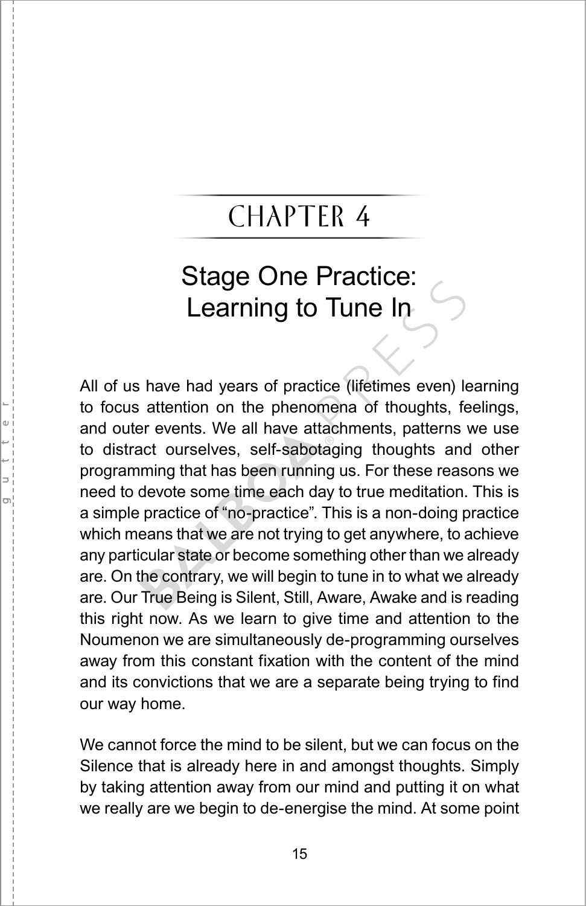# CHAPTER 4

## Stage One Practice: Learning to Tune In

All of us have had years of practice (lifetimes even) learning to focus attention on the phenomena of thoughts, feelings, and outer events. We all have attachments, patterns we use to distract ourselves, self-sabotaging thoughts and other programming that has been running us. For these reasons we need to devote some time each day to true meditation. This is a simple practice of "no-practice". This is a non-doing practice which means that we are not trying to get anywhere, to achieve any particular state or become something other than we already are. On the contrary, we will begin to tune in to what we already are. Our True Being is Silent, Still, Aware, Awake and is reading this right now. As we learn to give time and attention to the Noumenon we are simultaneously de-programming ourselves away from this constant fixation with the content of the mind and its convictions that we are a separate being trying to find our way home.

We cannot force the mind to be silent, but we can focus on the Silence that is already here in and amongst thoughts. Simply by taking attention away from our mind and putting it on what we really are we begin to de-energise the mind. At some point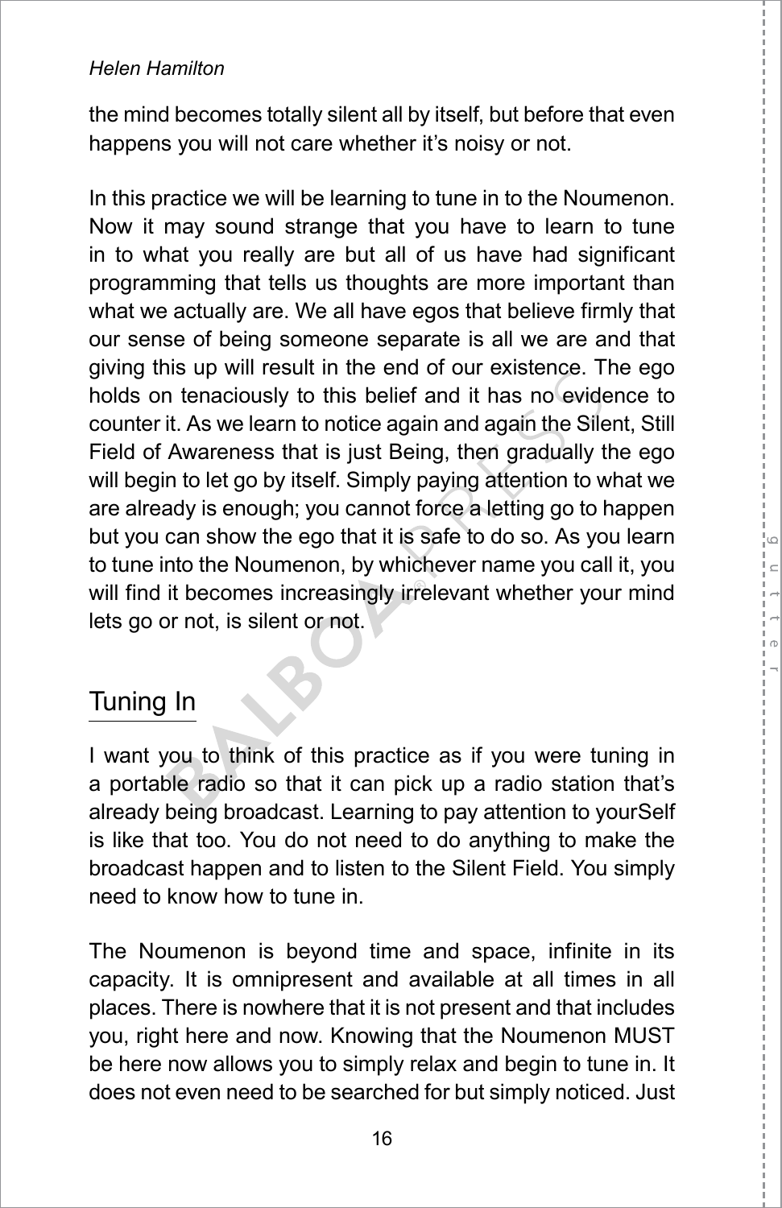the mind becomes totally silent all by itself, but before that even happens you will not care whether it's noisy or not.

In this practice we will be learning to tune in to the Noumenon. Now it may sound strange that you have to learn to tune in to what you really are but all of us have had significant programming that tells us thoughts are more important than what we actually are. We all have egos that believe firmly that our sense of being someone separate is all we are and that giving this up will result in the end of our existence. The ego holds on tenaciously to this belief and it has no evidence to counter it. As we learn to notice again and again the Silent, Still Field of Awareness that is just Being, then gradually the ego will begin to let go by itself. Simply paying attention to what we are already is enough; you cannot force a letting go to happen but you can show the ego that it is safe to do so. As you learn to tune into the Noumenon, by whichever name you call it, you will find it becomes increasingly irrelevant whether your mind lets go or not, is silent or not.

## Tuning In

I want you to think of this practice as if you were tuning in a portable radio so that it can pick up a radio station that's already being broadcast. Learning to pay attention to yourSelf is like that too. You do not need to do anything to make the broadcast happen and to listen to the Silent Field. You simply need to know how to tune in.

The Noumenon is beyond time and space, infinite in its capacity. It is omnipresent and available at all times in all places. There is nowhere that it is not present and that includes you, right here and now. Knowing that the Noumenon MUST be here now allows you to simply relax and begin to tune in. It does not even need to be searched for but simply noticed. Just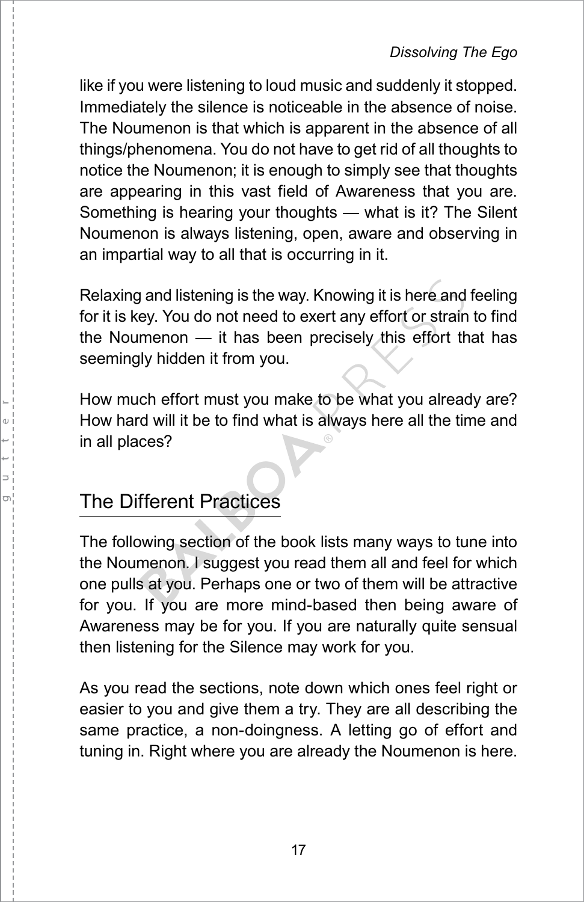like if you were listening to loud music and suddenly it stopped. Immediately the silence is noticeable in the absence of noise. The Noumenon is that which is apparent in the absence of all things/phenomena. You do not have to get rid of all thoughts to notice the Noumenon; it is enough to simply see that thoughts are appearing in this vast field of Awareness that you are. Something is hearing your thoughts — what is it? The Silent Noumenon is always listening, open, aware and observing in an impartial way to all that is occurring in it.

Relaxing and listening is the way. Knowing it is here and feeling for it is key. You do not need to exert any effort or strain to find the Noumenon — it has been precisely this effort that has seemingly hidden it from you.

How much effort must you make to be what you already are? How hard will it be to find what is always here all the time and in all places?

## The Different Practices

The following section of the book lists many ways to tune into the Noumenon. I suggest you read them all and feel for which one pulls at you. Perhaps one or two of them will be attractive for you. If you are more mind-based then being aware of Awareness may be for you. If you are naturally quite sensual then listening for the Silence may work for you.

As you read the sections, note down which ones feel right or easier to you and give them a try. They are all describing the same practice, a non-doingness. A letting go of effort and tuning in. Right where you are already the Noumenon is here.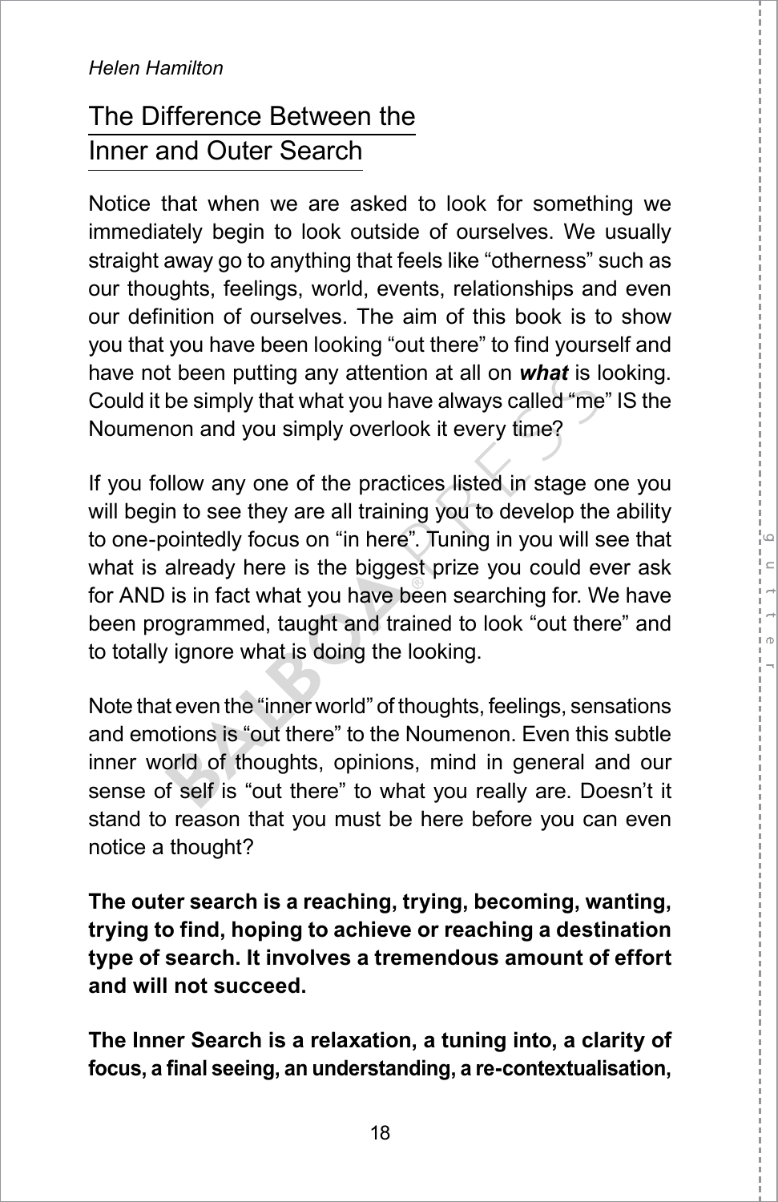## The Difference Between the Inner and Outer Search

Notice that when we are asked to look for something we immediately begin to look outside of ourselves. We usually straight away go to anything that feels like "otherness" such as our thoughts, feelings, world, events, relationships and even our definition of ourselves. The aim of this book is to show you that you have been looking "out there" to find yourself and have not been putting any attention at all on ***what*** is looking. Could it be simply that what you have always called "me" IS the Noumenon and you simply overlook it every time?

If you follow any one of the practices listed in stage one you will begin to see they are all training you to develop the ability to one-pointedly focus on "in here". Tuning in you will see that what is already here is the biggest prize you could ever ask for AND is in fact what you have been searching for. We have been programmed, taught and trained to look "out there" and to totally ignore what is doing the looking.

Note that even the "inner world" of thoughts, feelings, sensations and emotions is "out there" to the Noumenon. Even this subtle inner world of thoughts, opinions, mind in general and our sense of self is "out there" to what you really are. Doesn't it stand to reason that you must be here before you can even notice a thought?

**The outer search is a reaching, trying, becoming, wanting, trying to find, hoping to achieve or reaching a destination type of search. It involves a tremendous amount of effort and will not succeed.**

**The Inner Search is a relaxation, a tuning into, a clarity of focus, a final seeing, an understanding, a re-contextualisation,**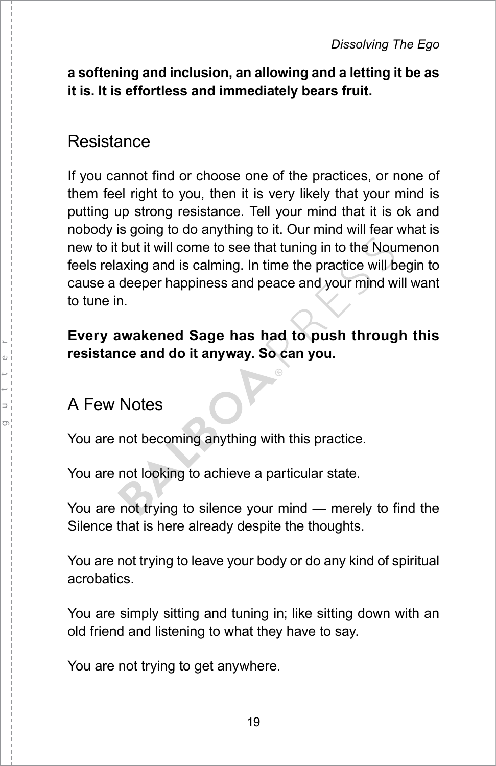**a softening and inclusion, an allowing and a letting it be as it is. It is effortless and immediately bears fruit.**

## Resistance

If you cannot find or choose one of the practices, or none of them feel right to you, then it is very likely that your mind is putting up strong resistance. Tell your mind that it is ok and nobody is going to do anything to it. Our mind will fear what is new to it but it will come to see that tuning in to the Noumenon feels relaxing and is calming. In time the practice will begin to cause a deeper happiness and peace and your mind will want to tune in.

**Every awakened Sage has had to push through this resistance and do it anyway. So can you.**

## A Few Notes

You are not becoming anything with this practice.

You are not looking to achieve a particular state.

You are not trying to silence your mind — merely to find the Silence that is here already despite the thoughts.

You are not trying to leave your body or do any kind of spiritual acrobatics.

You are simply sitting and tuning in; like sitting down with an old friend and listening to what they have to say.

You are not trying to get anywhere.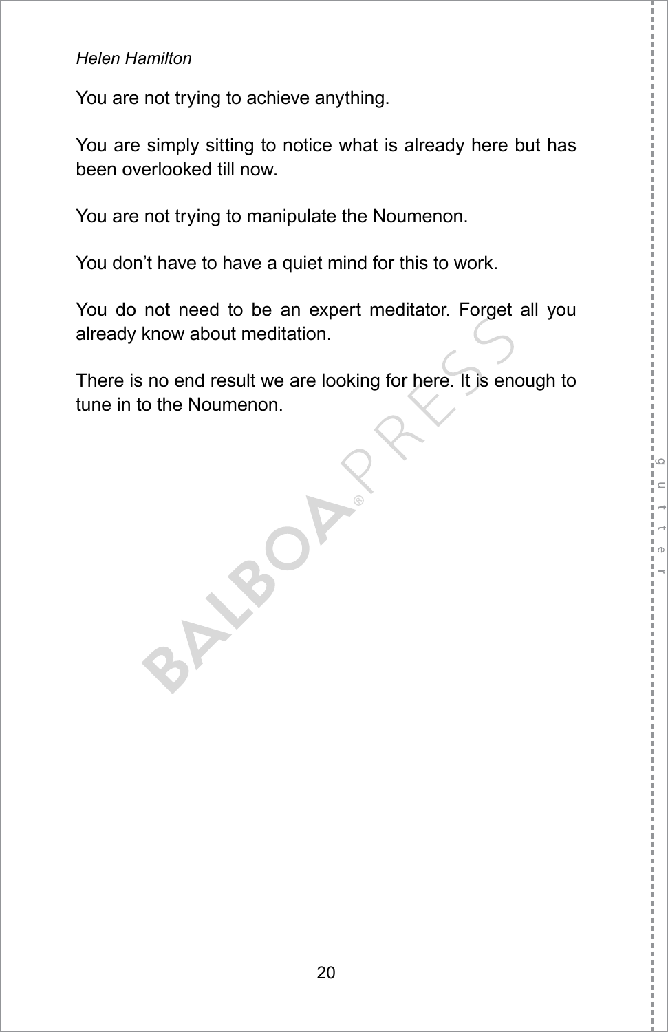You are not trying to achieve anything.

You are simply sitting to notice what is already here but has been overlooked till now.

You are not trying to manipulate the Noumenon.

You don't have to have a quiet mind for this to work.

You do not need to be an expert meditator. Forget all you already know about meditation.

There is no end result we are looking for here. It is enough to tune in to the Noumenon.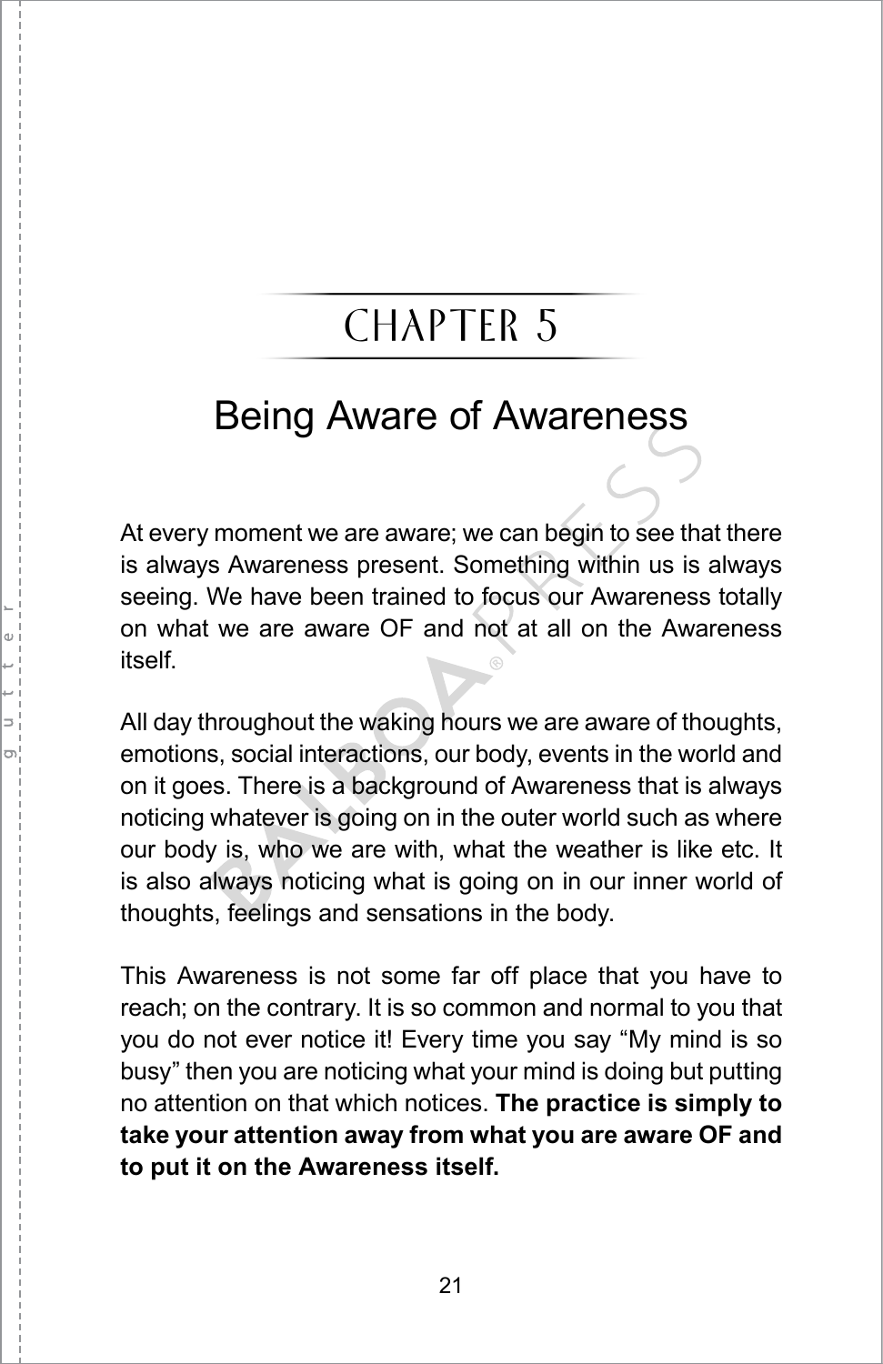# CHAPTER 5

## Being Aware of Awareness

At every moment we are aware; we can begin to see that there is always Awareness present. Something within us is always seeing. We have been trained to focus our Awareness totally on what we are aware OF and not at all on the Awareness itself.

All day throughout the waking hours we are aware of thoughts, emotions, social interactions, our body, events in the world and on it goes. There is a background of Awareness that is always noticing whatever is going on in the outer world such as where our body is, who we are with, what the weather is like etc. It is also always noticing what is going on in our inner world of thoughts, feelings and sensations in the body.

This Awareness is not some far off place that you have to reach; on the contrary. It is so common and normal to you that you do not ever notice it! Every time you say "My mind is so busy" then you are noticing what your mind is doing but putting no attention on that which notices. **The practice is simply to take your attention away from what you are aware OF and to put it on the Awareness itself.**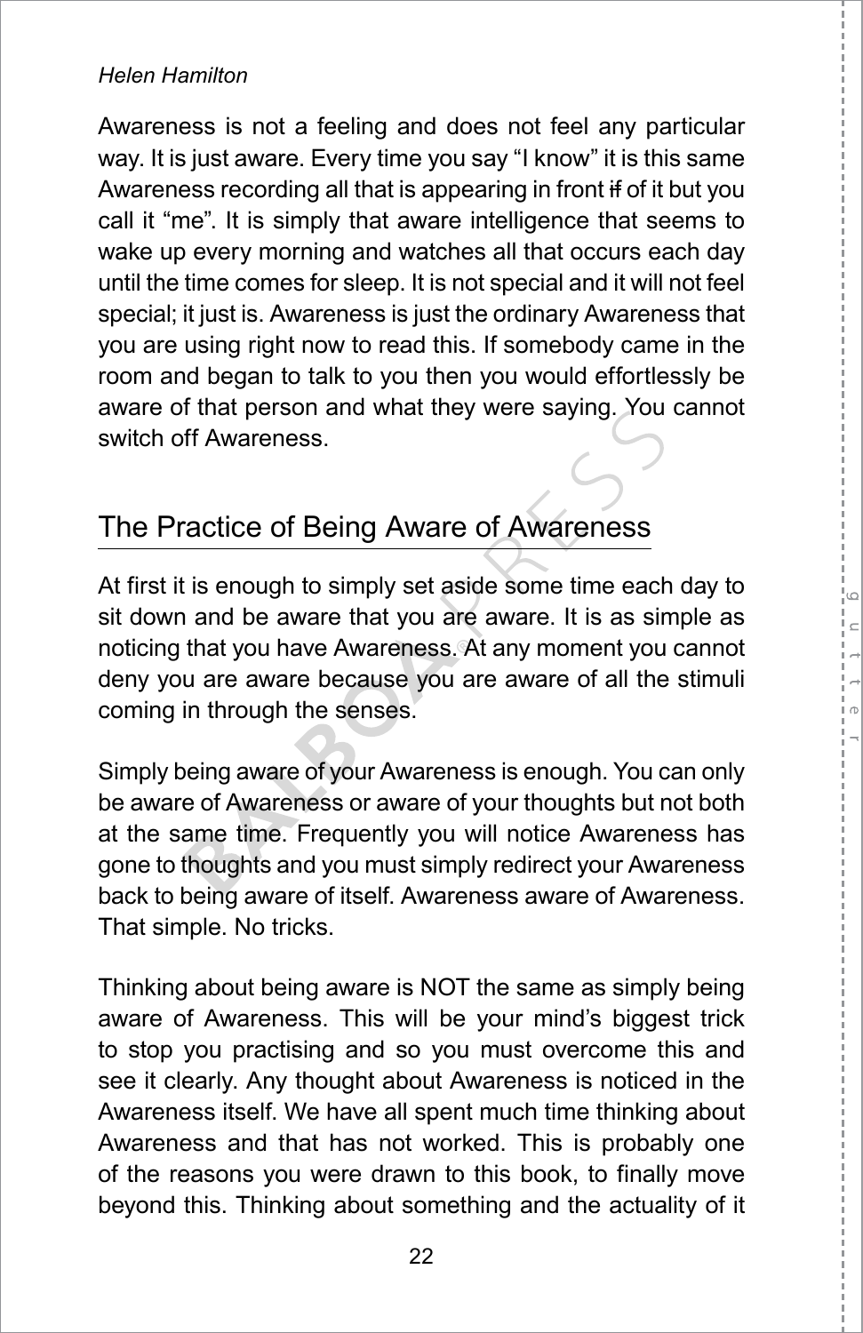Awareness is not a feeling and does not feel any particular way. It is just aware. Every time you say "I know" it is this same Awareness recording all that is appearing in front of it but you call it "me". It is simply that aware intelligence that seems to wake up every morning and watches all that occurs each day until the time comes for sleep. It is not special and it will not feel special; it just is. Awareness is just the ordinary Awareness that you are using right now to read this. If somebody came in the room and began to talk to you then you would effortlessly be aware of that person and what they were saying. You cannot switch off Awareness.

## The Practice of Being Aware of Awareness

At first it is enough to simply set aside some time each day to sit down and be aware that you are aware. It is as simple as noticing that you have Awareness. At any moment you cannot deny you are aware because you are aware of all the stimuli coming in through the senses.

Simply being aware of your Awareness is enough. You can only be aware of Awareness or aware of your thoughts but not both at the same time. Frequently you will notice Awareness has gone to thoughts and you must simply redirect your Awareness back to being aware of itself. Awareness aware of Awareness. That simple. No tricks.

Thinking about being aware is NOT the same as simply being aware of Awareness. This will be your mind's biggest trick to stop you practising and so you must overcome this and see it clearly. Any thought about Awareness is noticed in the Awareness itself. We have all spent much time thinking about Awareness and that has not worked. This is probably one of the reasons you were drawn to this book, to finally move beyond this. Thinking about something and the actuality of it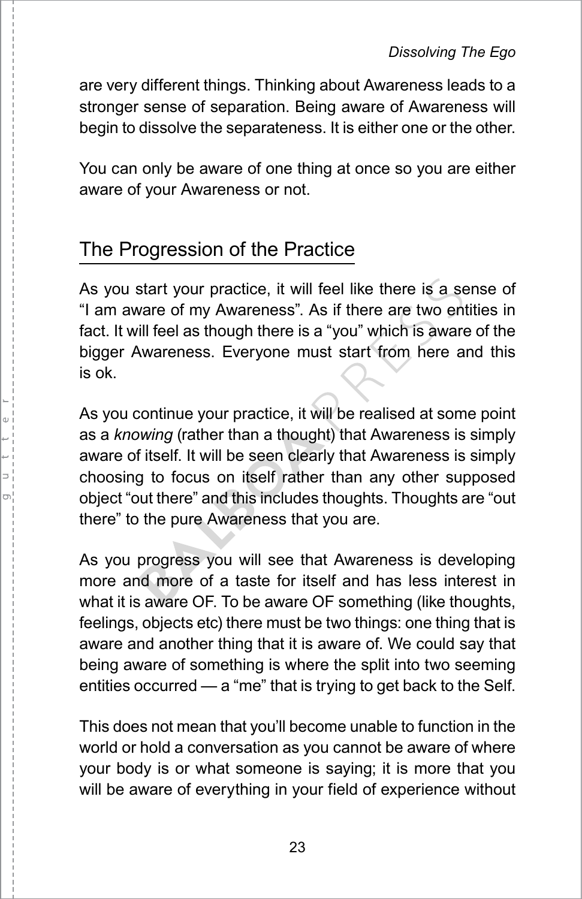are very different things. Thinking about Awareness leads to a stronger sense of separation. Being aware of Awareness will begin to dissolve the separateness. It is either one or the other.

You can only be aware of one thing at once so you are either aware of your Awareness or not.

## The Progression of the Practice

As you start your practice, it will feel like there is a sense of “I am aware of my Awareness”. As if there are two entities in fact. It will feel as though there is a “you” which is aware of the bigger Awareness. Everyone must start from here and this is ok.

As you continue your practice, it will be realised at some point as a *knowing* (rather than a thought) that Awareness is simply aware of itself. It will be seen clearly that Awareness is simply choosing to focus on itself rather than any other supposed object “out there” and this includes thoughts. Thoughts are “out there” to the pure Awareness that you are.

As you progress you will see that Awareness is developing more and more of a taste for itself and has less interest in what it is aware OF. To be aware OF something (like thoughts, feelings, objects etc) there must be two things: one thing that is aware and another thing that it is aware of. We could say that being aware of something is where the split into two seeming entities occurred — a “me” that is trying to get back to the Self.

This does not mean that you’ll become unable to function in the world or hold a conversation as you cannot be aware of where your body is or what someone is saying; it is more that you will be aware of everything in your field of experience without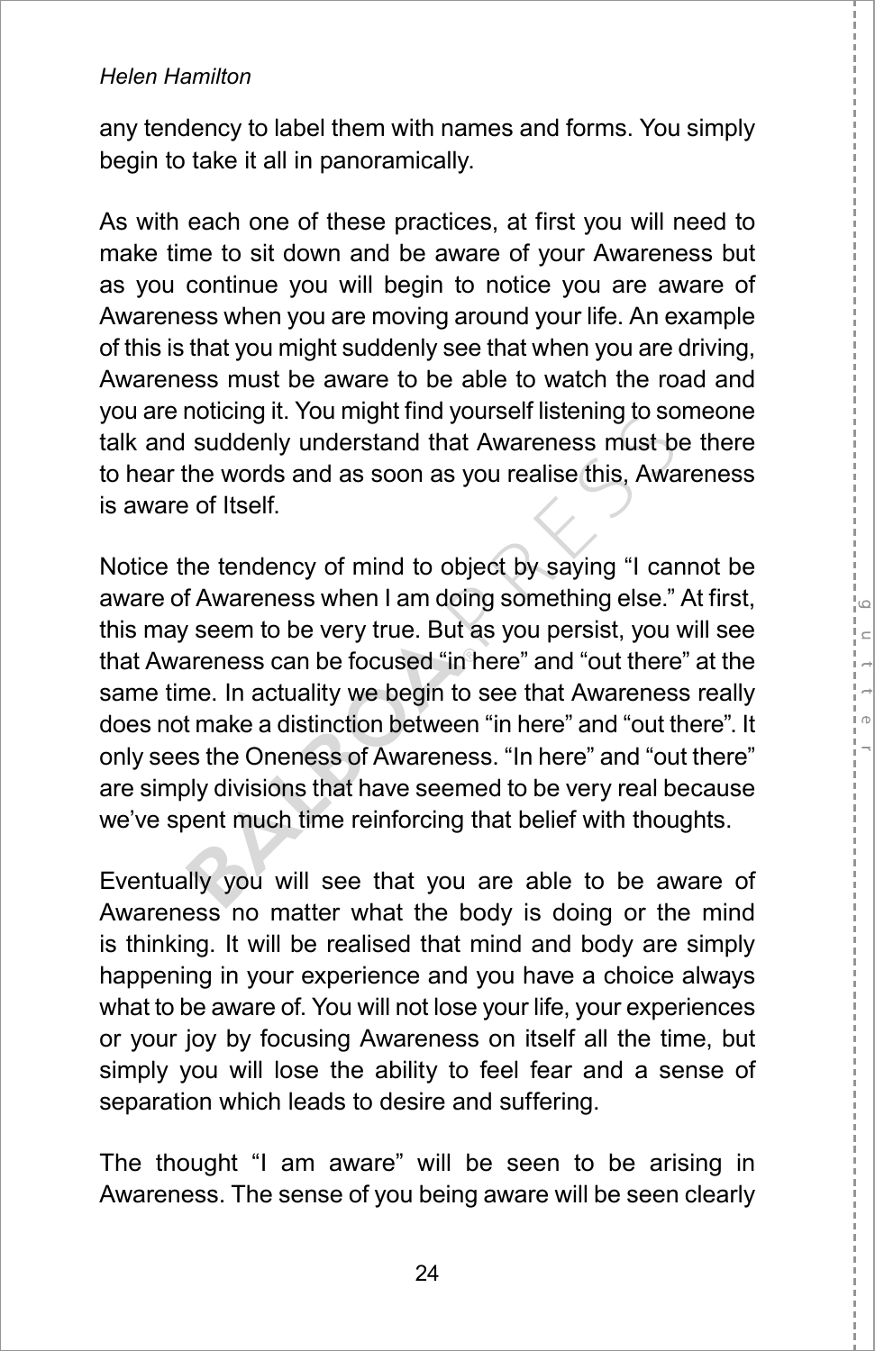any tendency to label them with names and forms. You simply begin to take it all in panoramically.

As with each one of these practices, at first you will need to make time to sit down and be aware of your Awareness but as you continue you will begin to notice you are aware of Awareness when you are moving around your life. An example of this is that you might suddenly see that when you are driving, Awareness must be aware to be able to watch the road and you are noticing it. You might find yourself listening to someone talk and suddenly understand that Awareness must be there to hear the words and as soon as you realise this, Awareness is aware of Itself.

Notice the tendency of mind to object by saying "I cannot be aware of Awareness when I am doing something else." At first, this may seem to be very true. But as you persist, you will see that Awareness can be focused "in here" and "out there" at the same time. In actuality we begin to see that Awareness really does not make a distinction between "in here" and "out there". It only sees the Oneness of Awareness. "In here" and "out there" are simply divisions that have seemed to be very real because we've spent much time reinforcing that belief with thoughts.

Eventually you will see that you are able to be aware of Awareness no matter what the body is doing or the mind is thinking. It will be realised that mind and body are simply happening in your experience and you have a choice always what to be aware of. You will not lose your life, your experiences or your joy by focusing Awareness on itself all the time, but simply you will lose the ability to feel fear and a sense of separation which leads to desire and suffering.

The thought "I am aware" will be seen to be arising in Awareness. The sense of you being aware will be seen clearly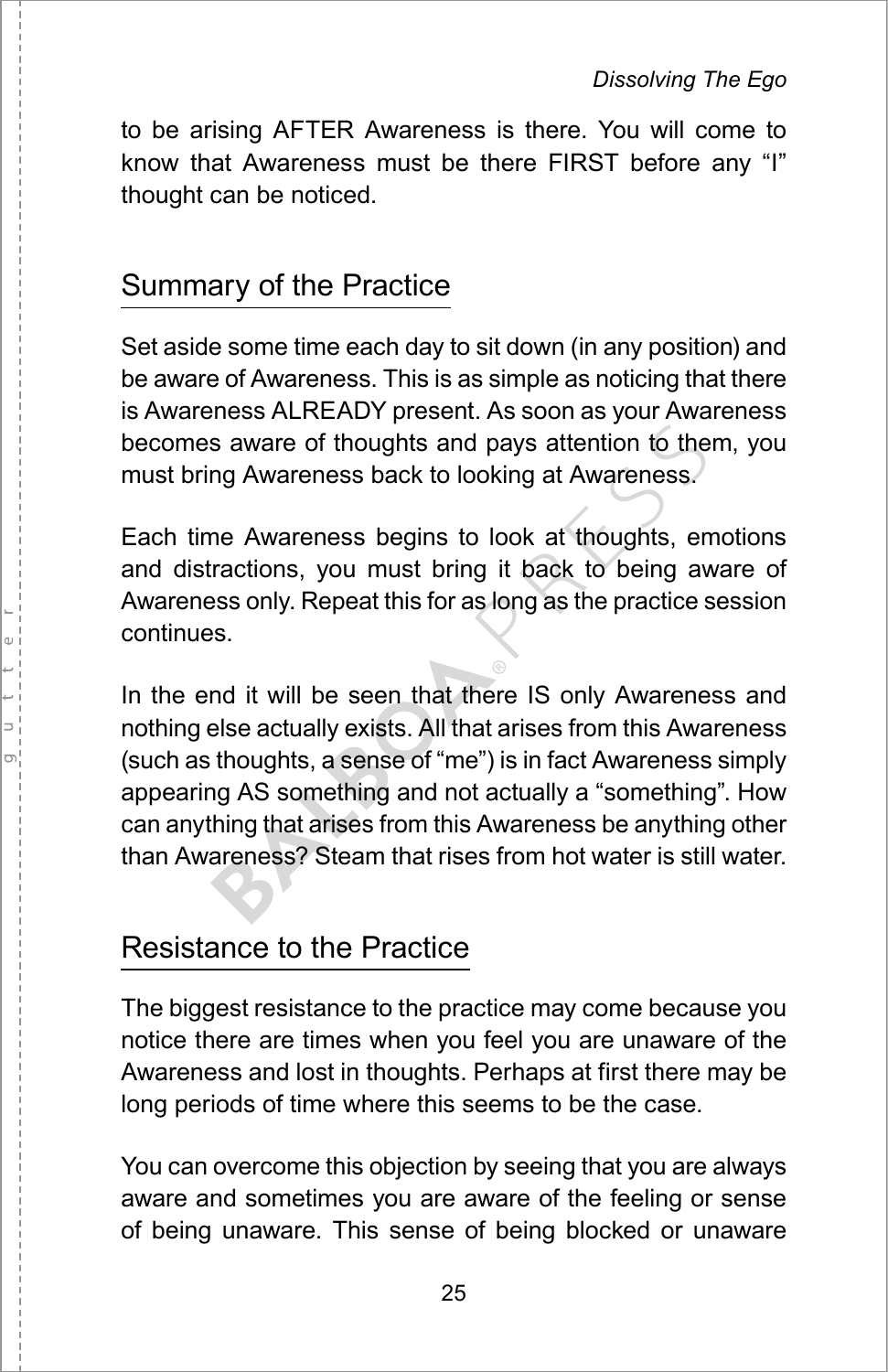to be arising AFTER Awareness is there. You will come to know that Awareness must be there FIRST before any "I" thought can be noticed.

## Summary of the Practice

Set aside some time each day to sit down (in any position) and be aware of Awareness. This is as simple as noticing that there is Awareness ALREADY present. As soon as your Awareness becomes aware of thoughts and pays attention to them, you must bring Awareness back to looking at Awareness.

Each time Awareness begins to look at thoughts, emotions and distractions, you must bring it back to being aware of Awareness only. Repeat this for as long as the practice session continues.

In the end it will be seen that there IS only Awareness and nothing else actually exists. All that arises from this Awareness (such as thoughts, a sense of "me") is in fact Awareness simply appearing AS something and not actually a "something". How can anything that arises from this Awareness be anything other than Awareness? Steam that rises from hot water is still water.

## Resistance to the Practice

The biggest resistance to the practice may come because you notice there are times when you feel you are unaware of the Awareness and lost in thoughts. Perhaps at first there may be long periods of time where this seems to be the case.

You can overcome this objection by seeing that you are always aware and sometimes you are aware of the feeling or sense of being unaware. This sense of being blocked or unaware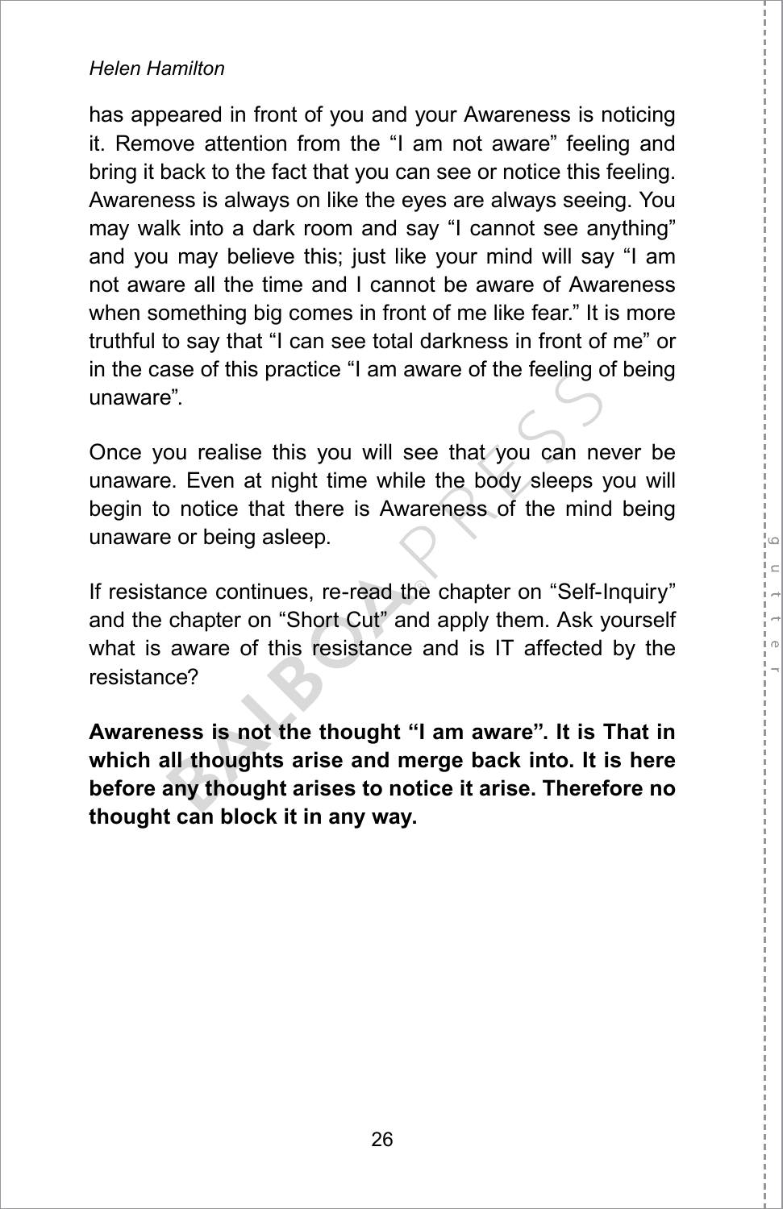has appeared in front of you and your Awareness is noticing it. Remove attention from the “I am not aware” feeling and bring it back to the fact that you can see or notice this feeling. Awareness is always on like the eyes are always seeing. You may walk into a dark room and say “I cannot see anything” and you may believe this; just like your mind will say “I am not aware all the time and I cannot be aware of Awareness when something big comes in front of me like fear.” It is more truthful to say that “I can see total darkness in front of me” or in the case of this practice “I am aware of the feeling of being unaware”.

Once you realise this you will see that you can never be unaware. Even at night time while the body sleeps you will begin to notice that there is Awareness of the mind being unaware or being asleep.

If resistance continues, re-read the chapter on “Self-Inquiry” and the chapter on “Short Cut” and apply them. Ask yourself what is aware of this resistance and is IT affected by the resistance?

**Awareness is not the thought “I am aware”. It is That in which all thoughts arise and merge back into. It is here before any thought arises to notice it arise. Therefore no thought can block it in any way.**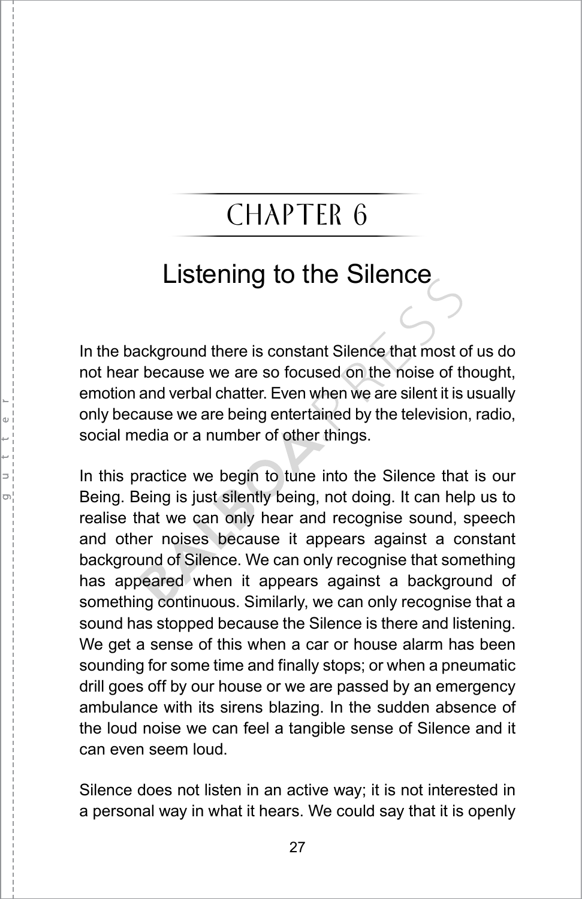# CHAPTER 6

## Listening to the Silence

In the background there is constant Silence that most of us do not hear because we are so focused on the noise of thought, emotion and verbal chatter. Even when we are silent it is usually only because we are being entertained by the television, radio, social media or a number of other things.

In this practice we begin to tune into the Silence that is our Being. Being is just silently being, not doing. It can help us to realise that we can only hear and recognise sound, speech and other noises because it appears against a constant background of Silence. We can only recognise that something has appeared when it appears against a background of something continuous. Similarly, we can only recognise that a sound has stopped because the Silence is there and listening. We get a sense of this when a car or house alarm has been sounding for some time and finally stops; or when a pneumatic drill goes off by our house or we are passed by an emergency ambulance with its sirens blazing. In the sudden absence of the loud noise we can feel a tangible sense of Silence and it can even seem loud.

Silence does not listen in an active way; it is not interested in a personal way in what it hears. We could say that it is openly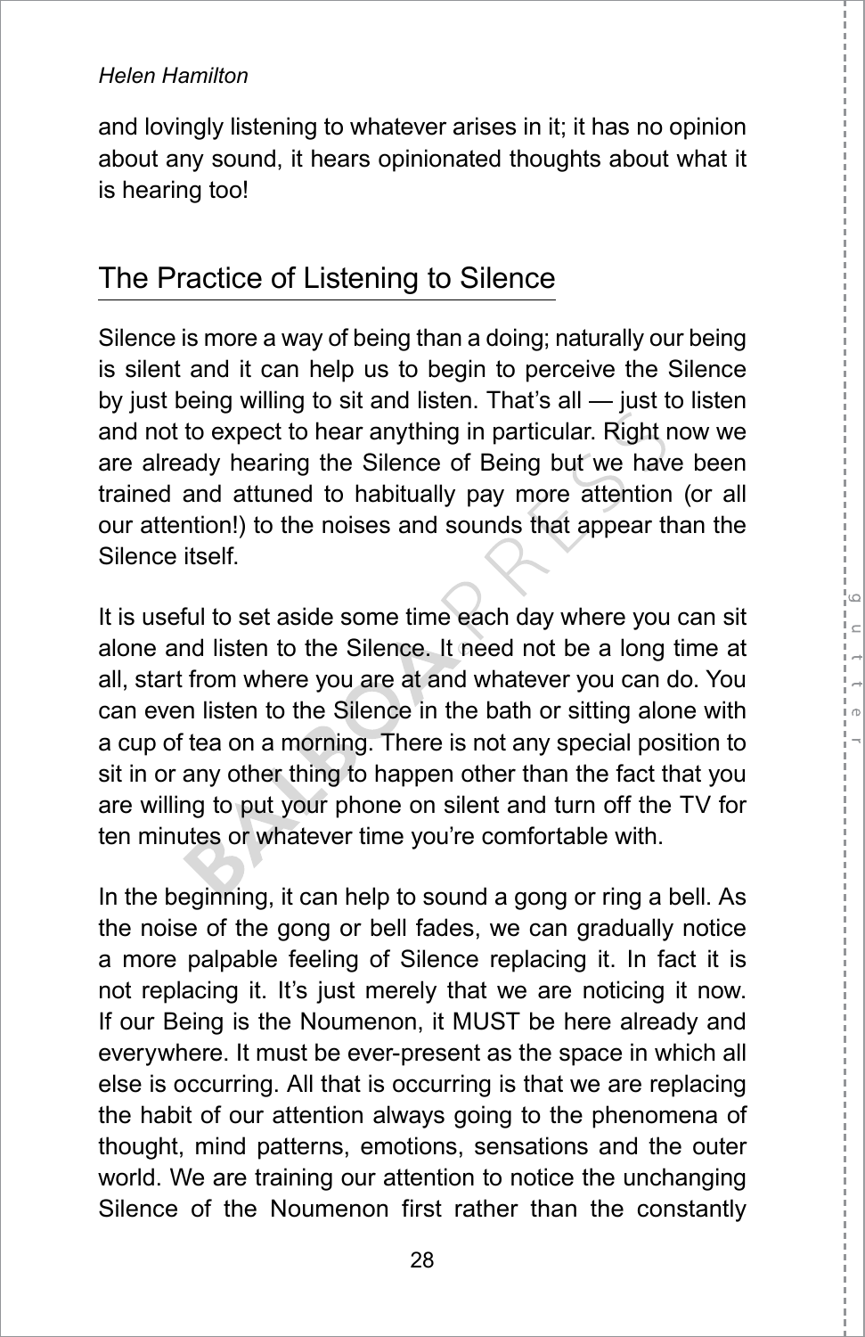and lovingly listening to whatever arises in it; it has no opinion about any sound, it hears opinionated thoughts about what it is hearing too!

## The Practice of Listening to Silence

Silence is more a way of being than a doing; naturally our being is silent and it can help us to begin to perceive the Silence by just being willing to sit and listen. That's all — just to listen and not to expect to hear anything in particular. Right now we are already hearing the Silence of Being but we have been trained and attuned to habitually pay more attention (or all our attention!) to the noises and sounds that appear than the Silence itself.

It is useful to set aside some time each day where you can sit alone and listen to the Silence. It need not be a long time at all, start from where you are at and whatever you can do. You can even listen to the Silence in the bath or sitting alone with a cup of tea on a morning. There is not any special position to sit in or any other thing to happen other than the fact that you are willing to put your phone on silent and turn off the TV for ten minutes or whatever time you're comfortable with.

In the beginning, it can help to sound a gong or ring a bell. As the noise of the gong or bell fades, we can gradually notice a more palpable feeling of Silence replacing it. In fact it is not replacing it. It's just merely that we are noticing it now. If our Being is the Noumenon, it MUST be here already and everywhere. It must be ever-present as the space in which all else is occurring. All that is occurring is that we are replacing the habit of our attention always going to the phenomena of thought, mind patterns, emotions, sensations and the outer world. We are training our attention to notice the unchanging Silence of the Noumenon first rather than the constantly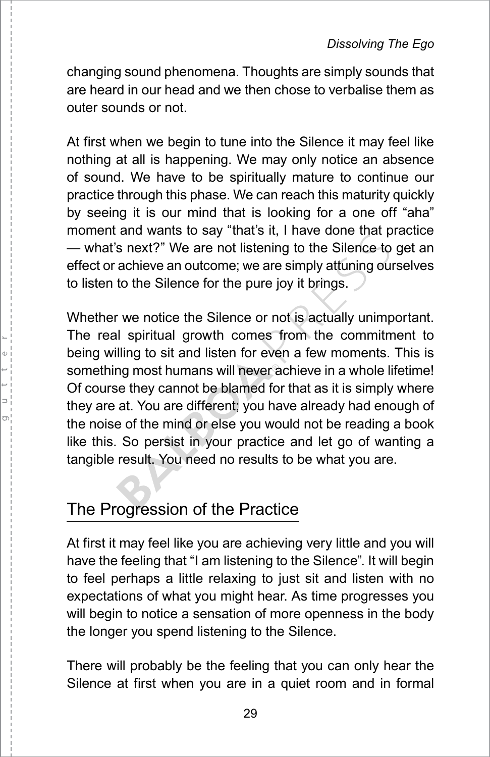changing sound phenomena. Thoughts are simply sounds that are heard in our head and we then chose to verbalise them as outer sounds or not.

At first when we begin to tune into the Silence it may feel like nothing at all is happening. We may only notice an absence of sound. We have to be spiritually mature to continue our practice through this phase. We can reach this maturity quickly by seeing it is our mind that is looking for a one off “aha” moment and wants to say “that’s it, I have done that practice — what’s next?” We are not listening to the Silence to get an effect or achieve an outcome; we are simply attuning ourselves to listen to the Silence for the pure joy it brings.

Whether we notice the Silence or not is actually unimportant. The real spiritual growth comes from the commitment to being willing to sit and listen for even a few moments. This is something most humans will never achieve in a whole lifetime! Of course they cannot be blamed for that as it is simply where they are at. You are different; you have already had enough of the noise of the mind or else you would not be reading a book like this. So persist in your practice and let go of wanting a tangible result. You need no results to be what you are.

## The Progression of the Practice

At first it may feel like you are achieving very little and you will have the feeling that “I am listening to the Silence”. It will begin to feel perhaps a little relaxing to just sit and listen with no expectations of what you might hear. As time progresses you will begin to notice a sensation of more openness in the body the longer you spend listening to the Silence.

There will probably be the feeling that you can only hear the Silence at first when you are in a quiet room and in formal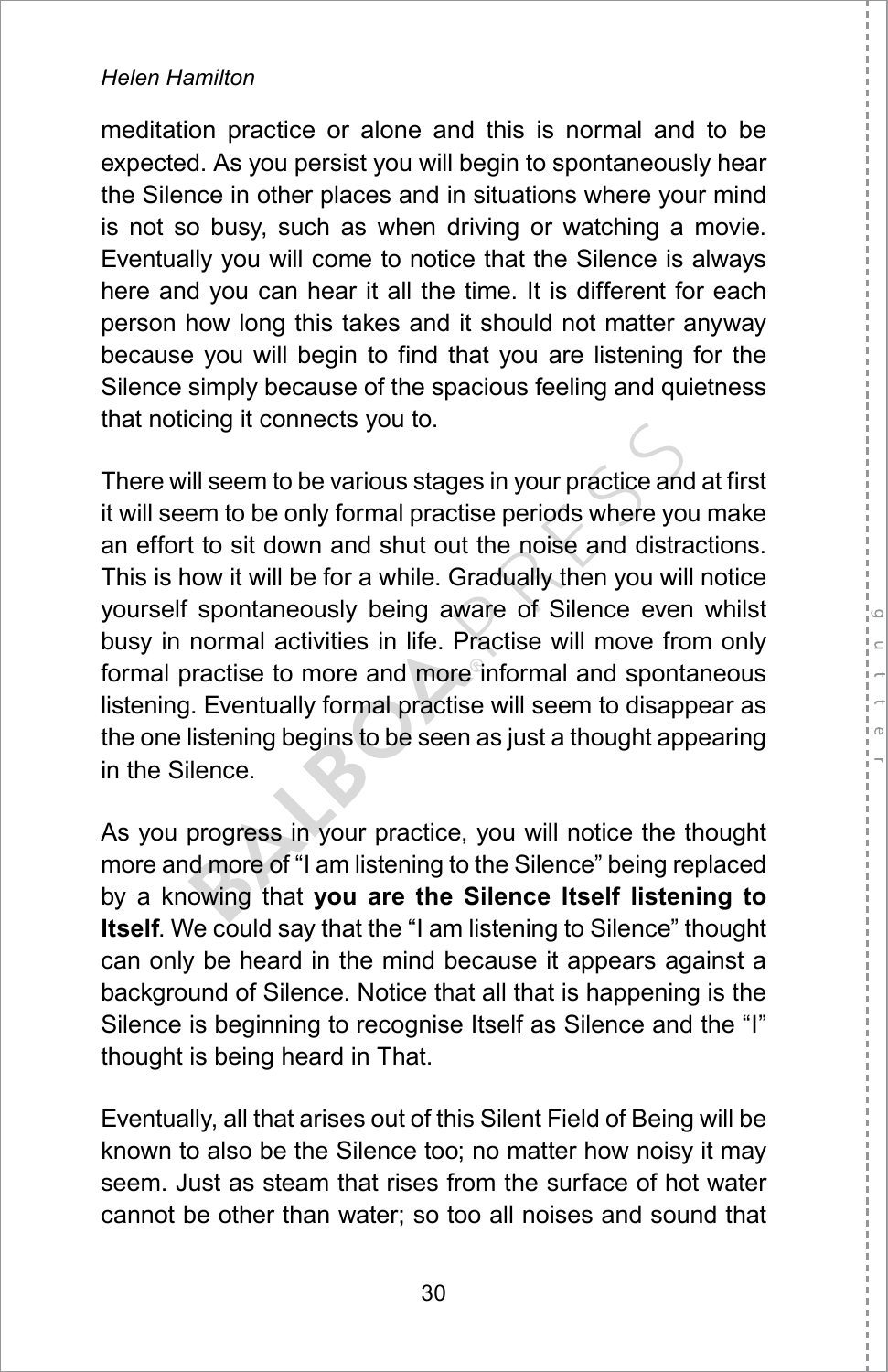meditation practice or alone and this is normal and to be expected. As you persist you will begin to spontaneously hear the Silence in other places and in situations where your mind is not so busy, such as when driving or watching a movie. Eventually you will come to notice that the Silence is always here and you can hear it all the time. It is different for each person how long this takes and it should not matter anyway because you will begin to find that you are listening for the Silence simply because of the spacious feeling and quietness that noticing it connects you to.

There will seem to be various stages in your practice and at first it will seem to be only formal practise periods where you make an effort to sit down and shut out the noise and distractions. This is how it will be for a while. Gradually then you will notice yourself spontaneously being aware of Silence even whilst busy in normal activities in life. Practise will move from only formal practise to more and more informal and spontaneous listening. Eventually formal practise will seem to disappear as the one listening begins to be seen as just a thought appearing in the Silence.

As you progress in your practice, you will notice the thought more and more of "I am listening to the Silence" being replaced by a knowing that **you are the Silence Itself listening to Itself**. We could say that the "I am listening to Silence" thought can only be heard in the mind because it appears against a background of Silence. Notice that all that is happening is the Silence is beginning to recognise Itself as Silence and the "I" thought is being heard in That.

Eventually, all that arises out of this Silent Field of Being will be known to also be the Silence too; no matter how noisy it may seem. Just as steam that rises from the surface of hot water cannot be other than water; so too all noises and sound that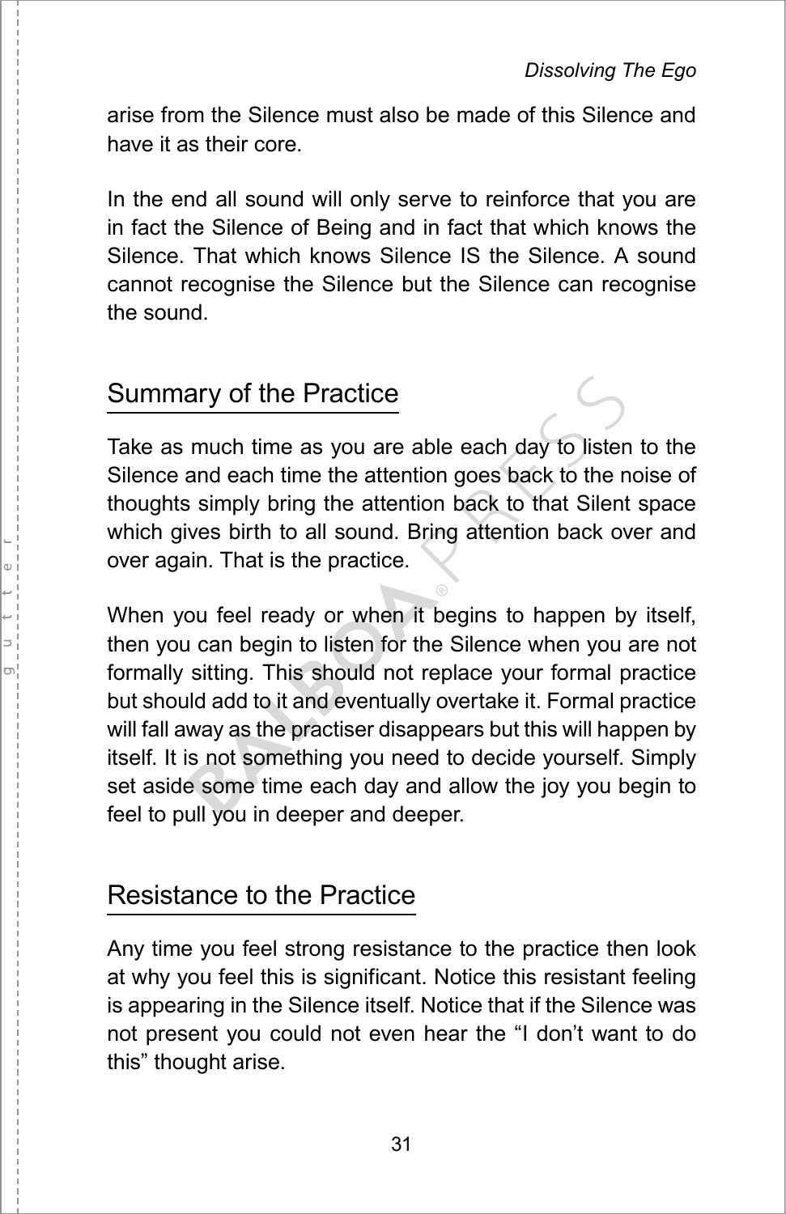arise from the Silence must also be made of this Silence and have it as their core.

In the end all sound will only serve to reinforce that you are in fact the Silence of Being and in fact that which knows the Silence. That which knows Silence IS the Silence. A sound cannot recognise the Silence but the Silence can recognise the sound.

## Summary of the Practice

Take as much time as you are able each day to listen to the Silence and each time the attention goes back to the noise of thoughts simply bring the attention back to that Silent space which gives birth to all sound. Bring attention back over and over again. That is the practice.

When you feel ready or when it begins to happen by itself, then you can begin to listen for the Silence when you are not formally sitting. This should not replace your formal practice but should add to it and eventually overtake it. Formal practice will fall away as the practiser disappears but this will happen by itself. It is not something you need to decide yourself. Simply set aside some time each day and allow the joy you begin to feel to pull you in deeper and deeper.

## Resistance to the Practice

Any time you feel strong resistance to the practice then look at why you feel this is significant. Notice this resistant feeling is appearing in the Silence itself. Notice that if the Silence was not present you could not even hear the “I don’t want to do this” thought arise.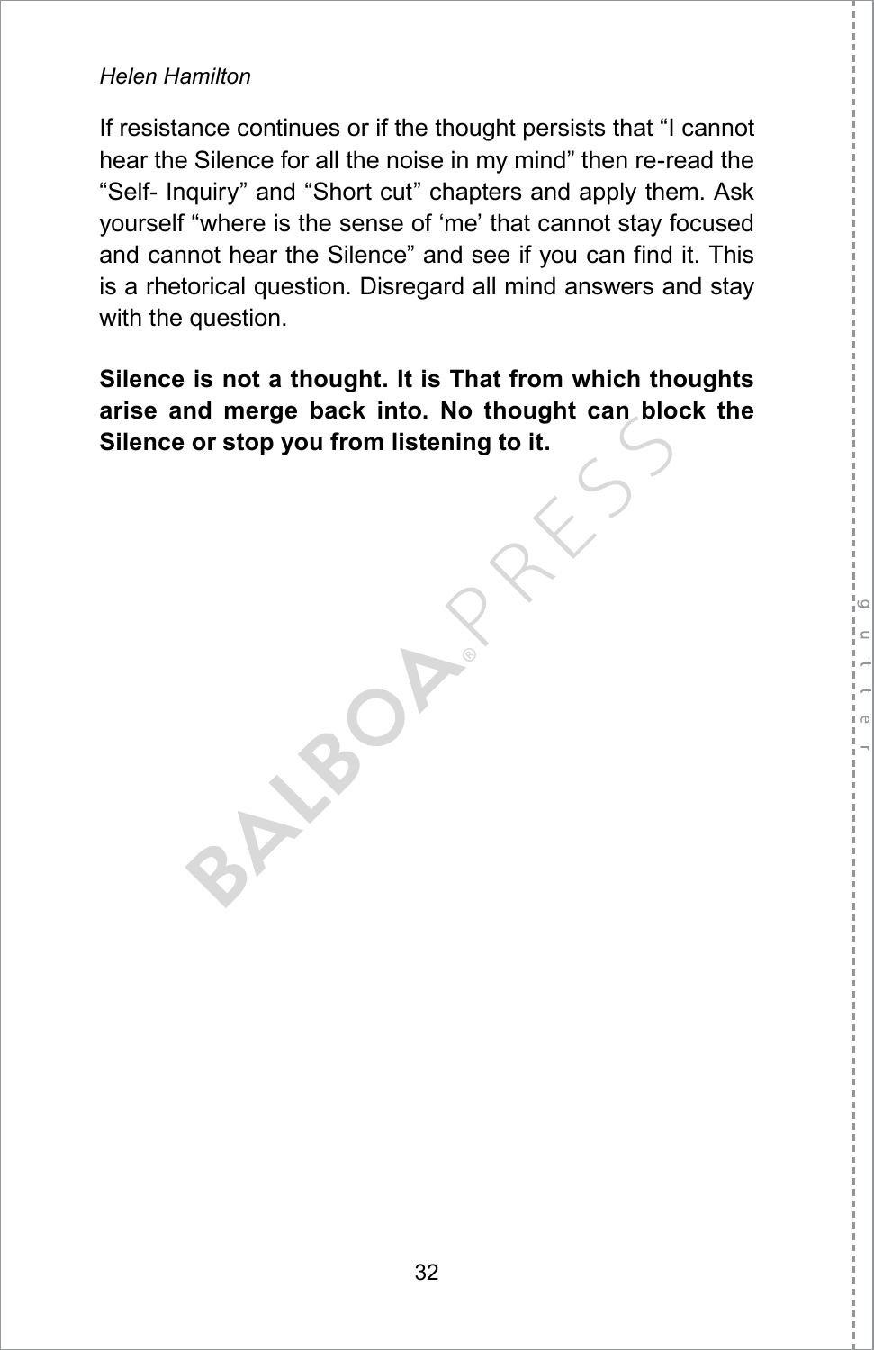If resistance continues or if the thought persists that "I cannot hear the Silence for all the noise in my mind" then re-read the "Self- Inquiry" and "Short cut" chapters and apply them. Ask yourself "where is the sense of 'me' that cannot stay focused and cannot hear the Silence" and see if you can find it. This is a rhetorical question. Disregard all mind answers and stay with the question.

**Silence is not a thought. It is That from which thoughts arise and merge back into. No thought can block the Silence or stop you from listening to it.**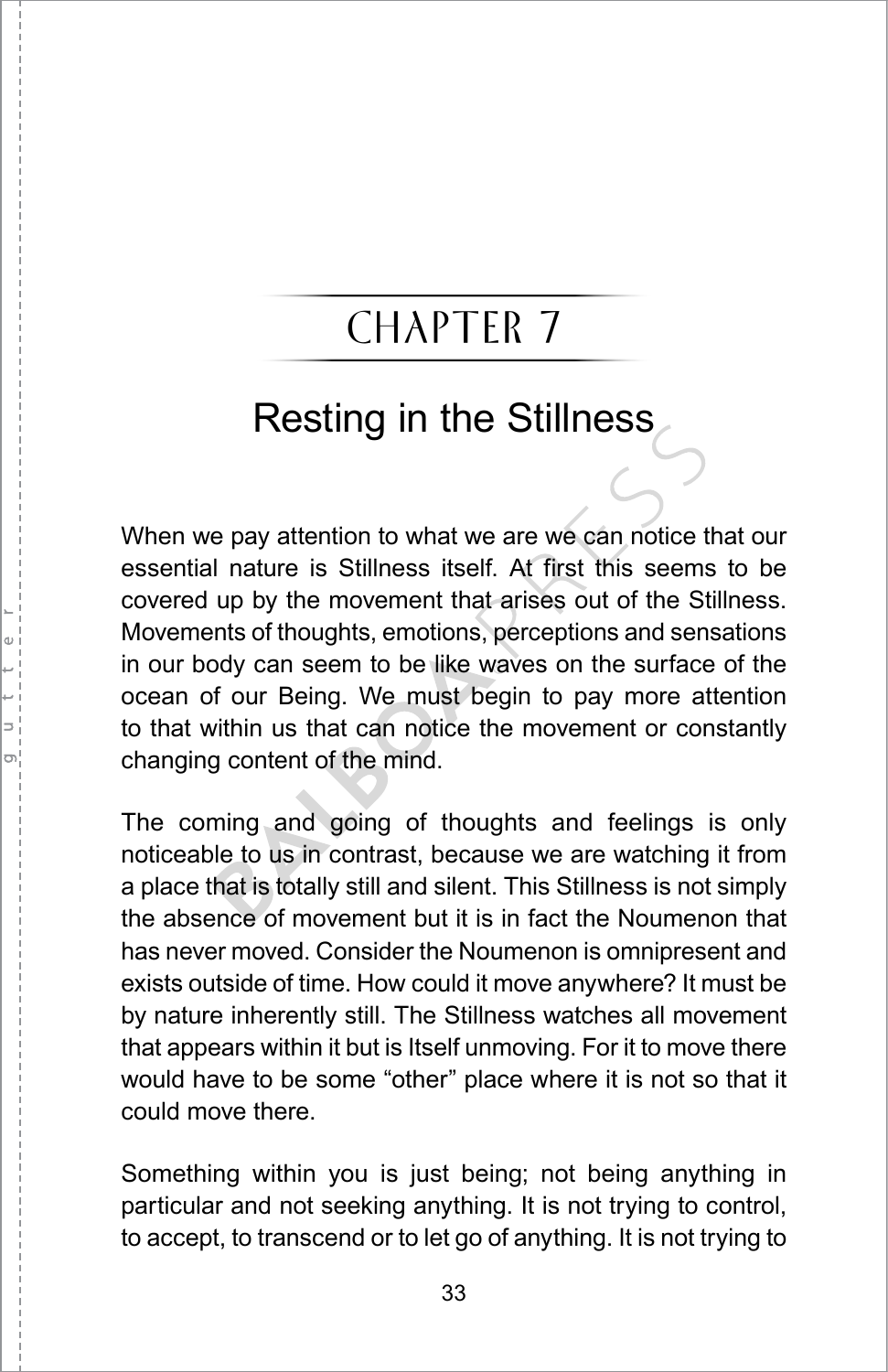# CHAPTER 7

## Resting in the Stillness

When we pay attention to what we are we can notice that our essential nature is Stillness itself. At first this seems to be covered up by the movement that arises out of the Stillness. Movements of thoughts, emotions, perceptions and sensations in our body can seem to be like waves on the surface of the ocean of our Being. We must begin to pay more attention to that within us that can notice the movement or constantly changing content of the mind.

The coming and going of thoughts and feelings is only noticeable to us in contrast, because we are watching it from a place that is totally still and silent. This Stillness is not simply the absence of movement but it is in fact the Noumenon that has never moved. Consider the Noumenon is omnipresent and exists outside of time. How could it move anywhere? It must be by nature inherently still. The Stillness watches all movement that appears within it but is Itself unmoving. For it to move there would have to be some "other" place where it is not so that it could move there.

Something within you is just being; not being anything in particular and not seeking anything. It is not trying to control, to accept, to transcend or to let go of anything. It is not trying to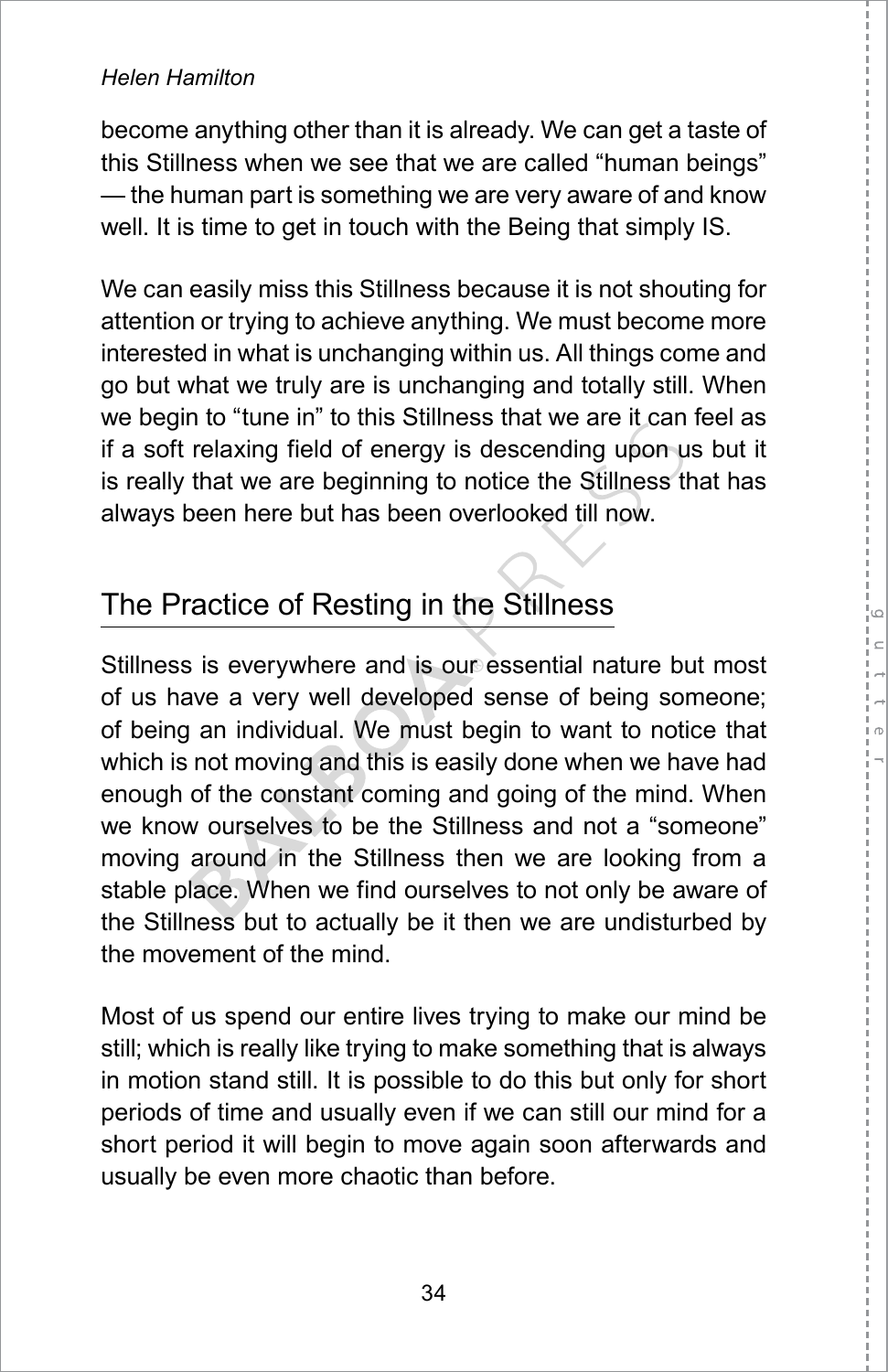become anything other than it is already. We can get a taste of this Stillness when we see that we are called “human beings” — the human part is something we are very aware of and know well. It is time to get in touch with the Being that simply IS.

We can easily miss this Stillness because it is not shouting for attention or trying to achieve anything. We must become more interested in what is unchanging within us. All things come and go but what we truly are is unchanging and totally still. When we begin to “tune in” to this Stillness that we are it can feel as if a soft relaxing field of energy is descending upon us but it is really that we are beginning to notice the Stillness that has always been here but has been overlooked till now.

## The Practice of Resting in the Stillness

Stillness is everywhere and is our essential nature but most of us have a very well developed sense of being someone; of being an individual. We must begin to want to notice that which is not moving and this is easily done when we have had enough of the constant coming and going of the mind. When we know ourselves to be the Stillness and not a “someone” moving around in the Stillness then we are looking from a stable place. When we find ourselves to not only be aware of the Stillness but to actually be it then we are undisturbed by the movement of the mind.

Most of us spend our entire lives trying to make our mind be still; which is really like trying to make something that is always in motion stand still. It is possible to do this but only for short periods of time and usually even if we can still our mind for a short period it will begin to move again soon afterwards and usually be even more chaotic than before.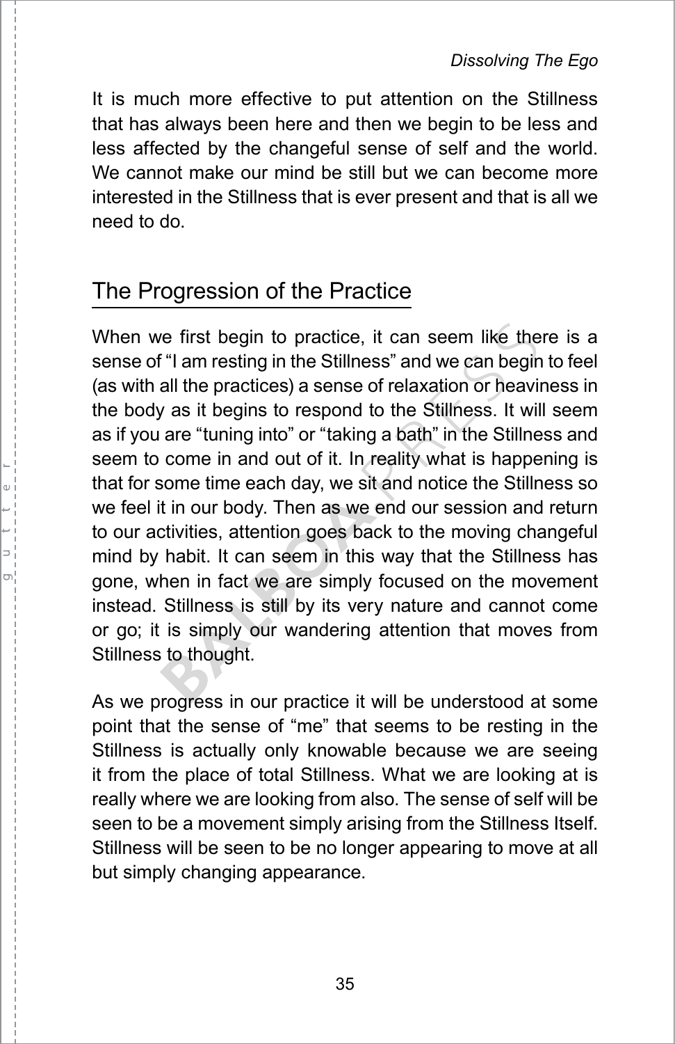It is much more effective to put attention on the Stillness that has always been here and then we begin to be less and less affected by the changeful sense of self and the world. We cannot make our mind be still but we can become more interested in the Stillness that is ever present and that is all we need to do.

## The Progression of the Practice

When we first begin to practice, it can seem like there is a sense of "I am resting in the Stillness" and we can begin to feel (as with all the practices) a sense of relaxation or heaviness in the body as it begins to respond to the Stillness. It will seem as if you are "tuning into" or "taking a bath" in the Stillness and seem to come in and out of it. In reality what is happening is that for some time each day, we sit and notice the Stillness so we feel it in our body. Then as we end our session and return to our activities, attention goes back to the moving changeful mind by habit. It can seem in this way that the Stillness has gone, when in fact we are simply focused on the movement instead. Stillness is still by its very nature and cannot come or go; it is simply our wandering attention that moves from Stillness to thought.

As we progress in our practice it will be understood at some point that the sense of "me" that seems to be resting in the Stillness is actually only knowable because we are seeing it from the place of total Stillness. What we are looking at is really where we are looking from also. The sense of self will be seen to be a movement simply arising from the Stillness Itself. Stillness will be seen to be no longer appearing to move at all but simply changing appearance.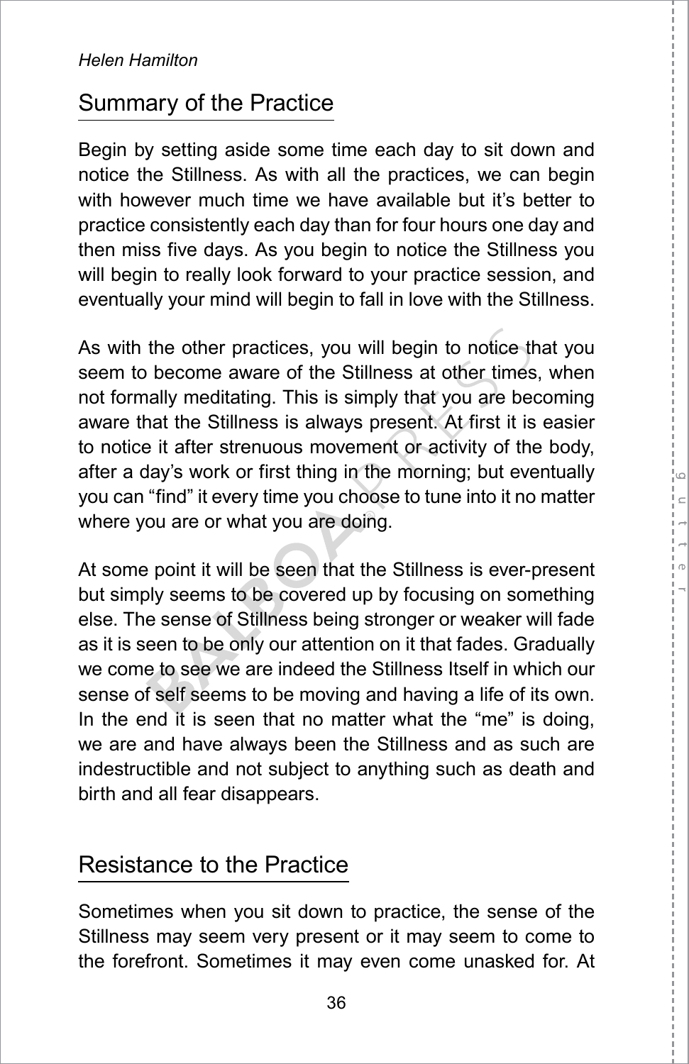## Summary of the Practice

Begin by setting aside some time each day to sit down and notice the Stillness. As with all the practices, we can begin with however much time we have available but it's better to practice consistently each day than for four hours one day and then miss five days. As you begin to notice the Stillness you will begin to really look forward to your practice session, and eventually your mind will begin to fall in love with the Stillness.

As with the other practices, you will begin to notice that you seem to become aware of the Stillness at other times, when not formally meditating. This is simply that you are becoming aware that the Stillness is always present. At first it is easier to notice it after strenuous movement or activity of the body, after a day's work or first thing in the morning; but eventually you can "find" it every time you choose to tune into it no matter where you are or what you are doing.

At some point it will be seen that the Stillness is ever-present but simply seems to be covered up by focusing on something else. The sense of Stillness being stronger or weaker will fade as it is seen to be only our attention on it that fades. Gradually we come to see we are indeed the Stillness Itself in which our sense of self seems to be moving and having a life of its own. In the end it is seen that no matter what the "me" is doing, we are and have always been the Stillness and as such are indestructible and not subject to anything such as death and birth and all fear disappears.

## Resistance to the Practice

Sometimes when you sit down to practice, the sense of the Stillness may seem very present or it may seem to come to the forefront. Sometimes it may even come unasked for. At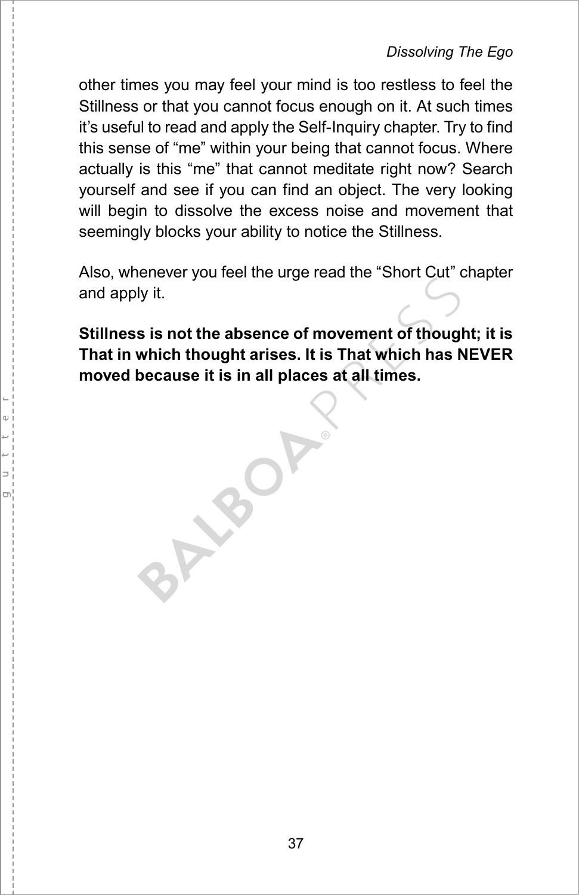other times you may feel your mind is too restless to feel the Stillness or that you cannot focus enough on it. At such times it's useful to read and apply the Self-Inquiry chapter. Try to find this sense of "me" within your being that cannot focus. Where actually is this "me" that cannot meditate right now? Search yourself and see if you can find an object. The very looking will begin to dissolve the excess noise and movement that seemingly blocks your ability to notice the Stillness.

Also, whenever you feel the urge read the "Short Cut" chapter and apply it.

**Stillness is not the absence of movement of thought; it is That in which thought arises. It is That which has NEVER moved because it is in all places at all times.**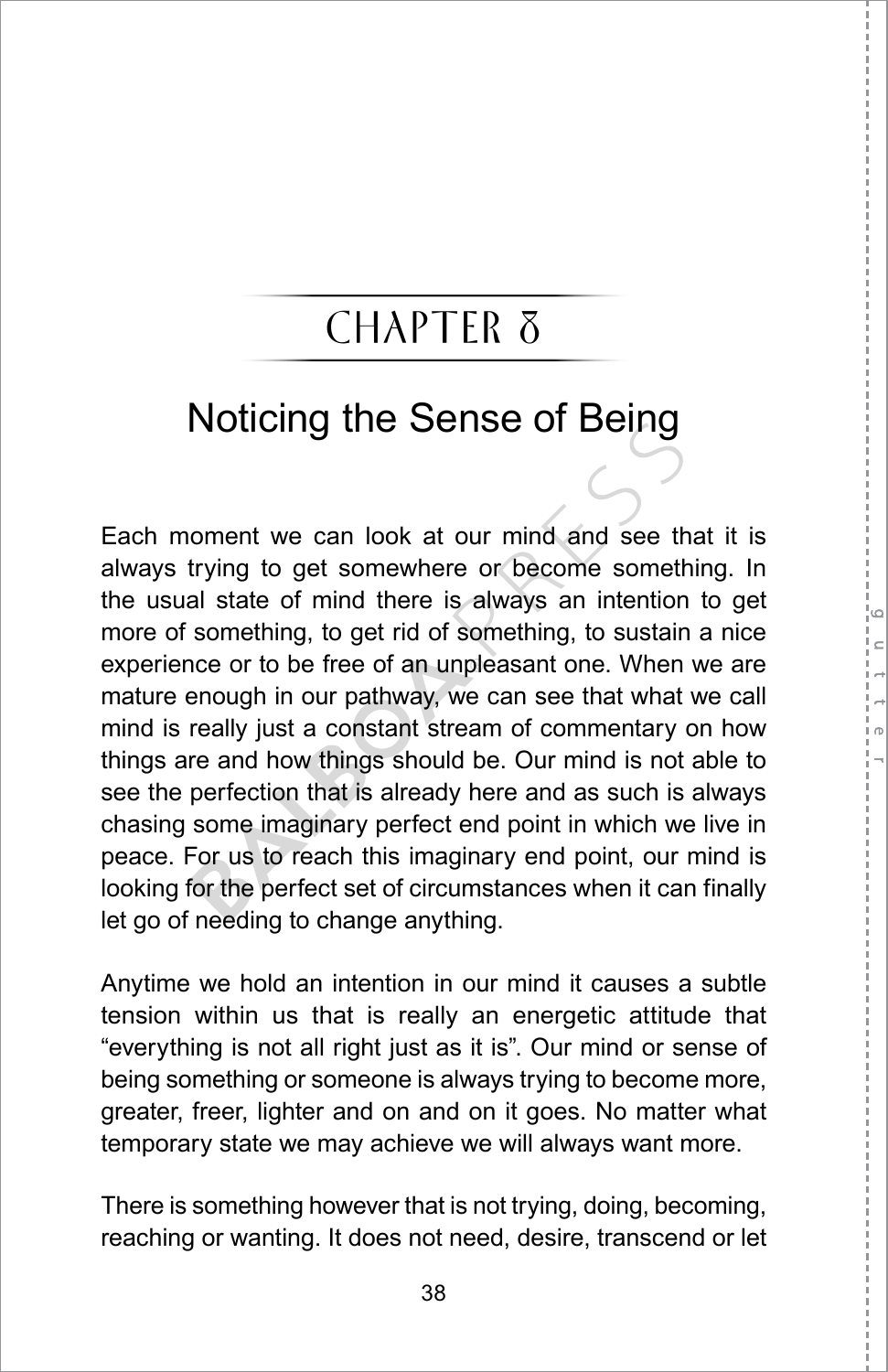# CHAPTER 8

## Noticing the Sense of Being

Each moment we can look at our mind and see that it is always trying to get somewhere or become something. In the usual state of mind there is always an intention to get more of something, to get rid of something, to sustain a nice experience or to be free of an unpleasant one. When we are mature enough in our pathway, we can see that what we call mind is really just a constant stream of commentary on how things are and how things should be. Our mind is not able to see the perfection that is already here and as such is always chasing some imaginary perfect end point in which we live in peace. For us to reach this imaginary end point, our mind is looking for the perfect set of circumstances when it can finally let go of needing to change anything.

Anytime we hold an intention in our mind it causes a subtle tension within us that is really an energetic attitude that "everything is not all right just as it is". Our mind or sense of being something or someone is always trying to become more, greater, freer, lighter and on and on it goes. No matter what temporary state we may achieve we will always want more.

There is something however that is not trying, doing, becoming, reaching or wanting. It does not need, desire, transcend or let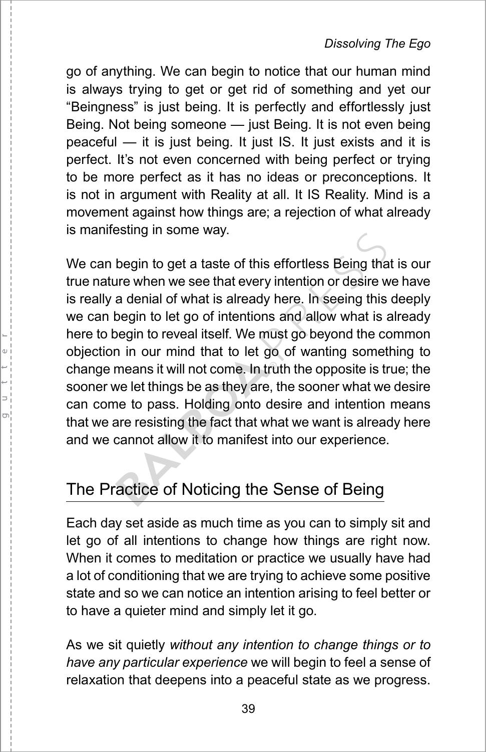go of anything. We can begin to notice that our human mind is always trying to get or get rid of something and yet our "Beingness" is just being. It is perfectly and effortlessly just Being. Not being someone — just Being. It is not even being peaceful — it is just being. It just IS. It just exists and it is perfect. It's not even concerned with being perfect or trying to be more perfect as it has no ideas or preconceptions. It is not in argument with Reality at all. It IS Reality. Mind is a movement against how things are; a rejection of what already is manifesting in some way.

We can begin to get a taste of this effortless Being that is our true nature when we see that every intention or desire we have is really a denial of what is already here. In seeing this deeply we can begin to let go of intentions and allow what is already here to begin to reveal itself. We must go beyond the common objection in our mind that to let go of wanting something to change means it will not come. In truth the opposite is true; the sooner we let things be as they are, the sooner what we desire can come to pass. Holding onto desire and intention means that we are resisting the fact that what we want is already here and we cannot allow it to manifest into our experience.

## The Practice of Noticing the Sense of Being

Each day set aside as much time as you can to simply sit and let go of all intentions to change how things are right now. When it comes to meditation or practice we usually have had a lot of conditioning that we are trying to achieve some positive state and so we can notice an intention arising to feel better or to have a quieter mind and simply let it go.

As we sit quietly *without any intention to change things or to have any particular experience* we will begin to feel a sense of relaxation that deepens into a peaceful state as we progress.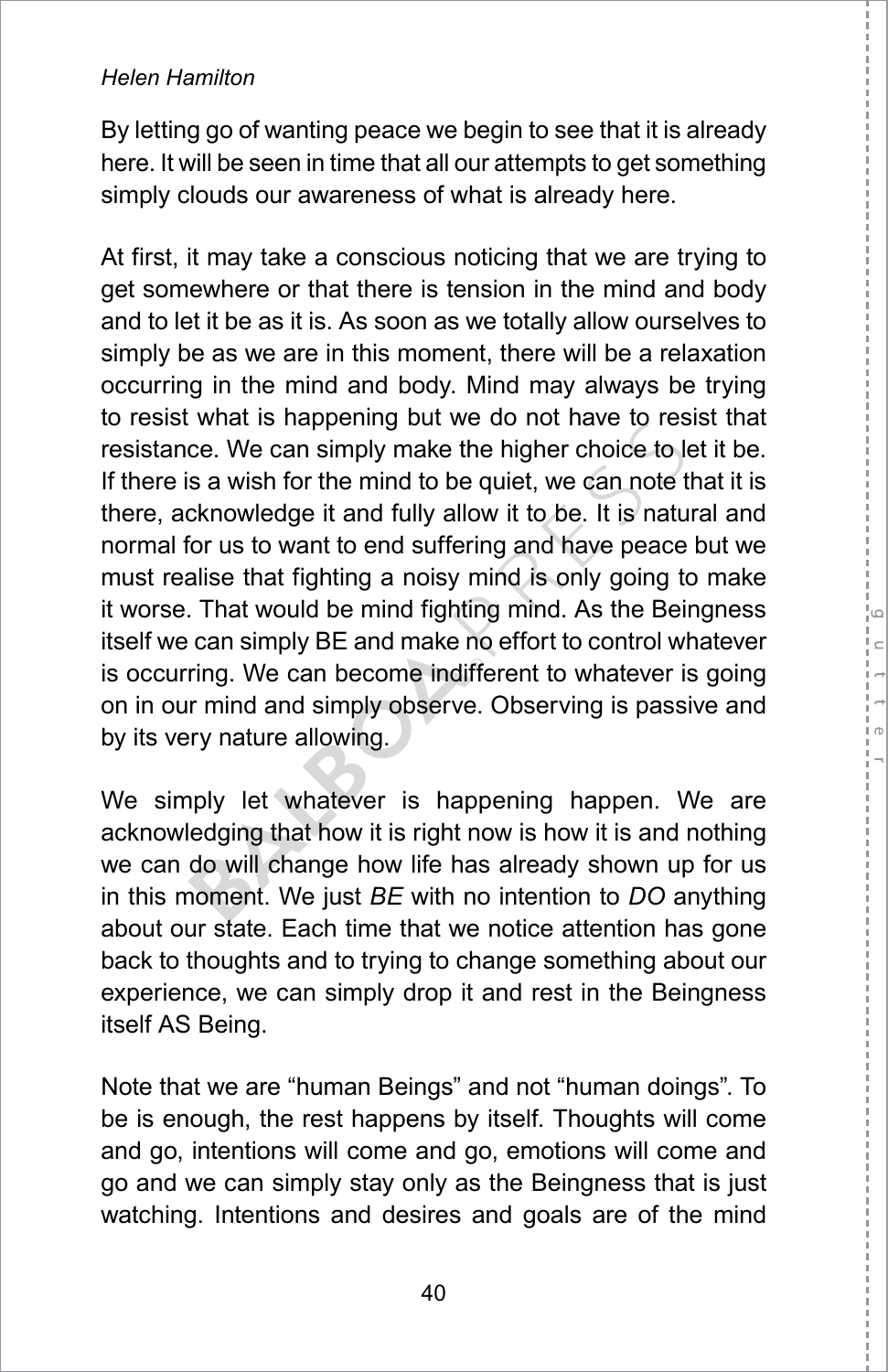By letting go of wanting peace we begin to see that it is already here. It will be seen in time that all our attempts to get something simply clouds our awareness of what is already here.

At first, it may take a conscious noticing that we are trying to get somewhere or that there is tension in the mind and body and to let it be as it is. As soon as we totally allow ourselves to simply be as we are in this moment, there will be a relaxation occurring in the mind and body. Mind may always be trying to resist what is happening but we do not have to resist that resistance. We can simply make the higher choice to let it be. If there is a wish for the mind to be quiet, we can note that it is there, acknowledge it and fully allow it to be. It is natural and normal for us to want to end suffering and have peace but we must realise that fighting a noisy mind is only going to make it worse. That would be mind fighting mind. As the Beingness itself we can simply BE and make no effort to control whatever is occurring. We can become indifferent to whatever is going on in our mind and simply observe. Observing is passive and by its very nature allowing.

We simply let whatever is happening happen. We are acknowledging that how it is right now is how it is and nothing we can do will change how life has already shown up for us in this moment. We just *BE* with no intention to *DO* anything about our state. Each time that we notice attention has gone back to thoughts and to trying to change something about our experience, we can simply drop it and rest in the Beingness itself AS Being.

Note that we are "human Beings" and not "human doings". To be is enough, the rest happens by itself. Thoughts will come and go, intentions will come and go, emotions will come and go and we can simply stay only as the Beingness that is just watching. Intentions and desires and goals are of the mind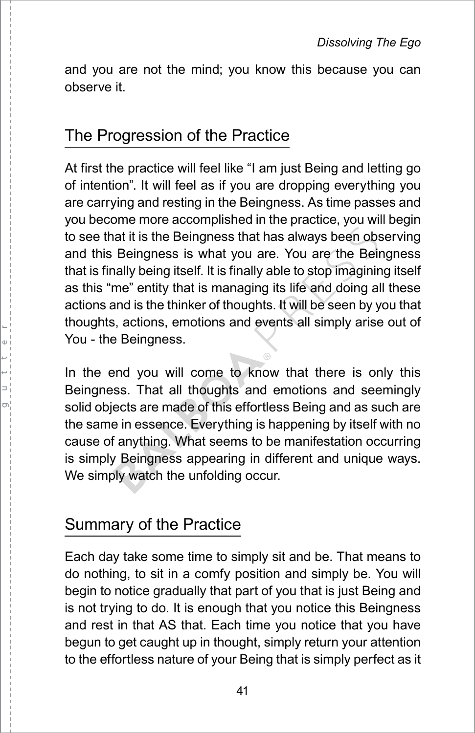and you are not the mind; you know this because you can observe it.

## The Progression of the Practice

At first the practice will feel like “I am just Being and letting go of intention”. It will feel as if you are dropping everything you are carrying and resting in the Beingness. As time passes and you become more accomplished in the practice, you will begin to see that it is the Beingness that has always been observing and this Beingness is what you are. You are the Beingness that is finally being itself. It is finally able to stop imagining itself as this “me” entity that is managing its life and doing all these actions and is the thinker of thoughts. It will be seen by you that thoughts, actions, emotions and events all simply arise out of You - the Beingness.

In the end you will come to know that there is only this Beingness. That all thoughts and emotions and seemingly solid objects are made of this effortless Being and as such are the same in essence. Everything is happening by itself with no cause of anything. What seems to be manifestation occurring is simply Beingness appearing in different and unique ways. We simply watch the unfolding occur.

## Summary of the Practice

Each day take some time to simply sit and be. That means to do nothing, to sit in a comfy position and simply be. You will begin to notice gradually that part of you that is just Being and is not trying to do. It is enough that you notice this Beingness and rest in that AS that. Each time you notice that you have begun to get caught up in thought, simply return your attention to the effortless nature of your Being that is simply perfect as it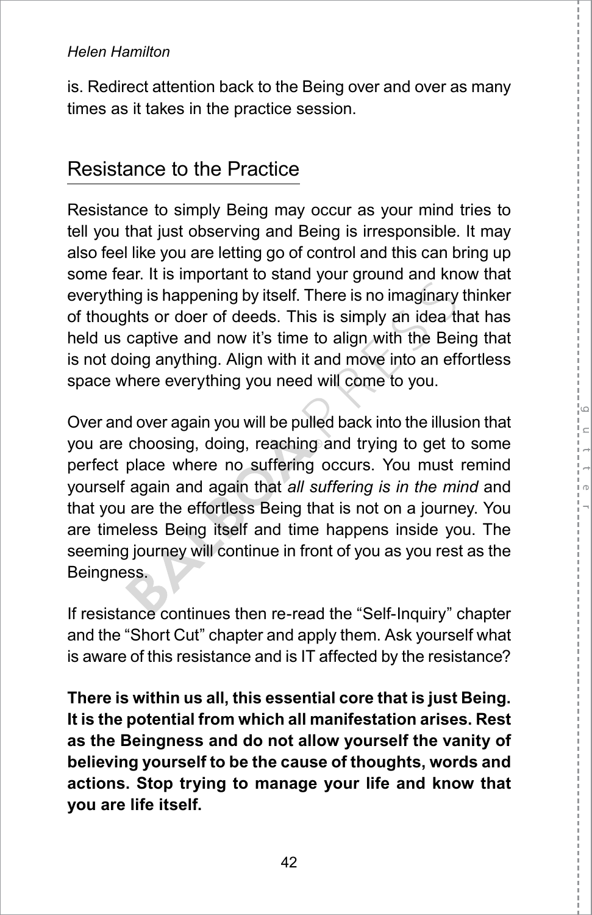is. Redirect attention back to the Being over and over as many times as it takes in the practice session.

## Resistance to the Practice

Resistance to simply Being may occur as your mind tries to tell you that just observing and Being is irresponsible. It may also feel like you are letting go of control and this can bring up some fear. It is important to stand your ground and know that everything is happening by itself. There is no imaginary thinker of thoughts or doer of deeds. This is simply an idea that has held us captive and now it's time to align with the Being that is not doing anything. Align with it and move into an effortless space where everything you need will come to you.

Over and over again you will be pulled back into the illusion that you are choosing, doing, reaching and trying to get to some perfect place where no suffering occurs. You must remind yourself again and again that *all suffering is in the mind* and that you are the effortless Being that is not on a journey. You are timeless Being itself and time happens inside you. The seeming journey will continue in front of you as you rest as the Beingness.

If resistance continues then re-read the "Self-Inquiry" chapter and the "Short Cut" chapter and apply them. Ask yourself what is aware of this resistance and is IT affected by the resistance?

**There is within us all, this essential core that is just Being. It is the potential from which all manifestation arises. Rest as the Beingness and do not allow yourself the vanity of believing yourself to be the cause of thoughts, words and actions. Stop trying to manage your life and know that you are life itself.**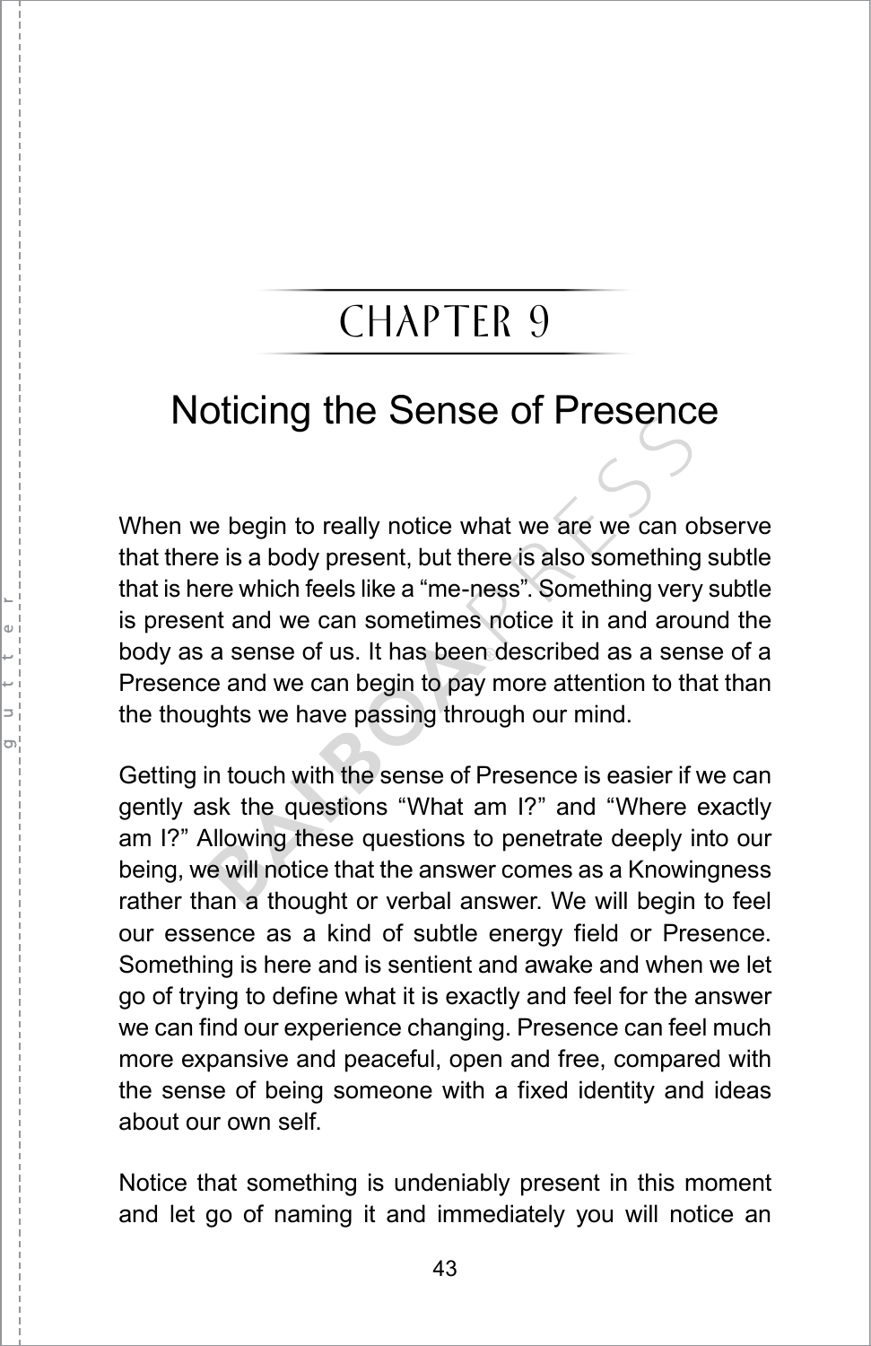# CHAPTER 9

## Noticing the Sense of Presence

When we begin to really notice what we are we can observe that there is a body present, but there is also something subtle that is here which feels like a "me-ness". Something very subtle is present and we can sometimes notice it in and around the body as a sense of us. It has been described as a sense of a Presence and we can begin to pay more attention to that than the thoughts we have passing through our mind.

Getting in touch with the sense of Presence is easier if we can gently ask the questions "What am I?" and "Where exactly am I?" Allowing these questions to penetrate deeply into our being, we will notice that the answer comes as a Knowingness rather than a thought or verbal answer. We will begin to feel our essence as a kind of subtle energy field or Presence. Something is here and is sentient and awake and when we let go of trying to define what it is exactly and feel for the answer we can find our experience changing. Presence can feel much more expansive and peaceful, open and free, compared with the sense of being someone with a fixed identity and ideas about our own self.

Notice that something is undeniably present in this moment and let go of naming it and immediately you will notice an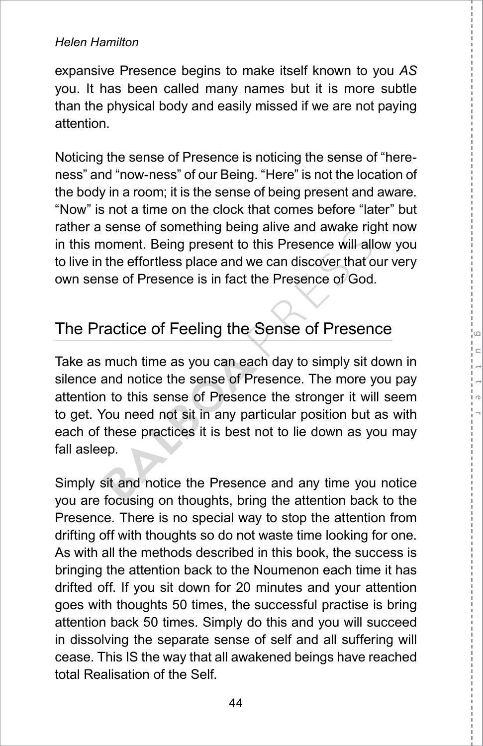expansive Presence begins to make itself known to you *AS* you. It has been called many names but it is more subtle than the physical body and easily missed if we are not paying attention.

Noticing the sense of Presence is noticing the sense of "here-ness" and "now-ness" of our Being. "Here" is not the location of the body in a room; it is the sense of being present and aware. "Now" is not a time on the clock that comes before "later" but rather a sense of something being alive and awake right now in this moment. Being present to this Presence will allow you to live in the effortless place and we can discover that our very own sense of Presence is in fact the Presence of God.

## The Practice of Feeling the Sense of Presence

Take as much time as you can each day to simply sit down in silence and notice the sense of Presence. The more you pay attention to this sense of Presence the stronger it will seem to get. You need not sit in any particular position but as with each of these practices it is best not to lie down as you may fall asleep.

Simply sit and notice the Presence and any time you notice you are focusing on thoughts, bring the attention back to the Presence. There is no special way to stop the attention from drifting off with thoughts so do not waste time looking for one. As with all the methods described in this book, the success is bringing the attention back to the Noumenon each time it has drifted off. If you sit down for 20 minutes and your attention goes with thoughts 50 times, the successful practise is bring attention back 50 times. Simply do this and you will succeed in dissolving the separate sense of self and all suffering will cease. This IS the way that all awakened beings have reached total Realisation of the Self.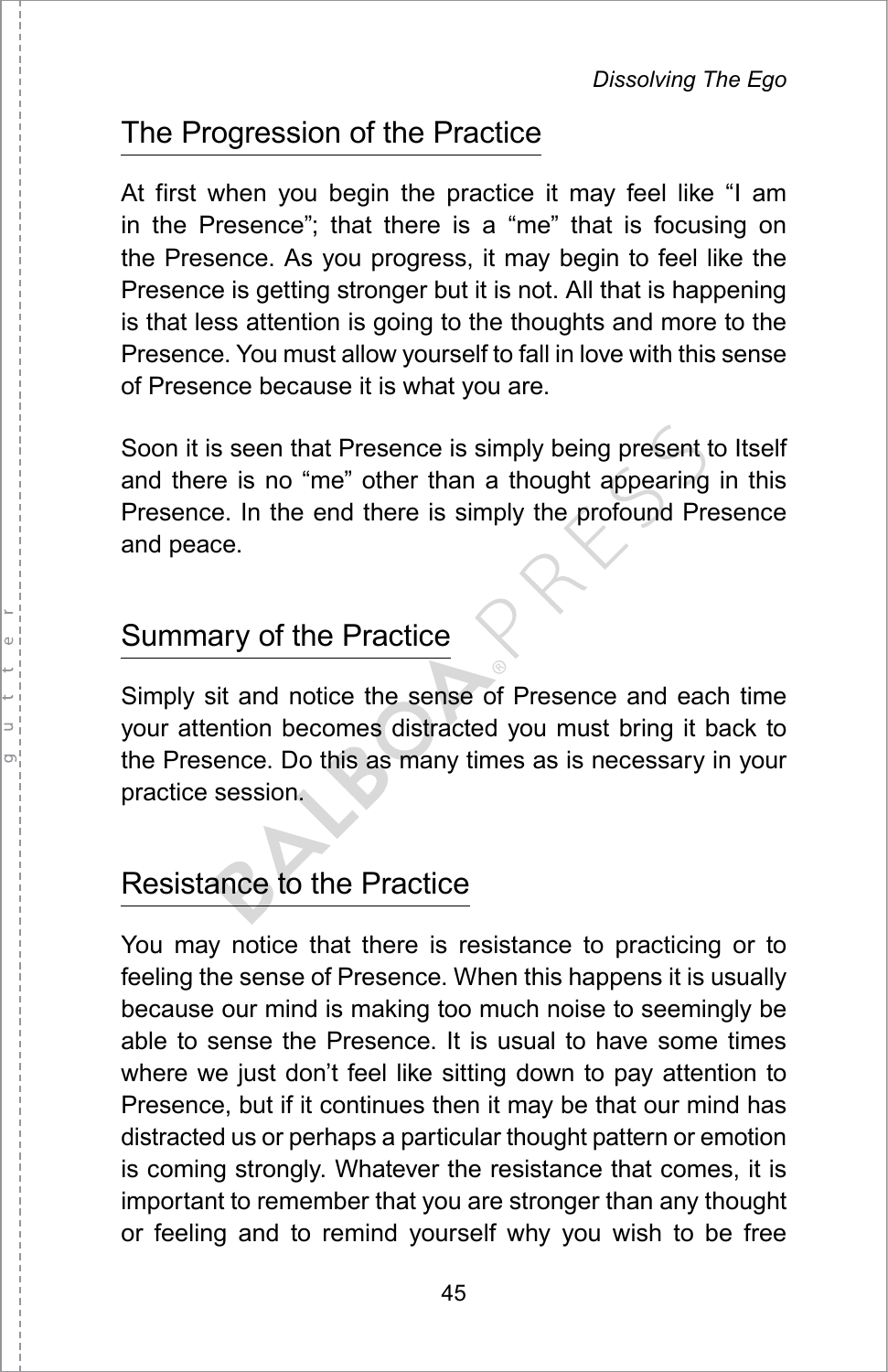## The Progression of the Practice

At first when you begin the practice it may feel like "I am in the Presence"; that there is a "me" that is focusing on the Presence. As you progress, it may begin to feel like the Presence is getting stronger but it is not. All that is happening is that less attention is going to the thoughts and more to the Presence. You must allow yourself to fall in love with this sense of Presence because it is what you are.

Soon it is seen that Presence is simply being present to Itself and there is no "me" other than a thought appearing in this Presence. In the end there is simply the profound Presence and peace.

## Summary of the Practice

Simply sit and notice the sense of Presence and each time your attention becomes distracted you must bring it back to the Presence. Do this as many times as is necessary in your practice session.

## Resistance to the Practice

You may notice that there is resistance to practicing or to feeling the sense of Presence. When this happens it is usually because our mind is making too much noise to seemingly be able to sense the Presence. It is usual to have some times where we just don't feel like sitting down to pay attention to Presence, but if it continues then it may be that our mind has distracted us or perhaps a particular thought pattern or emotion is coming strongly. Whatever the resistance that comes, it is important to remember that you are stronger than any thought or feeling and to remind yourself why you wish to be free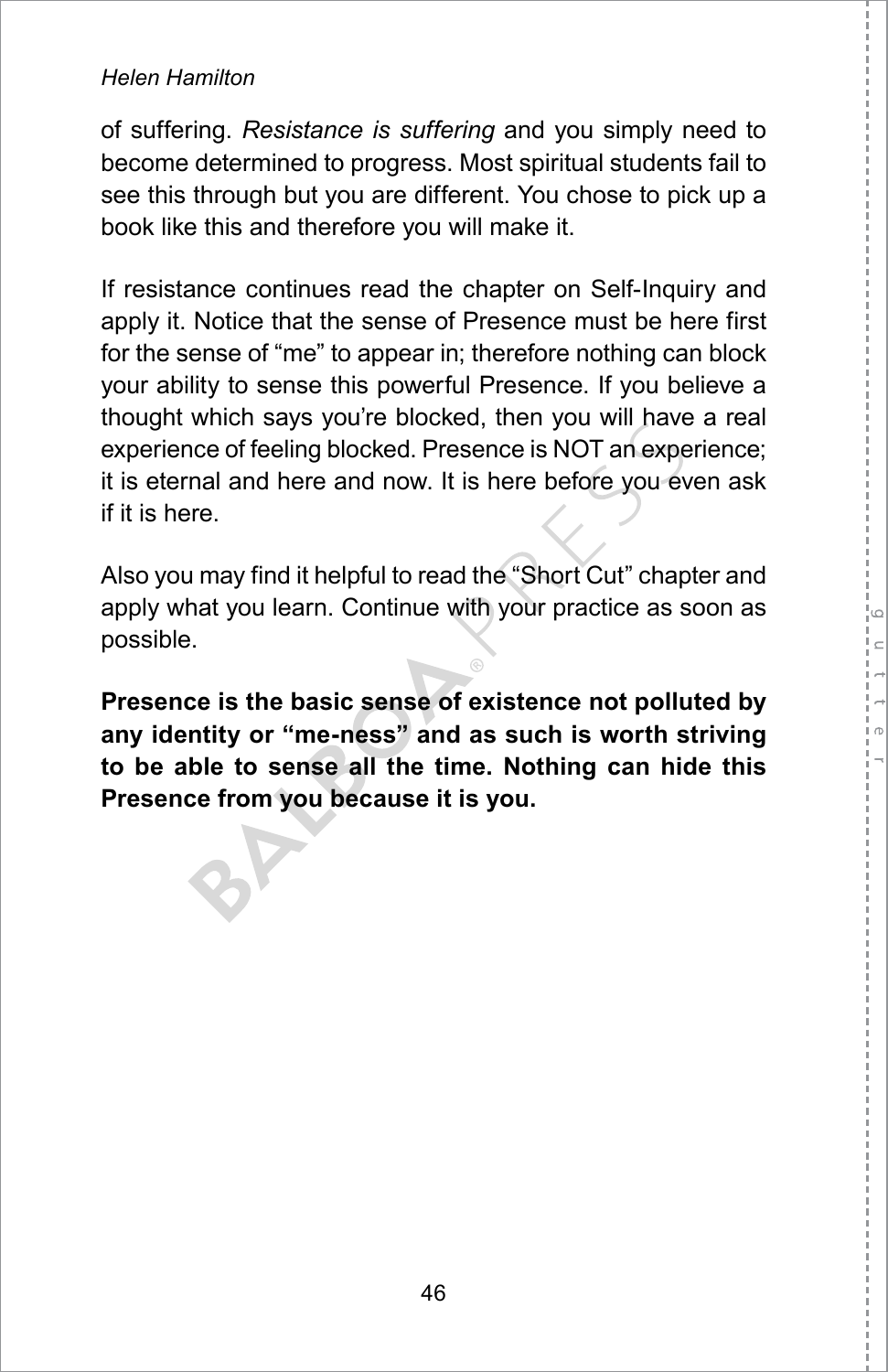of suffering. *Resistance is suffering* and you simply need to become determined to progress. Most spiritual students fail to see this through but you are different. You chose to pick up a book like this and therefore you will make it.

If resistance continues read the chapter on Self-Inquiry and apply it. Notice that the sense of Presence must be here first for the sense of “me” to appear in; therefore nothing can block your ability to sense this powerful Presence. If you believe a thought which says you’re blocked, then you will have a real experience of feeling blocked. Presence is NOT an experience; it is eternal and here and now. It is here before you even ask if it is here.

Also you may find it helpful to read the “Short Cut” chapter and apply what you learn. Continue with your practice as soon as possible.

**Presence is the basic sense of existence not polluted by any identity or “me-ness” and as such is worth striving to be able to sense all the time. Nothing can hide this Presence from you because it is you.**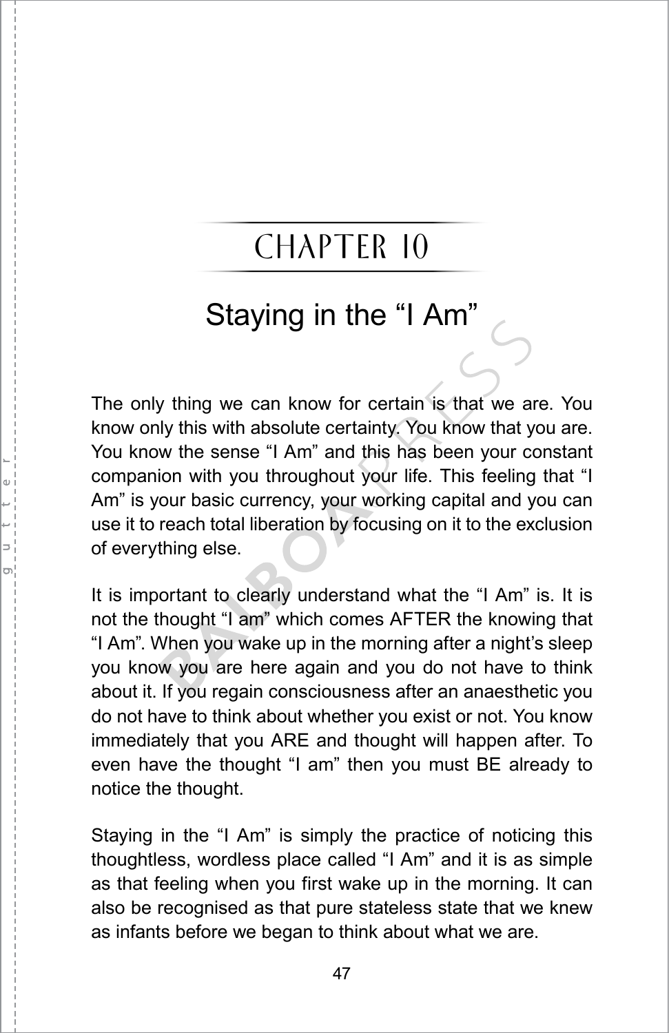# CHAPTER 10

## Staying in the "I Am"

The only thing we can know for certain is that we are. You know only this with absolute certainty. You know that you are. You know the sense "I Am" and this has been your constant companion with you throughout your life. This feeling that "I Am" is your basic currency, your working capital and you can use it to reach total liberation by focusing on it to the exclusion of everything else.

It is important to clearly understand what the "I Am" is. It is not the thought "I am" which comes AFTER the knowing that "I Am". When you wake up in the morning after a night's sleep you know you are here again and you do not have to think about it. If you regain consciousness after an anaesthetic you do not have to think about whether you exist or not. You know immediately that you ARE and thought will happen after. To even have the thought "I am" then you must BE already to notice the thought.

Staying in the "I Am" is simply the practice of noticing this thoughtless, wordless place called "I Am" and it is as simple as that feeling when you first wake up in the morning. It can also be recognised as that pure stateless state that we knew as infants before we began to think about what we are.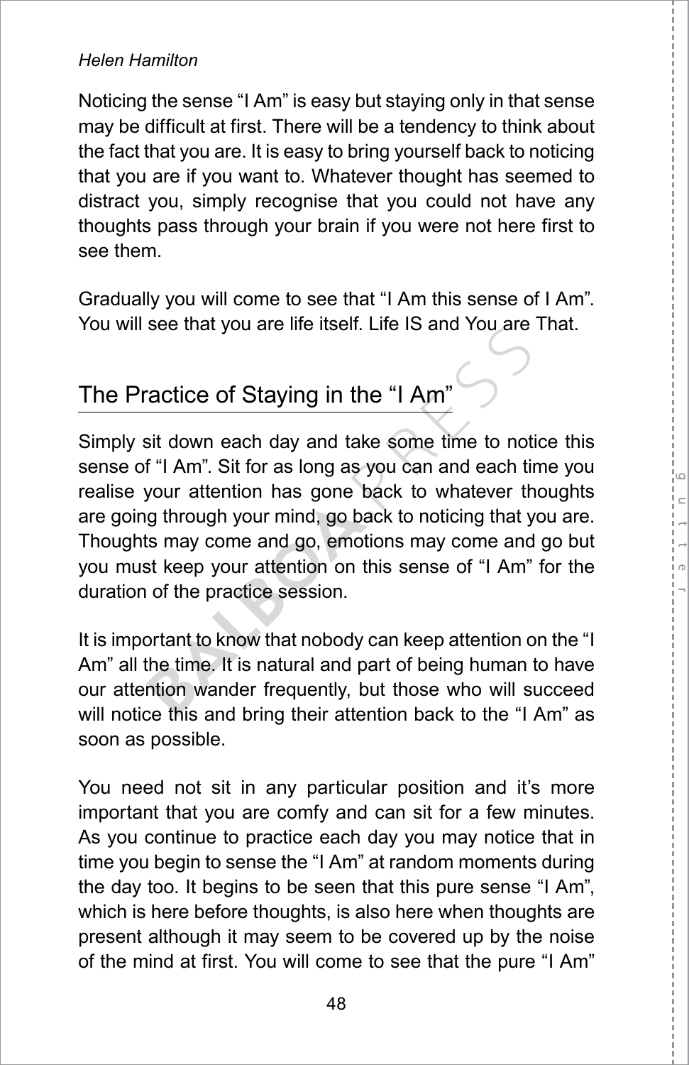Noticing the sense “I Am” is easy but staying only in that sense may be difficult at first. There will be a tendency to think about the fact that you are. It is easy to bring yourself back to noticing that you are if you want to. Whatever thought has seemed to distract you, simply recognise that you could not have any thoughts pass through your brain if you were not here first to see them.

Gradually you will come to see that “I Am this sense of I Am”. You will see that you are life itself. Life IS and You are That.

## The Practice of Staying in the “I Am”

Simply sit down each day and take some time to notice this sense of “I Am”. Sit for as long as you can and each time you realise your attention has gone back to whatever thoughts are going through your mind, go back to noticing that you are. Thoughts may come and go, emotions may come and go but you must keep your attention on this sense of “I Am” for the duration of the practice session.

It is important to know that nobody can keep attention on the “I Am” all the time. It is natural and part of being human to have our attention wander frequently, but those who will succeed will notice this and bring their attention back to the “I Am” as soon as possible.

You need not sit in any particular position and it’s more important that you are comfy and can sit for a few minutes. As you continue to practice each day you may notice that in time you begin to sense the “I Am” at random moments during the day too. It begins to be seen that this pure sense “I Am”, which is here before thoughts, is also here when thoughts are present although it may seem to be covered up by the noise of the mind at first. You will come to see that the pure “I Am”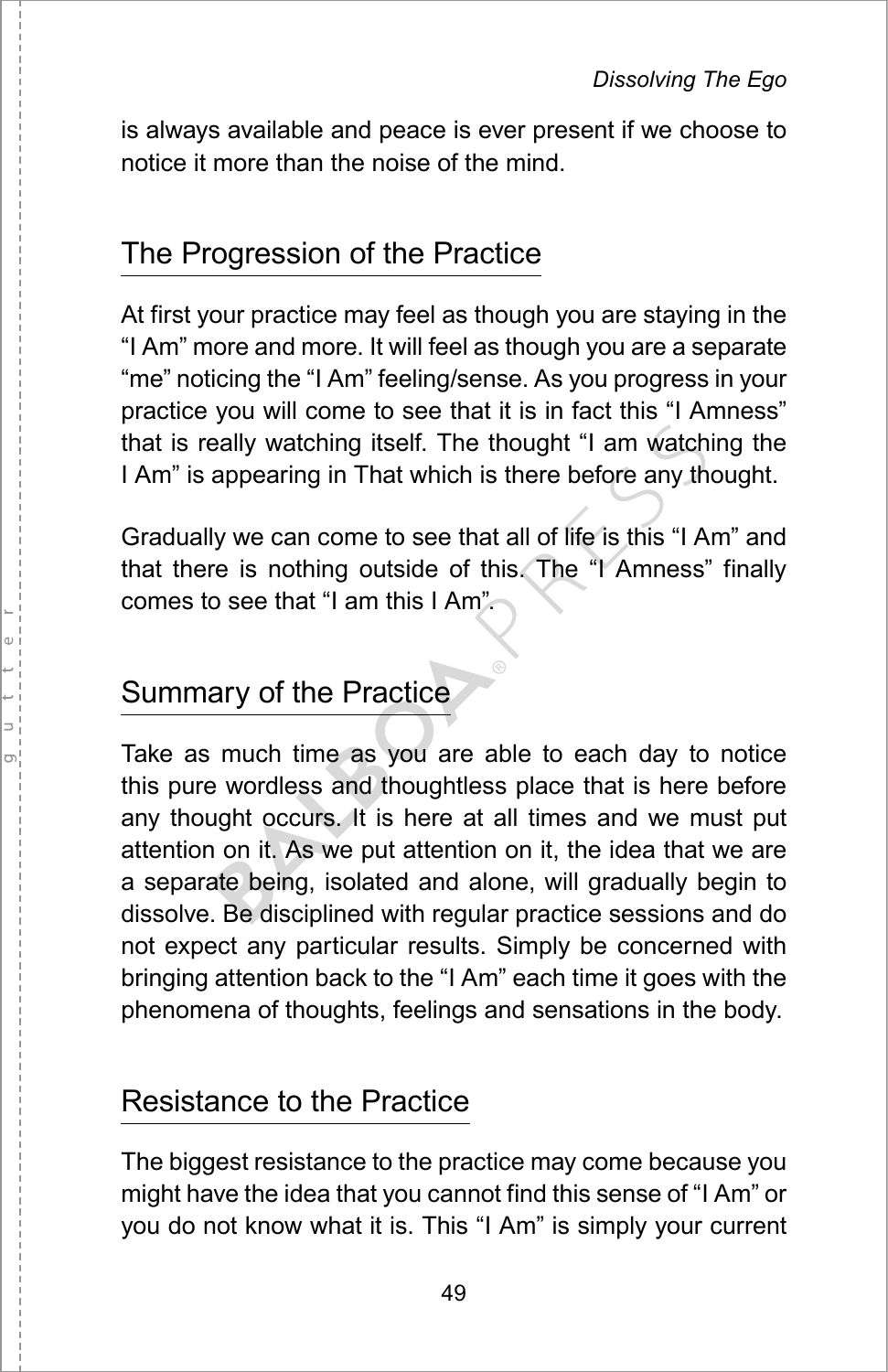is always available and peace is ever present if we choose to notice it more than the noise of the mind.

## The Progression of the Practice

At first your practice may feel as though you are staying in the "I Am" more and more. It will feel as though you are a separate "me" noticing the "I Am" feeling/sense. As you progress in your practice you will come to see that it is in fact this "I Amness" that is really watching itself. The thought "I am watching the I Am" is appearing in That which is there before any thought.

Gradually we can come to see that all of life is this "I Am" and that there is nothing outside of this. The "I Amness" finally comes to see that "I am this I Am".

## Summary of the Practice

Take as much time as you are able to each day to notice this pure wordless and thoughtless place that is here before any thought occurs. It is here at all times and we must put attention on it. As we put attention on it, the idea that we are a separate being, isolated and alone, will gradually begin to dissolve. Be disciplined with regular practice sessions and do not expect any particular results. Simply be concerned with bringing attention back to the "I Am" each time it goes with the phenomena of thoughts, feelings and sensations in the body.

## Resistance to the Practice

The biggest resistance to the practice may come because you might have the idea that you cannot find this sense of "I Am" or you do not know what it is. This "I Am" is simply your current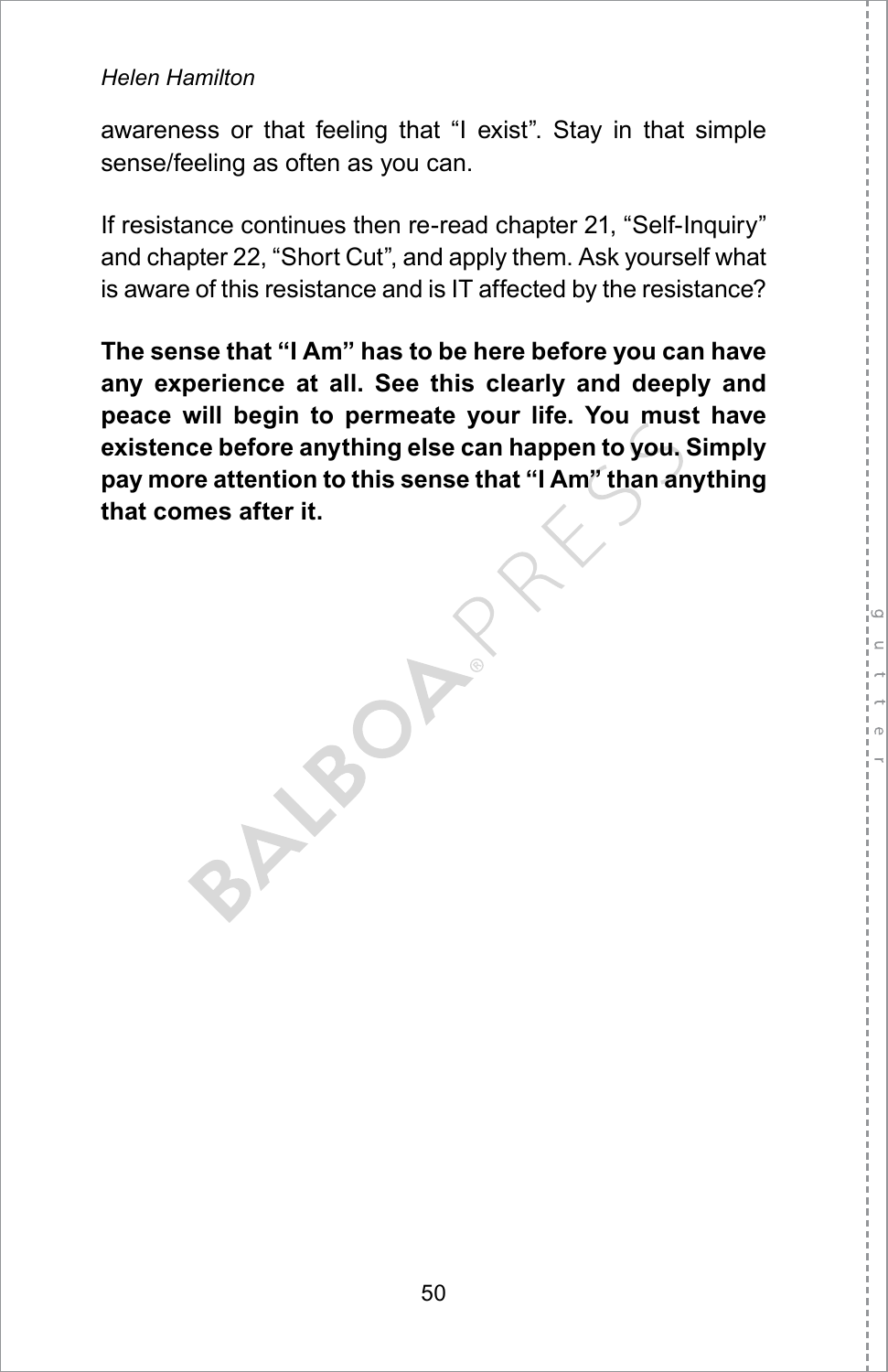awareness or that feeling that "I exist". Stay in that simple sense/feeling as often as you can.

If resistance continues then re-read chapter 21, "Self-Inquiry" and chapter 22, "Short Cut", and apply them. Ask yourself what is aware of this resistance and is IT affected by the resistance?

**The sense that "I Am" has to be here before you can have any experience at all. See this clearly and deeply and peace will begin to permeate your life. You must have existence before anything else can happen to you. Simply pay more attention to this sense that "I Am" than anything that comes after it.**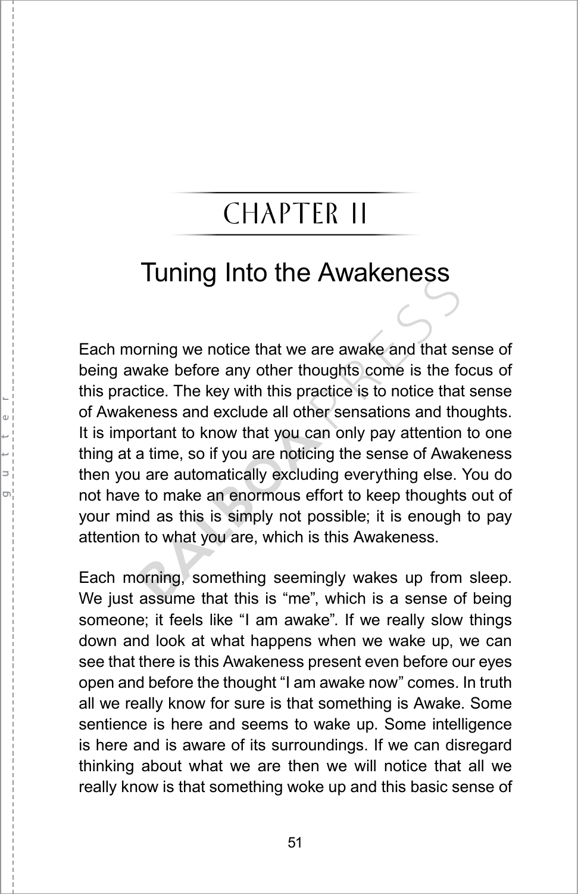# CHAPTER II

## Tuning Into the Awakeness

Each morning we notice that we are awake and that sense of being awake before any other thoughts come is the focus of this practice. The key with this practice is to notice that sense of Awakeness and exclude all other sensations and thoughts. It is important to know that you can only pay attention to one thing at a time, so if you are noticing the sense of Awakeness then you are automatically excluding everything else. You do not have to make an enormous effort to keep thoughts out of your mind as this is simply not possible; it is enough to pay attention to what you are, which is this Awakeness.

Each morning, something seemingly wakes up from sleep. We just assume that this is “me”, which is a sense of being someone; it feels like “I am awake”. If we really slow things down and look at what happens when we wake up, we can see that there is this Awakeness present even before our eyes open and before the thought “I am awake now” comes. In truth all we really know for sure is that something is Awake. Some sentience is here and seems to wake up. Some intelligence is here and is aware of its surroundings. If we can disregard thinking about what we are then we will notice that all we really know is that something woke up and this basic sense of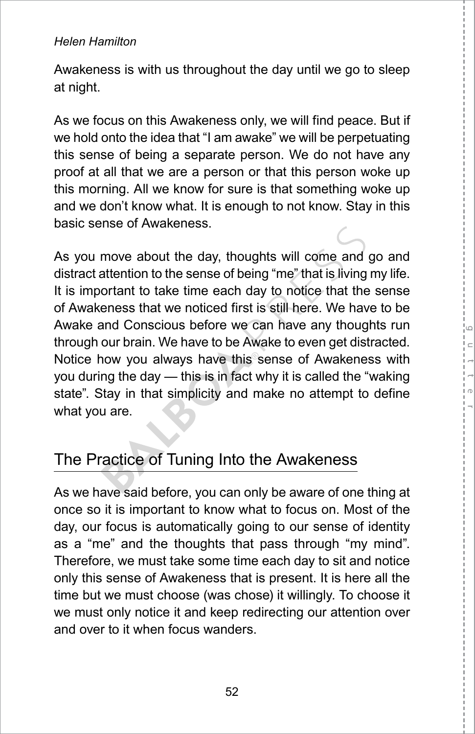Awakeness is with us throughout the day until we go to sleep at night.

As we focus on this Awakeness only, we will find peace. But if we hold onto the idea that "I am awake" we will be perpetuating this sense of being a separate person. We do not have any proof at all that we are a person or that this person woke up this morning. All we know for sure is that something woke up and we don't know what. It is enough to not know. Stay in this basic sense of Awakeness.

As you move about the day, thoughts will come and go and distract attention to the sense of being "me" that is living my life. It is important to take time each day to notice that the sense of Awakeness that we noticed first is still here. We have to be Awake and Conscious before we can have any thoughts run through our brain. We have to be Awake to even get distracted. Notice how you always have this sense of Awakeness with you during the day — this is in fact why it is called the "waking state". Stay in that simplicity and make no attempt to define what you are.

## The Practice of Tuning Into the Awakeness

As we have said before, you can only be aware of one thing at once so it is important to know what to focus on. Most of the day, our focus is automatically going to our sense of identity as a "me" and the thoughts that pass through "my mind". Therefore, we must take some time each day to sit and notice only this sense of Awakeness that is present. It is here all the time but we must choose (was chose) it willingly. To choose it we must only notice it and keep redirecting our attention over and over to it when focus wanders.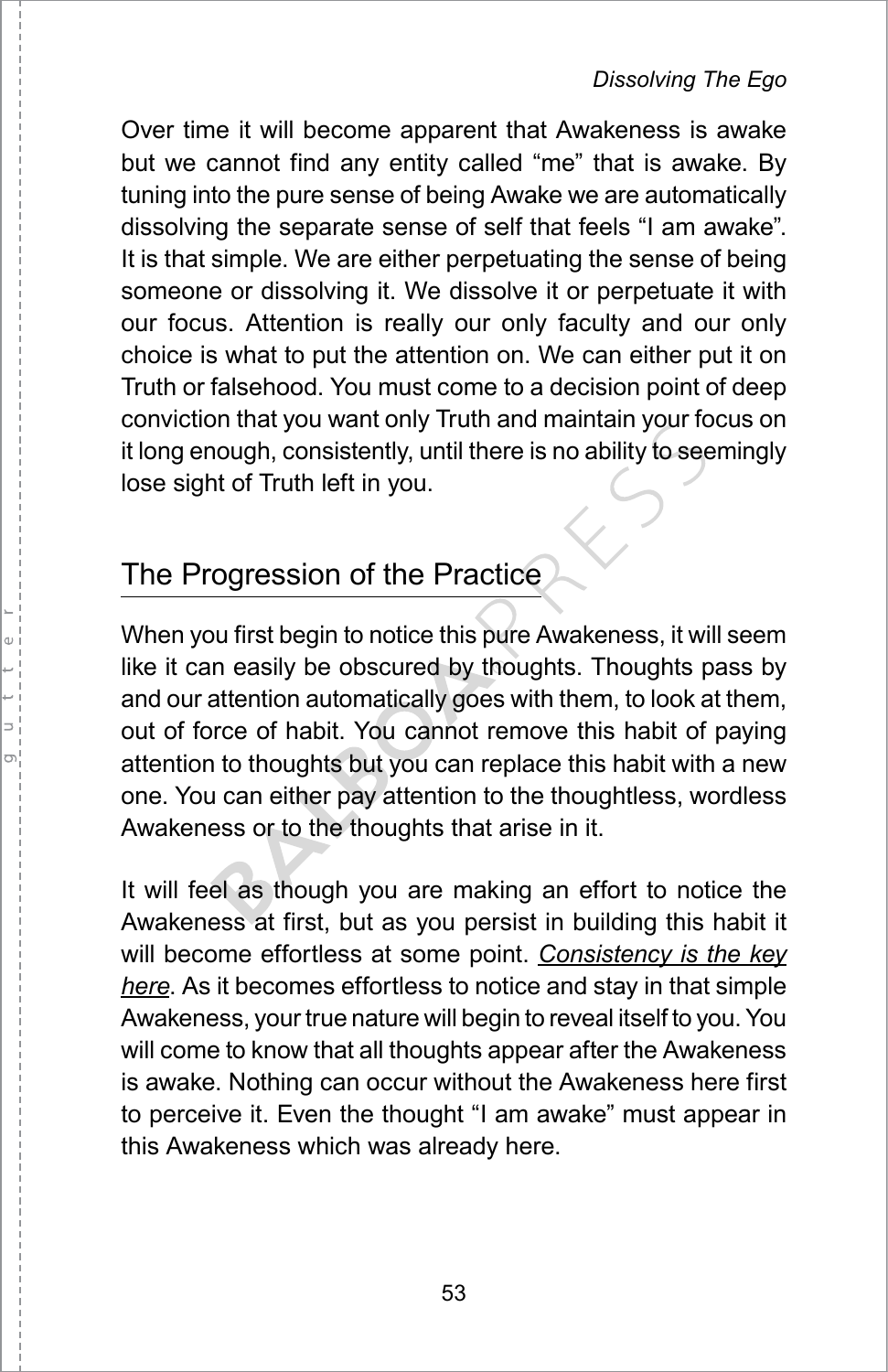Over time it will become apparent that Awakeness is awake but we cannot find any entity called “me” that is awake. By tuning into the pure sense of being Awake we are automatically dissolving the separate sense of self that feels “I am awake”. It is that simple. We are either perpetuating the sense of being someone or dissolving it. We dissolve it or perpetuate it with our focus. Attention is really our only faculty and our only choice is what to put the attention on. We can either put it on Truth or falsehood. You must come to a decision point of deep conviction that you want only Truth and maintain your focus on it long enough, consistently, until there is no ability to seemingly lose sight of Truth left in you.

## The Progression of the Practice

When you first begin to notice this pure Awakeness, it will seem like it can easily be obscured by thoughts. Thoughts pass by and our attention automatically goes with them, to look at them, out of force of habit. You cannot remove this habit of paying attention to thoughts but you can replace this habit with a new one. You can either pay attention to the thoughtless, wordless Awakeness or to the thoughts that arise in it.

It will feel as though you are making an effort to notice the Awakeness at first, but as you persist in building this habit it will become effortless at some point. ***Consistency is the key here***. As it becomes effortless to notice and stay in that simple Awakeness, your true nature will begin to reveal itself to you. You will come to know that all thoughts appear after the Awakeness is awake. Nothing can occur without the Awakeness here first to perceive it. Even the thought “I am awake” must appear in this Awakeness which was already here.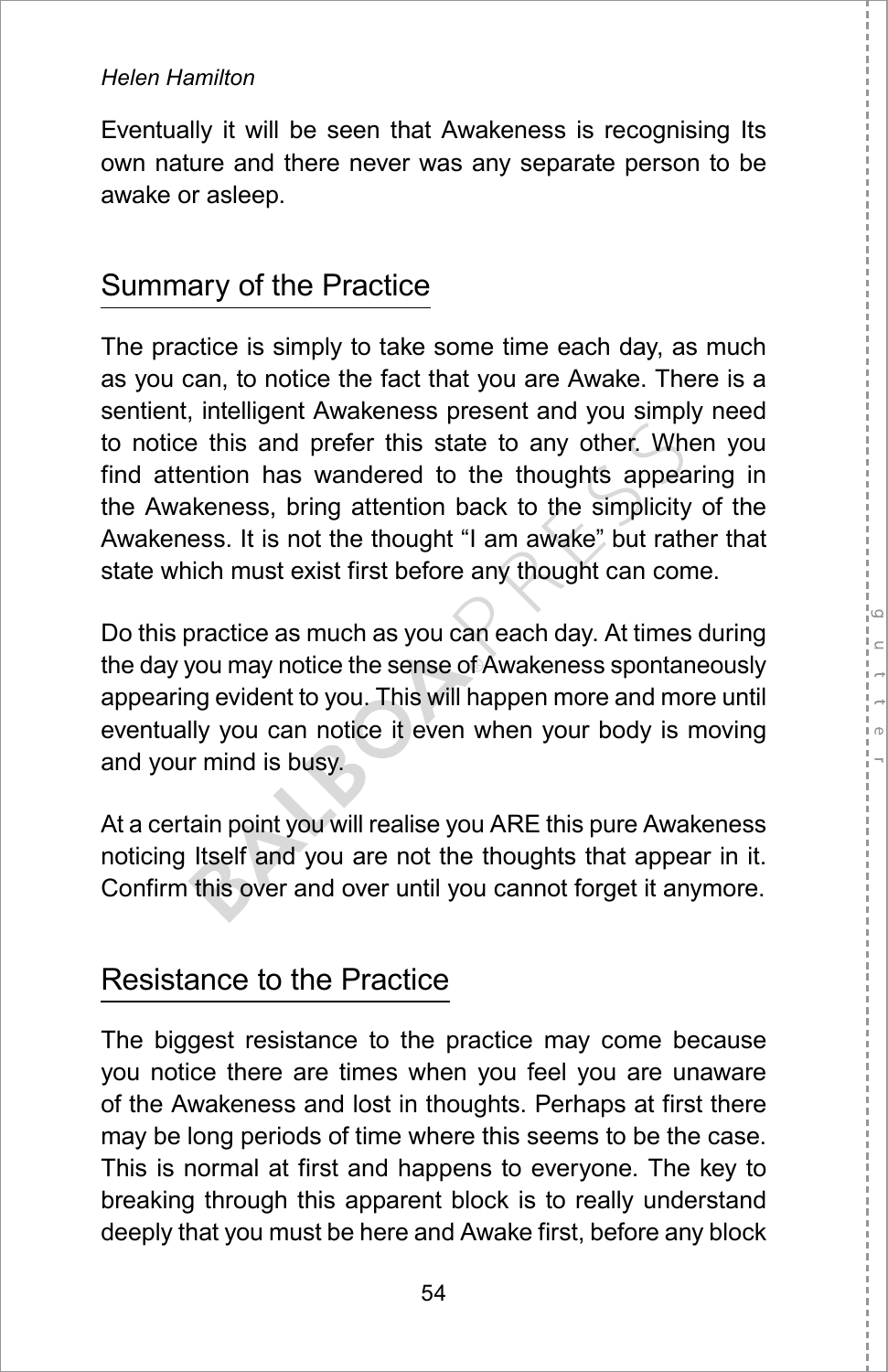Eventually it will be seen that Awakeness is recognising Its own nature and there never was any separate person to be awake or asleep.

## Summary of the Practice

The practice is simply to take some time each day, as much as you can, to notice the fact that you are Awake. There is a sentient, intelligent Awakeness present and you simply need to notice this and prefer this state to any other. When you find attention has wandered to the thoughts appearing in the Awakeness, bring attention back to the simplicity of the Awakeness. It is not the thought "I am awake" but rather that state which must exist first before any thought can come.

Do this practice as much as you can each day. At times during the day you may notice the sense of Awakeness spontaneously appearing evident to you. This will happen more and more until eventually you can notice it even when your body is moving and your mind is busy.

At a certain point you will realise you ARE this pure Awakeness noticing Itself and you are not the thoughts that appear in it. Confirm this over and over until you cannot forget it anymore.

## Resistance to the Practice

The biggest resistance to the practice may come because you notice there are times when you feel you are unaware of the Awakeness and lost in thoughts. Perhaps at first there may be long periods of time where this seems to be the case. This is normal at first and happens to everyone. The key to breaking through this apparent block is to really understand deeply that you must be here and Awake first, before any block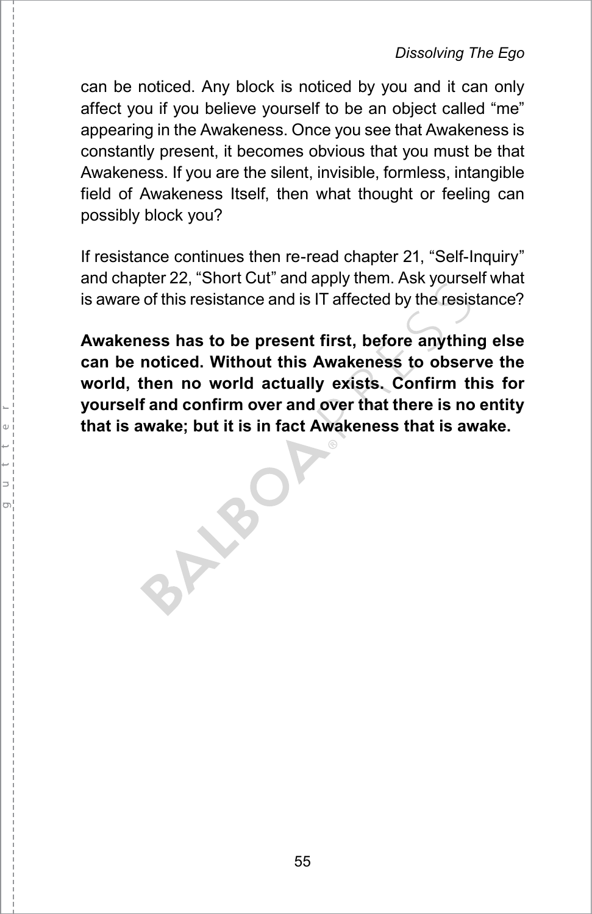can be noticed. Any block is noticed by you and it can only affect you if you believe yourself to be an object called “me” appearing in the Awakeness. Once you see that Awakeness is constantly present, it becomes obvious that you must be that Awakeness. If you are the silent, invisible, formless, intangible field of Awakeness Itself, then what thought or feeling can possibly block you?

If resistance continues then re-read chapter 21, “Self-Inquiry” and chapter 22, “Short Cut” and apply them. Ask yourself what is aware of this resistance and is IT affected by the resistance?

**Awakeness has to be present first, before anything else can be noticed. Without this Awakeness to observe the world, then no world actually exists. Confirm this for yourself and confirm over and over that there is no entity that is awake; but it is in fact Awakeness that is awake.**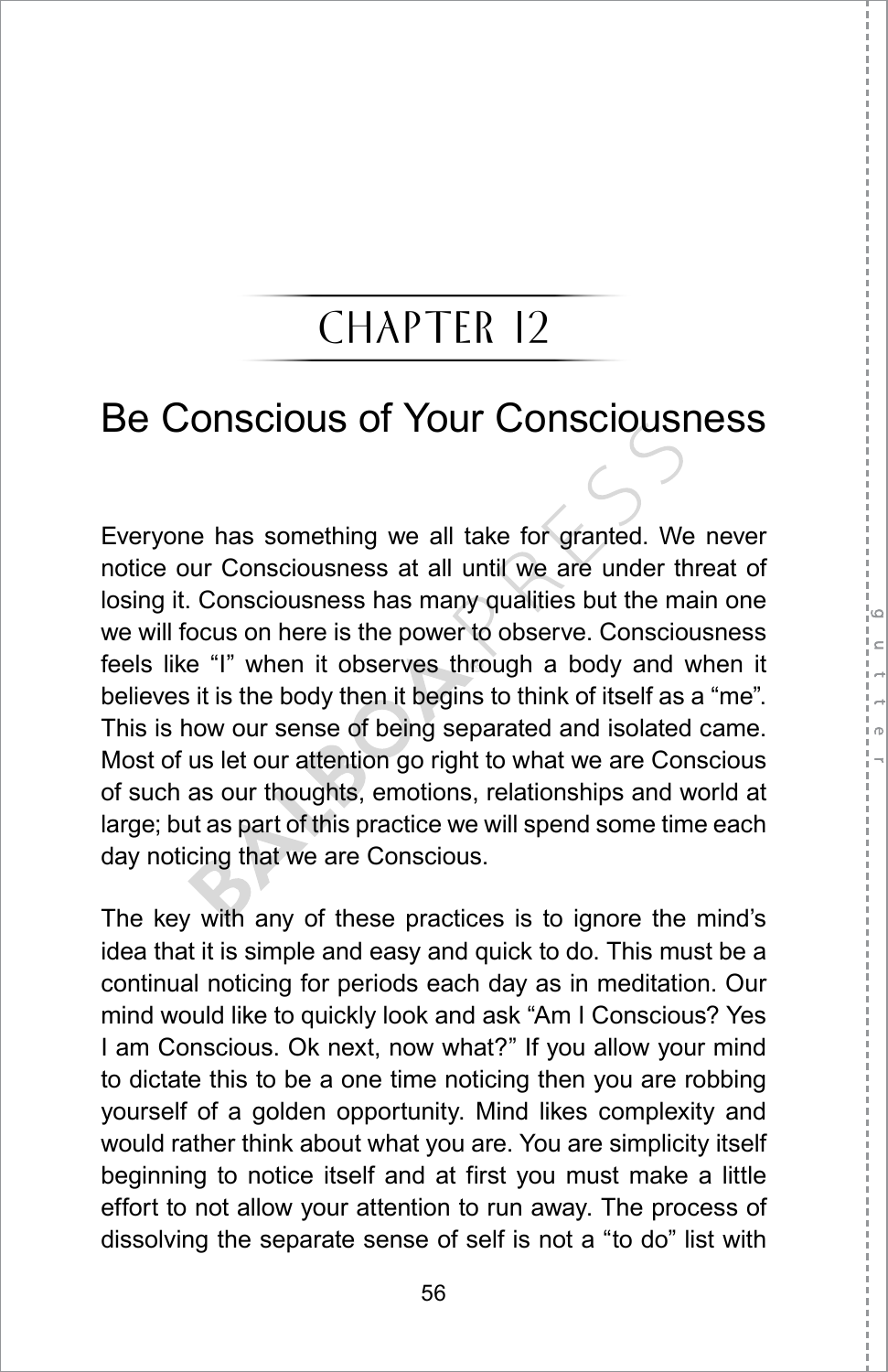# CHAPTER 12

## Be Conscious of Your Consciousness

Everyone has something we all take for granted. We never notice our Consciousness at all until we are under threat of losing it. Consciousness has many qualities but the main one we will focus on here is the power to observe. Consciousness feels like "I" when it observes through a body and when it believes it is the body then it begins to think of itself as a "me". This is how our sense of being separated and isolated came. Most of us let our attention go right to what we are Conscious of such as our thoughts, emotions, relationships and world at large; but as part of this practice we will spend some time each day noticing that we are Conscious.

The key with any of these practices is to ignore the mind's idea that it is simple and easy and quick to do. This must be a continual noticing for periods each day as in meditation. Our mind would like to quickly look and ask "Am I Conscious? Yes I am Conscious. Ok next, now what?" If you allow your mind to dictate this to be a one time noticing then you are robbing yourself of a golden opportunity. Mind likes complexity and would rather think about what you are. You are simplicity itself beginning to notice itself and at first you must make a little effort to not allow your attention to run away. The process of dissolving the separate sense of self is not a "to do" list with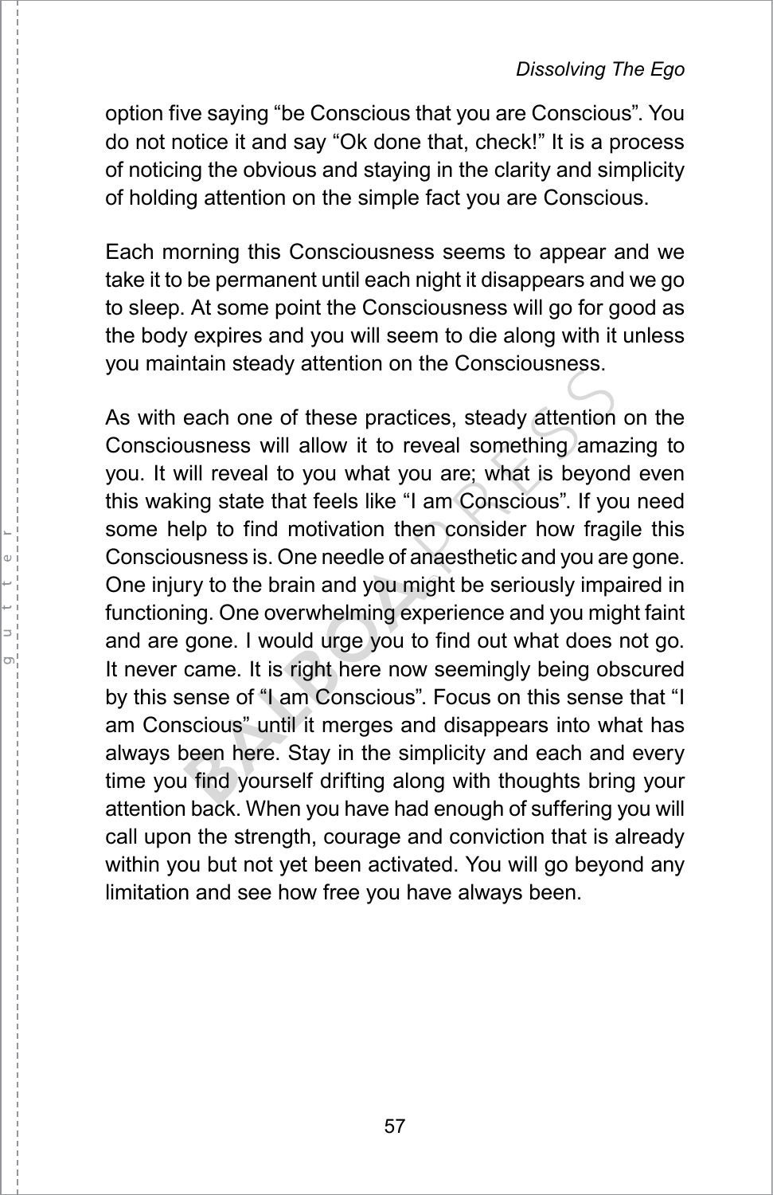option five saying “be Conscious that you are Conscious”. You do not notice it and say “Ok done that, check!” It is a process of noticing the obvious and staying in the clarity and simplicity of holding attention on the simple fact you are Conscious.

Each morning this Consciousness seems to appear and we take it to be permanent until each night it disappears and we go to sleep. At some point the Consciousness will go for good as the body expires and you will seem to die along with it unless you maintain steady attention on the Consciousness.

As with each one of these practices, steady attention on the Consciousness will allow it to reveal something amazing to you. It will reveal to you what you are; what is beyond even this waking state that feels like “I am Conscious”. If you need some help to find motivation then consider how fragile this Consciousness is. One needle of anaesthetic and you are gone. One injury to the brain and you might be seriously impaired in functioning. One overwhelming experience and you might faint and are gone. I would urge you to find out what does not go. It never came. It is right here now seemingly being obscured by this sense of “I am Conscious”. Focus on this sense that “I am Conscious” until it merges and disappears into what has always been here. Stay in the simplicity and each and every time you find yourself drifting along with thoughts bring your attention back. When you have had enough of suffering you will call upon the strength, courage and conviction that is already within you but not yet been activated. You will go beyond any limitation and see how free you have always been.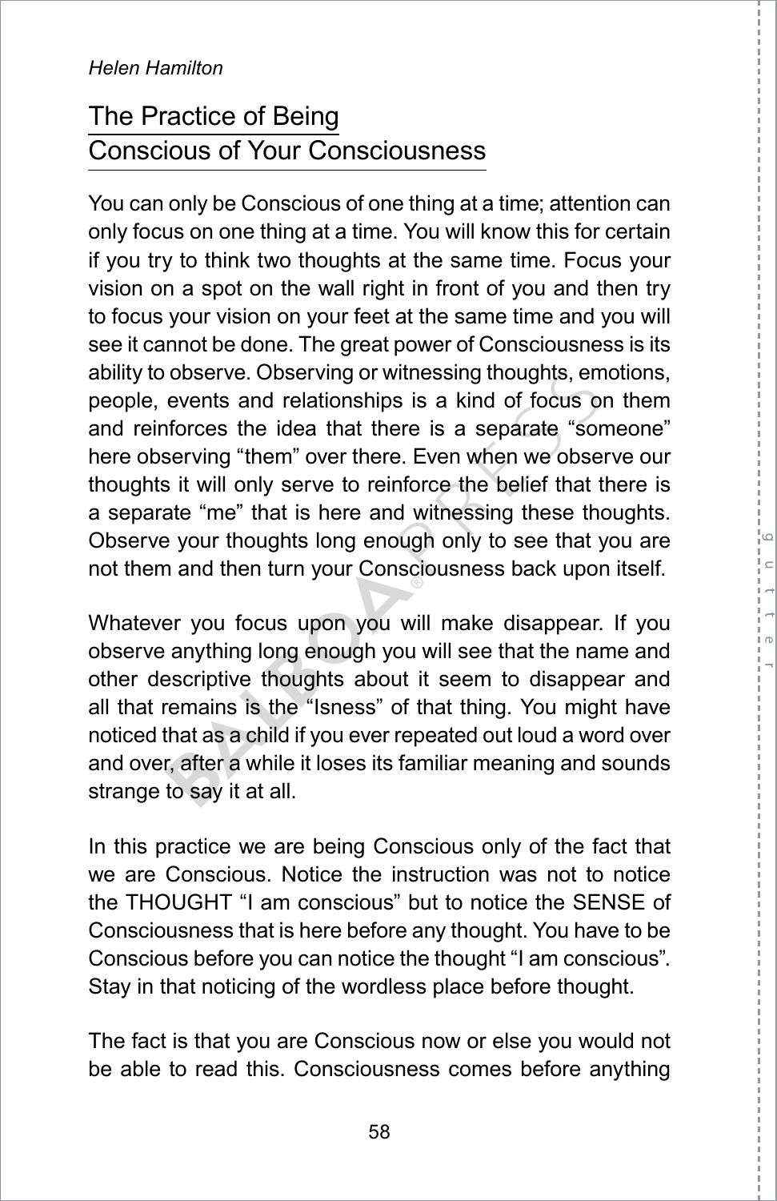## The Practice of Being Conscious of Your Consciousness

You can only be Conscious of one thing at a time; attention can only focus on one thing at a time. You will know this for certain if you try to think two thoughts at the same time. Focus your vision on a spot on the wall right in front of you and then try to focus your vision on your feet at the same time and you will see it cannot be done. The great power of Consciousness is its ability to observe. Observing or witnessing thoughts, emotions, people, events and relationships is a kind of focus on them and reinforces the idea that there is a separate "someone" here observing "them" over there. Even when we observe our thoughts it will only serve to reinforce the belief that there is a separate "me" that is here and witnessing these thoughts. Observe your thoughts long enough only to see that you are not them and then turn your Consciousness back upon itself.

Whatever you focus upon you will make disappear. If you observe anything long enough you will see that the name and other descriptive thoughts about it seem to disappear and all that remains is the "Isness" of that thing. You might have noticed that as a child if you ever repeated out loud a word over and over, after a while it loses its familiar meaning and sounds strange to say it at all.

In this practice we are being Conscious only of the fact that we are Conscious. Notice the instruction was not to notice the THOUGHT "I am conscious" but to notice the SENSE of Consciousness that is here before any thought. You have to be Conscious before you can notice the thought "I am conscious". Stay in that noticing of the wordless place before thought.

The fact is that you are Conscious now or else you would not be able to read this. Consciousness comes before anything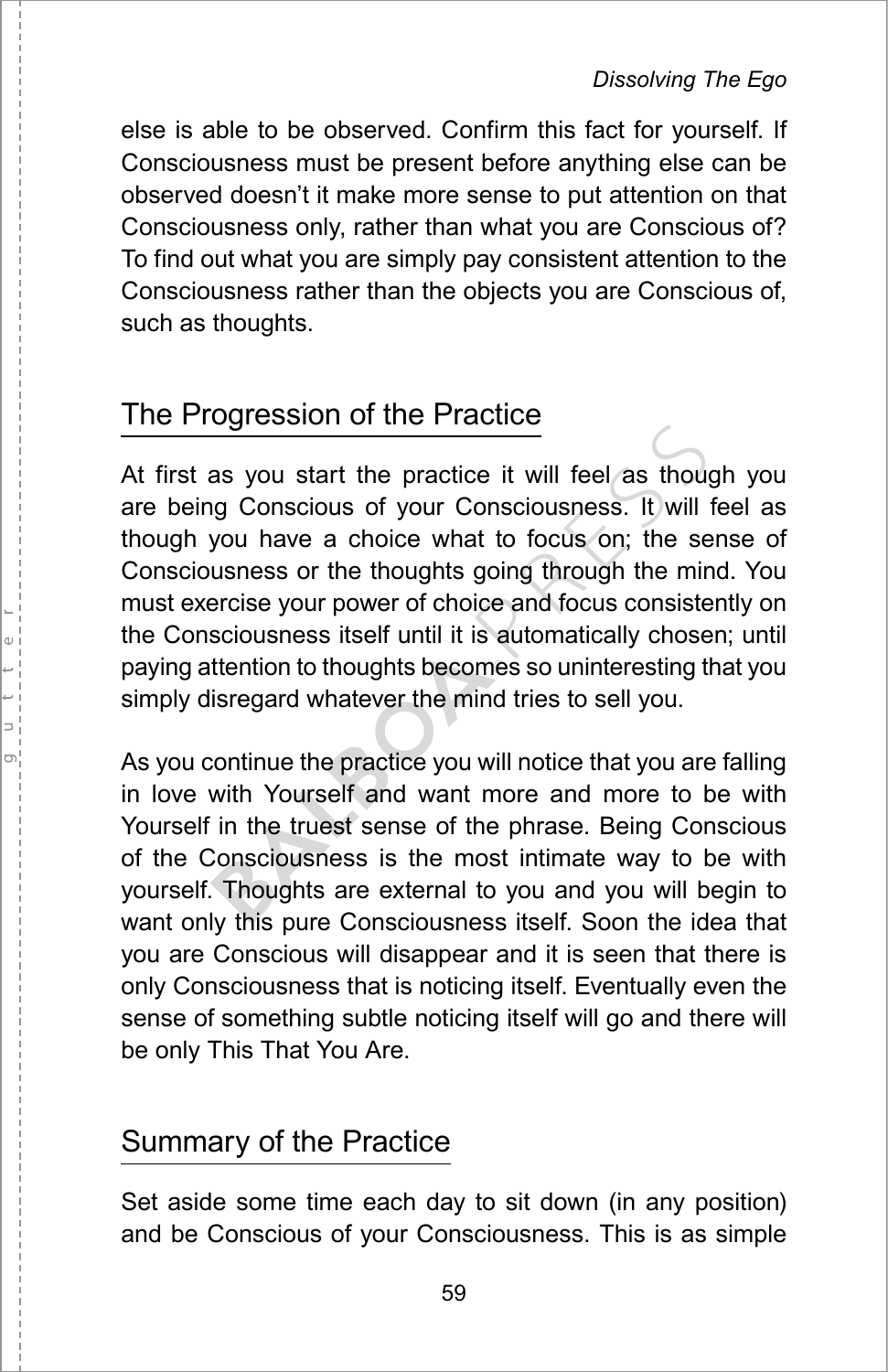else is able to be observed. Confirm this fact for yourself. If Consciousness must be present before anything else can be observed doesn't it make more sense to put attention on that Consciousness only, rather than what you are Conscious of? To find out what you are simply pay consistent attention to the Consciousness rather than the objects you are Conscious of, such as thoughts.

## The Progression of the Practice

At first as you start the practice it will feel as though you are being Conscious of your Consciousness. It will feel as though you have a choice what to focus on; the sense of Consciousness or the thoughts going through the mind. You must exercise your power of choice and focus consistently on the Consciousness itself until it is automatically chosen; until paying attention to thoughts becomes so uninteresting that you simply disregard whatever the mind tries to sell you.

As you continue the practice you will notice that you are falling in love with Yourself and want more and more to be with Yourself in the truest sense of the phrase. Being Conscious of the Consciousness is the most intimate way to be with yourself. Thoughts are external to you and you will begin to want only this pure Consciousness itself. Soon the idea that you are Conscious will disappear and it is seen that there is only Consciousness that is noticing itself. Eventually even the sense of something subtle noticing itself will go and there will be only This That You Are.

## Summary of the Practice

Set aside some time each day to sit down (in any position) and be Conscious of your Consciousness. This is as simple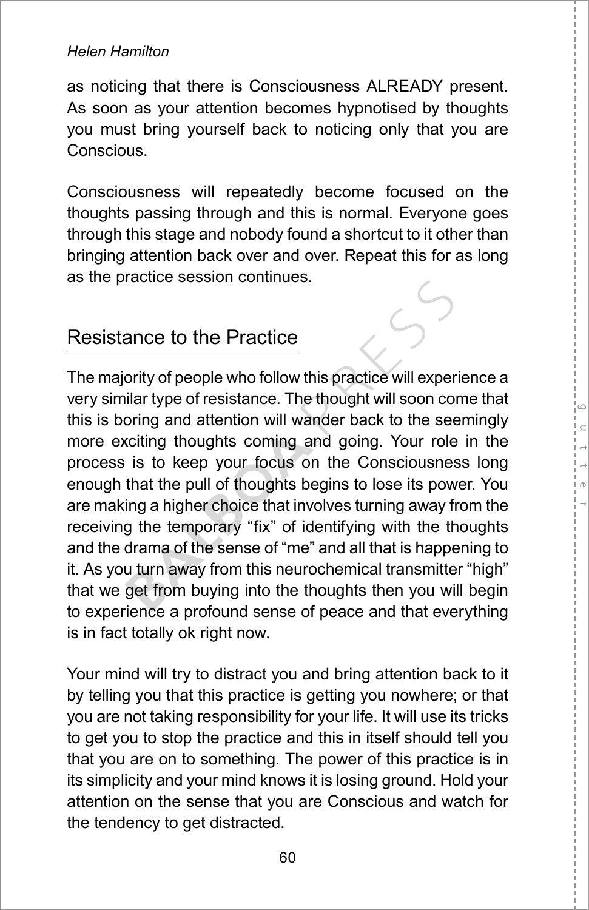as noticing that there is Consciousness ALREADY present. As soon as your attention becomes hypnotised by thoughts you must bring yourself back to noticing only that you are Conscious.

Consciousness will repeatedly become focused on the thoughts passing through and this is normal. Everyone goes through this stage and nobody found a shortcut to it other than bringing attention back over and over. Repeat this for as long as the practice session continues.

## Resistance to the Practice

The majority of people who follow this practice will experience a very similar type of resistance. The thought will soon come that this is boring and attention will wander back to the seemingly more exciting thoughts coming and going. Your role in the process is to keep your focus on the Consciousness long enough that the pull of thoughts begins to lose its power. You are making a higher choice that involves turning away from the receiving the temporary "fix" of identifying with the thoughts and the drama of the sense of "me" and all that is happening to it. As you turn away from this neurochemical transmitter "high" that we get from buying into the thoughts then you will begin to experience a profound sense of peace and that everything is in fact totally ok right now.

Your mind will try to distract you and bring attention back to it by telling you that this practice is getting you nowhere; or that you are not taking responsibility for your life. It will use its tricks to get you to stop the practice and this in itself should tell you that you are on to something. The power of this practice is in its simplicity and your mind knows it is losing ground. Hold your attention on the sense that you are Conscious and watch for the tendency to get distracted.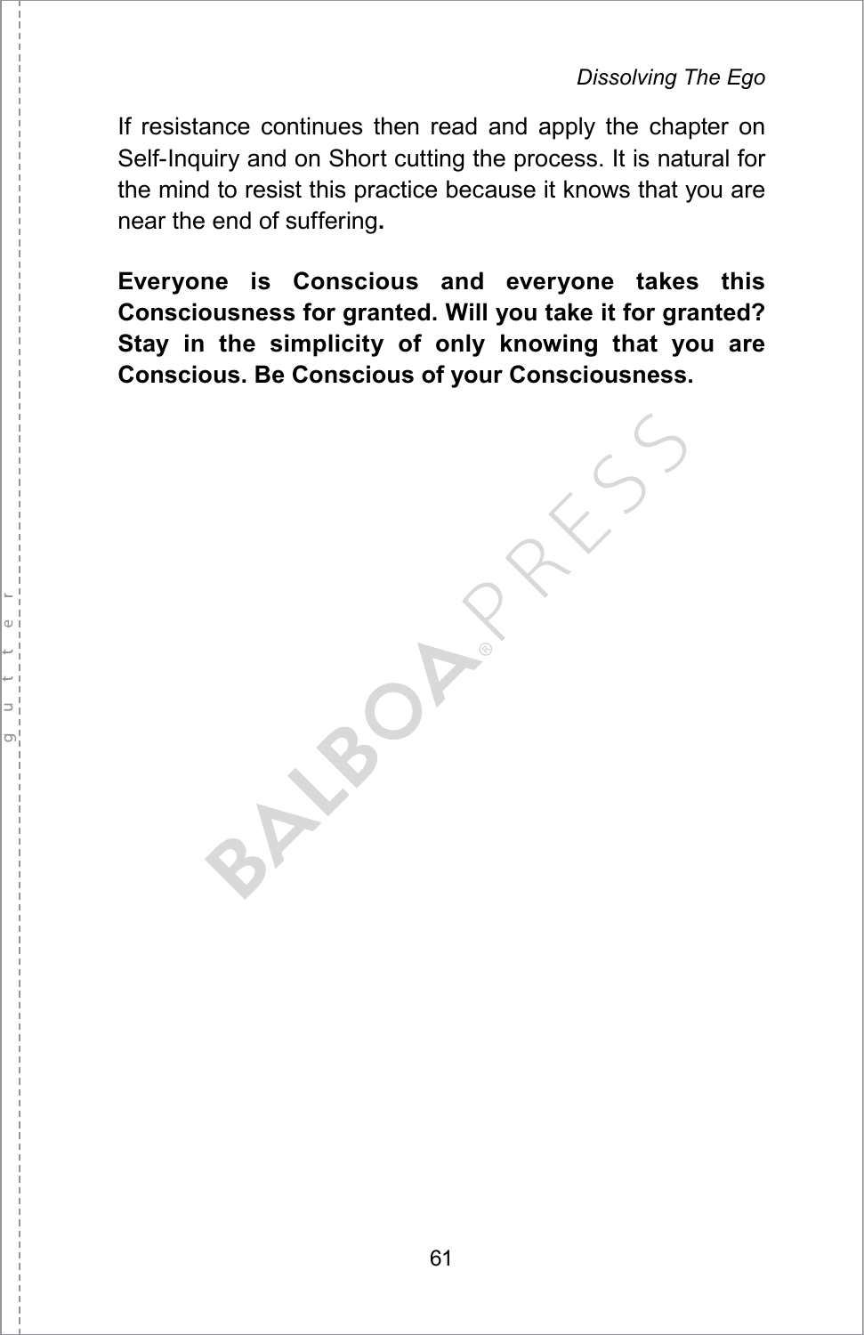If resistance continues then read and apply the chapter on Self-Inquiry and on Short cutting the process. It is natural for the mind to resist this practice because it knows that you are near the end of suffering**.**

**Everyone is Conscious and everyone takes this Consciousness for granted. Will you take it for granted? Stay in the simplicity of only knowing that you are Conscious. Be Conscious of your Consciousness.**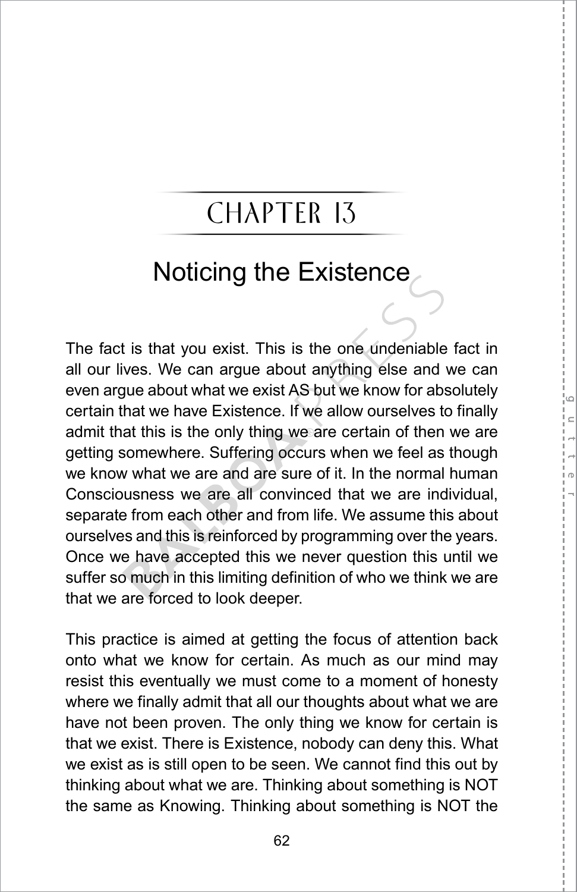# CHAPTER 13

## Noticing the Existence

The fact is that you exist. This is the one undeniable fact in all our lives. We can argue about anything else and we can even argue about what we exist AS but we know for absolutely certain that we have Existence. If we allow ourselves to finally admit that this is the only thing we are certain of then we are getting somewhere. Suffering occurs when we feel as though we know what we are and are sure of it. In the normal human Consciousness we are all convinced that we are individual, separate from each other and from life. We assume this about ourselves and this is reinforced by programming over the years. Once we have accepted this we never question this until we suffer so much in this limiting definition of who we think we are that we are forced to look deeper.

This practice is aimed at getting the focus of attention back onto what we know for certain. As much as our mind may resist this eventually we must come to a moment of honesty where we finally admit that all our thoughts about what we are have not been proven. The only thing we know for certain is that we exist. There is Existence, nobody can deny this. What we exist as is still open to be seen. We cannot find this out by thinking about what we are. Thinking about something is NOT the same as Knowing. Thinking about something is NOT the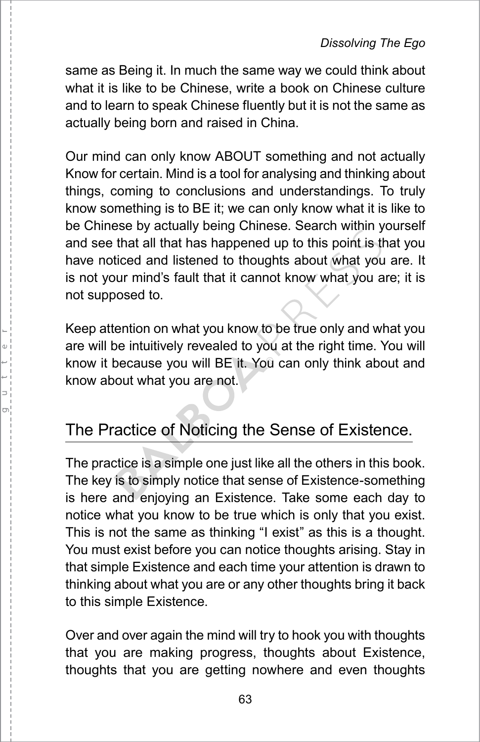same as Being it. In much the same way we could think about what it is like to be Chinese, write a book on Chinese culture and to learn to speak Chinese fluently but it is not the same as actually being born and raised in China.

Our mind can only know ABOUT something and not actually Know for certain. Mind is a tool for analysing and thinking about things, coming to conclusions and understandings. To truly know something is to BE it; we can only know what it is like to be Chinese by actually being Chinese. Search within yourself and see that all that has happened up to this point is that you have noticed and listened to thoughts about what you are. It is not your mind's fault that it cannot know what you are; it is not supposed to.

Keep attention on what you know to be true only and what you are will be intuitively revealed to you at the right time. You will know it because you will BE it. You can only think about and know about what you are not.

## The Practice of Noticing the Sense of Existence.

The practice is a simple one just like all the others in this book. The key is to simply notice that sense of Existence-something is here and enjoying an Existence. Take some each day to notice what you know to be true which is only that you exist. This is not the same as thinking "I exist" as this is a thought. You must exist before you can notice thoughts arising. Stay in that simple Existence and each time your attention is drawn to thinking about what you are or any other thoughts bring it back to this simple Existence.

Over and over again the mind will try to hook you with thoughts that you are making progress, thoughts about Existence, thoughts that you are getting nowhere and even thoughts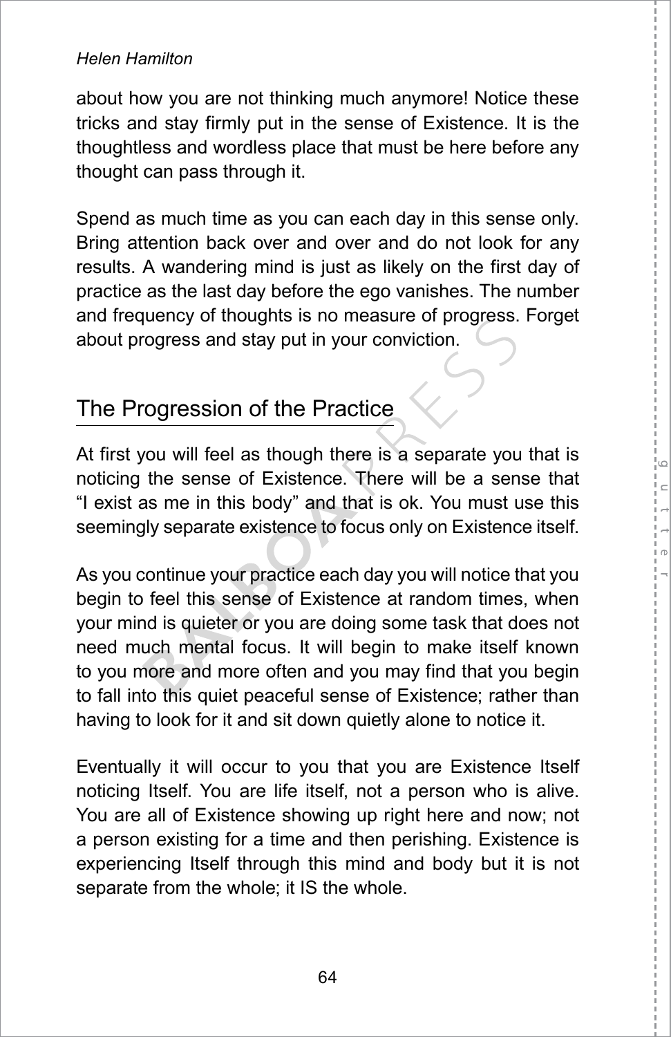about how you are not thinking much anymore! Notice these tricks and stay firmly put in the sense of Existence. It is the thoughtless and wordless place that must be here before any thought can pass through it.

Spend as much time as you can each day in this sense only. Bring attention back over and over and do not look for any results. A wandering mind is just as likely on the first day of practice as the last day before the ego vanishes. The number and frequency of thoughts is no measure of progress. Forget about progress and stay put in your conviction.

## The Progression of the Practice

At first you will feel as though there is a separate you that is noticing the sense of Existence. There will be a sense that "I exist as me in this body" and that is ok. You must use this seemingly separate existence to focus only on Existence itself.

As you continue your practice each day you will notice that you begin to feel this sense of Existence at random times, when your mind is quieter or you are doing some task that does not need much mental focus. It will begin to make itself known to you more and more often and you may find that you begin to fall into this quiet peaceful sense of Existence; rather than having to look for it and sit down quietly alone to notice it.

Eventually it will occur to you that you are Existence Itself noticing Itself. You are life itself, not a person who is alive. You are all of Existence showing up right here and now; not a person existing for a time and then perishing. Existence is experiencing Itself through this mind and body but it is not separate from the whole; it IS the whole.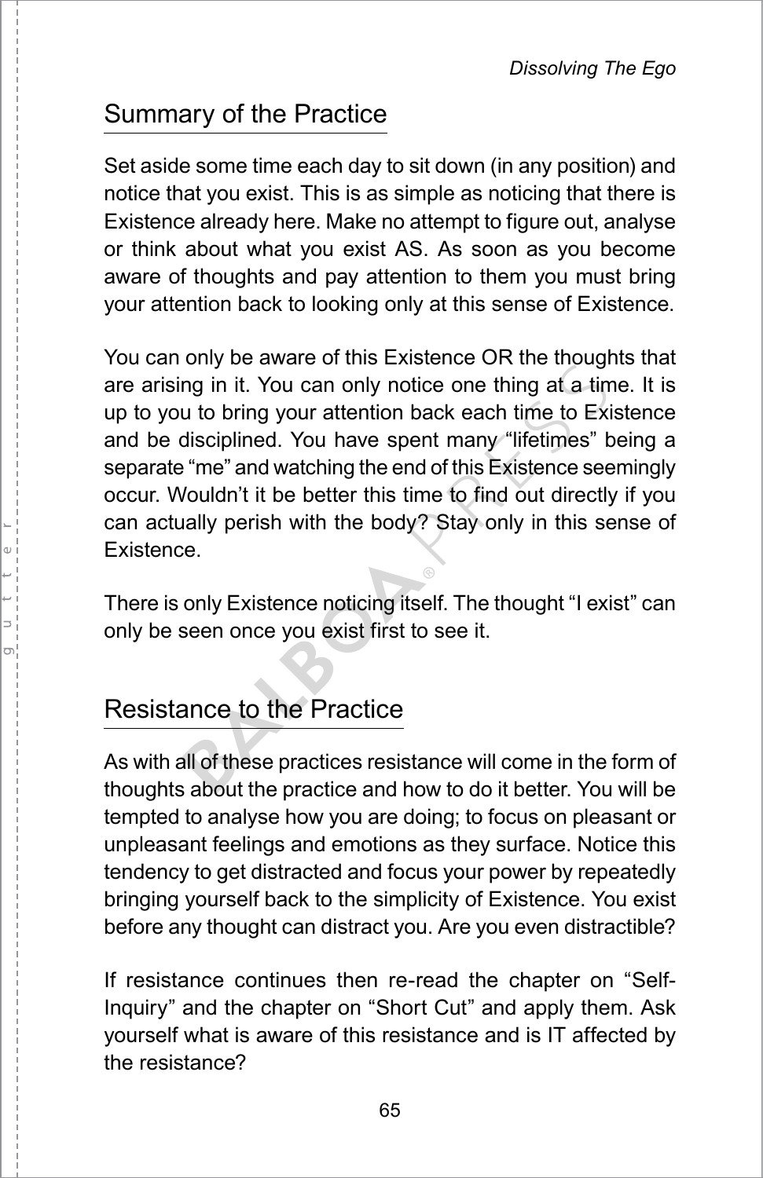## Summary of the Practice

Set aside some time each day to sit down (in any position) and notice that you exist. This is as simple as noticing that there is Existence already here. Make no attempt to figure out, analyse or think about what you exist AS. As soon as you become aware of thoughts and pay attention to them you must bring your attention back to looking only at this sense of Existence.

You can only be aware of this Existence OR the thoughts that are arising in it. You can only notice one thing at a time. It is up to you to bring your attention back each time to Existence and be disciplined. You have spent many "lifetimes" being a separate "me" and watching the end of this Existence seemingly occur. Wouldn't it be better this time to find out directly if you can actually perish with the body? Stay only in this sense of Existence.

There is only Existence noticing itself. The thought "I exist" can only be seen once you exist first to see it.

## Resistance to the Practice

As with all of these practices resistance will come in the form of thoughts about the practice and how to do it better. You will be tempted to analyse how you are doing; to focus on pleasant or unpleasant feelings and emotions as they surface. Notice this tendency to get distracted and focus your power by repeatedly bringing yourself back to the simplicity of Existence. You exist before any thought can distract you. Are you even distractible?

If resistance continues then re-read the chapter on "Self-Inquiry" and the chapter on "Short Cut" and apply them. Ask yourself what is aware of this resistance and is IT affected by the resistance?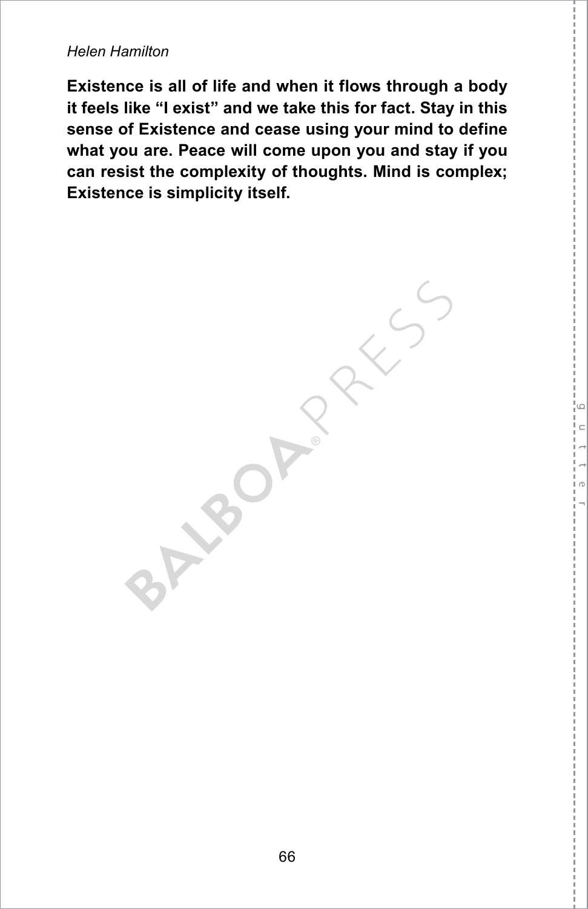**Existence is all of life and when it flows through a body it feels like "I exist" and we take this for fact. Stay in this sense of Existence and cease using your mind to define what you are. Peace will come upon you and stay if you can resist the complexity of thoughts. Mind is complex; Existence is simplicity itself.**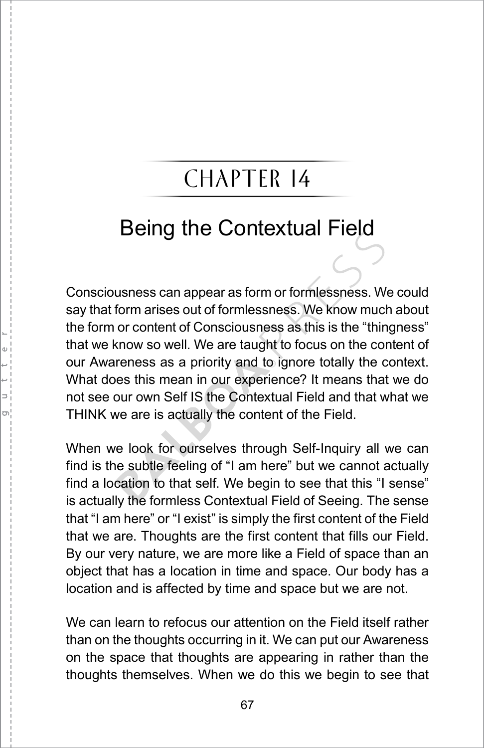# CHAPTER 14

## Being the Contextual Field

Consciousness can appear as form or formlessness. We could say that form arises out of formlessness. We know much about the form or content of Consciousness as this is the "thingness" that we know so well. We are taught to focus on the content of our Awareness as a priority and to ignore totally the context. What does this mean in our experience? It means that we do not see our own Self IS the Contextual Field and that what we THINK we are is actually the content of the Field.

When we look for ourselves through Self-Inquiry all we can find is the subtle feeling of "I am here" but we cannot actually find a location to that self. We begin to see that this "I sense" is actually the formless Contextual Field of Seeing. The sense that "I am here" or "I exist" is simply the first content of the Field that we are. Thoughts are the first content that fills our Field. By our very nature, we are more like a Field of space than an object that has a location in time and space. Our body has a location and is affected by time and space but we are not.

We can learn to refocus our attention on the Field itself rather than on the thoughts occurring in it. We can put our Awareness on the space that thoughts are appearing in rather than the thoughts themselves. When we do this we begin to see that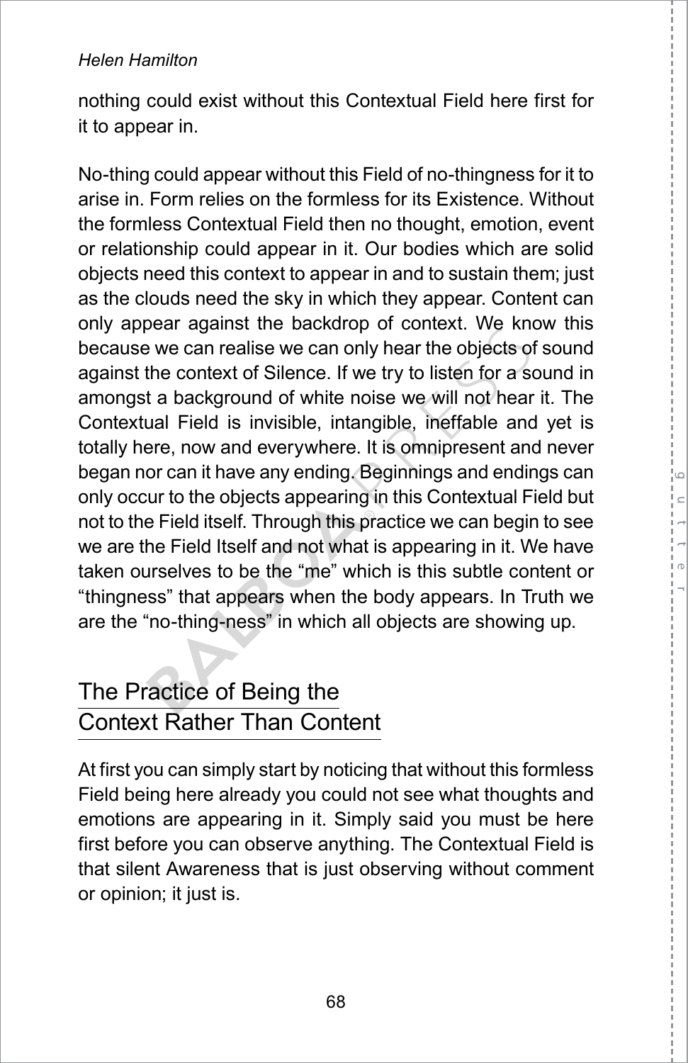nothing could exist without this Contextual Field here first for it to appear in.

No-thing could appear without this Field of no-thingness for it to arise in. Form relies on the formless for its Existence. Without the formless Contextual Field then no thought, emotion, event or relationship could appear in it. Our bodies which are solid objects need this context to appear in and to sustain them; just as the clouds need the sky in which they appear. Content can only appear against the backdrop of context. We know this because we can realise we can only hear the objects of sound against the context of Silence. If we try to listen for a sound in amongst a background of white noise we will not hear it. The Contextual Field is invisible, intangible, ineffable and yet is totally here, now and everywhere. It is omnipresent and never began nor can it have any ending. Beginnings and endings can only occur to the objects appearing in this Contextual Field but not to the Field itself. Through this practice we can begin to see we are the Field Itself and not what is appearing in it. We have taken ourselves to be the "me" which is this subtle content or "thingness" that appears when the body appears. In Truth we are the "no-thing-ness" in which all objects are showing up.

## The Practice of Being the Context Rather Than Content

At first you can simply start by noticing that without this formless Field being here already you could not see what thoughts and emotions are appearing in it. Simply said you must be here first before you can observe anything. The Contextual Field is that silent Awareness that is just observing without comment or opinion; it just is.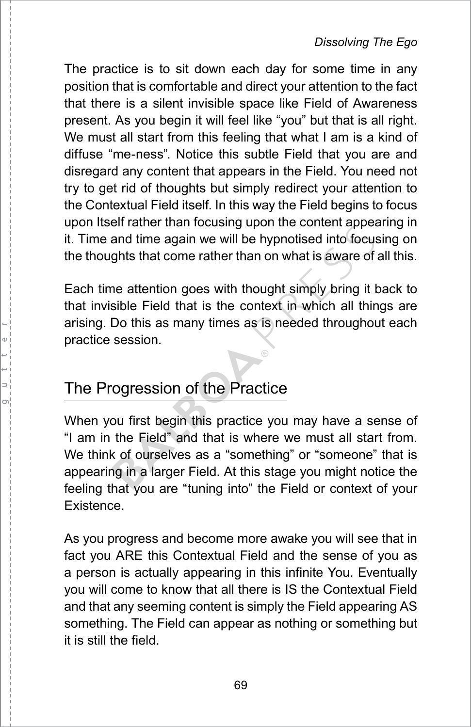The practice is to sit down each day for some time in any position that is comfortable and direct your attention to the fact that there is a silent invisible space like Field of Awareness present. As you begin it will feel like “you” but that is all right. We must all start from this feeling that what I am is a kind of diffuse “me-ness”. Notice this subtle Field that you are and disregard any content that appears in the Field. You need not try to get rid of thoughts but simply redirect your attention to the Contextual Field itself. In this way the Field begins to focus upon Itself rather than focusing upon the content appearing in it. Time and time again we will be hypnotised into focusing on the thoughts that come rather than on what is aware of all this.

Each time attention goes with thought simply bring it back to that invisible Field that is the context in which all things are arising. Do this as many times as is needed throughout each practice session.

## The Progression of the Practice

When you first begin this practice you may have a sense of “I am in the Field” and that is where we must all start from. We think of ourselves as a “something” or “someone” that is appearing in a larger Field. At this stage you might notice the feeling that you are “tuning into” the Field or context of your Existence.

As you progress and become more awake you will see that in fact you ARE this Contextual Field and the sense of you as a person is actually appearing in this infinite You. Eventually you will come to know that all there is IS the Contextual Field and that any seeming content is simply the Field appearing AS something. The Field can appear as nothing or something but it is still the field.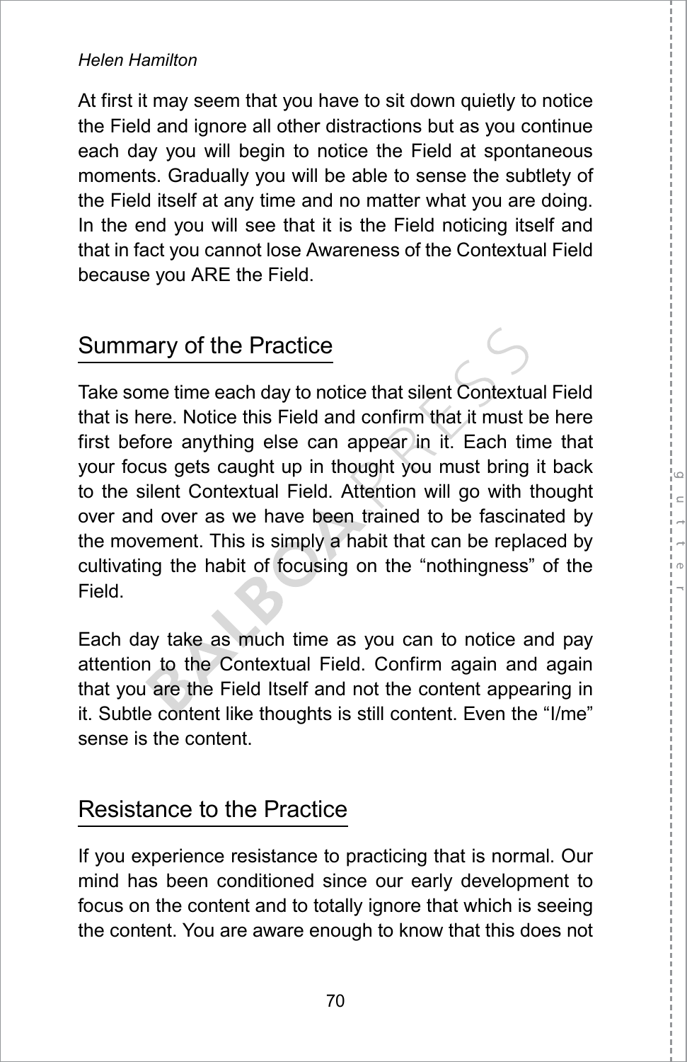At first it may seem that you have to sit down quietly to notice the Field and ignore all other distractions but as you continue each day you will begin to notice the Field at spontaneous moments. Gradually you will be able to sense the subtlety of the Field itself at any time and no matter what you are doing. In the end you will see that it is the Field noticing itself and that in fact you cannot lose Awareness of the Contextual Field because you ARE the Field.

## Summary of the Practice

Take some time each day to notice that silent Contextual Field that is here. Notice this Field and confirm that it must be here first before anything else can appear in it. Each time that your focus gets caught up in thought you must bring it back to the silent Contextual Field. Attention will go with thought over and over as we have been trained to be fascinated by the movement. This is simply a habit that can be replaced by cultivating the habit of focusing on the "nothingness" of the Field.

Each day take as much time as you can to notice and pay attention to the Contextual Field. Confirm again and again that you are the Field Itself and not the content appearing in it. Subtle content like thoughts is still content. Even the "I/me" sense is the content.

## Resistance to the Practice

If you experience resistance to practicing that is normal. Our mind has been conditioned since our early development to focus on the content and to totally ignore that which is seeing the content. You are aware enough to know that this does not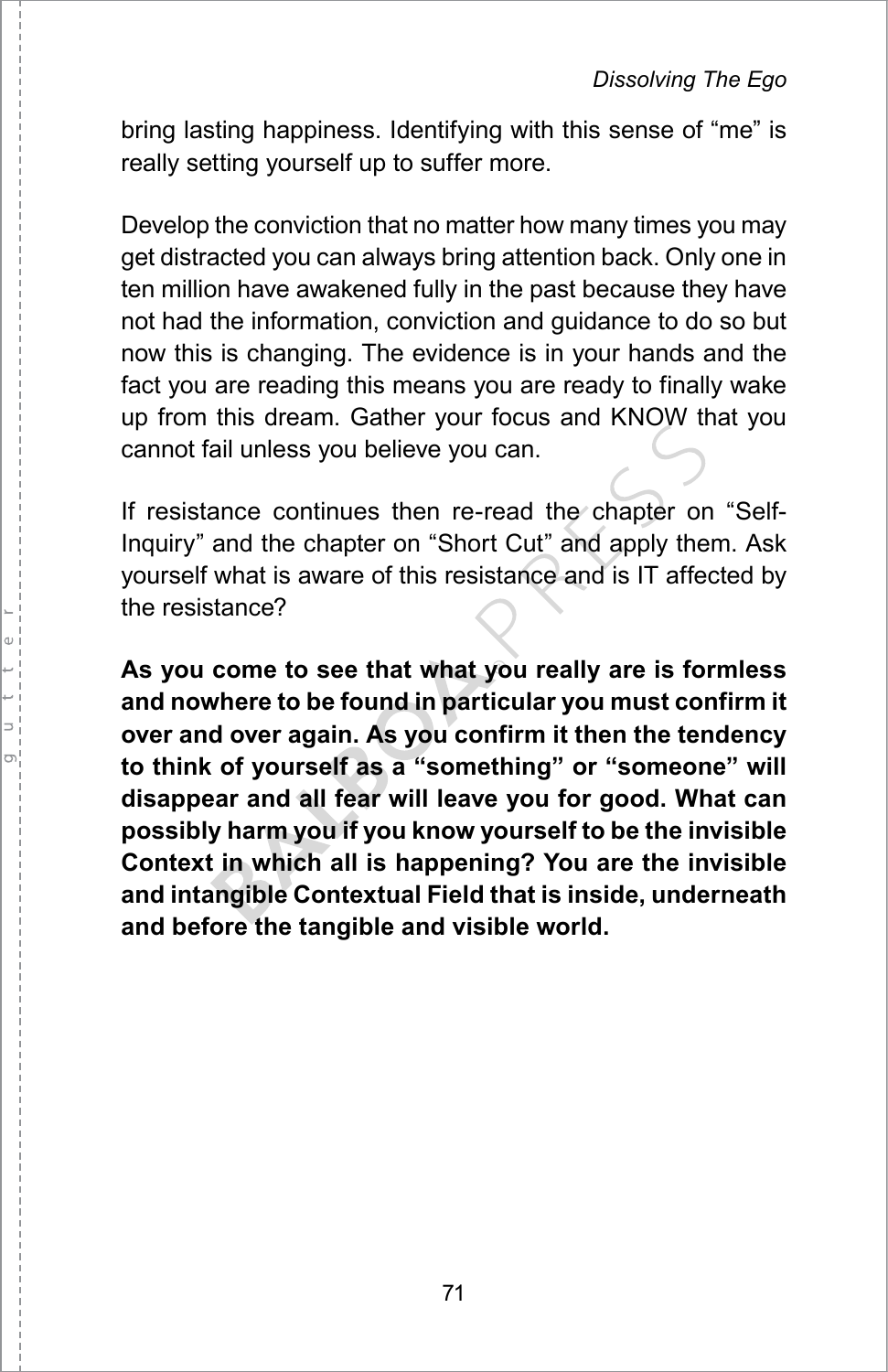bring lasting happiness. Identifying with this sense of "me" is really setting yourself up to suffer more.

Develop the conviction that no matter how many times you may get distracted you can always bring attention back. Only one in ten million have awakened fully in the past because they have not had the information, conviction and guidance to do so but now this is changing. The evidence is in your hands and the fact you are reading this means you are ready to finally wake up from this dream. Gather your focus and KNOW that you cannot fail unless you believe you can.

If resistance continues then re-read the chapter on "Self-Inquiry" and the chapter on "Short Cut" and apply them. Ask yourself what is aware of this resistance and is IT affected by the resistance?

**As you come to see that what you really are is formless and nowhere to be found in particular you must confirm it over and over again. As you confirm it then the tendency to think of yourself as a "something" or "someone" will disappear and all fear will leave you for good. What can possibly harm you if you know yourself to be the invisible Context in which all is happening? You are the invisible and intangible Contextual Field that is inside, underneath and before the tangible and visible world.**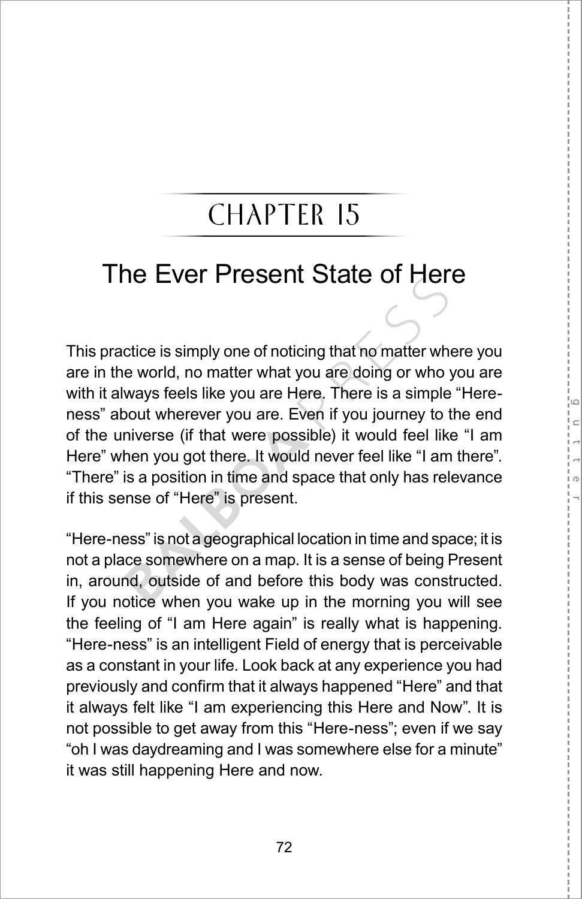# CHAPTER 15

## The Ever Present State of Here

This practice is simply one of noticing that no matter where you are in the world, no matter what you are doing or who you are with it always feels like you are Here. There is a simple "Here-ness" about wherever you are. Even if you journey to the end of the universe (if that were possible) it would feel like "I am Here" when you got there. It would never feel like "I am there". "There" is a position in time and space that only has relevance if this sense of "Here" is present.

"Here-ness" is not a geographical location in time and space; it is not a place somewhere on a map. It is a sense of being Present in, around, outside of and before this body was constructed. If you notice when you wake up in the morning you will see the feeling of "I am Here again" is really what is happening. "Here-ness" is an intelligent Field of energy that is perceivable as a constant in your life. Look back at any experience you had previously and confirm that it always happened "Here" and that it always felt like "I am experiencing this Here and Now". It is not possible to get away from this "Here-ness"; even if we say "oh I was daydreaming and I was somewhere else for a minute" it was still happening Here and now.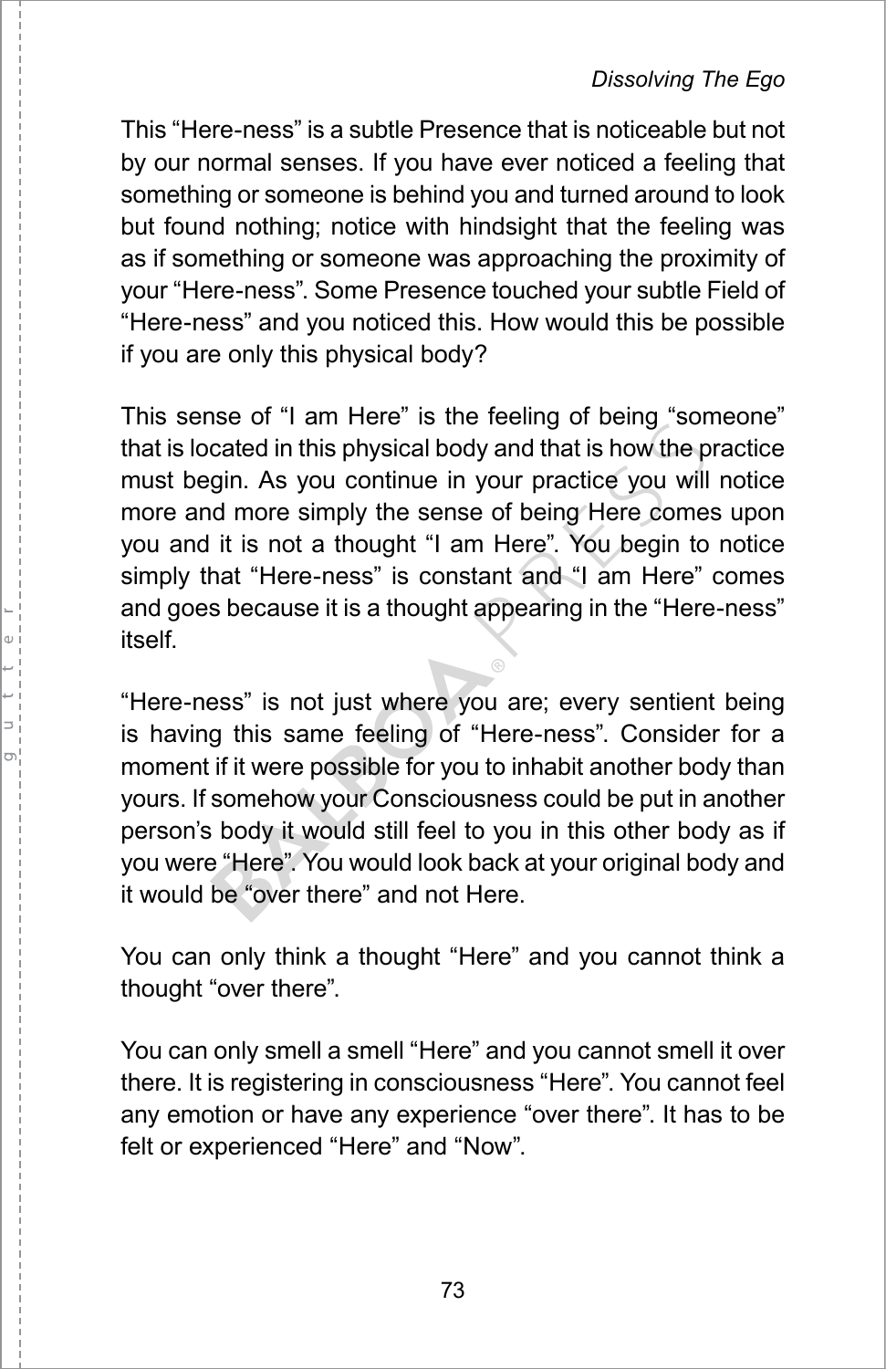This “Here-ness” is a subtle Presence that is noticeable but not by our normal senses. If you have ever noticed a feeling that something or someone is behind you and turned around to look but found nothing; notice with hindsight that the feeling was as if something or someone was approaching the proximity of your “Here-ness”. Some Presence touched your subtle Field of “Here-ness” and you noticed this. How would this be possible if you are only this physical body?

This sense of “I am Here” is the feeling of being “someone” that is located in this physical body and that is how the practice must begin. As you continue in your practice you will notice more and more simply the sense of being Here comes upon you and it is not a thought “I am Here”. You begin to notice simply that “Here-ness” is constant and “I am Here” comes and goes because it is a thought appearing in the “Here-ness” itself.

“Here-ness” is not just where you are; every sentient being is having this same feeling of “Here-ness”. Consider for a moment if it were possible for you to inhabit another body than yours. If somehow your Consciousness could be put in another person’s body it would still feel to you in this other body as if you were “Here”. You would look back at your original body and it would be “over there” and not Here.

You can only think a thought “Here” and you cannot think a thought “over there”.

You can only smell a smell “Here” and you cannot smell it over there. It is registering in consciousness “Here”. You cannot feel any emotion or have any experience “over there”. It has to be felt or experienced “Here” and “Now”.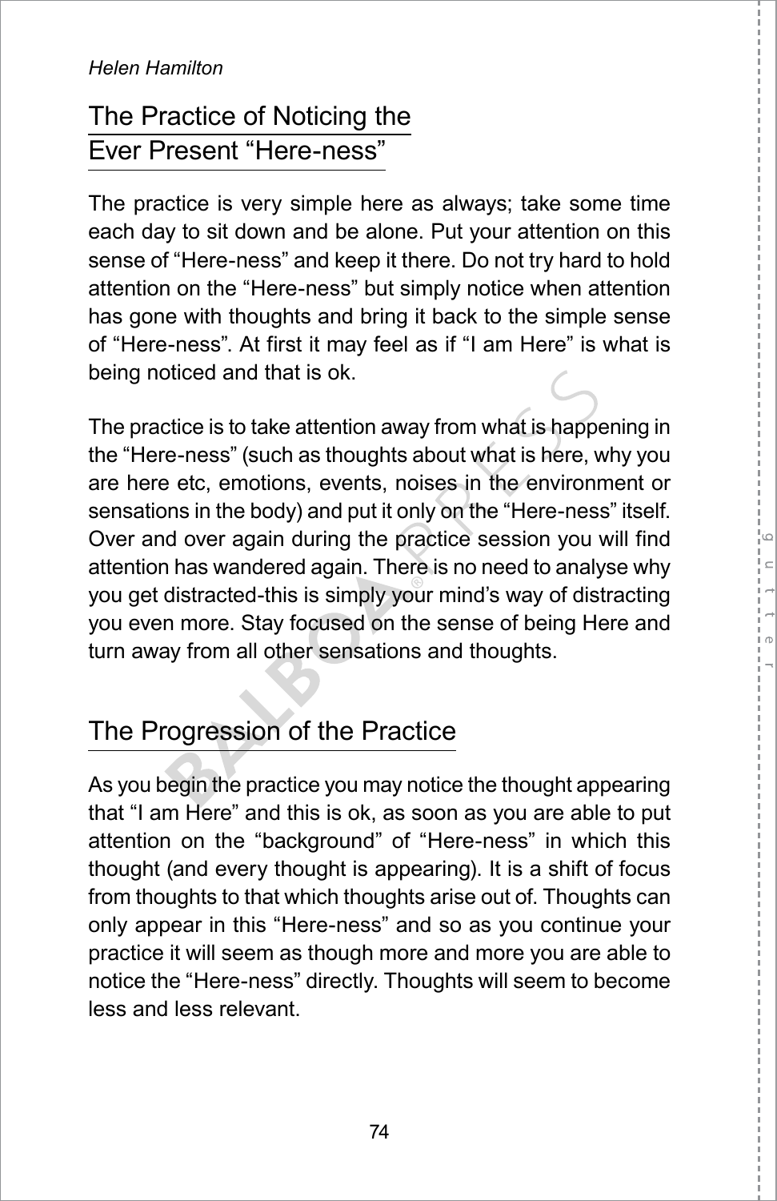## The Practice of Noticing the Ever Present "Here-ness"

The practice is very simple here as always; take some time each day to sit down and be alone. Put your attention on this sense of "Here-ness" and keep it there. Do not try hard to hold attention on the "Here-ness" but simply notice when attention has gone with thoughts and bring it back to the simple sense of "Here-ness". At first it may feel as if "I am Here" is what is being noticed and that is ok.

The practice is to take attention away from what is happening in the "Here-ness" (such as thoughts about what is here, why you are here etc, emotions, events, noises in the environment or sensations in the body) and put it only on the "Here-ness" itself. Over and over again during the practice session you will find attention has wandered again. There is no need to analyse why you get distracted-this is simply your mind's way of distracting you even more. Stay focused on the sense of being Here and turn away from all other sensations and thoughts.

## The Progression of the Practice

As you begin the practice you may notice the thought appearing that "I am Here" and this is ok, as soon as you are able to put attention on the "background" of "Here-ness" in which this thought (and every thought is appearing). It is a shift of focus from thoughts to that which thoughts arise out of. Thoughts can only appear in this "Here-ness" and so as you continue your practice it will seem as though more and more you are able to notice the "Here-ness" directly. Thoughts will seem to become less and less relevant.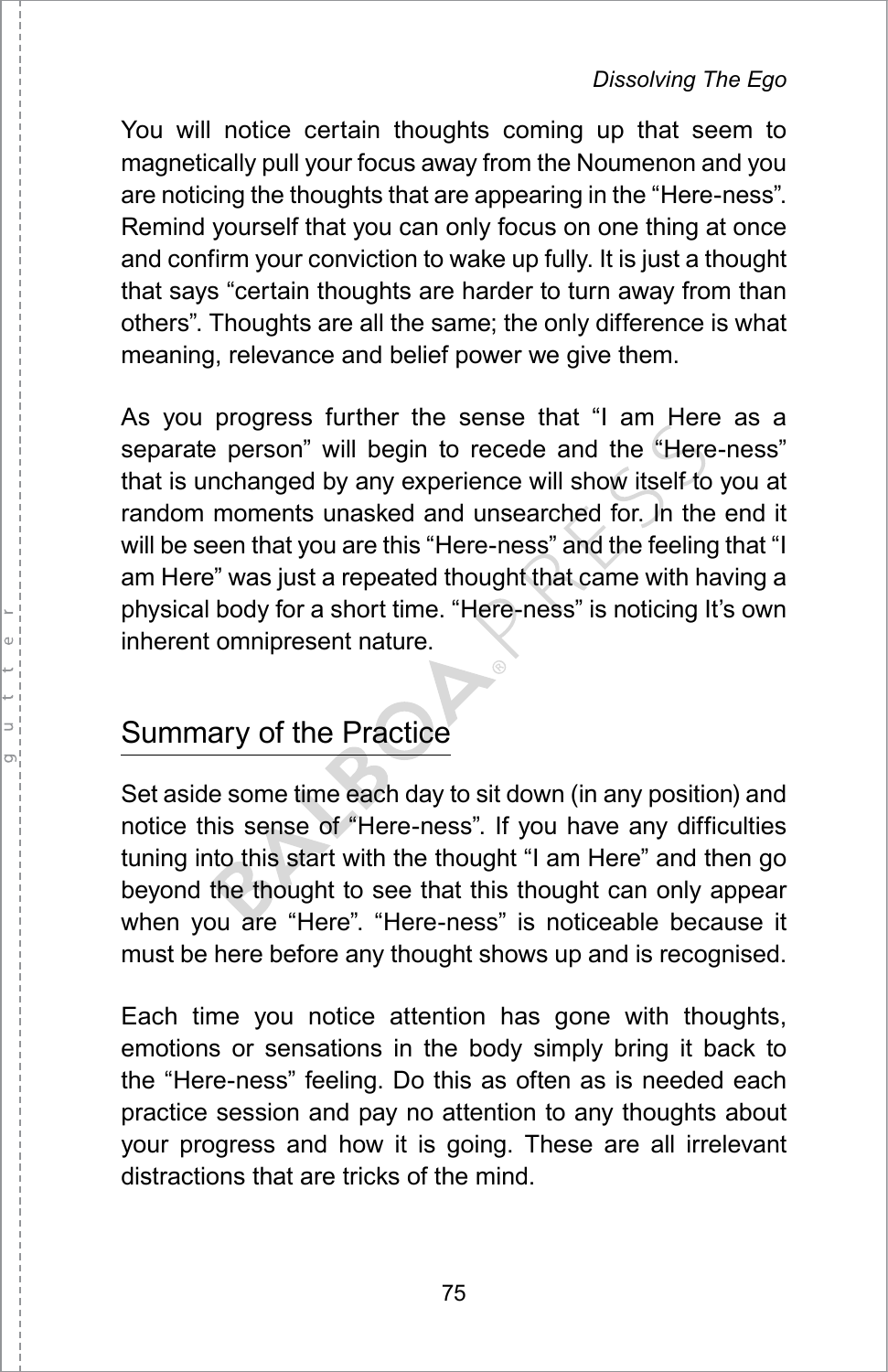You will notice certain thoughts coming up that seem to magnetically pull your focus away from the Noumenon and you are noticing the thoughts that are appearing in the “Here-ness”. Remind yourself that you can only focus on one thing at once and confirm your conviction to wake up fully. It is just a thought that says “certain thoughts are harder to turn away from than others”. Thoughts are all the same; the only difference is what meaning, relevance and belief power we give them.

As you progress further the sense that “I am Here as a separate person” will begin to recede and the “Here-ness” that is unchanged by any experience will show itself to you at random moments unasked and unsearched for. In the end it will be seen that you are this “Here-ness” and the feeling that “I am Here” was just a repeated thought that came with having a physical body for a short time. “Here-ness” is noticing It’s own inherent omnipresent nature.

## Summary of the Practice

Set aside some time each day to sit down (in any position) and notice this sense of “Here-ness”. If you have any difficulties tuning into this start with the thought “I am Here” and then go beyond the thought to see that this thought can only appear when you are “Here”. “Here-ness” is noticeable because it must be here before any thought shows up and is recognised.

Each time you notice attention has gone with thoughts, emotions or sensations in the body simply bring it back to the “Here-ness” feeling. Do this as often as is needed each practice session and pay no attention to any thoughts about your progress and how it is going. These are all irrelevant distractions that are tricks of the mind.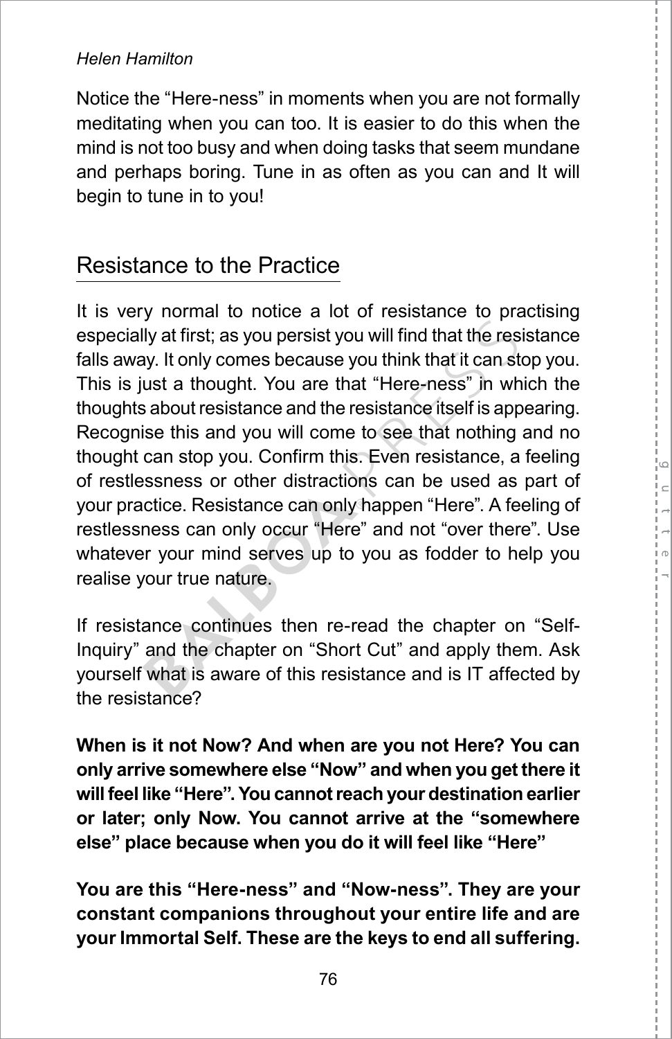Notice the "Here-ness" in moments when you are not formally meditating when you can too. It is easier to do this when the mind is not too busy and when doing tasks that seem mundane and perhaps boring. Tune in as often as you can and It will begin to tune in to you!

## Resistance to the Practice

It is very normal to notice a lot of resistance to practising especially at first; as you persist you will find that the resistance falls away. It only comes because you think that it can stop you. This is just a thought. You are that "Here-ness" in which the thoughts about resistance and the resistance itself is appearing. Recognise this and you will come to see that nothing and no thought can stop you. Confirm this. Even resistance, a feeling of restlessness or other distractions can be used as part of your practice. Resistance can only happen "Here". A feeling of restlessness can only occur "Here" and not "over there". Use whatever your mind serves up to you as fodder to help you realise your true nature.

If resistance continues then re-read the chapter on "Self-Inquiry" and the chapter on "Short Cut" and apply them. Ask yourself what is aware of this resistance and is IT affected by the resistance?

**When is it not Now? And when are you not Here? You can only arrive somewhere else "Now" and when you get there it will feel like "Here". You cannot reach your destination earlier or later; only Now. You cannot arrive at the "somewhere else" place because when you do it will feel like "Here"**

**You are this "Here-ness" and "Now-ness". They are your constant companions throughout your entire life and are your Immortal Self. These are the keys to end all suffering.**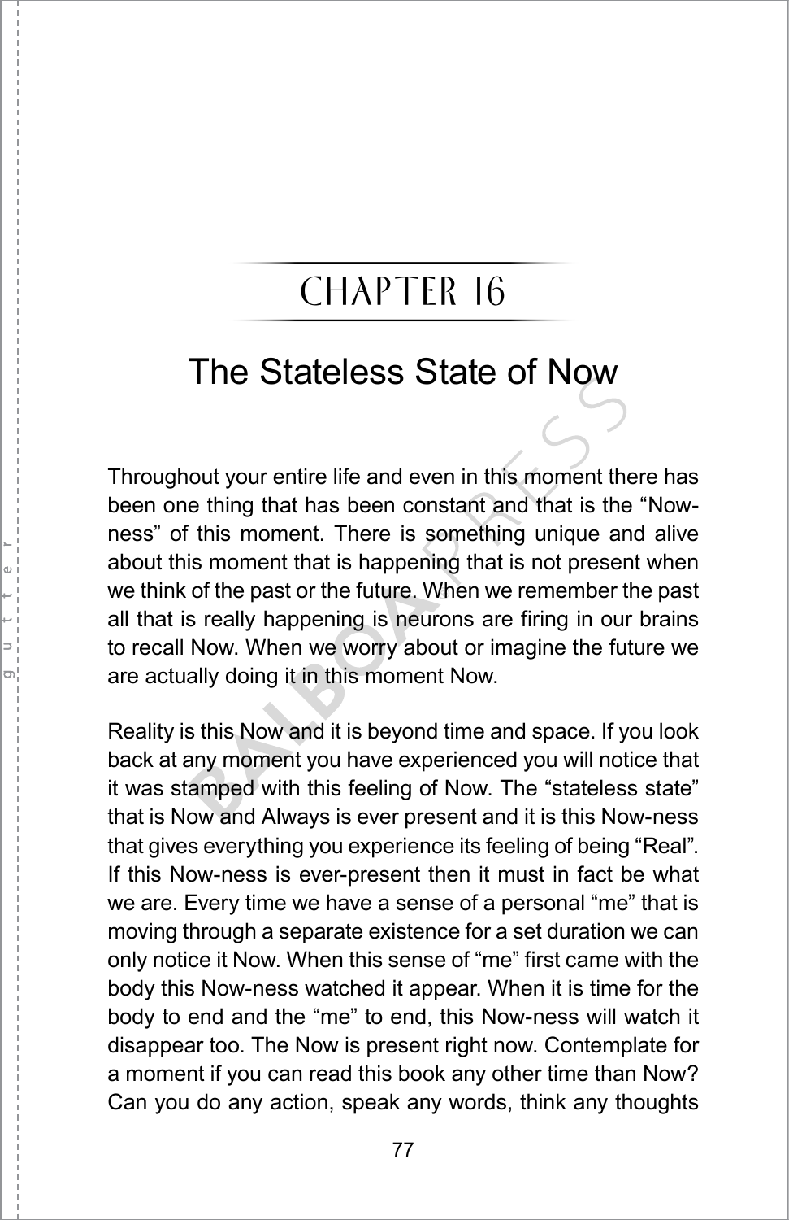# CHAPTER 16

## The Stateless State of Now

Throughout your entire life and even in this moment there has been one thing that has been constant and that is the "Now-ness" of this moment. There is something unique and alive about this moment that is happening that is not present when we think of the past or the future. When we remember the past all that is really happening is neurons are firing in our brains to recall Now. When we worry about or imagine the future we are actually doing it in this moment Now.

Reality is this Now and it is beyond time and space. If you look back at any moment you have experienced you will notice that it was stamped with this feeling of Now. The "stateless state" that is Now and Always is ever present and it is this Now-ness that gives everything you experience its feeling of being "Real". If this Now-ness is ever-present then it must in fact be what we are. Every time we have a sense of a personal "me" that is moving through a separate existence for a set duration we can only notice it Now. When this sense of "me" first came with the body this Now-ness watched it appear. When it is time for the body to end and the "me" to end, this Now-ness will watch it disappear too. The Now is present right now. Contemplate for a moment if you can read this book any other time than Now? Can you do any action, speak any words, think any thoughts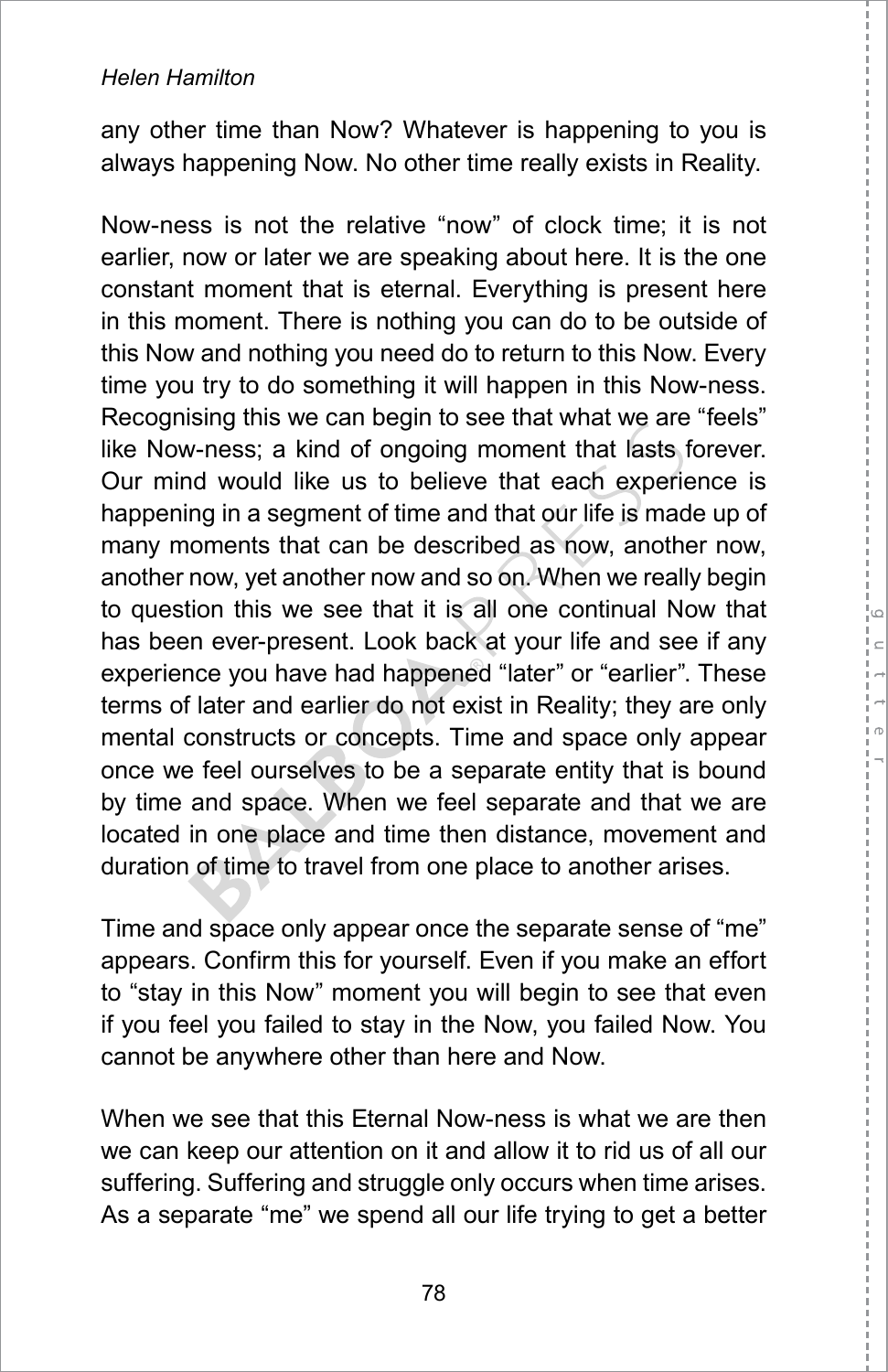any other time than Now? Whatever is happening to you is always happening Now. No other time really exists in Reality.

Now-ness is not the relative "now" of clock time; it is not earlier, now or later we are speaking about here. It is the one constant moment that is eternal. Everything is present here in this moment. There is nothing you can do to be outside of this Now and nothing you need do to return to this Now. Every time you try to do something it will happen in this Now-ness. Recognising this we can begin to see that what we are "feels" like Now-ness; a kind of ongoing moment that lasts forever. Our mind would like us to believe that each experience is happening in a segment of time and that our life is made up of many moments that can be described as now, another now, another now, yet another now and so on. When we really begin to question this we see that it is all one continual Now that has been ever-present. Look back at your life and see if any experience you have had happened "later" or "earlier". These terms of later and earlier do not exist in Reality; they are only mental constructs or concepts. Time and space only appear once we feel ourselves to be a separate entity that is bound by time and space. When we feel separate and that we are located in one place and time then distance, movement and duration of time to travel from one place to another arises.

Time and space only appear once the separate sense of "me" appears. Confirm this for yourself. Even if you make an effort to "stay in this Now" moment you will begin to see that even if you feel you failed to stay in the Now, you failed Now. You cannot be anywhere other than here and Now.

When we see that this Eternal Now-ness is what we are then we can keep our attention on it and allow it to rid us of all our suffering. Suffering and struggle only occurs when time arises. As a separate "me" we spend all our life trying to get a better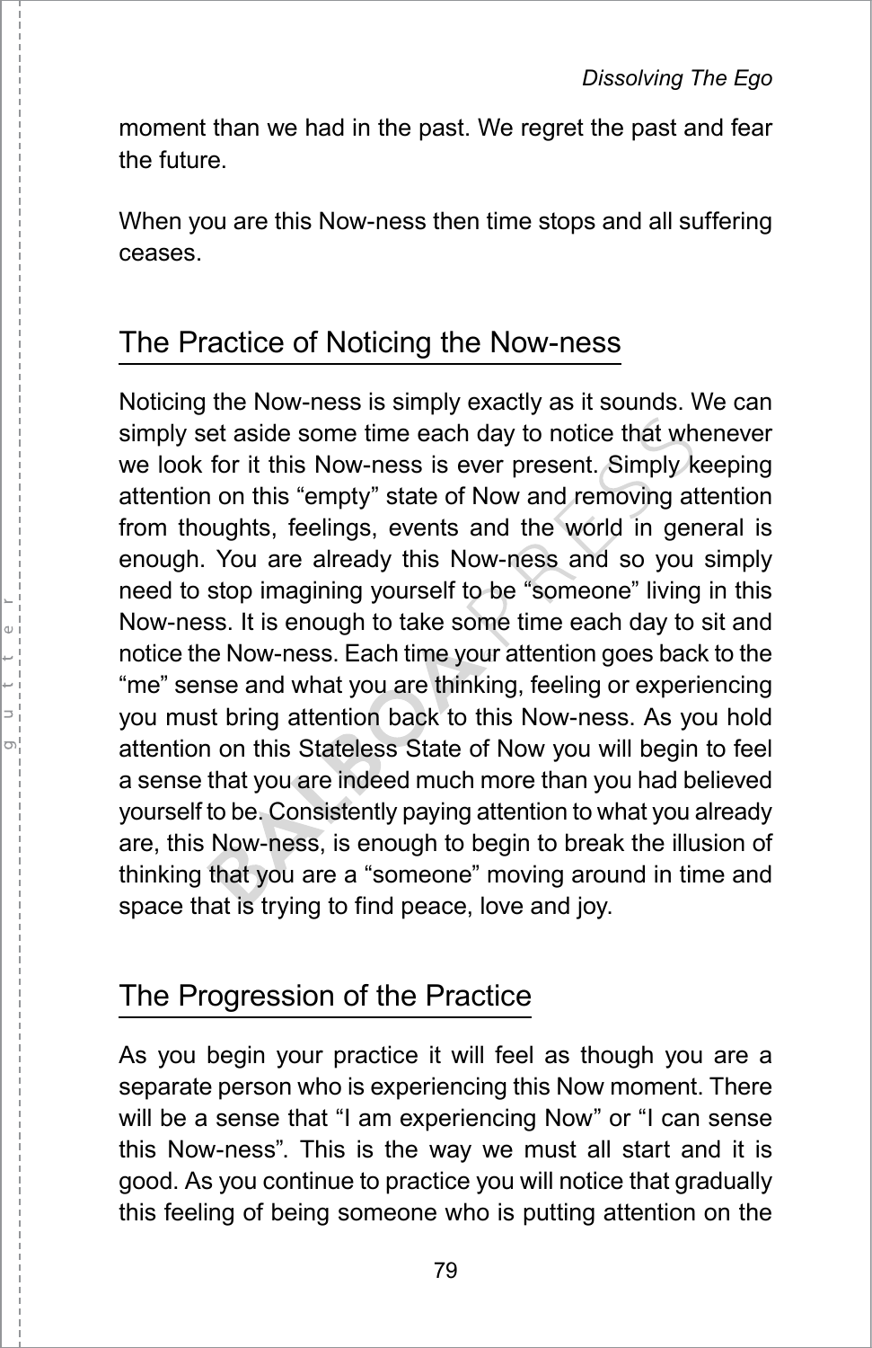moment than we had in the past. We regret the past and fear the future.

When you are this Now-ness then time stops and all suffering ceases.

## The Practice of Noticing the Now-ness

Noticing the Now-ness is simply exactly as it sounds. We can simply set aside some time each day to notice that whenever we look for it this Now-ness is ever present. Simply keeping attention on this "empty" state of Now and removing attention from thoughts, feelings, events and the world in general is enough. You are already this Now-ness and so you simply need to stop imagining yourself to be "someone" living in this Now-ness. It is enough to take some time each day to sit and notice the Now-ness. Each time your attention goes back to the "me" sense and what you are thinking, feeling or experiencing you must bring attention back to this Now-ness. As you hold attention on this Stateless State of Now you will begin to feel a sense that you are indeed much more than you had believed yourself to be. Consistently paying attention to what you already are, this Now-ness, is enough to begin to break the illusion of thinking that you are a "someone" moving around in time and space that is trying to find peace, love and joy.

## The Progression of the Practice

As you begin your practice it will feel as though you are a separate person who is experiencing this Now moment. There will be a sense that "I am experiencing Now" or "I can sense this Now-ness". This is the way we must all start and it is good. As you continue to practice you will notice that gradually this feeling of being someone who is putting attention on the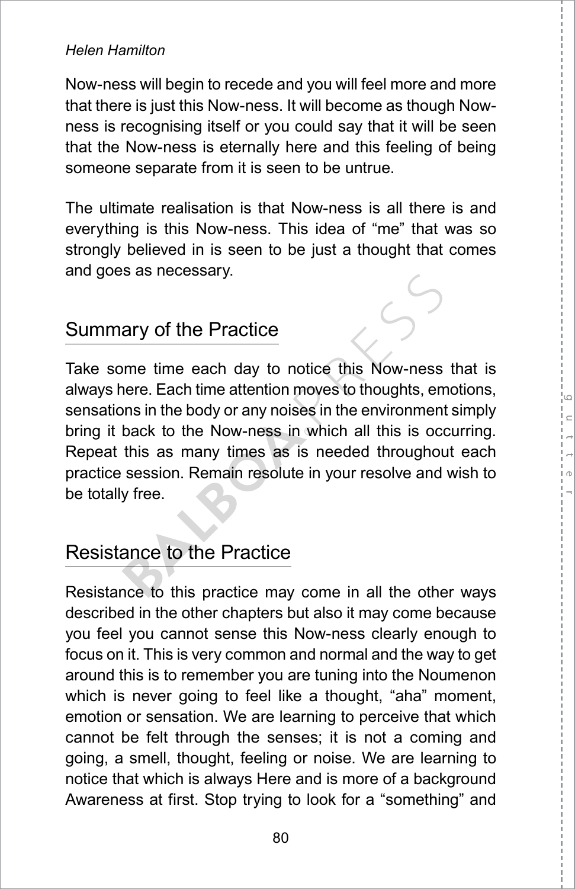Now-ness will begin to recede and you will feel more and more that there is just this Now-ness. It will become as though Now-ness is recognising itself or you could say that it will be seen that the Now-ness is eternally here and this feeling of being someone separate from it is seen to be untrue.

The ultimate realisation is that Now-ness is all there is and everything is this Now-ness. This idea of "me" that was so strongly believed in is seen to be just a thought that comes and goes as necessary.

## Summary of the Practice

Take some time each day to notice this Now-ness that is always here. Each time attention moves to thoughts, emotions, sensations in the body or any noises in the environment simply bring it back to the Now-ness in which all this is occurring. Repeat this as many times as is needed throughout each practice session. Remain resolute in your resolve and wish to be totally free.

## Resistance to the Practice

Resistance to this practice may come in all the other ways described in the other chapters but also it may come because you feel you cannot sense this Now-ness clearly enough to focus on it. This is very common and normal and the way to get around this is to remember you are tuning into the Noumenon which is never going to feel like a thought, "aha" moment, emotion or sensation. We are learning to perceive that which cannot be felt through the senses; it is not a coming and going, a smell, thought, feeling or noise. We are learning to notice that which is always Here and is more of a background Awareness at first. Stop trying to look for a "something" and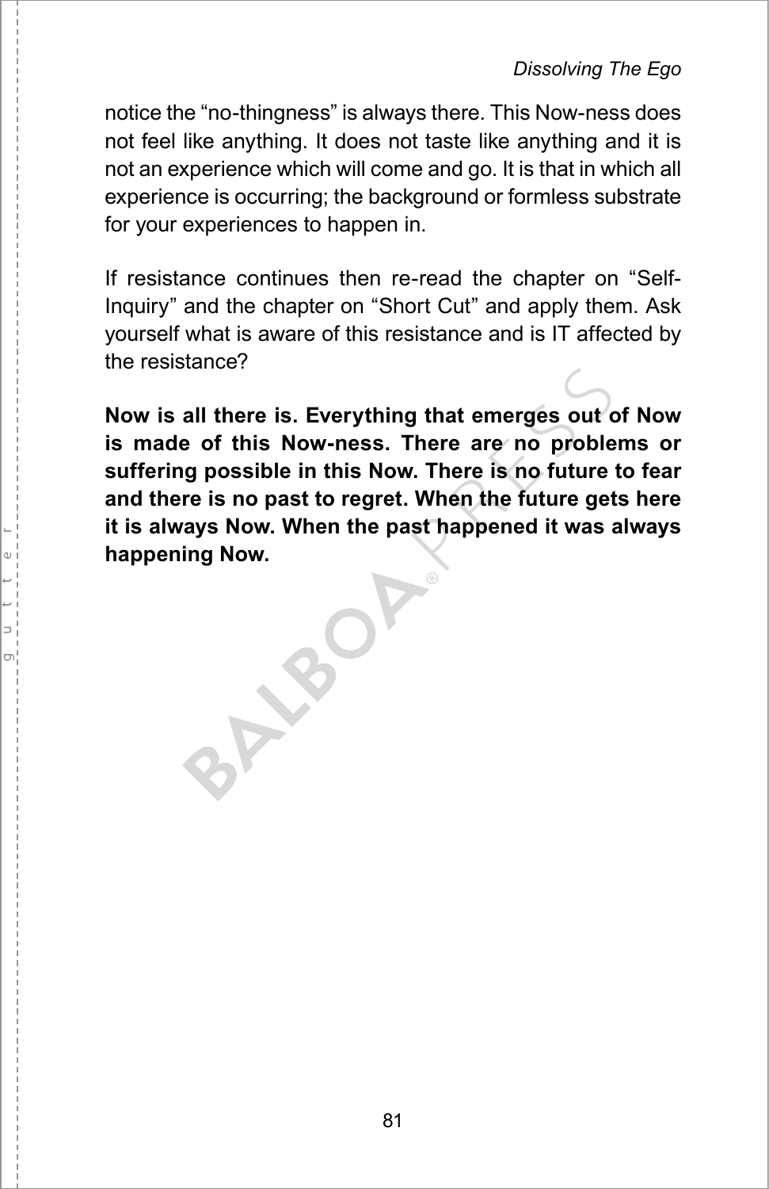notice the “no-thingness” is always there. This Now-ness does not feel like anything. It does not taste like anything and it is not an experience which will come and go. It is that in which all experience is occurring; the background or formless substrate for your experiences to happen in.

If resistance continues then re-read the chapter on “Self-Inquiry” and the chapter on “Short Cut” and apply them. Ask yourself what is aware of this resistance and is IT affected by the resistance?

**Now is all there is. Everything that emerges out of Now is made of this Now-ness. There are no problems or suffering possible in this Now. There is no future to fear and there is no past to regret. When the future gets here it is always Now. When the past happened it was always happening Now.**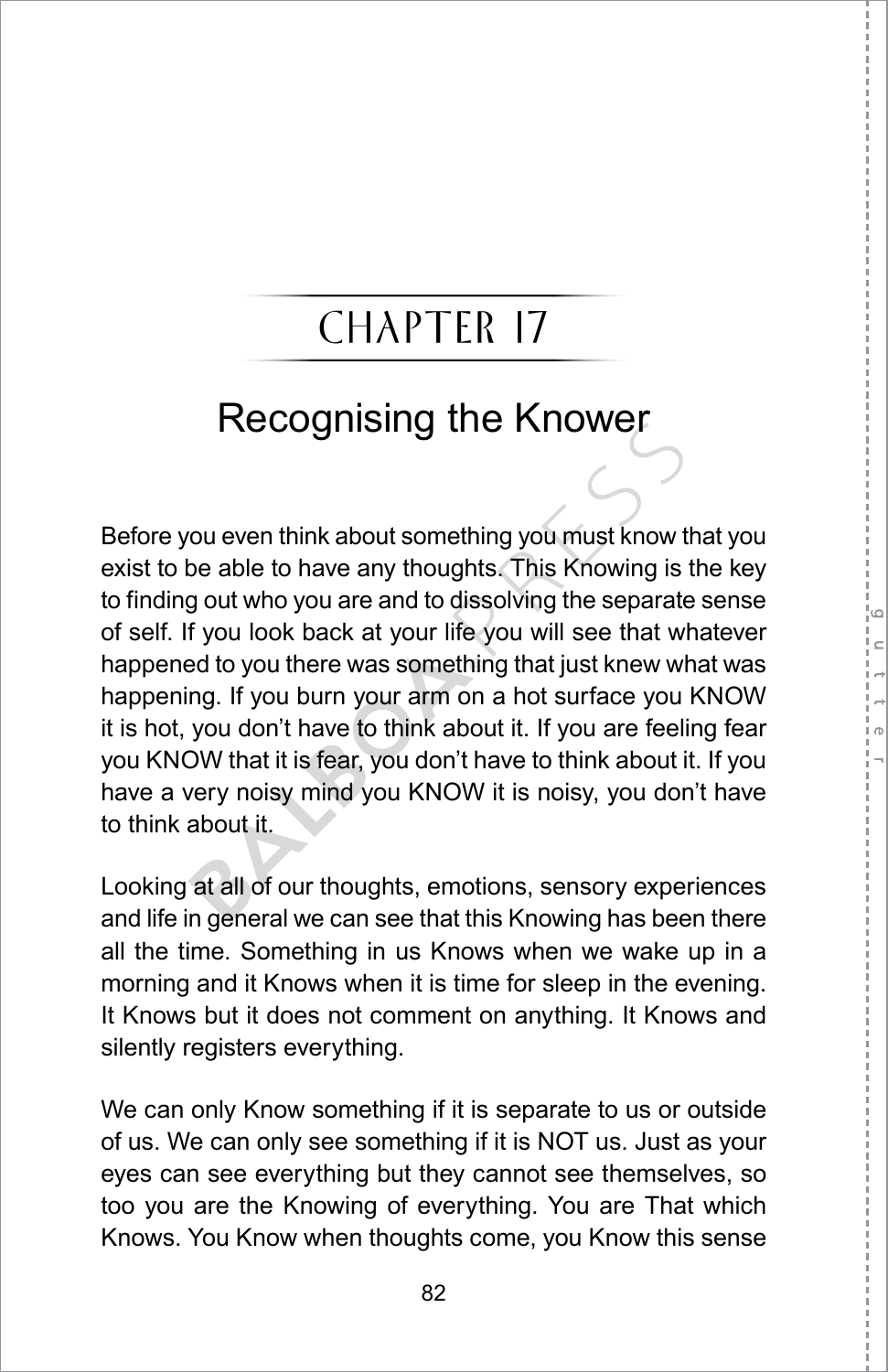# CHAPTER 17

## Recognising the Knower

Before you even think about something you must know that you exist to be able to have any thoughts. This Knowing is the key to finding out who you are and to dissolving the separate sense of self. If you look back at your life you will see that whatever happened to you there was something that just knew what was happening. If you burn your arm on a hot surface you KNOW it is hot, you don't have to think about it. If you are feeling fear you KNOW that it is fear, you don't have to think about it. If you have a very noisy mind you KNOW it is noisy, you don't have to think about it.

Looking at all of our thoughts, emotions, sensory experiences and life in general we can see that this Knowing has been there all the time. Something in us Knows when we wake up in a morning and it Knows when it is time for sleep in the evening. It Knows but it does not comment on anything. It Knows and silently registers everything.

We can only Know something if it is separate to us or outside of us. We can only see something if it is NOT us. Just as your eyes can see everything but they cannot see themselves, so too you are the Knowing of everything. You are That which Knows. You Know when thoughts come, you Know this sense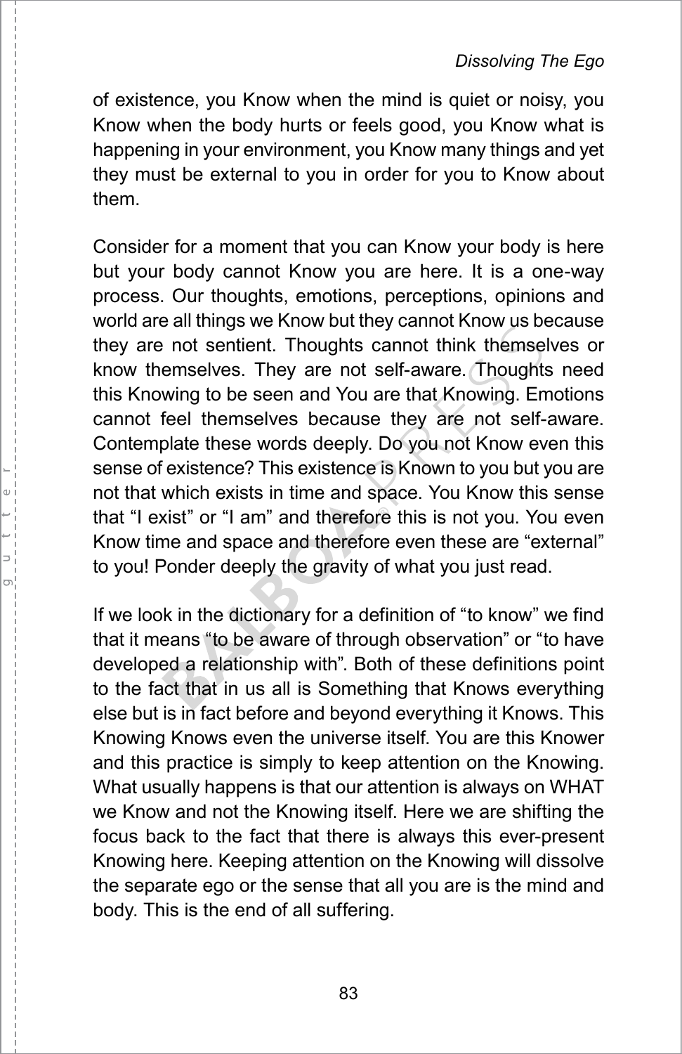of existence, you Know when the mind is quiet or noisy, you Know when the body hurts or feels good, you Know what is happening in your environment, you Know many things and yet they must be external to you in order for you to Know about them.

Consider for a moment that you can Know your body is here but your body cannot Know you are here. It is a one-way process. Our thoughts, emotions, perceptions, opinions and world are all things we Know but they cannot Know us because they are not sentient. Thoughts cannot think themselves or know themselves. They are not self-aware. Thoughts need this Knowing to be seen and You are that Knowing. Emotions cannot feel themselves because they are not self-aware. Contemplate these words deeply. Do you not Know even this sense of existence? This existence is Known to you but you are not that which exists in time and space. You Know this sense that "I exist" or "I am" and therefore this is not you. You even Know time and space and therefore even these are "external" to you! Ponder deeply the gravity of what you just read.

If we look in the dictionary for a definition of "to know" we find that it means "to be aware of through observation" or "to have developed a relationship with". Both of these definitions point to the fact that in us all is Something that Knows everything else but is in fact before and beyond everything it Knows. This Knowing Knows even the universe itself. You are this Knower and this practice is simply to keep attention on the Knowing. What usually happens is that our attention is always on WHAT we Know and not the Knowing itself. Here we are shifting the focus back to the fact that there is always this ever-present Knowing here. Keeping attention on the Knowing will dissolve the separate ego or the sense that all you are is the mind and body. This is the end of all suffering.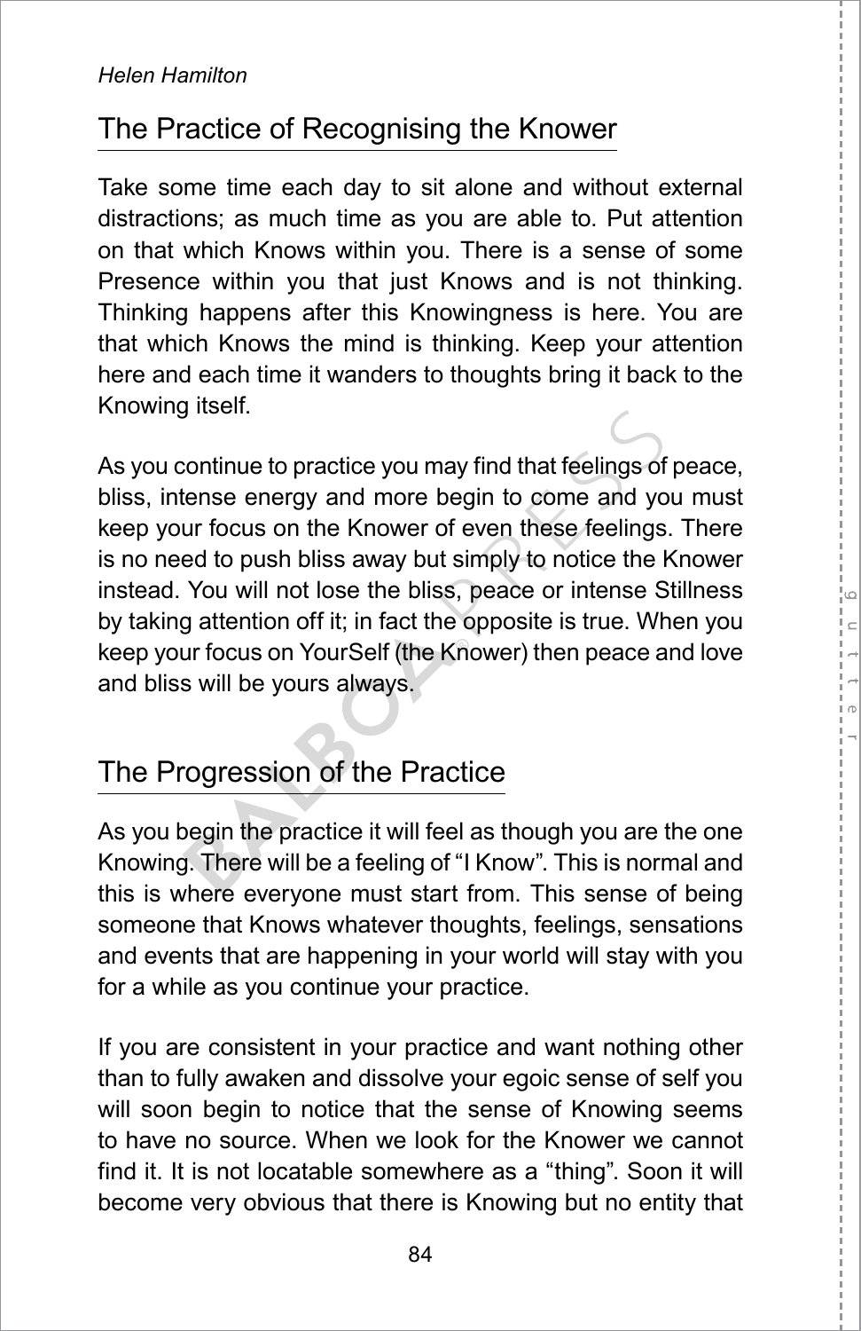## The Practice of Recognising the Knower

Take some time each day to sit alone and without external distractions; as much time as you are able to. Put attention on that which Knows within you. There is a sense of some Presence within you that just Knows and is not thinking. Thinking happens after this Knowingness is here. You are that which Knows the mind is thinking. Keep your attention here and each time it wanders to thoughts bring it back to the Knowing itself.

As you continue to practice you may find that feelings of peace, bliss, intense energy and more begin to come and you must keep your focus on the Knower of even these feelings. There is no need to push bliss away but simply to notice the Knower instead. You will not lose the bliss, peace or intense Stillness by taking attention off it; in fact the opposite is true. When you keep your focus on YourSelf (the Knower) then peace and love and bliss will be yours always.

## The Progression of the Practice

As you begin the practice it will feel as though you are the one Knowing. There will be a feeling of "I Know". This is normal and this is where everyone must start from. This sense of being someone that Knows whatever thoughts, feelings, sensations and events that are happening in your world will stay with you for a while as you continue your practice.

If you are consistent in your practice and want nothing other than to fully awaken and dissolve your egoic sense of self you will soon begin to notice that the sense of Knowing seems to have no source. When we look for the Knower we cannot find it. It is not locatable somewhere as a "thing". Soon it will become very obvious that there is Knowing but no entity that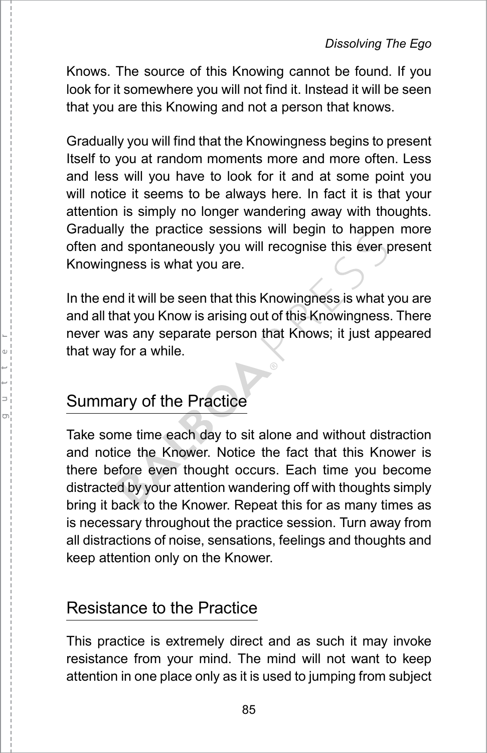Knows. The source of this Knowing cannot be found. If you look for it somewhere you will not find it. Instead it will be seen that you are this Knowing and not a person that knows.

Gradually you will find that the Knowingness begins to present Itself to you at random moments more and more often. Less and less will you have to look for it and at some point you will notice it seems to be always here. In fact it is that your attention is simply no longer wandering away with thoughts. Gradually the practice sessions will begin to happen more often and spontaneously you will recognise this ever present Knowingness is what you are.

In the end it will be seen that this Knowingness is what you are and all that you Know is arising out of this Knowingness. There never was any separate person that Knows; it just appeared that way for a while.

## Summary of the Practice

Take some time each day to sit alone and without distraction and notice the Knower. Notice the fact that this Knower is there before even thought occurs. Each time you become distracted by your attention wandering off with thoughts simply bring it back to the Knower. Repeat this for as many times as is necessary throughout the practice session. Turn away from all distractions of noise, sensations, feelings and thoughts and keep attention only on the Knower.

## Resistance to the Practice

This practice is extremely direct and as such it may invoke resistance from your mind. The mind will not want to keep attention in one place only as it is used to jumping from subject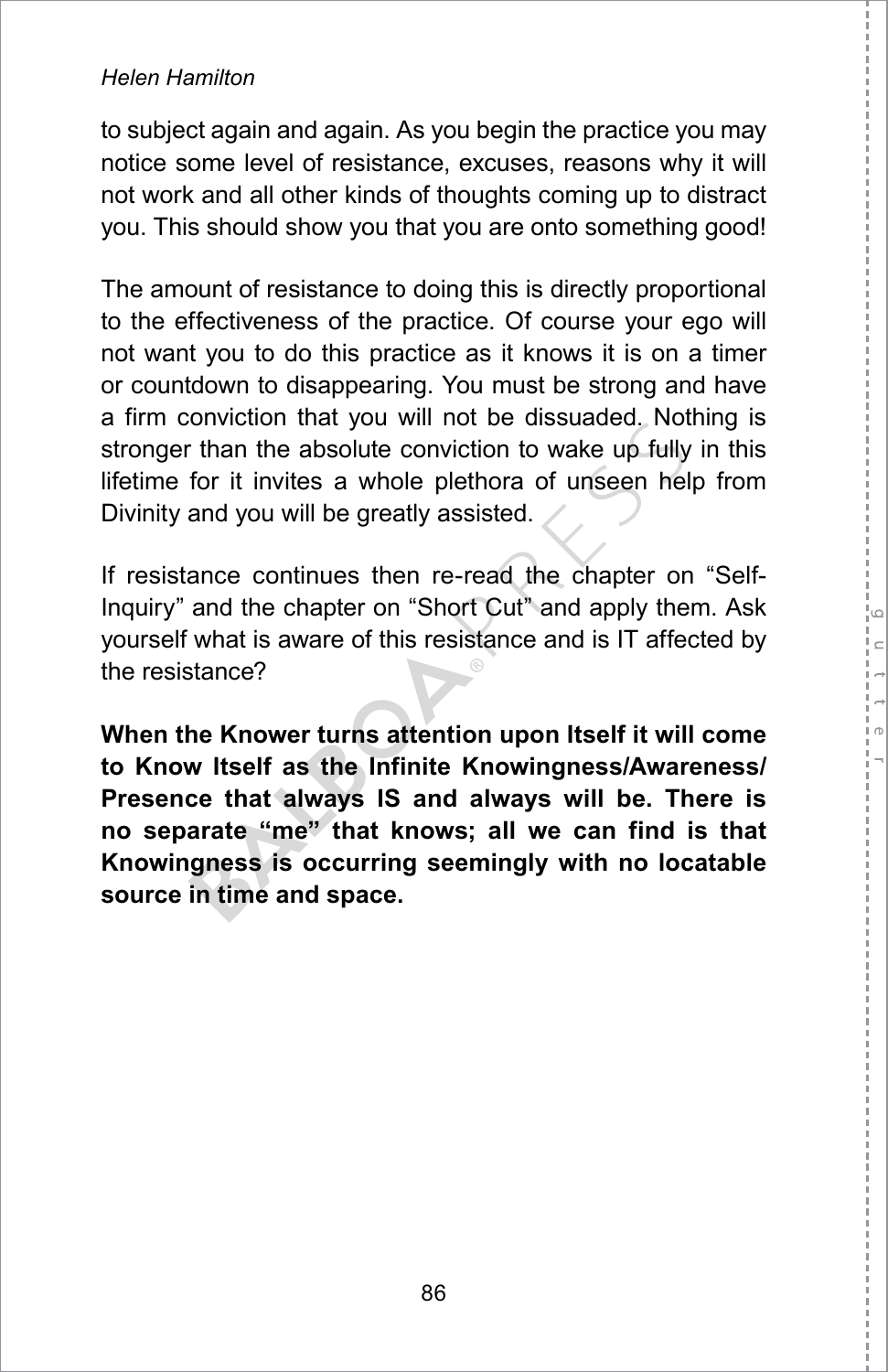to subject again and again. As you begin the practice you may notice some level of resistance, excuses, reasons why it will not work and all other kinds of thoughts coming up to distract you. This should show you that you are onto something good!

The amount of resistance to doing this is directly proportional to the effectiveness of the practice. Of course your ego will not want you to do this practice as it knows it is on a timer or countdown to disappearing. You must be strong and have a firm conviction that you will not be dissuaded. Nothing is stronger than the absolute conviction to wake up fully in this lifetime for it invites a whole plethora of unseen help from Divinity and you will be greatly assisted.

If resistance continues then re-read the chapter on "Self-Inquiry" and the chapter on "Short Cut" and apply them. Ask yourself what is aware of this resistance and is IT affected by the resistance?

**When the Knower turns attention upon Itself it will come to Know Itself as the Infinite Knowingness/Awareness/Presence that always IS and always will be. There is no separate "me" that knows; all we can find is that Knowingness is occurring seemingly with no locatable source in time and space.**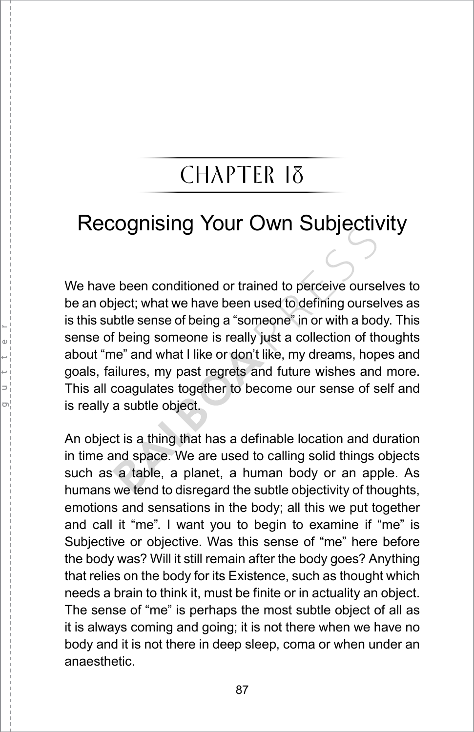# CHAPTER 18

## Recognising Your Own Subjectivity

We have been conditioned or trained to perceive ourselves to be an object; what we have been used to defining ourselves as is this subtle sense of being a "someone" in or with a body. This sense of being someone is really just a collection of thoughts about "me" and what I like or don't like, my dreams, hopes and goals, failures, my past regrets and future wishes and more. This all coagulates together to become our sense of self and is really a subtle object.

An object is a thing that has a definable location and duration in time and space. We are used to calling solid things objects such as a table, a planet, a human body or an apple. As humans we tend to disregard the subtle objectivity of thoughts, emotions and sensations in the body; all this we put together and call it "me". I want you to begin to examine if "me" is Subjective or objective. Was this sense of "me" here before the body was? Will it still remain after the body goes? Anything that relies on the body for its Existence, such as thought which needs a brain to think it, must be finite or in actuality an object. The sense of "me" is perhaps the most subtle object of all as it is always coming and going; it is not there when we have no body and it is not there in deep sleep, coma or when under an anaesthetic.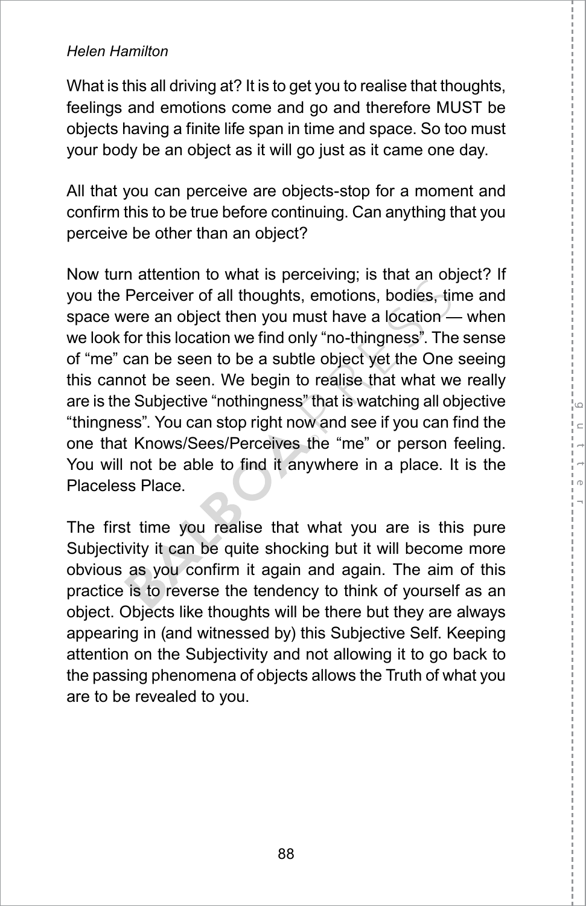What is this all driving at? It is to get you to realise that thoughts, feelings and emotions come and go and therefore MUST be objects having a finite life span in time and space. So too must your body be an object as it will go just as it came one day.

All that you can perceive are objects-stop for a moment and confirm this to be true before continuing. Can anything that you perceive be other than an object?

Now turn attention to what is perceiving; is that an object? If you the Perceiver of all thoughts, emotions, bodies, time and space were an object then you must have a location — when we look for this location we find only “no-thingness”. The sense of “me” can be seen to be a subtle object yet the One seeing this cannot be seen. We begin to realise that what we really are is the Subjective “nothingness” that is watching all objective “thingness”. You can stop right now and see if you can find the one that Knows/Sees/Perceives the “me” or person feeling. You will not be able to find it anywhere in a place. It is the Placeless Place.

The first time you realise that what you are is this pure Subjectivity it can be quite shocking but it will become more obvious as you confirm it again and again. The aim of this practice is to reverse the tendency to think of yourself as an object. Objects like thoughts will be there but they are always appearing in (and witnessed by) this Subjective Self. Keeping attention on the Subjectivity and not allowing it to go back to the passing phenomena of objects allows the Truth of what you are to be revealed to you.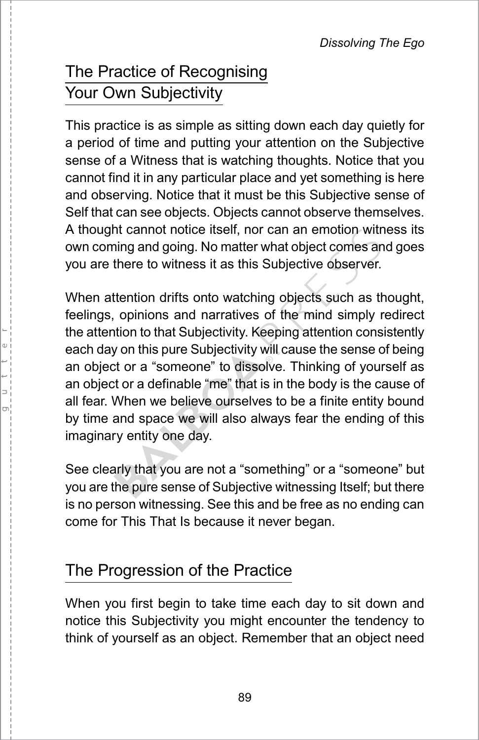## The Practice of Recognising Your Own Subjectivity

This practice is as simple as sitting down each day quietly for a period of time and putting your attention on the Subjective sense of a Witness that is watching thoughts. Notice that you cannot find it in any particular place and yet something is here and observing. Notice that it must be this Subjective sense of Self that can see objects. Objects cannot observe themselves. A thought cannot notice itself, nor can an emotion witness its own coming and going. No matter what object comes and goes you are there to witness it as this Subjective observer.

When attention drifts onto watching objects such as thought, feelings, opinions and narratives of the mind simply redirect the attention to that Subjectivity. Keeping attention consistently each day on this pure Subjectivity will cause the sense of being an object or a "someone" to dissolve. Thinking of yourself as an object or a definable "me" that is in the body is the cause of all fear. When we believe ourselves to be a finite entity bound by time and space we will also always fear the ending of this imaginary entity one day.

See clearly that you are not a "something" or a "someone" but you are the pure sense of Subjective witnessing Itself; but there is no person witnessing. See this and be free as no ending can come for This That Is because it never began.

## The Progression of the Practice

When you first begin to take time each day to sit down and notice this Subjectivity you might encounter the tendency to think of yourself as an object. Remember that an object need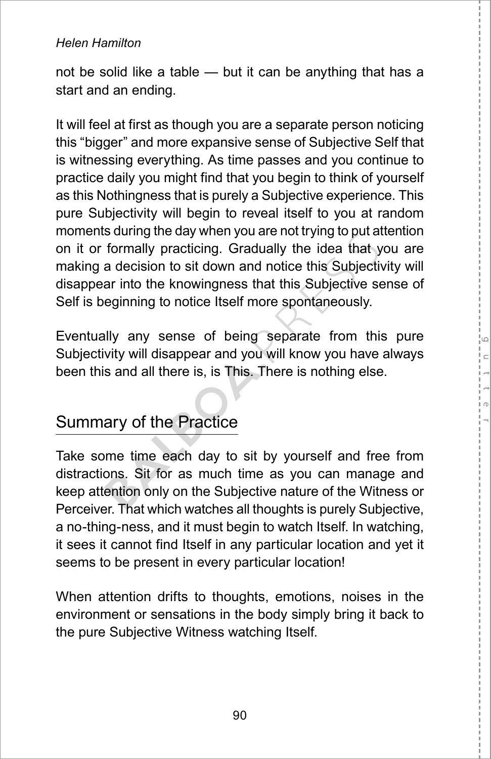not be solid like a table — but it can be anything that has a start and an ending.

It will feel at first as though you are a separate person noticing this “bigger” and more expansive sense of Subjective Self that is witnessing everything. As time passes and you continue to practice daily you might find that you begin to think of yourself as this Nothingness that is purely a Subjective experience. This pure Subjectivity will begin to reveal itself to you at random moments during the day when you are not trying to put attention on it or formally practicing. Gradually the idea that you are making a decision to sit down and notice this Subjectivity will disappear into the knowingness that this Subjective sense of Self is beginning to notice Itself more spontaneously.

Eventually any sense of being separate from this pure Subjectivity will disappear and you will know you have always been this and all there is, is This. There is nothing else.

## Summary of the Practice

Take some time each day to sit by yourself and free from distractions. Sit for as much time as you can manage and keep attention only on the Subjective nature of the Witness or Perceiver. That which watches all thoughts is purely Subjective, a no-thing-ness, and it must begin to watch Itself. In watching, it sees it cannot find Itself in any particular location and yet it seems to be present in every particular location!

When attention drifts to thoughts, emotions, noises in the environment or sensations in the body simply bring it back to the pure Subjective Witness watching Itself.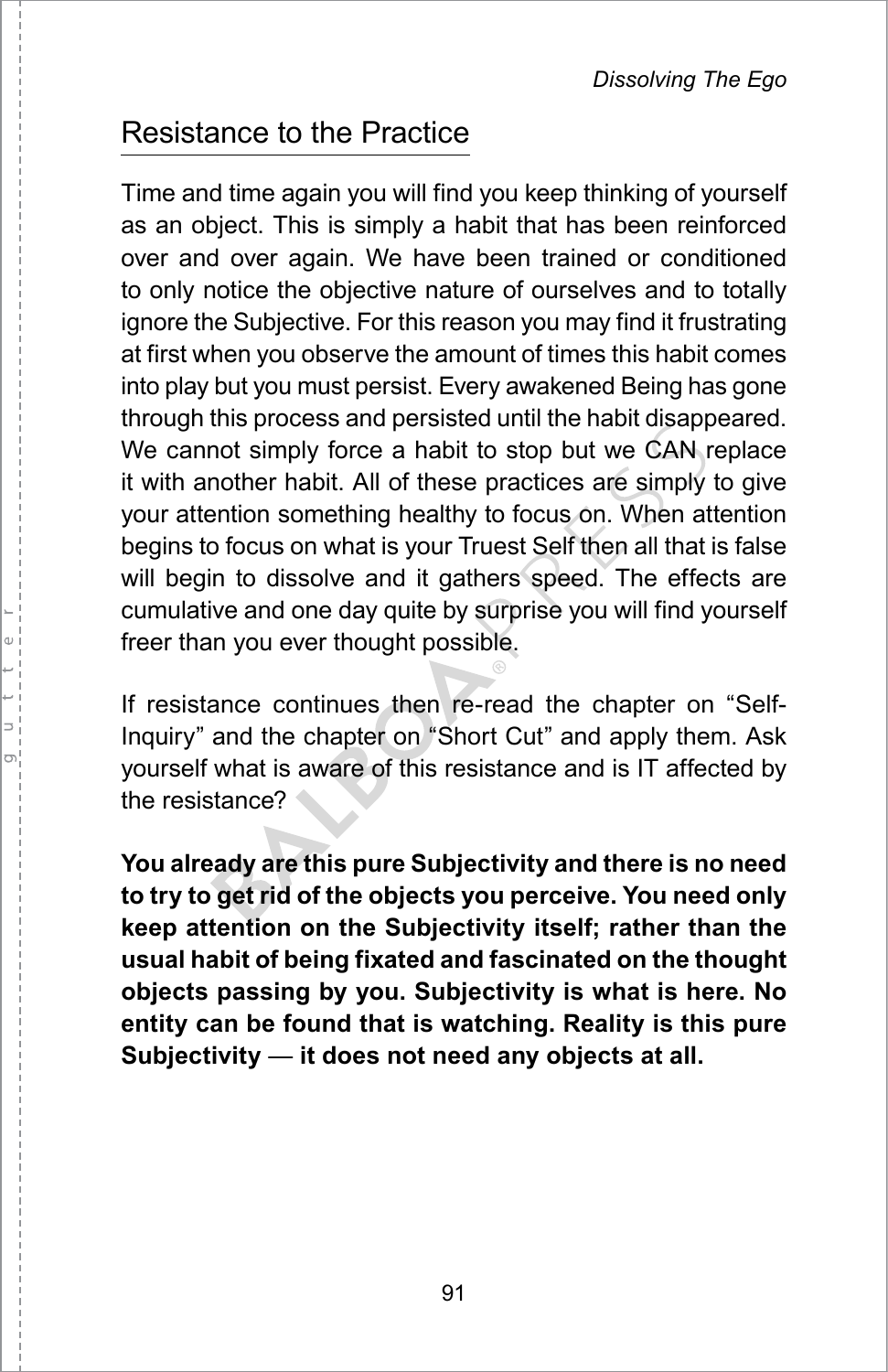## Resistance to the Practice

Time and time again you will find you keep thinking of yourself as an object. This is simply a habit that has been reinforced over and over again. We have been trained or conditioned to only notice the objective nature of ourselves and to totally ignore the Subjective. For this reason you may find it frustrating at first when you observe the amount of times this habit comes into play but you must persist. Every awakened Being has gone through this process and persisted until the habit disappeared. We cannot simply force a habit to stop but we CAN replace it with another habit. All of these practices are simply to give your attention something healthy to focus on. When attention begins to focus on what is your Truest Self then all that is false will begin to dissolve and it gathers speed. The effects are cumulative and one day quite by surprise you will find yourself freer than you ever thought possible.

If resistance continues then re-read the chapter on "Self-Inquiry" and the chapter on "Short Cut" and apply them. Ask yourself what is aware of this resistance and is IT affected by the resistance?

**You already are this pure Subjectivity and there is no need to try to get rid of the objects you perceive. You need only keep attention on the Subjectivity itself; rather than the usual habit of being fixated and fascinated on the thought objects passing by you. Subjectivity is what is here. No entity can be found that is watching. Reality is this pure Subjectivity — it does not need any objects at all.**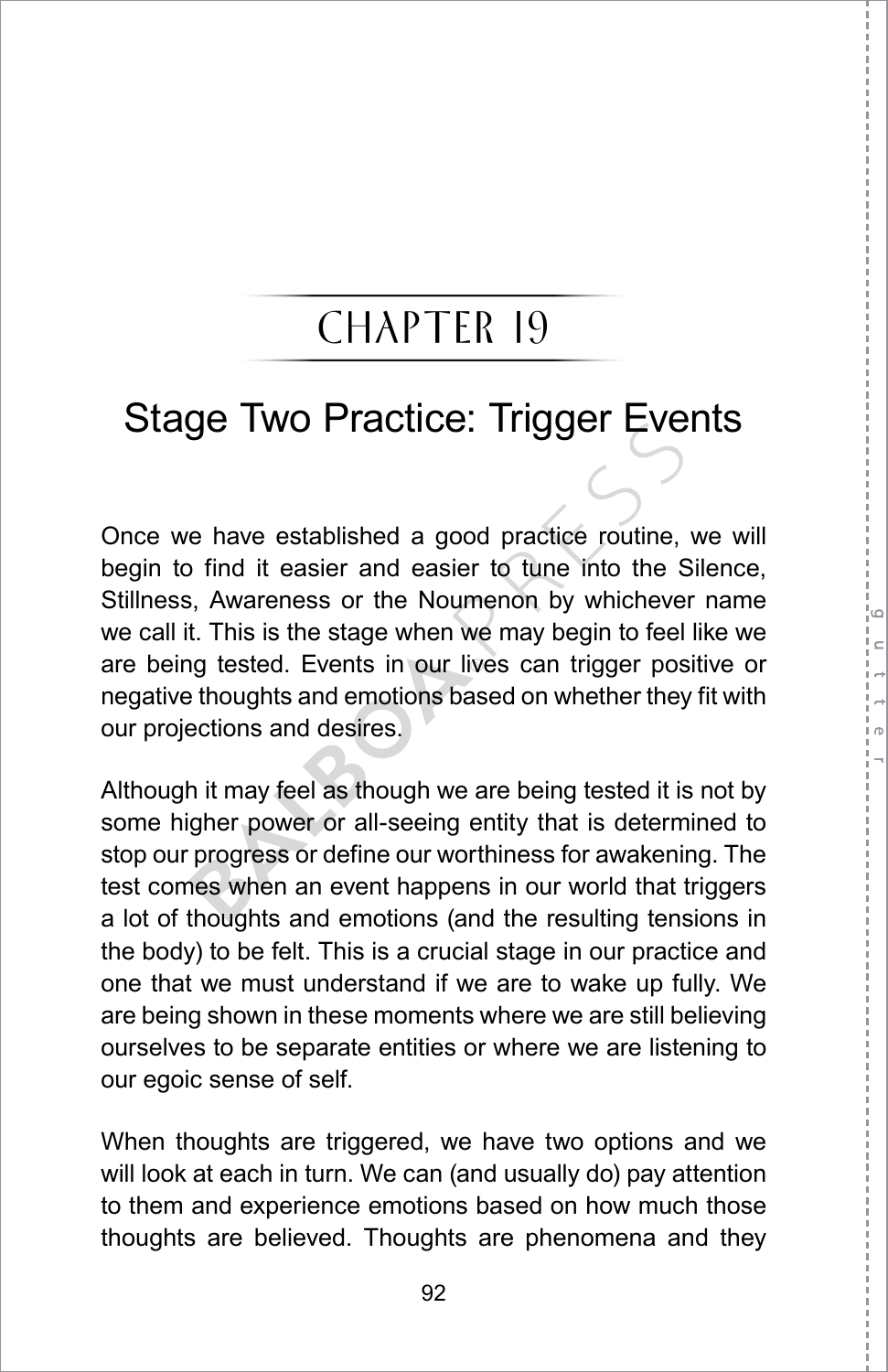# CHAPTER 19

## Stage Two Practice: Trigger Events

Once we have established a good practice routine, we will begin to find it easier and easier to tune into the Silence, Stillness, Awareness or the Noumenon by whichever name we call it. This is the stage when we may begin to feel like we are being tested. Events in our lives can trigger positive or negative thoughts and emotions based on whether they fit with our projections and desires.

Although it may feel as though we are being tested it is not by some higher power or all-seeing entity that is determined to stop our progress or define our worthiness for awakening. The test comes when an event happens in our world that triggers a lot of thoughts and emotions (and the resulting tensions in the body) to be felt. This is a crucial stage in our practice and one that we must understand if we are to wake up fully. We are being shown in these moments where we are still believing ourselves to be separate entities or where we are listening to our egoic sense of self.

When thoughts are triggered, we have two options and we will look at each in turn. We can (and usually do) pay attention to them and experience emotions based on how much those thoughts are believed. Thoughts are phenomena and they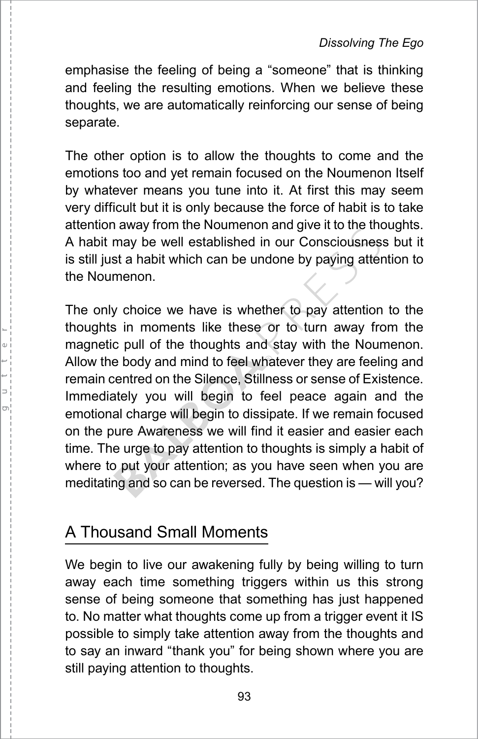emphasise the feeling of being a "someone" that is thinking and feeling the resulting emotions. When we believe these thoughts, we are automatically reinforcing our sense of being separate.

The other option is to allow the thoughts to come and the emotions too and yet remain focused on the Noumenon Itself by whatever means you tune into it. At first this may seem very difficult but it is only because the force of habit is to take attention away from the Noumenon and give it to the thoughts. A habit may be well established in our Consciousness but it is still just a habit which can be undone by paying attention to the Noumenon.

The only choice we have is whether to pay attention to the thoughts in moments like these or to turn away from the magnetic pull of the thoughts and stay with the Noumenon. Allow the body and mind to feel whatever they are feeling and remain centred on the Silence, Stillness or sense of Existence. Immediately you will begin to feel peace again and the emotional charge will begin to dissipate. If we remain focused on the pure Awareness we will find it easier and easier each time. The urge to pay attention to thoughts is simply a habit of where to put your attention; as you have seen when you are meditating and so can be reversed. The question is — will you?

## A Thousand Small Moments

We begin to live our awakening fully by being willing to turn away each time something triggers within us this strong sense of being someone that something has just happened to. No matter what thoughts come up from a trigger event it IS possible to simply take attention away from the thoughts and to say an inward "thank you" for being shown where you are still paying attention to thoughts.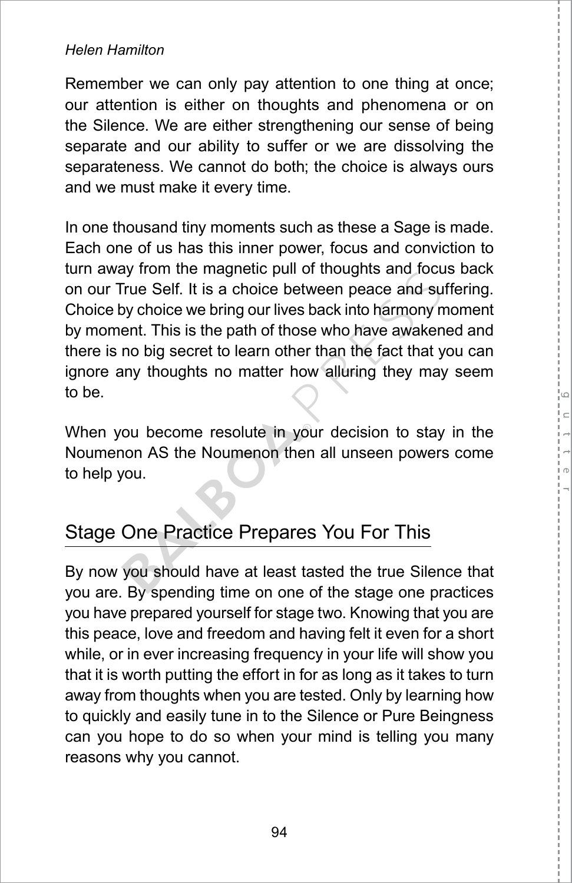Remember we can only pay attention to one thing at once; our attention is either on thoughts and phenomena or on the Silence. We are either strengthening our sense of being separate and our ability to suffer or we are dissolving the separateness. We cannot do both; the choice is always ours and we must make it every time.

In one thousand tiny moments such as these a Sage is made. Each one of us has this inner power, focus and conviction to turn away from the magnetic pull of thoughts and focus back on our True Self. It is a choice between peace and suffering. Choice by choice we bring our lives back into harmony moment by moment. This is the path of those who have awakened and there is no big secret to learn other than the fact that you can ignore any thoughts no matter how alluring they may seem to be.

When you become resolute in your decision to stay in the Noumenon AS the Noumenon then all unseen powers come to help you.

## Stage One Practice Prepares You For This

By now you should have at least tasted the true Silence that you are. By spending time on one of the stage one practices you have prepared yourself for stage two. Knowing that you are this peace, love and freedom and having felt it even for a short while, or in ever increasing frequency in your life will show you that it is worth putting the effort in for as long as it takes to turn away from thoughts when you are tested. Only by learning how to quickly and easily tune in to the Silence or Pure Beingness can you hope to do so when your mind is telling you many reasons why you cannot.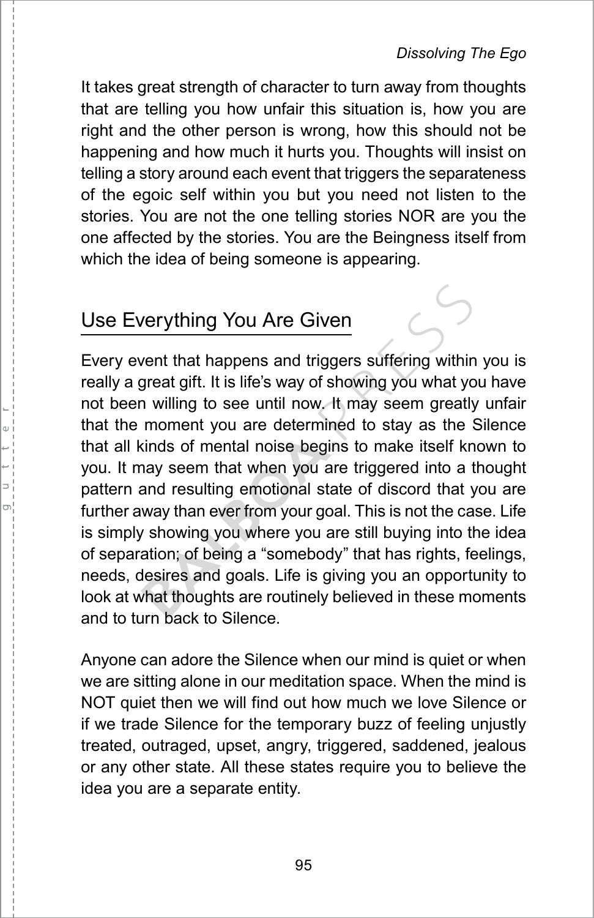It takes great strength of character to turn away from thoughts that are telling you how unfair this situation is, how you are right and the other person is wrong, how this should not be happening and how much it hurts you. Thoughts will insist on telling a story around each event that triggers the separateness of the egoic self within you but you need not listen to the stories. You are not the one telling stories NOR are you the one affected by the stories. You are the Beingness itself from which the idea of being someone is appearing.

## Use Everything You Are Given

Every event that happens and triggers suffering within you is really a great gift. It is life's way of showing you what you have not been willing to see until now. It may seem greatly unfair that the moment you are determined to stay as the Silence that all kinds of mental noise begins to make itself known to you. It may seem that when you are triggered into a thought pattern and resulting emotional state of discord that you are further away than ever from your goal. This is not the case. Life is simply showing you where you are still buying into the idea of separation; of being a "somebody" that has rights, feelings, needs, desires and goals. Life is giving you an opportunity to look at what thoughts are routinely believed in these moments and to turn back to Silence.

Anyone can adore the Silence when our mind is quiet or when we are sitting alone in our meditation space. When the mind is NOT quiet then we will find out how much we love Silence or if we trade Silence for the temporary buzz of feeling unjustly treated, outraged, upset, angry, triggered, saddened, jealous or any other state. All these states require you to believe the idea you are a separate entity.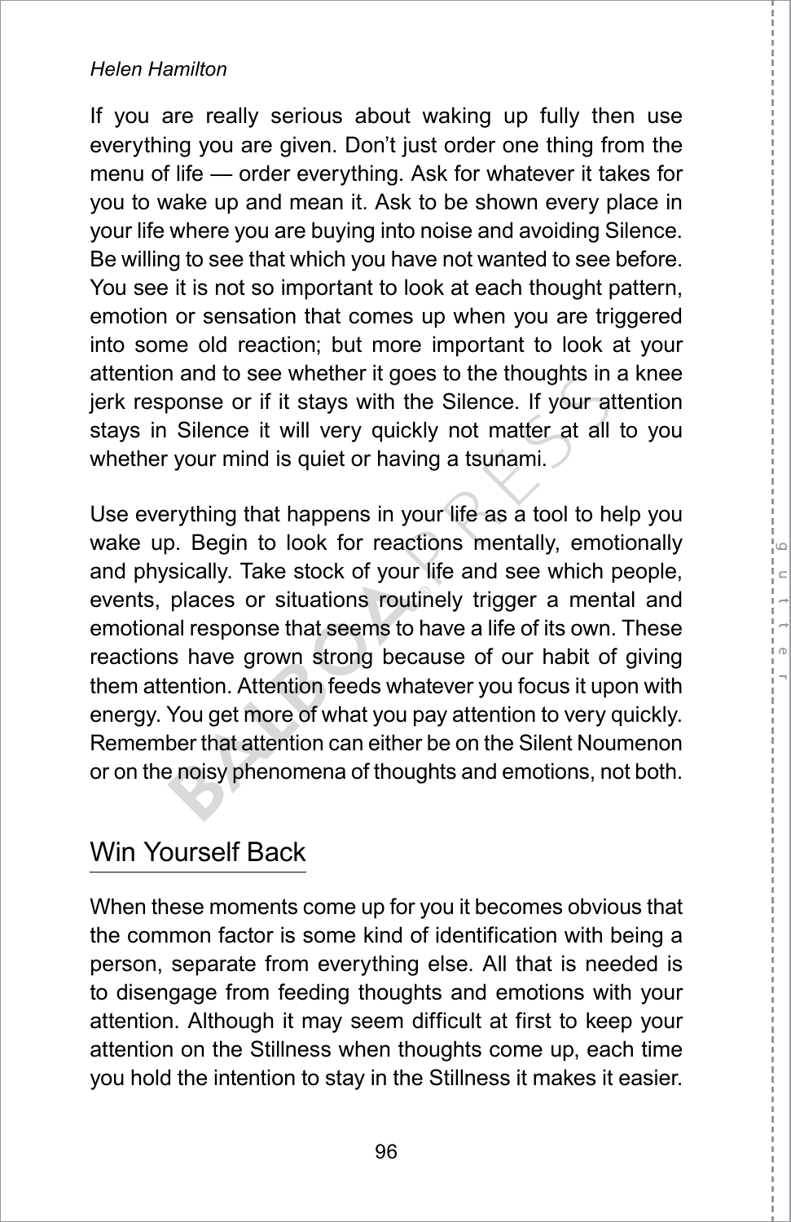If you are really serious about waking up fully then use everything you are given. Don't just order one thing from the menu of life — order everything. Ask for whatever it takes for you to wake up and mean it. Ask to be shown every place in your life where you are buying into noise and avoiding Silence. Be willing to see that which you have not wanted to see before. You see it is not so important to look at each thought pattern, emotion or sensation that comes up when you are triggered into some old reaction; but more important to look at your attention and to see whether it goes to the thoughts in a knee jerk response or if it stays with the Silence. If your attention stays in Silence it will very quickly not matter at all to you whether your mind is quiet or having a tsunami.

Use everything that happens in your life as a tool to help you wake up. Begin to look for reactions mentally, emotionally and physically. Take stock of your life and see which people, events, places or situations routinely trigger a mental and emotional response that seems to have a life of its own. These reactions have grown strong because of our habit of giving them attention. Attention feeds whatever you focus it upon with energy. You get more of what you pay attention to very quickly. Remember that attention can either be on the Silent Noumenon or on the noisy phenomena of thoughts and emotions, not both.

## Win Yourself Back

When these moments come up for you it becomes obvious that the common factor is some kind of identification with being a person, separate from everything else. All that is needed is to disengage from feeding thoughts and emotions with your attention. Although it may seem difficult at first to keep your attention on the Stillness when thoughts come up, each time you hold the intention to stay in the Stillness it makes it easier.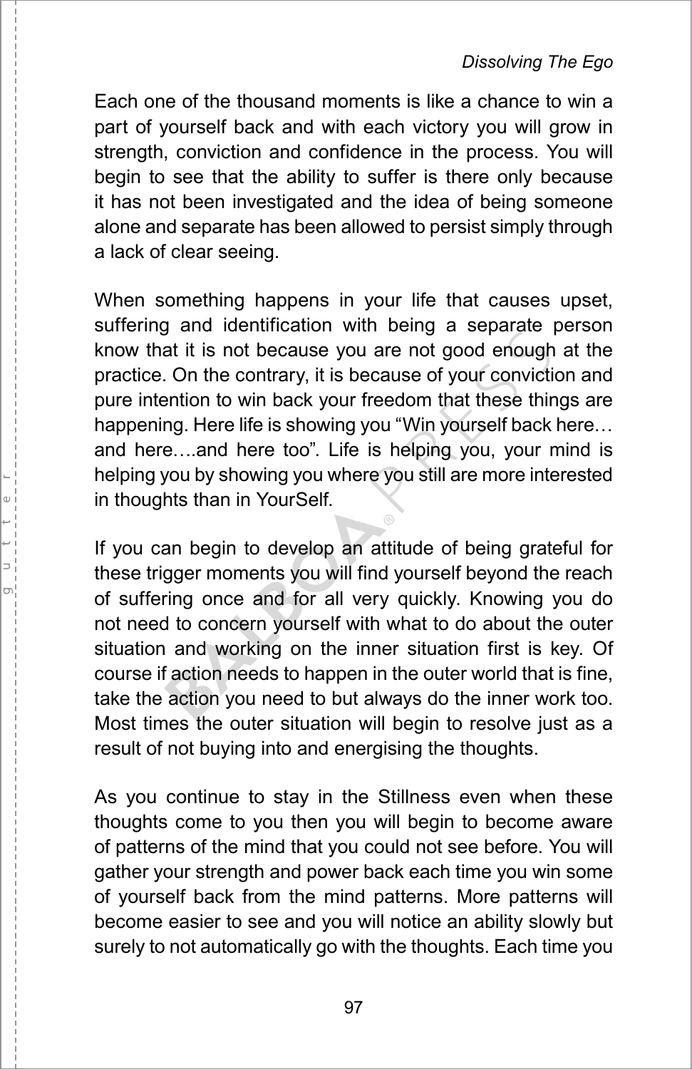Each one of the thousand moments is like a chance to win a part of yourself back and with each victory you will grow in strength, conviction and confidence in the process. You will begin to see that the ability to suffer is there only because it has not been investigated and the idea of being someone alone and separate has been allowed to persist simply through a lack of clear seeing.

When something happens in your life that causes upset, suffering and identification with being a separate person know that it is not because you are not good enough at the practice. On the contrary, it is because of your conviction and pure intention to win back your freedom that these things are happening. Here life is showing you "Win yourself back here… and here….and here too". Life is helping you, your mind is helping you by showing you where you still are more interested in thoughts than in YourSelf.

If you can begin to develop an attitude of being grateful for these trigger moments you will find yourself beyond the reach of suffering once and for all very quickly. Knowing you do not need to concern yourself with what to do about the outer situation and working on the inner situation first is key. Of course if action needs to happen in the outer world that is fine, take the action you need to but always do the inner work too. Most times the outer situation will begin to resolve just as a result of not buying into and energising the thoughts.

As you continue to stay in the Stillness even when these thoughts come to you then you will begin to become aware of patterns of the mind that you could not see before. You will gather your strength and power back each time you win some of yourself back from the mind patterns. More patterns will become easier to see and you will notice an ability slowly but surely to not automatically go with the thoughts. Each time you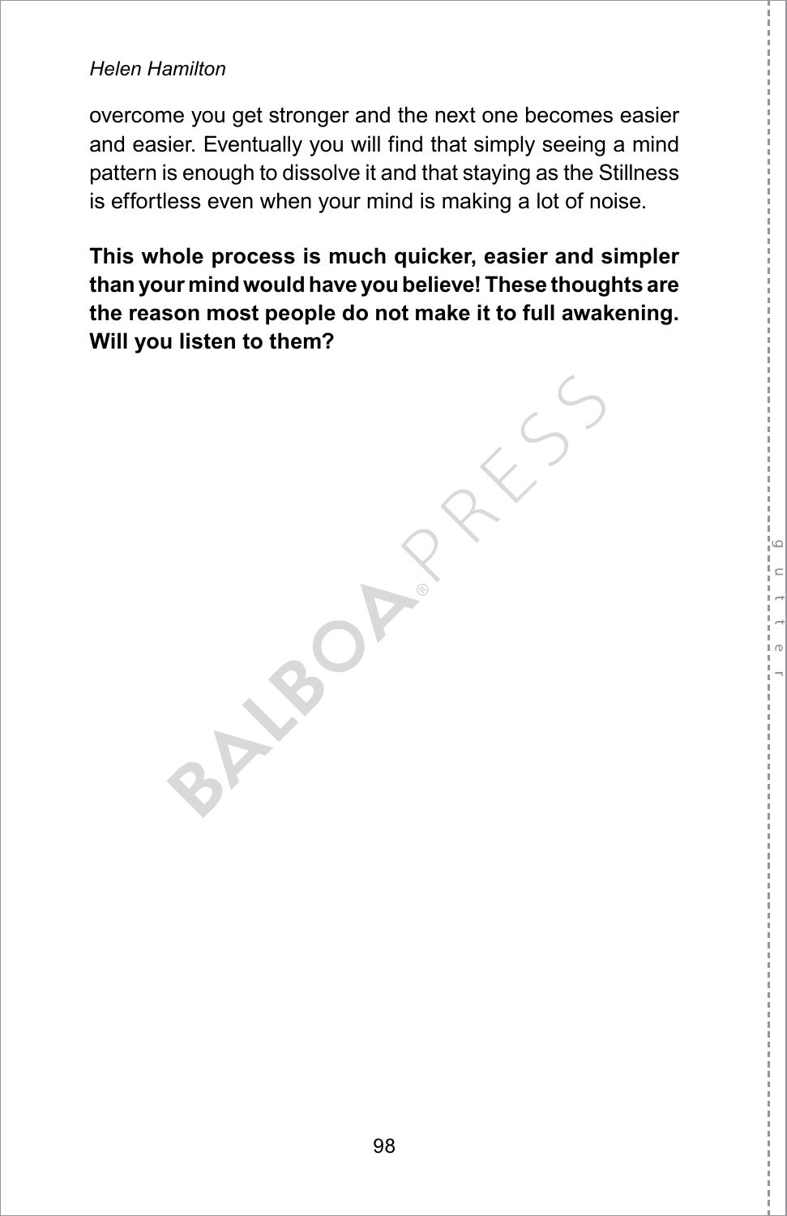overcome you get stronger and the next one becomes easier and easier. Eventually you will find that simply seeing a mind pattern is enough to dissolve it and that staying as the Stillness is effortless even when your mind is making a lot of noise.

**This whole process is much quicker, easier and simpler than your mind would have you believe! These thoughts are the reason most people do not make it to full awakening. Will you listen to them?**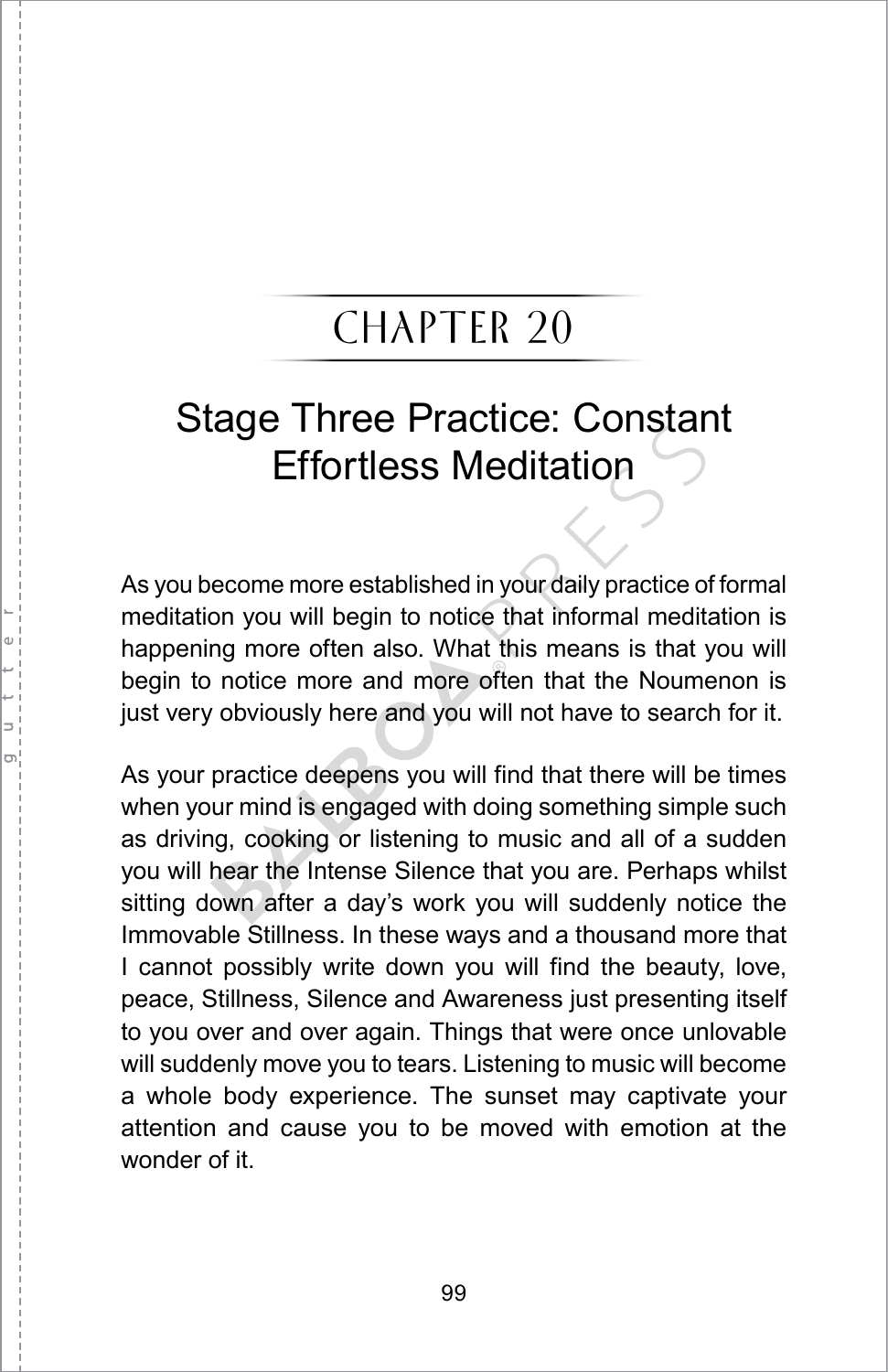# CHAPTER 20

## Stage Three Practice: Constant Effortless Meditation

As you become more established in your daily practice of formal meditation you will begin to notice that informal meditation is happening more often also. What this means is that you will begin to notice more and more often that the Noumenon is just very obviously here and you will not have to search for it.

As your practice deepens you will find that there will be times when your mind is engaged with doing something simple such as driving, cooking or listening to music and all of a sudden you will hear the Intense Silence that you are. Perhaps whilst sitting down after a day's work you will suddenly notice the Immovable Stillness. In these ways and a thousand more that I cannot possibly write down you will find the beauty, love, peace, Stillness, Silence and Awareness just presenting itself to you over and over again. Things that were once unlovable will suddenly move you to tears. Listening to music will become a whole body experience. The sunset may captivate your attention and cause you to be moved with emotion at the wonder of it.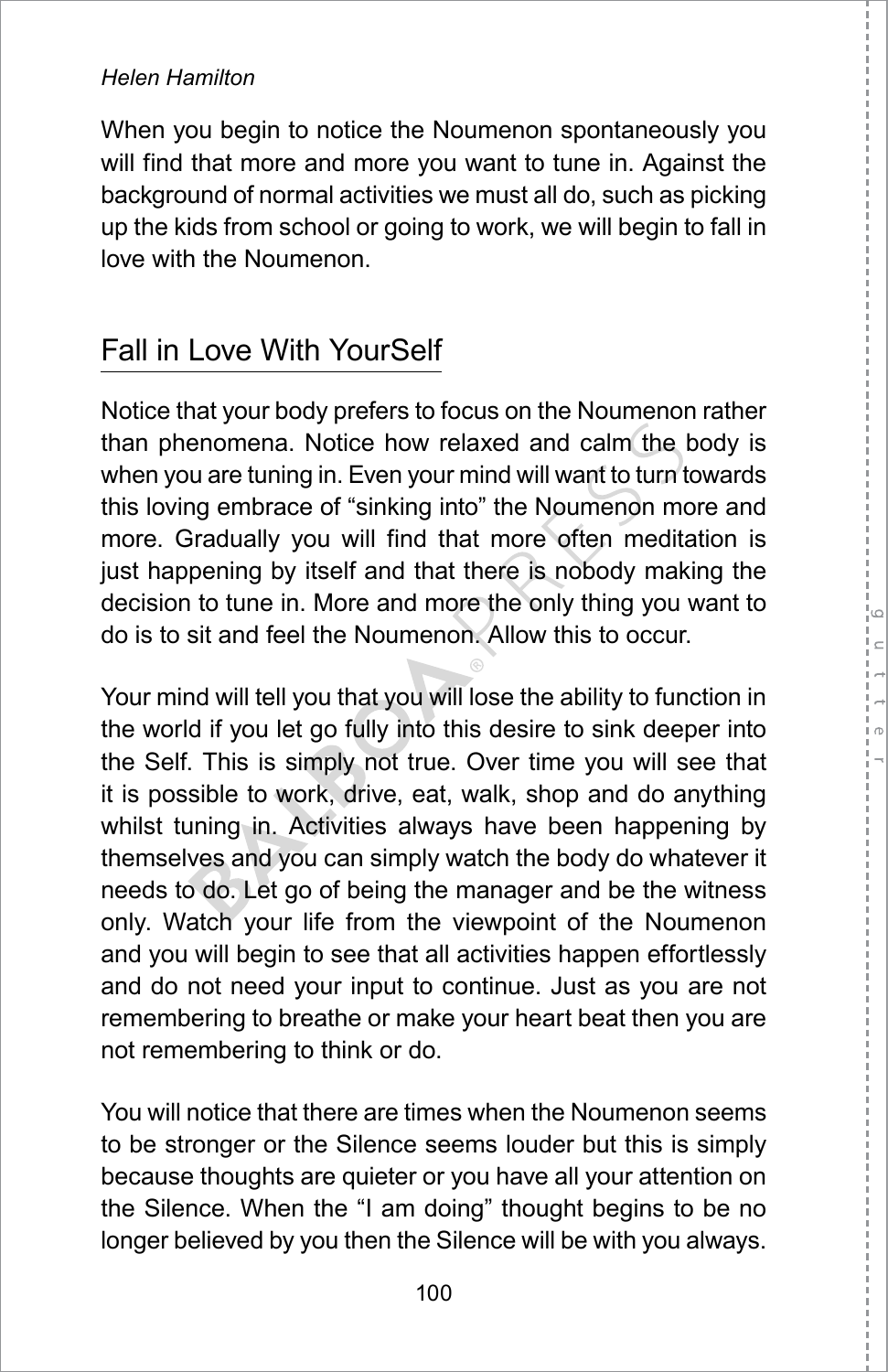When you begin to notice the Noumenon spontaneously you will find that more and more you want to tune in. Against the background of normal activities we must all do, such as picking up the kids from school or going to work, we will begin to fall in love with the Noumenon.

## Fall in Love With YourSelf

Notice that your body prefers to focus on the Noumenon rather than phenomena. Notice how relaxed and calm the body is when you are tuning in. Even your mind will want to turn towards this loving embrace of “sinking into” the Noumenon more and more. Gradually you will find that more often meditation is just happening by itself and that there is nobody making the decision to tune in. More and more the only thing you want to do is to sit and feel the Noumenon. Allow this to occur.

Your mind will tell you that you will lose the ability to function in the world if you let go fully into this desire to sink deeper into the Self. This is simply not true. Over time you will see that it is possible to work, drive, eat, walk, shop and do anything whilst tuning in. Activities always have been happening by themselves and you can simply watch the body do whatever it needs to do. Let go of being the manager and be the witness only. Watch your life from the viewpoint of the Noumenon and you will begin to see that all activities happen effortlessly and do not need your input to continue. Just as you are not remembering to breathe or make your heart beat then you are not remembering to think or do.

You will notice that there are times when the Noumenon seems to be stronger or the Silence seems louder but this is simply because thoughts are quieter or you have all your attention on the Silence. When the “I am doing” thought begins to be no longer believed by you then the Silence will be with you always.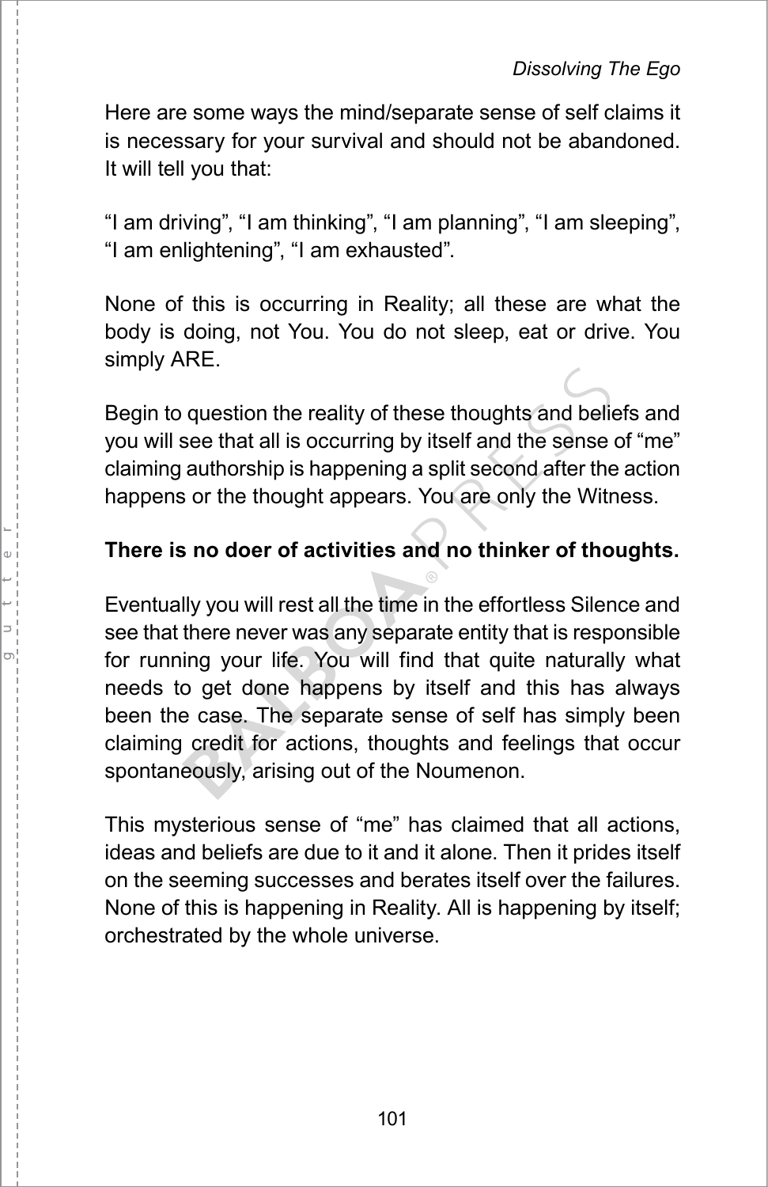Here are some ways the mind/separate sense of self claims it is necessary for your survival and should not be abandoned. It will tell you that:

"I am driving", "I am thinking", "I am planning", "I am sleeping", "I am enlightening", "I am exhausted".

None of this is occurring in Reality; all these are what the body is doing, not You. You do not sleep, eat or drive. You simply ARE.

Begin to question the reality of these thoughts and beliefs and you will see that all is occurring by itself and the sense of "me" claiming authorship is happening a split second after the action happens or the thought appears. You are only the Witness.

**There is no doer of activities and no thinker of thoughts.**

Eventually you will rest all the time in the effortless Silence and see that there never was any separate entity that is responsible for running your life. You will find that quite naturally what needs to get done happens by itself and this has always been the case. The separate sense of self has simply been claiming credit for actions, thoughts and feelings that occur spontaneously, arising out of the Noumenon.

This mysterious sense of "me" has claimed that all actions, ideas and beliefs are due to it and it alone. Then it prides itself on the seeming successes and berates itself over the failures. None of this is happening in Reality. All is happening by itself; orchestrated by the whole universe.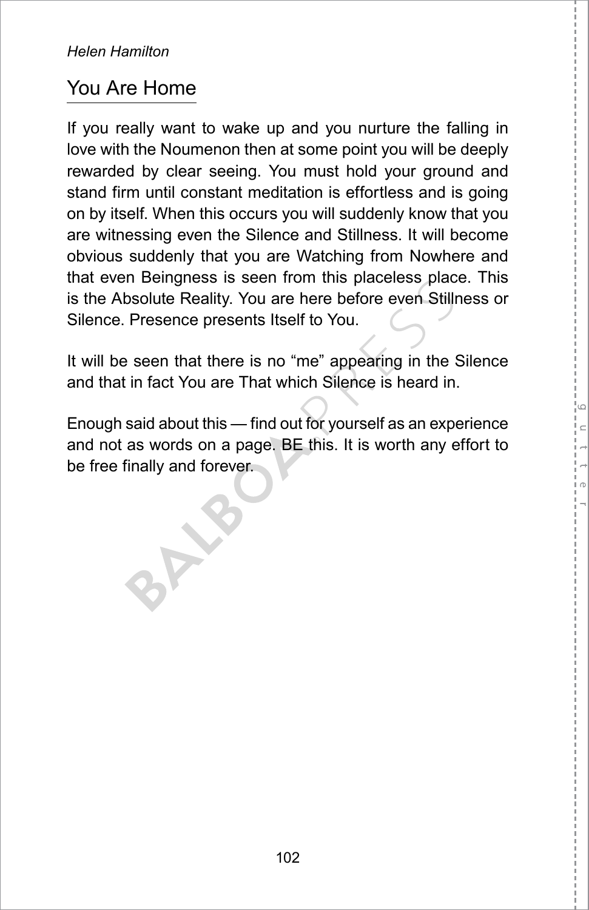## You Are Home

If you really want to wake up and you nurture the falling in love with the Noumenon then at some point you will be deeply rewarded by clear seeing. You must hold your ground and stand firm until constant meditation is effortless and is going on by itself. When this occurs you will suddenly know that you are witnessing even the Silence and Stillness. It will become obvious suddenly that you are Watching from Nowhere and that even Beingness is seen from this placeless place. This is the Absolute Reality. You are here before even Stillness or Silence. Presence presents Itself to You.

It will be seen that there is no “me” appearing in the Silence and that in fact You are That which Silence is heard in.

Enough said about this — find out for yourself as an experience and not as words on a page. BE this. It is worth any effort to be free finally and forever.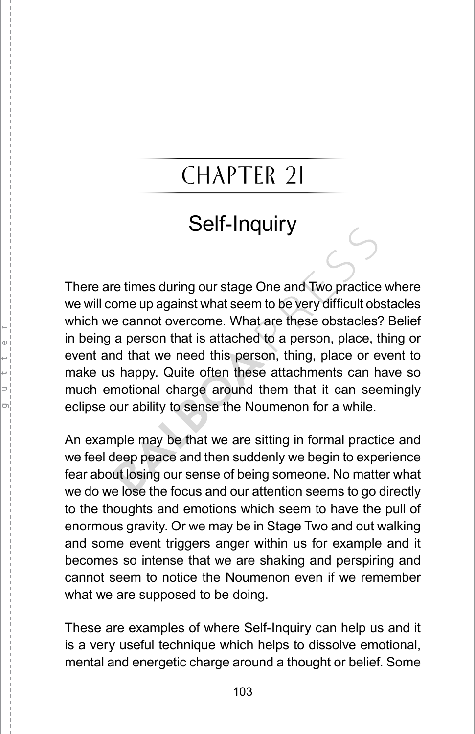# CHAPTER 21

## Self-Inquiry

There are times during our stage One and Two practice where we will come up against what seem to be very difficult obstacles which we cannot overcome. What are these obstacles? Belief in being a person that is attached to a person, place, thing or event and that we need this person, thing, place or event to make us happy. Quite often these attachments can have so much emotional charge around them that it can seemingly eclipse our ability to sense the Noumenon for a while.

An example may be that we are sitting in formal practice and we feel deep peace and then suddenly we begin to experience fear about losing our sense of being someone. No matter what we do we lose the focus and our attention seems to go directly to the thoughts and emotions which seem to have the pull of enormous gravity. Or we may be in Stage Two and out walking and some event triggers anger within us for example and it becomes so intense that we are shaking and perspiring and cannot seem to notice the Noumenon even if we remember what we are supposed to be doing.

These are examples of where Self-Inquiry can help us and it is a very useful technique which helps to dissolve emotional, mental and energetic charge around a thought or belief. Some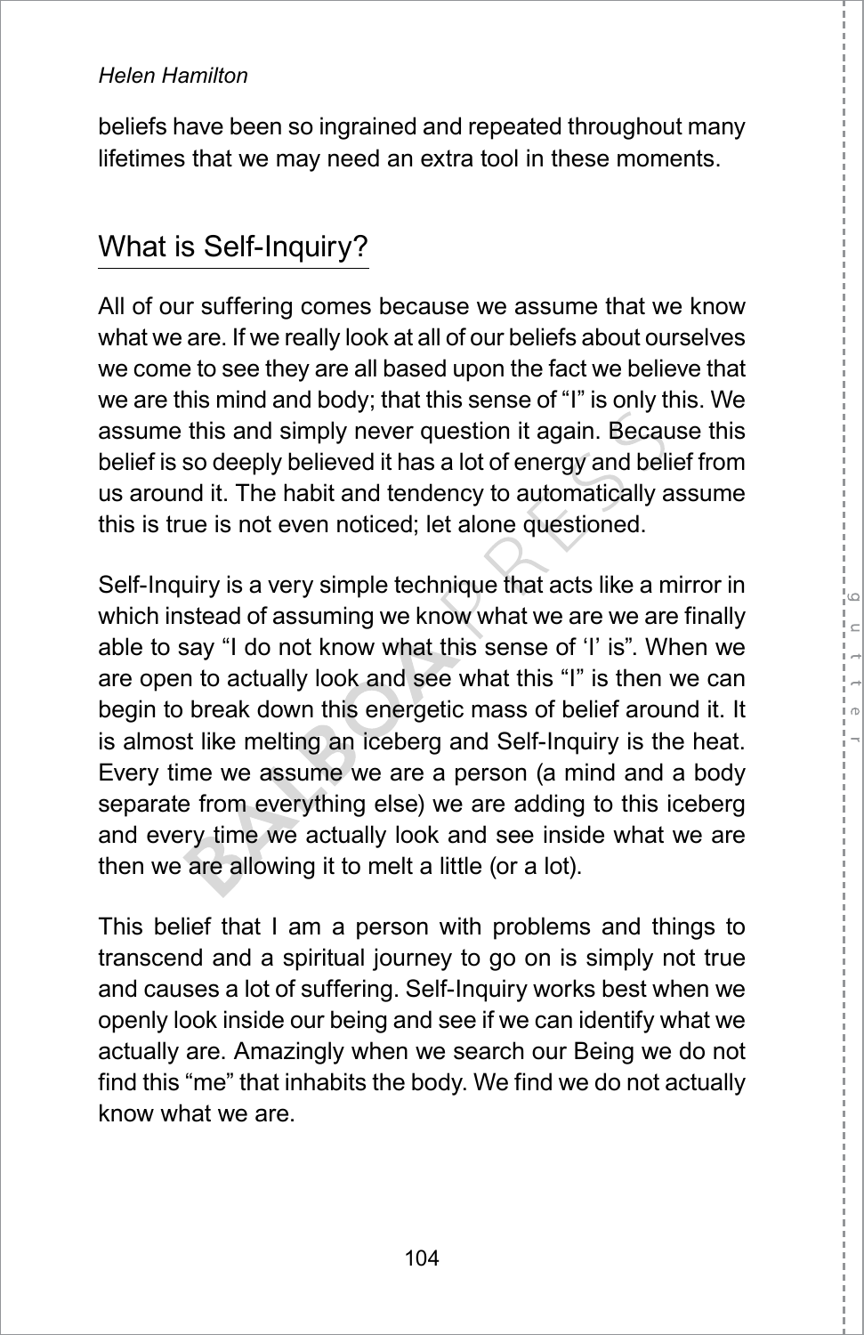beliefs have been so ingrained and repeated throughout many lifetimes that we may need an extra tool in these moments.

## What is Self-Inquiry?

All of our suffering comes because we assume that we know what we are. If we really look at all of our beliefs about ourselves we come to see they are all based upon the fact we believe that we are this mind and body; that this sense of "I" is only this. We assume this and simply never question it again. Because this belief is so deeply believed it has a lot of energy and belief from us around it. The habit and tendency to automatically assume this is true is not even noticed; let alone questioned.

Self-Inquiry is a very simple technique that acts like a mirror in which instead of assuming we know what we are we are finally able to say "I do not know what this sense of 'I' is". When we are open to actually look and see what this "I" is then we can begin to break down this energetic mass of belief around it. It is almost like melting an iceberg and Self-Inquiry is the heat. Every time we assume we are a person (a mind and a body separate from everything else) we are adding to this iceberg and every time we actually look and see inside what we are then we are allowing it to melt a little (or a lot).

This belief that I am a person with problems and things to transcend and a spiritual journey to go on is simply not true and causes a lot of suffering. Self-Inquiry works best when we openly look inside our being and see if we can identify what we actually are. Amazingly when we search our Being we do not find this "me" that inhabits the body. We find we do not actually know what we are.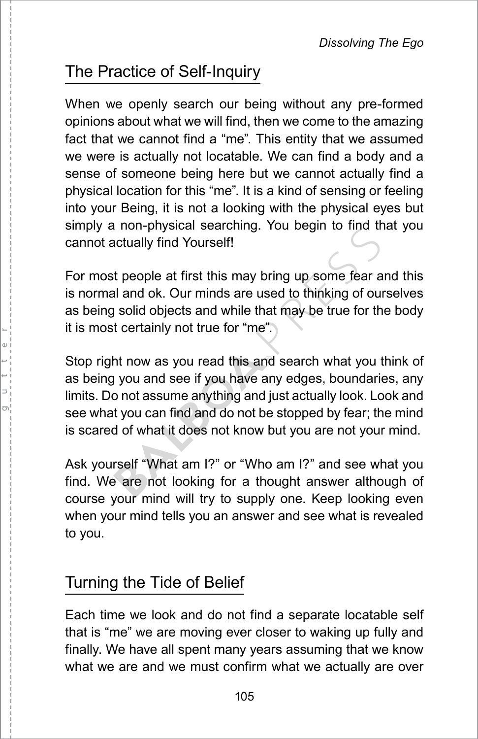## The Practice of Self-Inquiry

When we openly search our being without any pre-formed opinions about what we will find, then we come to the amazing fact that we cannot find a “me”. This entity that we assumed we were is actually not locatable. We can find a body and a sense of someone being here but we cannot actually find a physical location for this “me”. It is a kind of sensing or feeling into your Being, it is not a looking with the physical eyes but simply a non-physical searching. You begin to find that you cannot actually find Yourself!

For most people at first this may bring up some fear and this is normal and ok. Our minds are used to thinking of ourselves as being solid objects and while that may be true for the body it is most certainly not true for “me”.

Stop right now as you read this and search what you think of as being you and see if you have any edges, boundaries, any limits. Do not assume anything and just actually look. Look and see what you can find and do not be stopped by fear; the mind is scared of what it does not know but you are not your mind.

Ask yourself “What am I?” or “Who am I?” and see what you find. We are not looking for a thought answer although of course your mind will try to supply one. Keep looking even when your mind tells you an answer and see what is revealed to you.

## Turning the Tide of Belief

Each time we look and do not find a separate locatable self that is “me” we are moving ever closer to waking up fully and finally. We have all spent many years assuming that we know what we are and we must confirm what we actually are over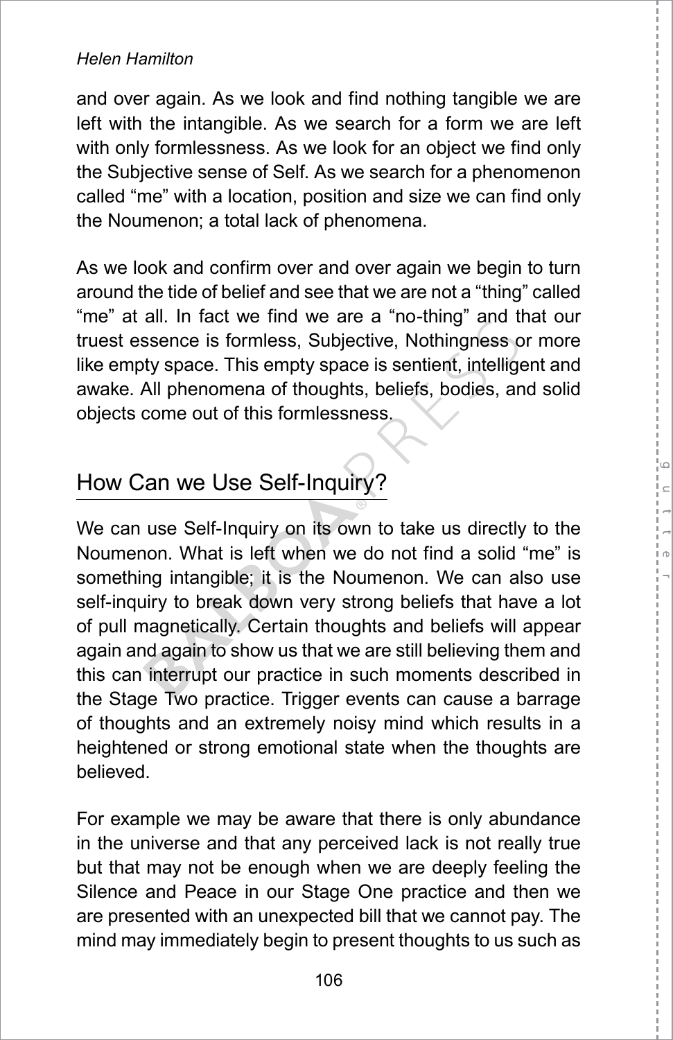and over again. As we look and find nothing tangible we are left with the intangible. As we search for a form we are left with only formlessness. As we look for an object we find only the Subjective sense of Self. As we search for a phenomenon called "me" with a location, position and size we can find only the Noumenon; a total lack of phenomena.

As we look and confirm over and over again we begin to turn around the tide of belief and see that we are not a "thing" called "me" at all. In fact we find we are a "no-thing" and that our truest essence is formless, Subjective, Nothingness or more like empty space. This empty space is sentient, intelligent and awake. All phenomena of thoughts, beliefs, bodies, and solid objects come out of this formlessness.

## How Can we Use Self-Inquiry?

We can use Self-Inquiry on its own to take us directly to the Noumenon. What is left when we do not find a solid "me" is something intangible; it is the Noumenon. We can also use self-inquiry to break down very strong beliefs that have a lot of pull magnetically. Certain thoughts and beliefs will appear again and again to show us that we are still believing them and this can interrupt our practice in such moments described in the Stage Two practice. Trigger events can cause a barrage of thoughts and an extremely noisy mind which results in a heightened or strong emotional state when the thoughts are believed.

For example we may be aware that there is only abundance in the universe and that any perceived lack is not really true but that may not be enough when we are deeply feeling the Silence and Peace in our Stage One practice and then we are presented with an unexpected bill that we cannot pay. The mind may immediately begin to present thoughts to us such as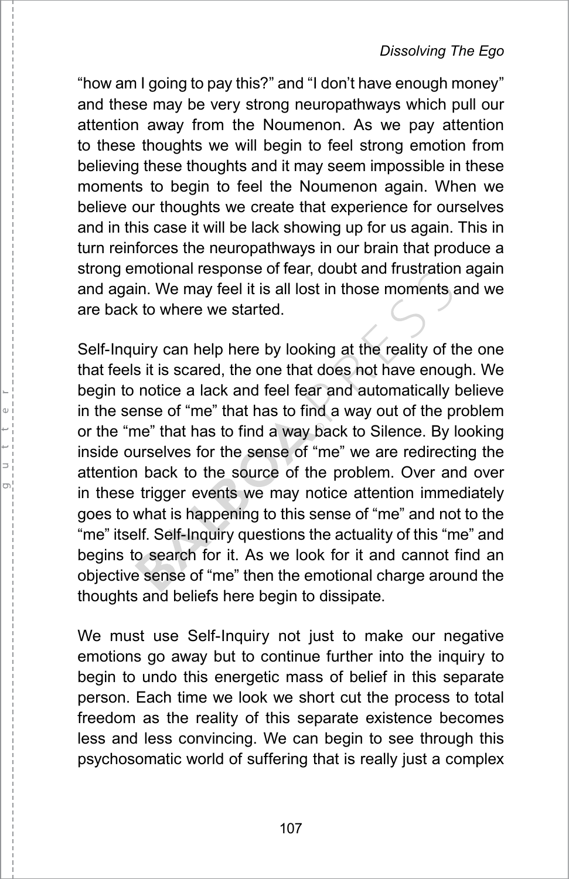"how am I going to pay this?" and "I don't have enough money" and these may be very strong neuropathways which pull our attention away from the Noumenon. As we pay attention to these thoughts we will begin to feel strong emotion from believing these thoughts and it may seem impossible in these moments to begin to feel the Noumenon again. When we believe our thoughts we create that experience for ourselves and in this case it will be lack showing up for us again. This in turn reinforces the neuropathways in our brain that produce a strong emotional response of fear, doubt and frustration again and again. We may feel it is all lost in those moments and we are back to where we started.

Self-Inquiry can help here by looking at the reality of the one that feels it is scared, the one that does not have enough. We begin to notice a lack and feel fear and automatically believe in the sense of "me" that has to find a way out of the problem or the "me" that has to find a way back to Silence. By looking inside ourselves for the sense of "me" we are redirecting the attention back to the source of the problem. Over and over in these trigger events we may notice attention immediately goes to what is happening to this sense of "me" and not to the "me" itself. Self-Inquiry questions the actuality of this "me" and begins to search for it. As we look for it and cannot find an objective sense of "me" then the emotional charge around the thoughts and beliefs here begin to dissipate.

We must use Self-Inquiry not just to make our negative emotions go away but to continue further into the inquiry to begin to undo this energetic mass of belief in this separate person. Each time we look we short cut the process to total freedom as the reality of this separate existence becomes less and less convincing. We can begin to see through this psychosomatic world of suffering that is really just a complex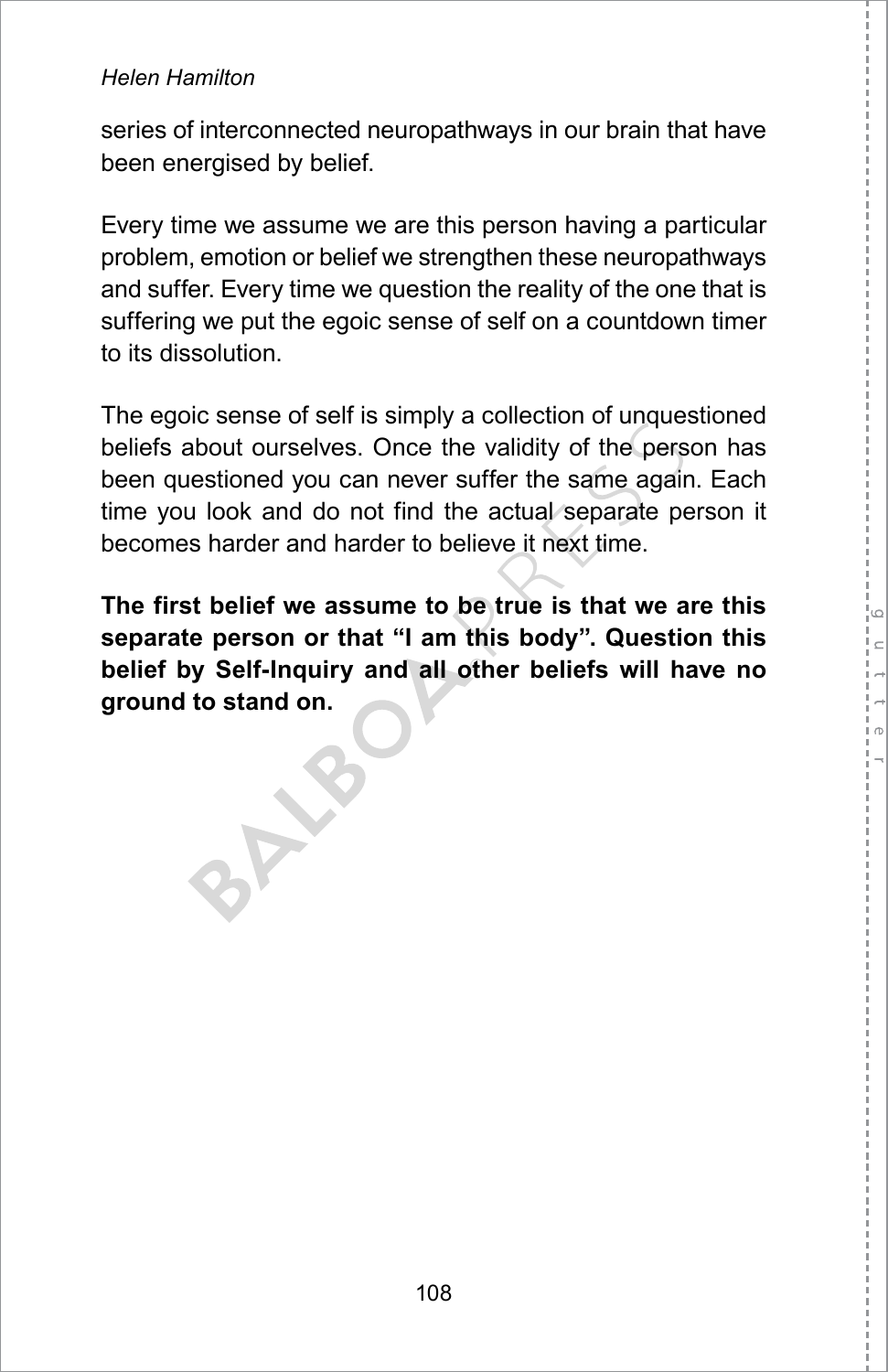series of interconnected neuropathways in our brain that have been energised by belief.

Every time we assume we are this person having a particular problem, emotion or belief we strengthen these neuropathways and suffer. Every time we question the reality of the one that is suffering we put the egoic sense of self on a countdown timer to its dissolution.

The egoic sense of self is simply a collection of unquestioned beliefs about ourselves. Once the validity of the person has been questioned you can never suffer the same again. Each time you look and do not find the actual separate person it becomes harder and harder to believe it next time.

**The first belief we assume to be true is that we are this separate person or that "I am this body". Question this belief by Self-Inquiry and all other beliefs will have no ground to stand on.**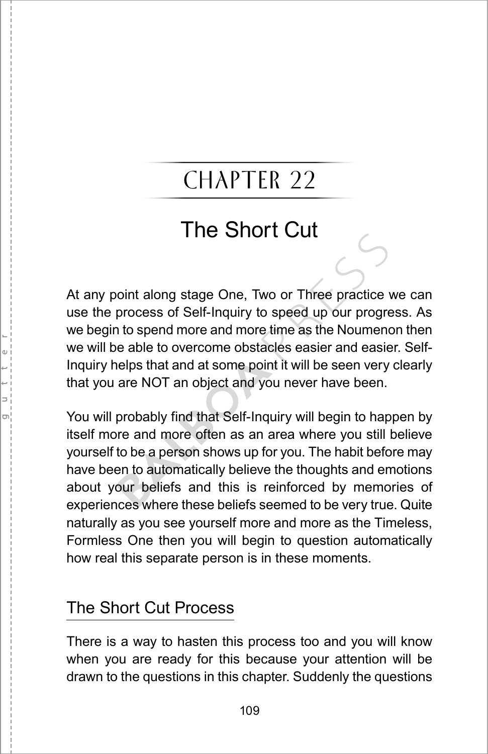# CHAPTER 22

# The Short Cut

At any point along stage One, Two or Three practice we can use the process of Self-Inquiry to speed up our progress. As we begin to spend more and more time as the Noumenon then we will be able to overcome obstacles easier and easier. Self-Inquiry helps that and at some point it will be seen very clearly that you are NOT an object and you never have been.

You will probably find that Self-Inquiry will begin to happen by itself more and more often as an area where you still believe yourself to be a person shows up for you. The habit before may have been to automatically believe the thoughts and emotions about your beliefs and this is reinforced by memories of experiences where these beliefs seemed to be very true. Quite naturally as you see yourself more and more as the Timeless, Formless One then you will begin to question automatically how real this separate person is in these moments.

## The Short Cut Process

There is a way to hasten this process too and you will know when you are ready for this because your attention will be drawn to the questions in this chapter. Suddenly the questions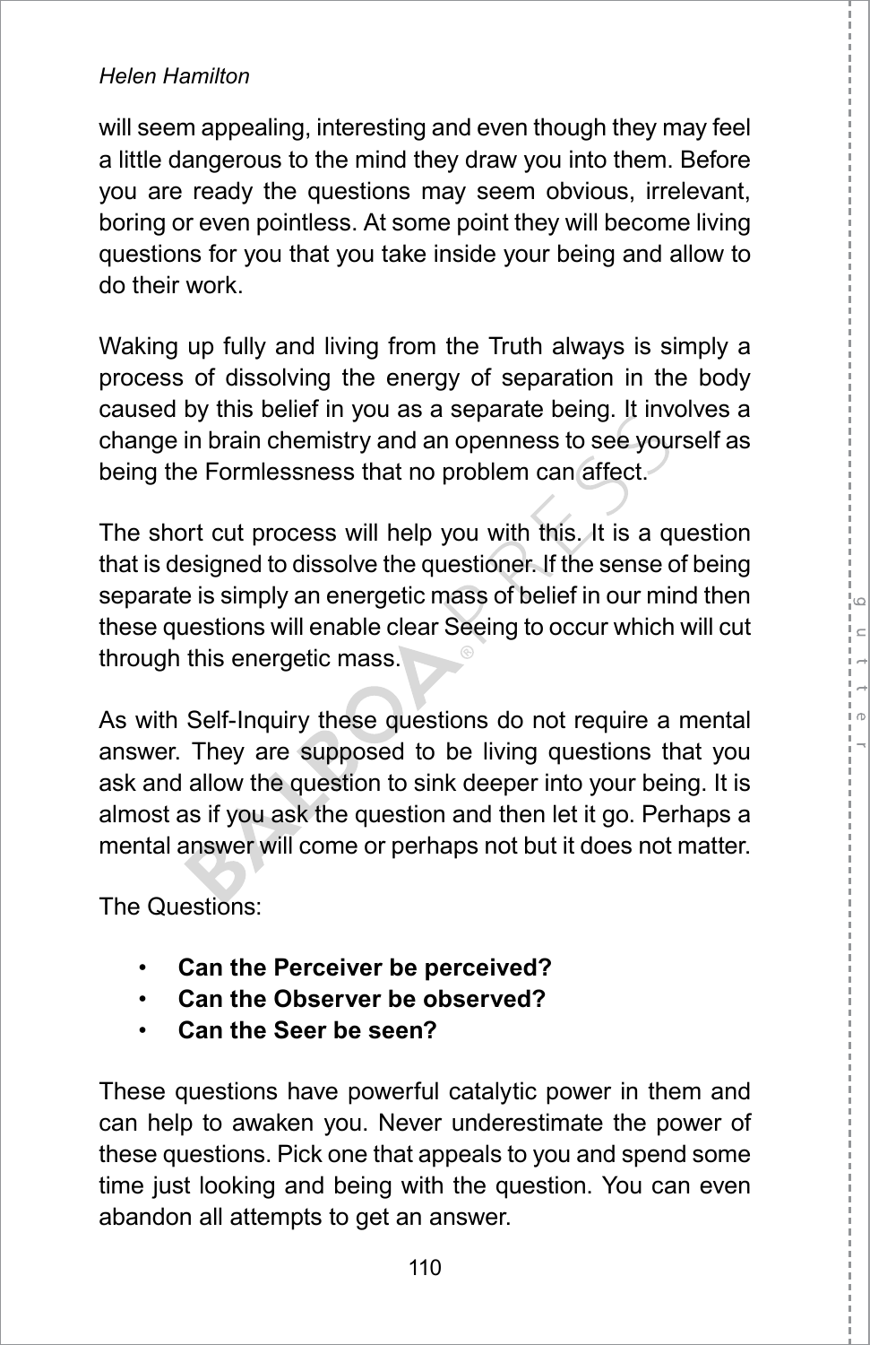will seem appealing, interesting and even though they may feel a little dangerous to the mind they draw you into them. Before you are ready the questions may seem obvious, irrelevant, boring or even pointless. At some point they will become living questions for you that you take inside your being and allow to do their work.

Waking up fully and living from the Truth always is simply a process of dissolving the energy of separation in the body caused by this belief in you as a separate being. It involves a change in brain chemistry and an openness to see yourself as being the Formlessness that no problem can affect.

The short cut process will help you with this. It is a question that is designed to dissolve the questioner. If the sense of being separate is simply an energetic mass of belief in our mind then these questions will enable clear Seeing to occur which will cut through this energetic mass.

As with Self-Inquiry these questions do not require a mental answer. They are supposed to be living questions that you ask and allow the question to sink deeper into your being. It is almost as if you ask the question and then let it go. Perhaps a mental answer will come or perhaps not but it does not matter.

The Questions:

- **Can the Perceiver be perceived?**
- **Can the Observer be observed?**
- **Can the Seer be seen?**

These questions have powerful catalytic power in them and can help to awaken you. Never underestimate the power of these questions. Pick one that appeals to you and spend some time just looking and being with the question. You can even abandon all attempts to get an answer.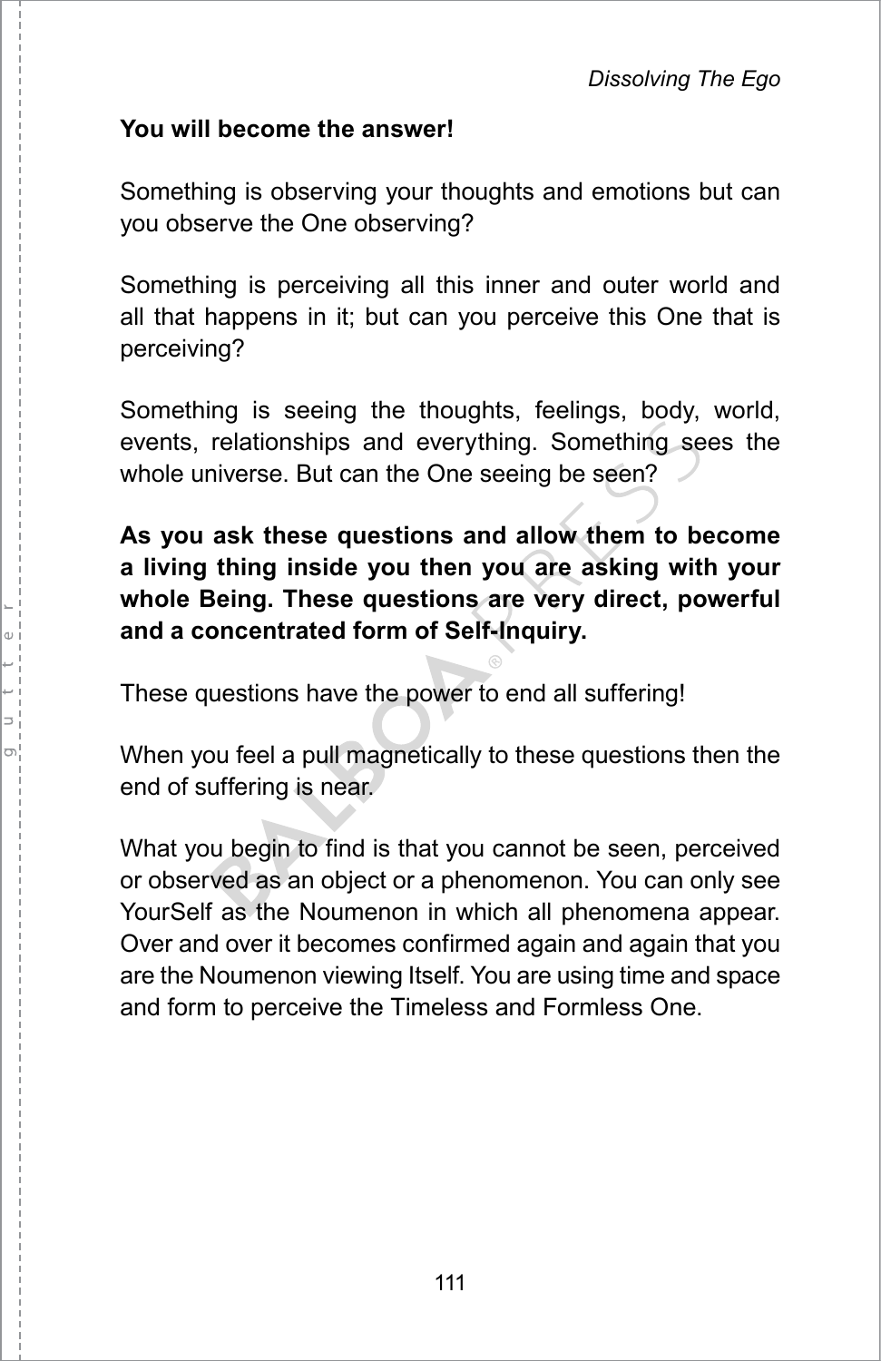**You will become the answer!**

Something is observing your thoughts and emotions but can you observe the One observing?

Something is perceiving all this inner and outer world and all that happens in it; but can you perceive this One that is perceiving?

Something is seeing the thoughts, feelings, body, world, events, relationships and everything. Something sees the whole universe. But can the One seeing be seen?

**As you ask these questions and allow them to become a living thing inside you then you are asking with your whole Being. These questions are very direct, powerful and a concentrated form of Self-Inquiry.**

These questions have the power to end all suffering!

When you feel a pull magnetically to these questions then the end of suffering is near.

What you begin to find is that you cannot be seen, perceived or observed as an object or a phenomenon. You can only see YourSelf as the Noumenon in which all phenomena appear. Over and over it becomes confirmed again and again that you are the Noumenon viewing Itself. You are using time and space and form to perceive the Timeless and Formless One.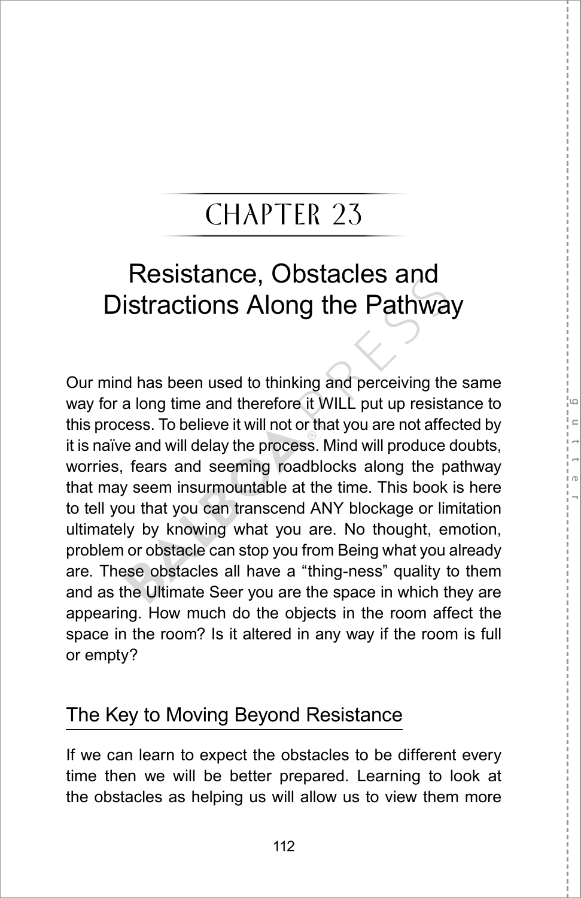# CHAPTER 23

## Resistance, Obstacles and Distractions Along the Pathway

Our mind has been used to thinking and perceiving the same way for a long time and therefore it WILL put up resistance to this process. To believe it will not or that you are not affected by it is naïve and will delay the process. Mind will produce doubts, worries, fears and seeming roadblocks along the pathway that may seem insurmountable at the time. This book is here to tell you that you can transcend ANY blockage or limitation ultimately by knowing what you are. No thought, emotion, problem or obstacle can stop you from Being what you already are. These obstacles all have a "thing-ness" quality to them and as the Ultimate Seer you are the space in which they are appearing. How much do the objects in the room affect the space in the room? Is it altered in any way if the room is full or empty?

### The Key to Moving Beyond Resistance

If we can learn to expect the obstacles to be different every time then we will be better prepared. Learning to look at the obstacles as helping us will allow us to view them more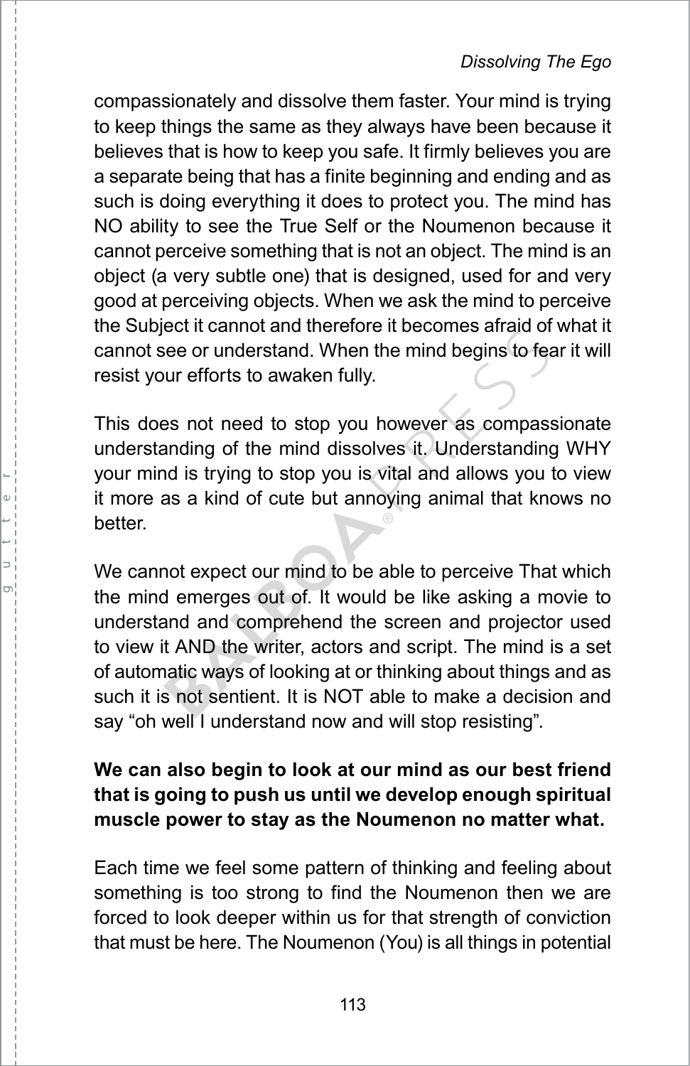compassionately and dissolve them faster. Your mind is trying to keep things the same as they always have been because it believes that is how to keep you safe. It firmly believes you are a separate being that has a finite beginning and ending and as such is doing everything it does to protect you. The mind has NO ability to see the True Self or the Noumenon because it cannot perceive something that is not an object. The mind is an object (a very subtle one) that is designed, used for and very good at perceiving objects. When we ask the mind to perceive the Subject it cannot and therefore it becomes afraid of what it cannot see or understand. When the mind begins to fear it will resist your efforts to awaken fully.

This does not need to stop you however as compassionate understanding of the mind dissolves it. Understanding WHY your mind is trying to stop you is vital and allows you to view it more as a kind of cute but annoying animal that knows no better.

We cannot expect our mind to be able to perceive That which the mind emerges out of. It would be like asking a movie to understand and comprehend the screen and projector used to view it AND the writer, actors and script. The mind is a set of automatic ways of looking at or thinking about things and as such it is not sentient. It is NOT able to make a decision and say "oh well I understand now and will stop resisting".

**We can also begin to look at our mind as our best friend that is going to push us until we develop enough spiritual muscle power to stay as the Noumenon no matter what.**

Each time we feel some pattern of thinking and feeling about something is too strong to find the Noumenon then we are forced to look deeper within us for that strength of conviction that must be here. The Noumenon (You) is all things in potential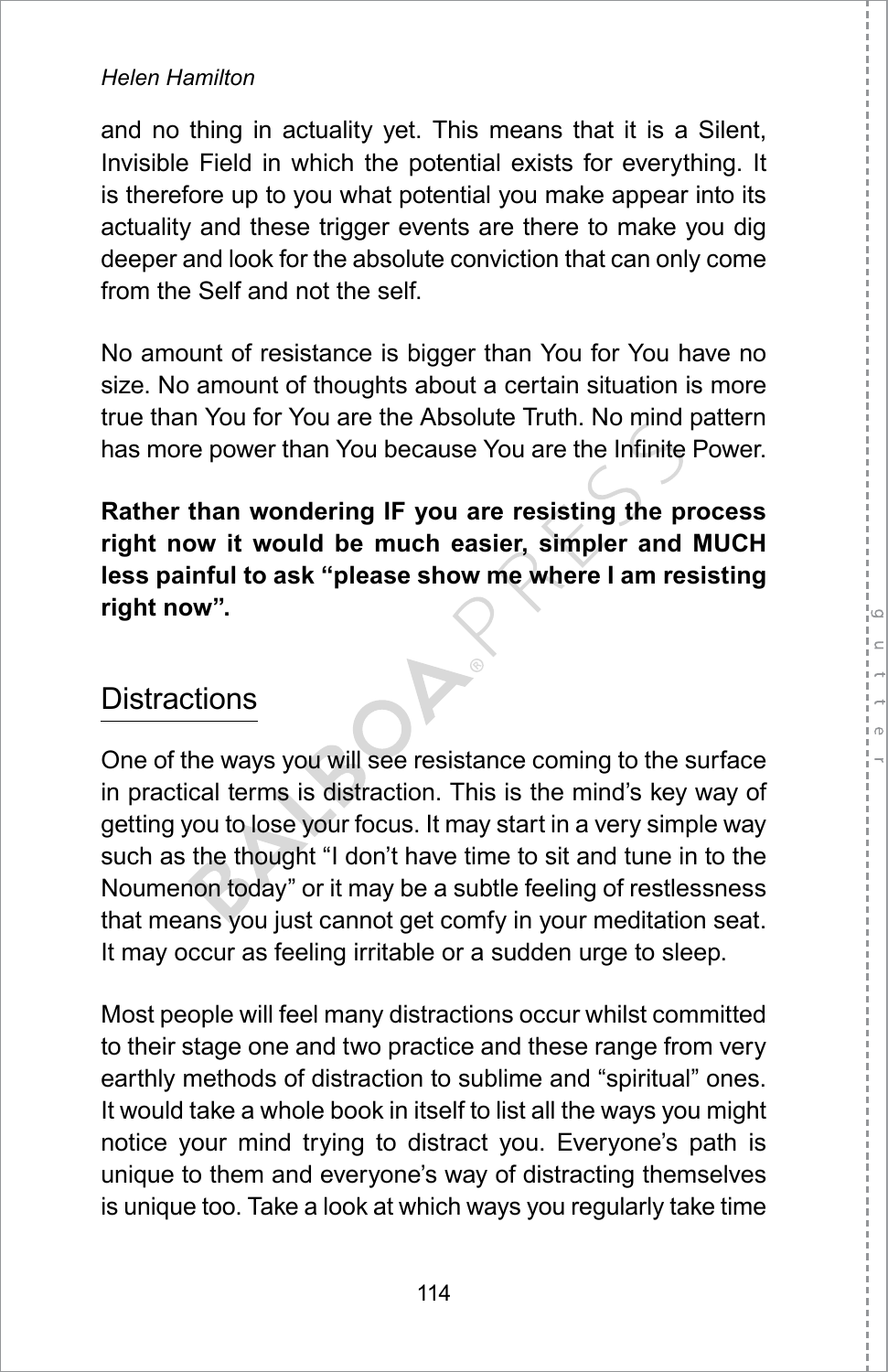and no thing in actuality yet. This means that it is a Silent, Invisible Field in which the potential exists for everything. It is therefore up to you what potential you make appear into its actuality and these trigger events are there to make you dig deeper and look for the absolute conviction that can only come from the Self and not the self.

No amount of resistance is bigger than You for You have no size. No amount of thoughts about a certain situation is more true than You for You are the Absolute Truth. No mind pattern has more power than You because You are the Infinite Power.

**Rather than wondering IF you are resisting the process right now it would be much easier, simpler and MUCH less painful to ask "please show me where I am resisting right now".**

## Distractions

One of the ways you will see resistance coming to the surface in practical terms is distraction. This is the mind's key way of getting you to lose your focus. It may start in a very simple way such as the thought "I don't have time to sit and tune in to the Noumenon today" or it may be a subtle feeling of restlessness that means you just cannot get comfy in your meditation seat. It may occur as feeling irritable or a sudden urge to sleep.

Most people will feel many distractions occur whilst committed to their stage one and two practice and these range from very earthly methods of distraction to sublime and "spiritual" ones. It would take a whole book in itself to list all the ways you might notice your mind trying to distract you. Everyone's path is unique to them and everyone's way of distracting themselves is unique too. Take a look at which ways you regularly take time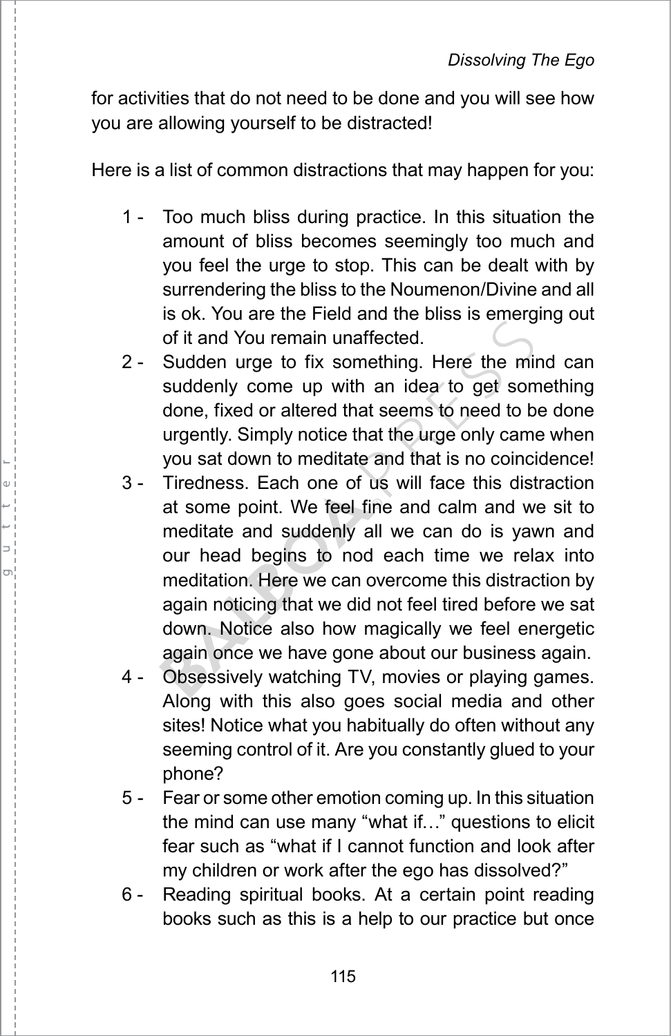for activities that do not need to be done and you will see how you are allowing yourself to be distracted!

Here is a list of common distractions that may happen for you:

1 - Too much bliss during practice. In this situation the amount of bliss becomes seemingly too much and you feel the urge to stop. This can be dealt with by surrendering the bliss to the Noumenon/Divine and all is ok. You are the Field and the bliss is emerging out of it and You remain unaffected.

2 - Sudden urge to fix something. Here the mind can suddenly come up with an idea to get something done, fixed or altered that seems to need to be done urgently. Simply notice that the urge only came when you sat down to meditate and that is no coincidence!

3 - Tiredness. Each one of us will face this distraction at some point. We feel fine and calm and we sit to meditate and suddenly all we can do is yawn and our head begins to nod each time we relax into meditation. Here we can overcome this distraction by again noticing that we did not feel tired before we sat down. Notice also how magically we feel energetic again once we have gone about our business again.

4 - Obsessively watching TV, movies or playing games. Along with this also goes social media and other sites! Notice what you habitually do often without any seeming control of it. Are you constantly glued to your phone?

5 - Fear or some other emotion coming up. In this situation the mind can use many "what if…" questions to elicit fear such as "what if I cannot function and look after my children or work after the ego has dissolved?"

6 - Reading spiritual books. At a certain point reading books such as this is a help to our practice but once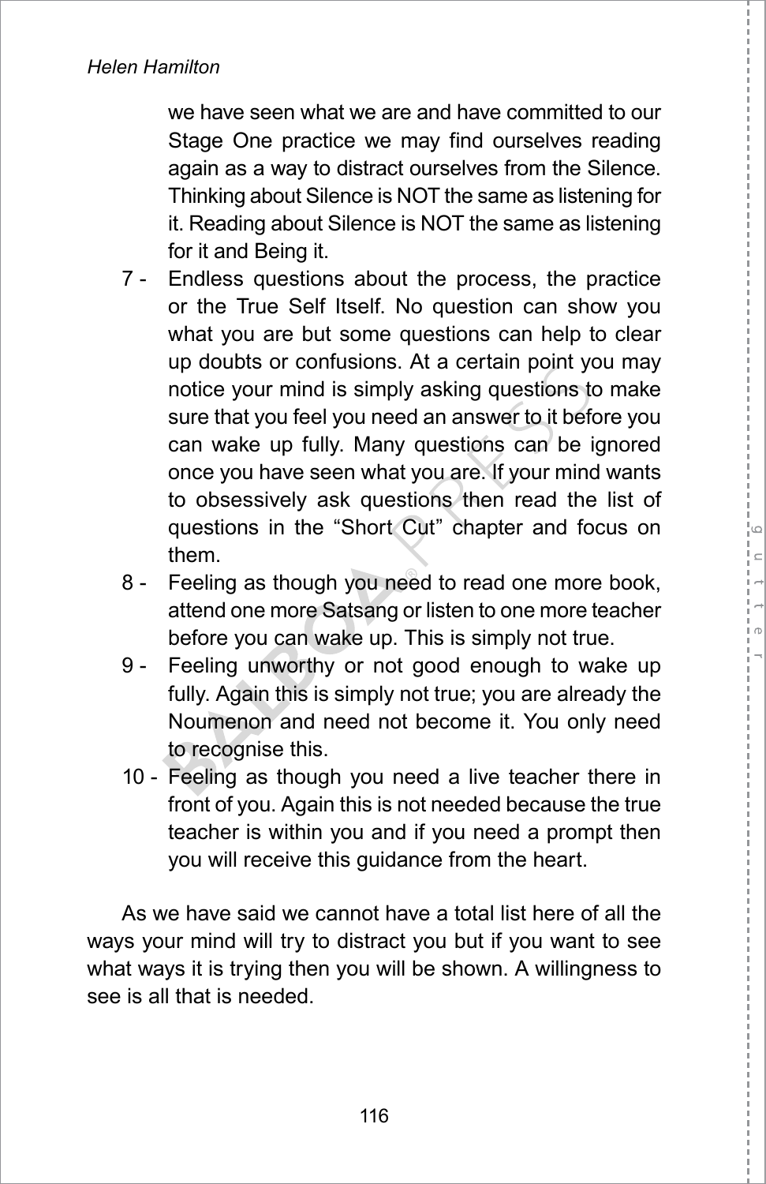we have seen what we are and have committed to our Stage One practice we may find ourselves reading again as a way to distract ourselves from the Silence. Thinking about Silence is NOT the same as listening for it. Reading about Silence is NOT the same as listening for it and Being it.

7 - Endless questions about the process, the practice or the True Self Itself. No question can show you what you are but some questions can help to clear up doubts or confusions. At a certain point you may notice your mind is simply asking questions to make sure that you feel you need an answer to it before you can wake up fully. Many questions can be ignored once you have seen what you are. If your mind wants to obsessively ask questions then read the list of questions in the "Short Cut" chapter and focus on them.

8 - Feeling as though you need to read one more book, attend one more Satsang or listen to one more teacher before you can wake up. This is simply not true.

9 - Feeling unworthy or not good enough to wake up fully. Again this is simply not true; you are already the Noumenon and need not become it. You only need to recognise this.

10 - Feeling as though you need a live teacher there in front of you. Again this is not needed because the true teacher is within you and if you need a prompt then you will receive this guidance from the heart.

As we have said we cannot have a total list here of all the ways your mind will try to distract you but if you want to see what ways it is trying then you will be shown. A willingness to see is all that is needed.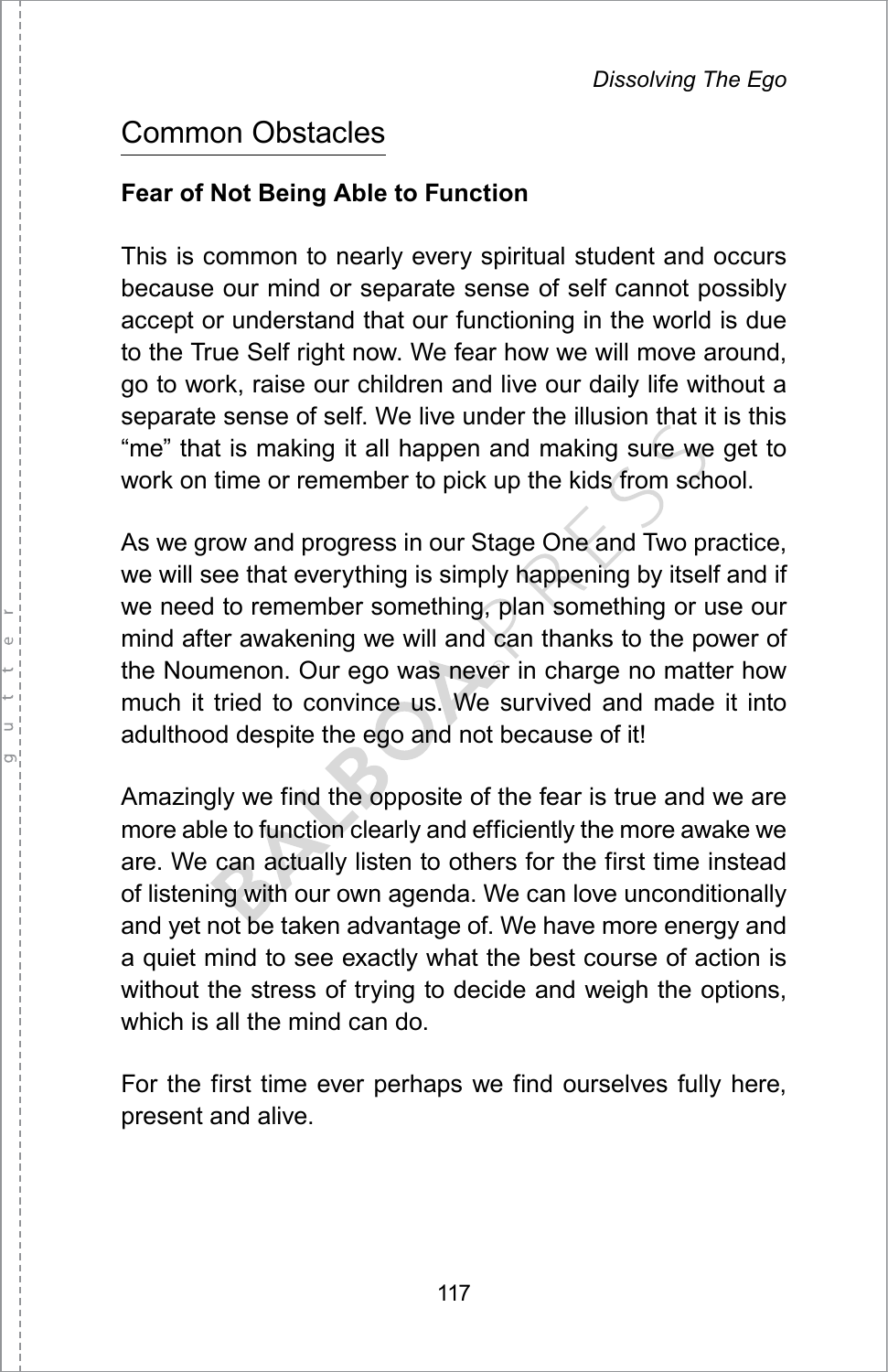## Common Obstacles

**Fear of Not Being Able to Function**

This is common to nearly every spiritual student and occurs because our mind or separate sense of self cannot possibly accept or understand that our functioning in the world is due to the True Self right now. We fear how we will move around, go to work, raise our children and live our daily life without a separate sense of self. We live under the illusion that it is this "me" that is making it all happen and making sure we get to work on time or remember to pick up the kids from school.

As we grow and progress in our Stage One and Two practice, we will see that everything is simply happening by itself and if we need to remember something, plan something or use our mind after awakening we will and can thanks to the power of the Noumenon. Our ego was never in charge no matter how much it tried to convince us. We survived and made it into adulthood despite the ego and not because of it!

Amazingly we find the opposite of the fear is true and we are more able to function clearly and efficiently the more awake we are. We can actually listen to others for the first time instead of listening with our own agenda. We can love unconditionally and yet not be taken advantage of. We have more energy and a quiet mind to see exactly what the best course of action is without the stress of trying to decide and weigh the options, which is all the mind can do.

For the first time ever perhaps we find ourselves fully here, present and alive.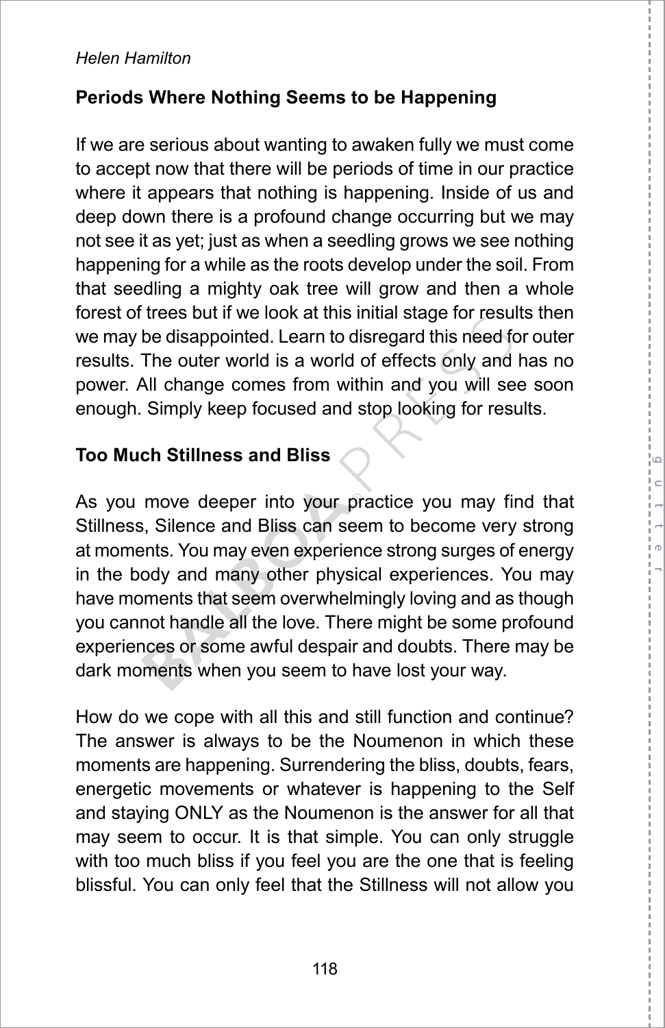## Periods Where Nothing Seems to be Happening

If we are serious about wanting to awaken fully we must come to accept now that there will be periods of time in our practice where it appears that nothing is happening. Inside of us and deep down there is a profound change occurring but we may not see it as yet; just as when a seedling grows we see nothing happening for a while as the roots develop under the soil. From that seedling a mighty oak tree will grow and then a whole forest of trees but if we look at this initial stage for results then we may be disappointed. Learn to disregard this need for outer results. The outer world is a world of effects only and has no power. All change comes from within and you will see soon enough. Simply keep focused and stop looking for results.

## Too Much Stillness and Bliss

As you move deeper into your practice you may find that Stillness, Silence and Bliss can seem to become very strong at moments. You may even experience strong surges of energy in the body and many other physical experiences. You may have moments that seem overwhelmingly loving and as though you cannot handle all the love. There might be some profound experiences or some awful despair and doubts. There may be dark moments when you seem to have lost your way.

How do we cope with all this and still function and continue? The answer is always to be the Noumenon in which these moments are happening. Surrendering the bliss, doubts, fears, energetic movements or whatever is happening to the Self and staying ONLY as the Noumenon is the answer for all that may seem to occur. It is that simple. You can only struggle with too much bliss if you feel you are the one that is feeling blissful. You can only feel that the Stillness will not allow you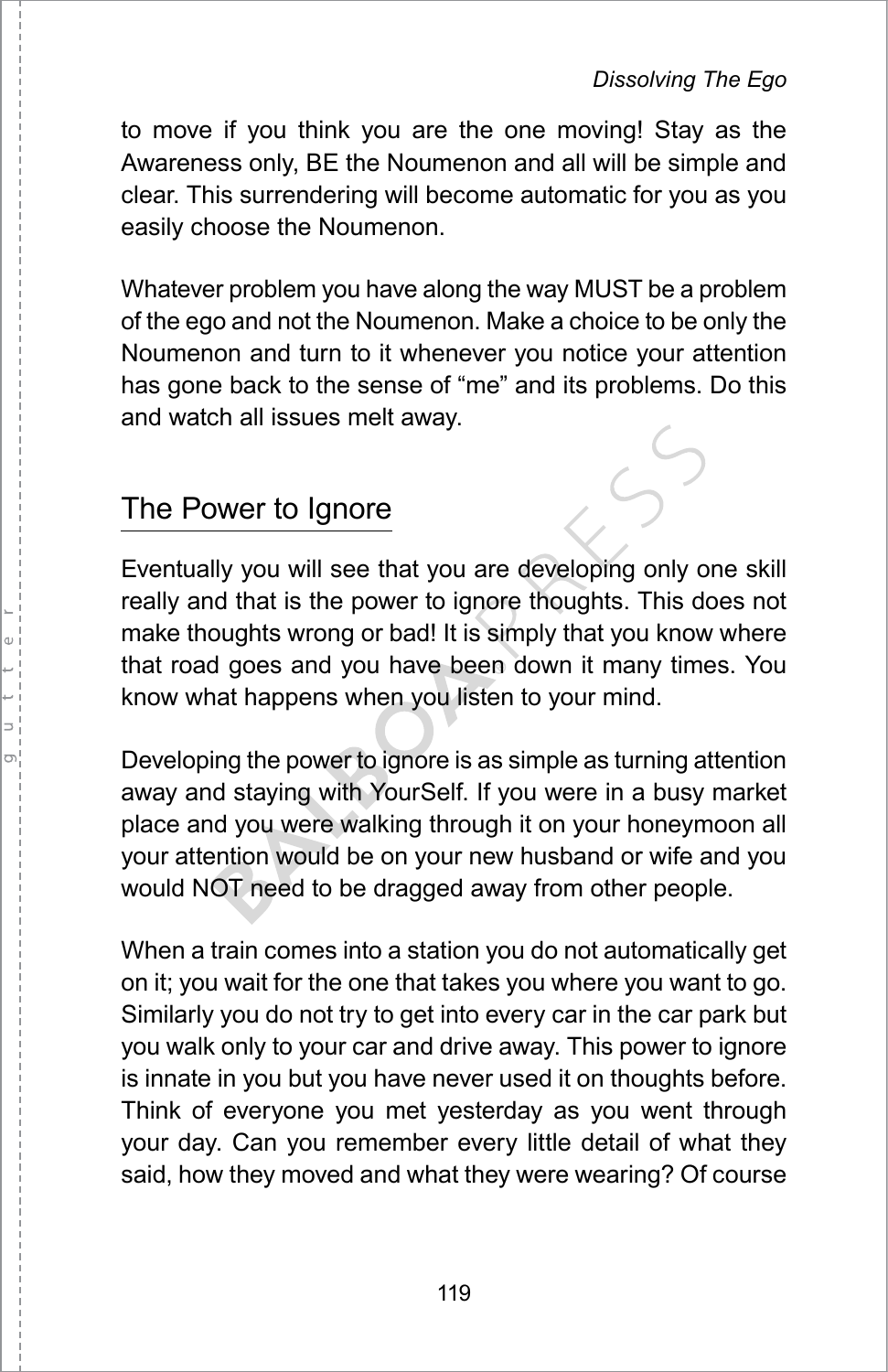to move if you think you are the one moving! Stay as the Awareness only, BE the Noumenon and all will be simple and clear. This surrendering will become automatic for you as you easily choose the Noumenon.

Whatever problem you have along the way MUST be a problem of the ego and not the Noumenon. Make a choice to be only the Noumenon and turn to it whenever you notice your attention has gone back to the sense of "me" and its problems. Do this and watch all issues melt away.

## The Power to Ignore

Eventually you will see that you are developing only one skill really and that is the power to ignore thoughts. This does not make thoughts wrong or bad! It is simply that you know where that road goes and you have been down it many times. You know what happens when you listen to your mind.

Developing the power to ignore is as simple as turning attention away and staying with YourSelf. If you were in a busy market place and you were walking through it on your honeymoon all your attention would be on your new husband or wife and you would NOT need to be dragged away from other people.

When a train comes into a station you do not automatically get on it; you wait for the one that takes you where you want to go. Similarly you do not try to get into every car in the car park but you walk only to your car and drive away. This power to ignore is innate in you but you have never used it on thoughts before. Think of everyone you met yesterday as you went through your day. Can you remember every little detail of what they said, how they moved and what they were wearing? Of course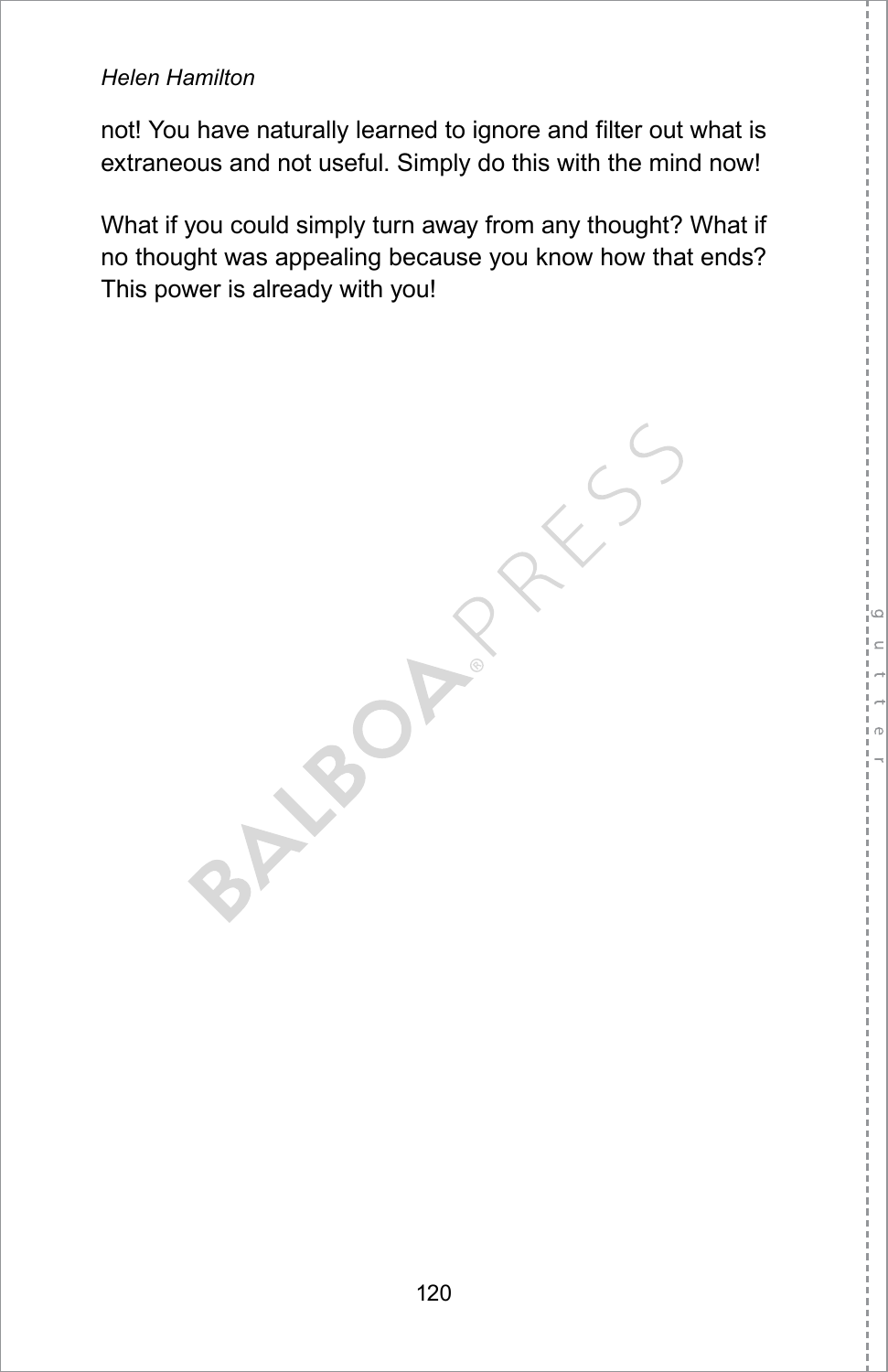not! You have naturally learned to ignore and filter out what is extraneous and not useful. Simply do this with the mind now!

What if you could simply turn away from any thought? What if no thought was appealing because you know how that ends? This power is already with you!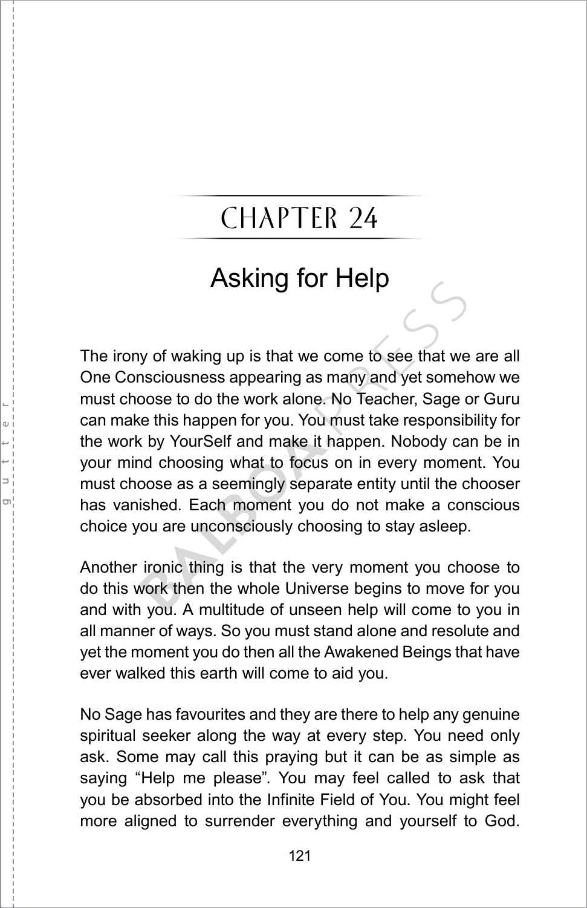# CHAPTER 24

## Asking for Help

The irony of waking up is that we come to see that we are all One Consciousness appearing as many and yet somehow we must choose to do the work alone. No Teacher, Sage or Guru can make this happen for you. You must take responsibility for the work by YourSelf and make it happen. Nobody can be in your mind choosing what to focus on in every moment. You must choose as a seemingly separate entity until the chooser has vanished. Each moment you do not make a conscious choice you are unconsciously choosing to stay asleep.

Another ironic thing is that the very moment you choose to do this work then the whole Universe begins to move for you and with you. A multitude of unseen help will come to you in all manner of ways. So you must stand alone and resolute and yet the moment you do then all the Awakened Beings that have ever walked this earth will come to aid you.

No Sage has favourites and they are there to help any genuine spiritual seeker along the way at every step. You need only ask. Some may call this praying but it can be as simple as saying “Help me please”. You may feel called to ask that you be absorbed into the Infinite Field of You. You might feel more aligned to surrender everything and yourself to God.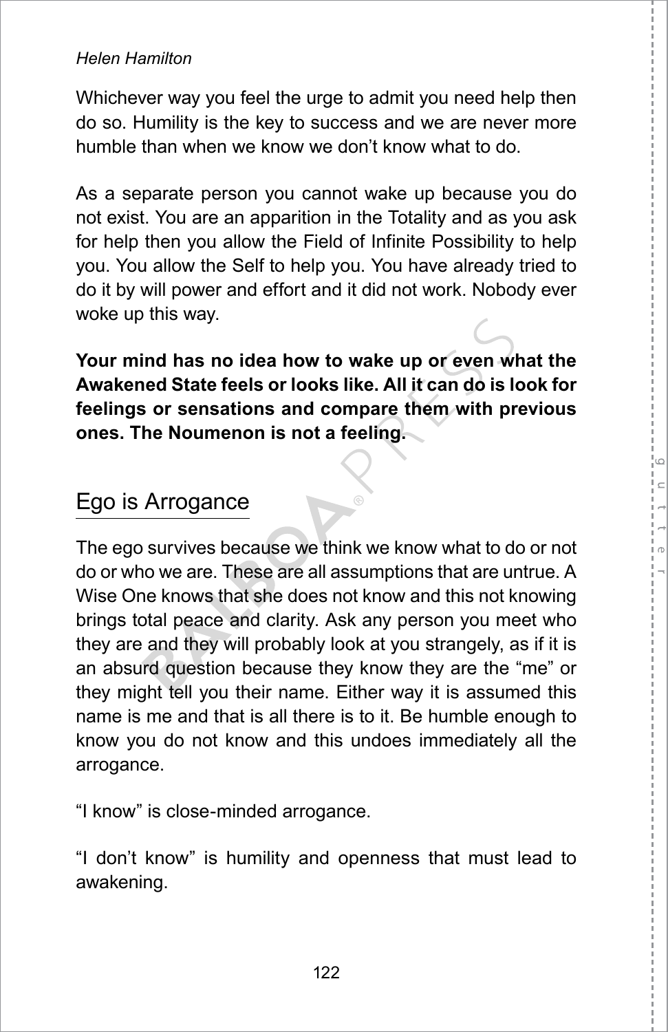Whichever way you feel the urge to admit you need help then do so. Humility is the key to success and we are never more humble than when we know we don't know what to do.

As a separate person you cannot wake up because you do not exist. You are an apparition in the Totality and as you ask for help then you allow the Field of Infinite Possibility to help you. You allow the Self to help you. You have already tried to do it by will power and effort and it did not work. Nobody ever woke up this way.

**Your mind has no idea how to wake up or even what the Awakened State feels or looks like. All it can do is look for feelings or sensations and compare them with previous ones. The Noumenon is not a feeling.**

## Ego is Arrogance

The ego survives because we think we know what to do or not do or who we are. These are all assumptions that are untrue. A Wise One knows that she does not know and this not knowing brings total peace and clarity. Ask any person you meet who they are and they will probably look at you strangely, as if it is an absurd question because they know they are the "me" or they might tell you their name. Either way it is assumed this name is me and that is all there is to it. Be humble enough to know you do not know and this undoes immediately all the arrogance.

"I know" is close-minded arrogance.

"I don't know" is humility and openness that must lead to awakening.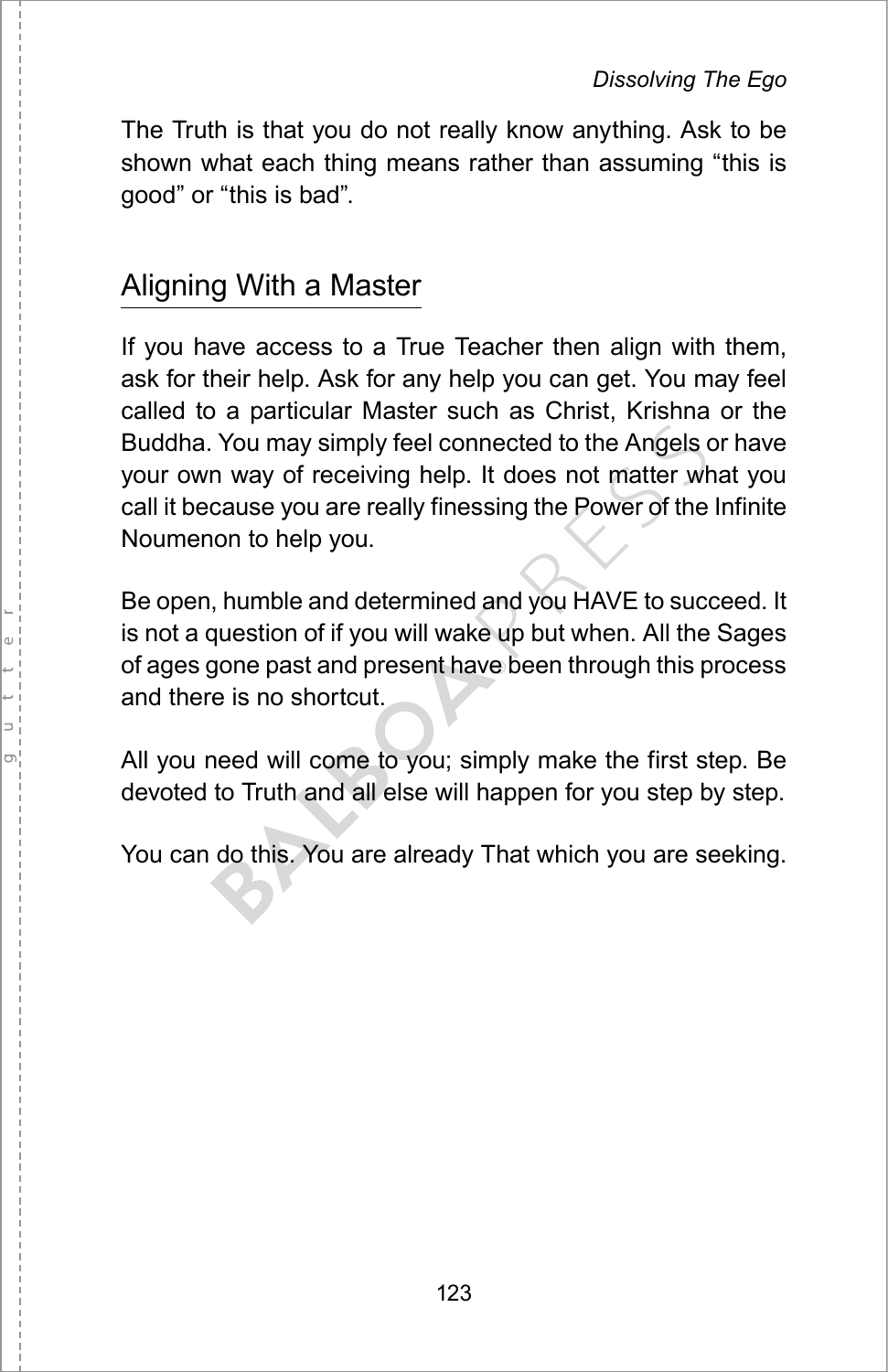The Truth is that you do not really know anything. Ask to be shown what each thing means rather than assuming “this is good” or “this is bad”.

## Aligning With a Master

If you have access to a True Teacher then align with them, ask for their help. Ask for any help you can get. You may feel called to a particular Master such as Christ, Krishna or the Buddha. You may simply feel connected to the Angels or have your own way of receiving help. It does not matter what you call it because you are really finessing the Power of the Infinite Noumenon to help you.

Be open, humble and determined and you HAVE to succeed. It is not a question of if you will wake up but when. All the Sages of ages gone past and present have been through this process and there is no shortcut.

All you need will come to you; simply make the first step. Be devoted to Truth and all else will happen for you step by step.

You can do this. You are already That which you are seeking.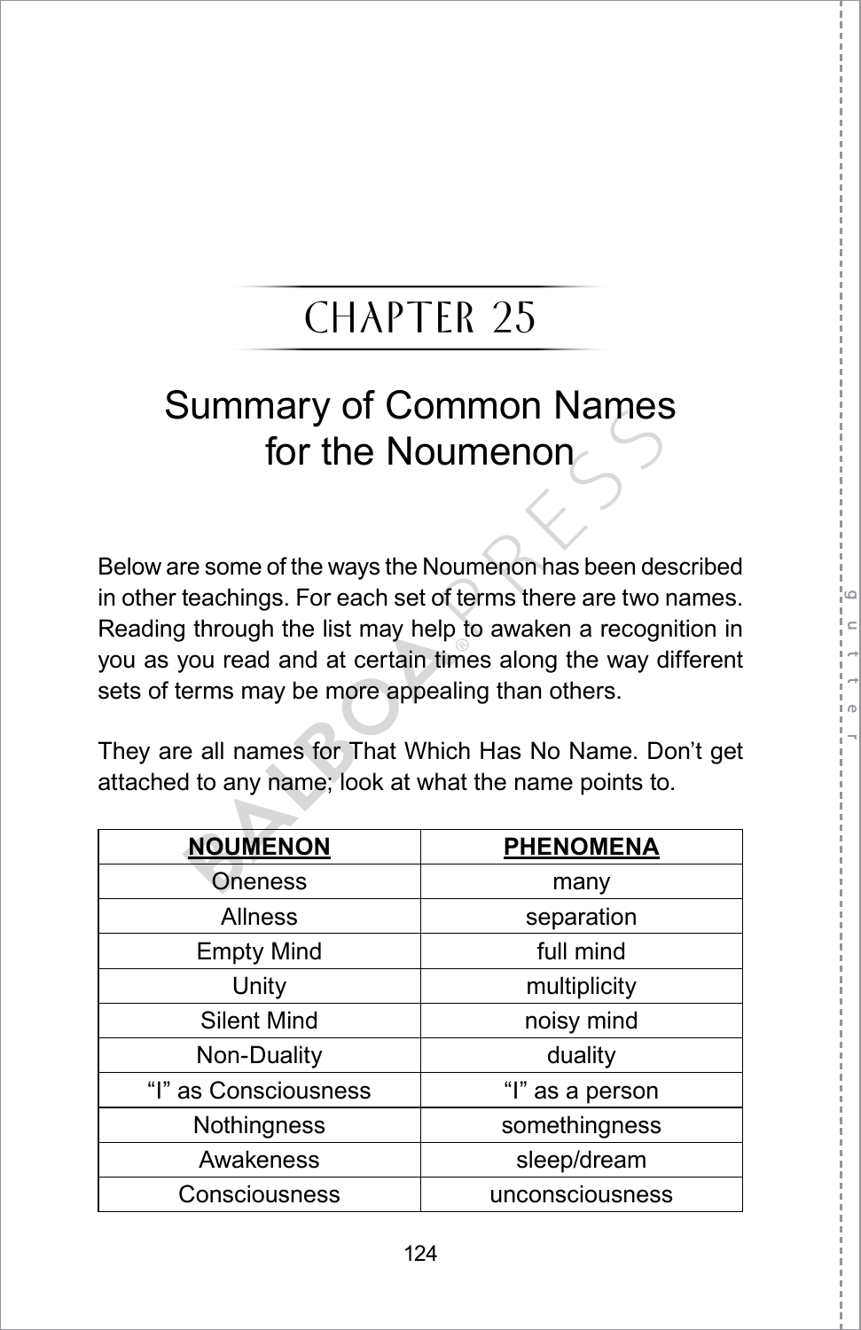# CHAPTER 25

## Summary of Common Names for the Noumenon

Below are some of the ways the Noumenon has been described in other teachings. For each set of terms there are two names. Reading through the list may help to awaken a recognition in you as you read and at certain times along the way different sets of terms may be more appealing than others.

They are all names for That Which Has No Name. Don't get attached to any name; look at what the name points to.

| NOUMENON | PHENOMENA |
|---|---|
| Oneness | many |
| Allness | separation |
| Empty Mind | full mind |
| Unity | multiplicity |
| Silent Mind | noisy mind |
| Non-Duality | duality |
| "I" as Consciousness | "I" as a person |
| Nothingness | somethingness |
| Awakeness | sleep/dream |
| Consciousness | unconsciousness |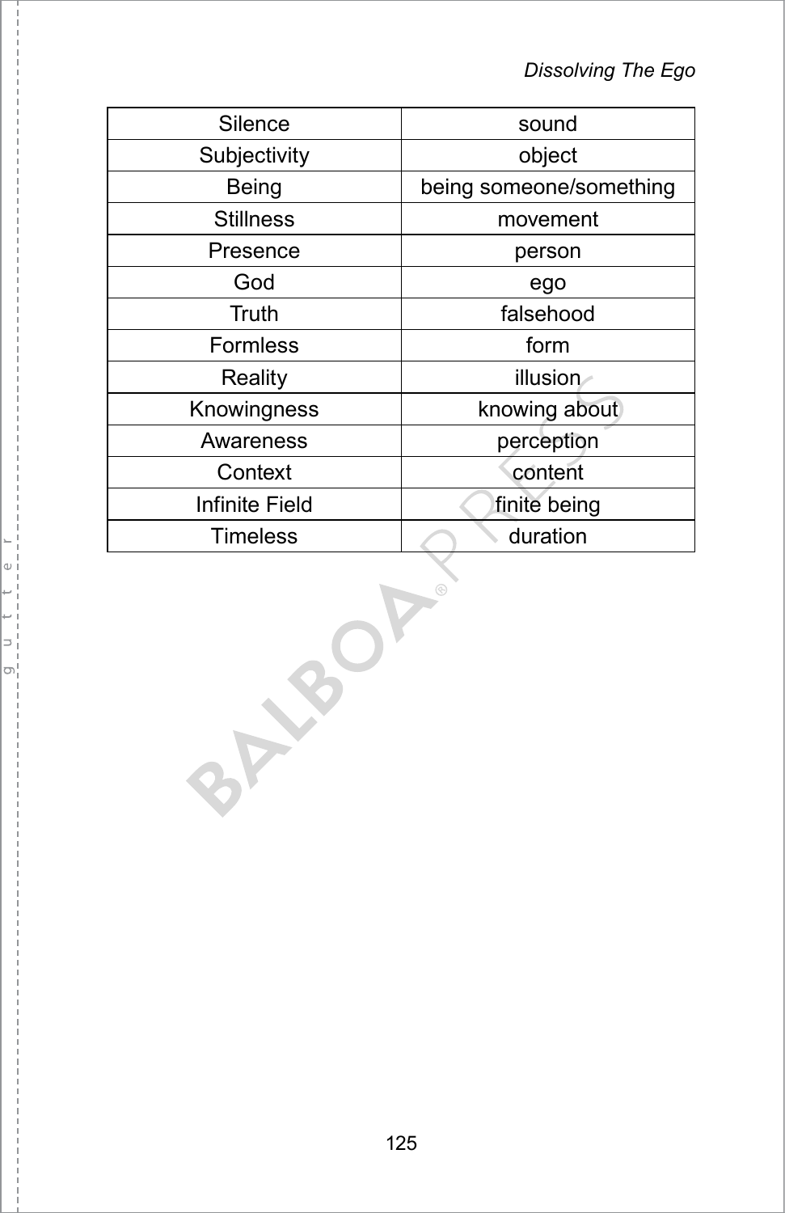| Silence | sound |
| --- | --- |
| Subjectivity | object |
| Being | being someone/something |
| Stillness | movement |
| Presence | person |
| God | ego |
| Truth | falsehood |
| Formless | form |
| Reality | illusion |
| Knowingness | knowing about |
| Awareness | perception |
| Context | content |
| Infinite Field | finite being |
| Timeless | duration |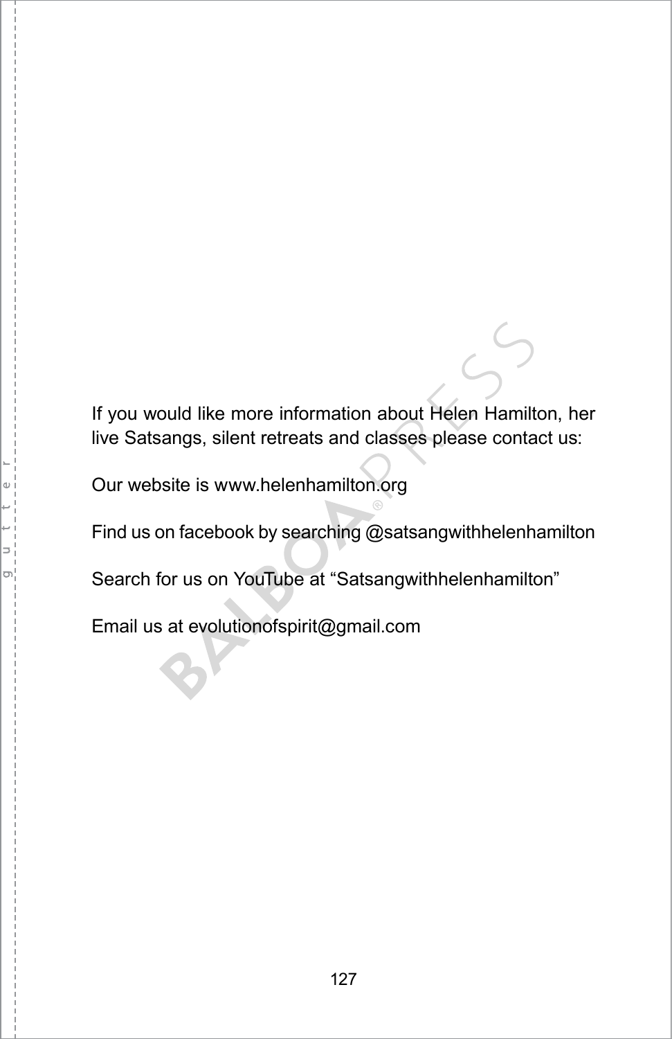If you would like more information about Helen Hamilton, her live Satsangs, silent retreats and classes please contact us:

Our website is www.helenhamilton.org

Find us on facebook by searching @satsangwithhelenhamilton

Search for us on YouTube at “Satsangwithhelenhamilton”

Email us at evolutionofspirit@gmail.com